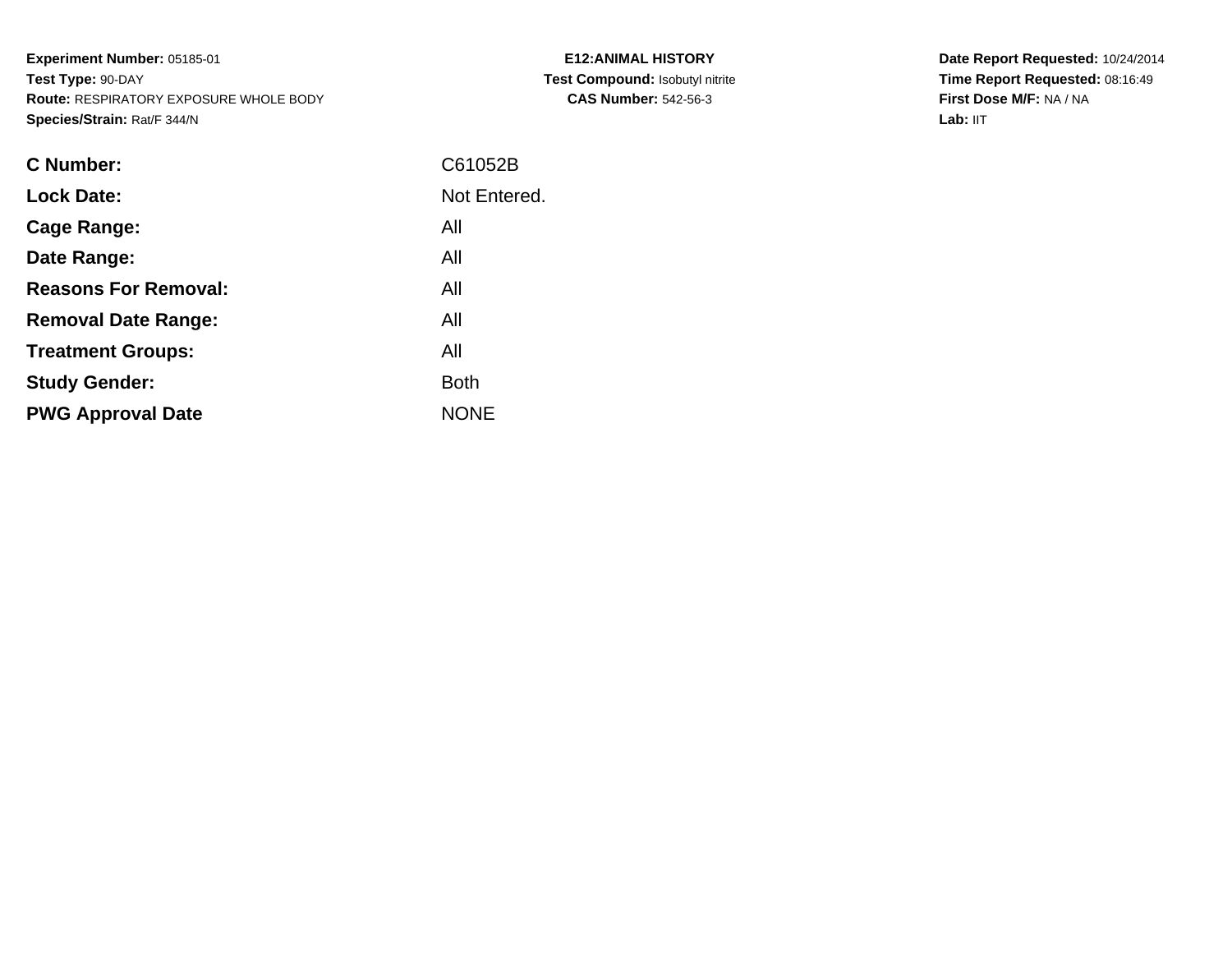**Experiment Number:** 05185-01
**Test Type:** 90-DAY
**Route:** RESPIRATORY EXPOSURE WHOLE BODY
**Species/Strain:** Rat/F 344/N

**E12:ANIMAL HISTORY**
**Test Compound:** Isobutyl nitrite
**CAS Number:** 542-56-3

**Date Report Requested:** 10/24/2014
**Time Report Requested:** 08:16:49
**First Dose M/F:** NA / NA
**Lab:** IIT

| | |
|---|---|
| **C Number:** | C61052B |
| **Lock Date:** | Not Entered. |
| **Cage Range:** | All |
| **Date Range:** | All |
| **Reasons For Removal:** | All |
| **Removal Date Range:** | All |
| **Treatment Groups:** | All |
| **Study Gender:** | Both |
| **PWG Approval Date** | NONE |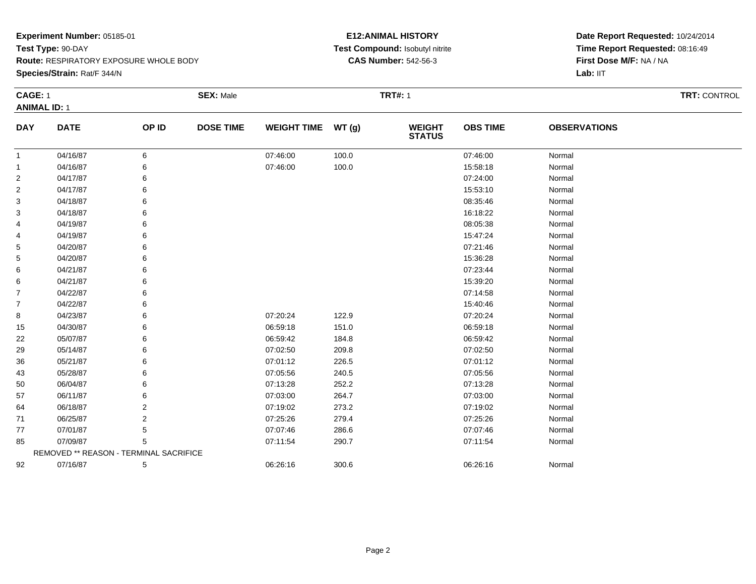**Experiment Number:** 05185-01
**Test Type:** 90-DAY
**Route:** RESPIRATORY EXPOSURE WHOLE BODY
**Species/Strain:** Rat/F 344/N

**E12:ANIMAL HISTORY**
**Test Compound:** Isobutyl nitrite
**CAS Number:** 542-56-3

**Date Report Requested:** 10/24/2014
**Time Report Requested:** 08:16:49
**First Dose M/F:** NA / NA
**Lab:** IIT

**CAGE:** 1 **SEX:** Male **TRT#:** 1 **TRT:** CONTROL
**ANIMAL ID:** 1

| DAY | DATE | OP ID | DOSE TIME | WEIGHT TIME | WT (g) | WEIGHT STATUS | OBS TIME | OBSERVATIONS |
|---|---|---|---|---|---|---|---|---|
| 1 | 04/16/87 | 6 | | 07:46:00 | 100.0 | | 07:46:00 | Normal |
| 1 | 04/16/87 | 6 | | 07:46:00 | 100.0 | | 15:58:18 | Normal |
| 2 | 04/17/87 | 6 | | | | | 07:24:00 | Normal |
| 2 | 04/17/87 | 6 | | | | | 15:53:10 | Normal |
| 3 | 04/18/87 | 6 | | | | | 08:35:46 | Normal |
| 3 | 04/18/87 | 6 | | | | | 16:18:22 | Normal |
| 4 | 04/19/87 | 6 | | | | | 08:05:38 | Normal |
| 4 | 04/19/87 | 6 | | | | | 15:47:24 | Normal |
| 5 | 04/20/87 | 6 | | | | | 07:21:46 | Normal |
| 5 | 04/20/87 | 6 | | | | | 15:36:28 | Normal |
| 6 | 04/21/87 | 6 | | | | | 07:23:44 | Normal |
| 6 | 04/21/87 | 6 | | | | | 15:39:20 | Normal |
| 7 | 04/22/87 | 6 | | | | | 07:14:58 | Normal |
| 7 | 04/22/87 | 6 | | | | | 15:40:46 | Normal |
| 8 | 04/23/87 | 6 | | 07:20:24 | 122.9 | | 07:20:24 | Normal |
| 15 | 04/30/87 | 6 | | 06:59:18 | 151.0 | | 06:59:18 | Normal |
| 22 | 05/07/87 | 6 | | 06:59:42 | 184.8 | | 06:59:42 | Normal |
| 29 | 05/14/87 | 6 | | 07:02:50 | 209.8 | | 07:02:50 | Normal |
| 36 | 05/21/87 | 6 | | 07:01:12 | 226.5 | | 07:01:12 | Normal |
| 43 | 05/28/87 | 6 | | 07:05:56 | 240.5 | | 07:05:56 | Normal |
| 50 | 06/04/87 | 6 | | 07:13:28 | 252.2 | | 07:13:28 | Normal |
| 57 | 06/11/87 | 6 | | 07:03:00 | 264.7 | | 07:03:00 | Normal |
| 64 | 06/18/87 | 2 | | 07:19:02 | 273.2 | | 07:19:02 | Normal |
| 71 | 06/25/87 | 2 | | 07:25:26 | 279.4 | | 07:25:26 | Normal |
| 77 | 07/01/87 | 5 | | 07:07:46 | 286.6 | | 07:07:46 | Normal |
| 85 | 07/09/87 | 5 | | 07:11:54 | 290.7 | | 07:11:54 | Normal |
| | REMOVED ** REASON - TERMINAL SACRIFICE | | | | | | | |
| 92 | 07/16/87 | 5 | | 06:26:16 | 300.6 | | 06:26:16 | Normal |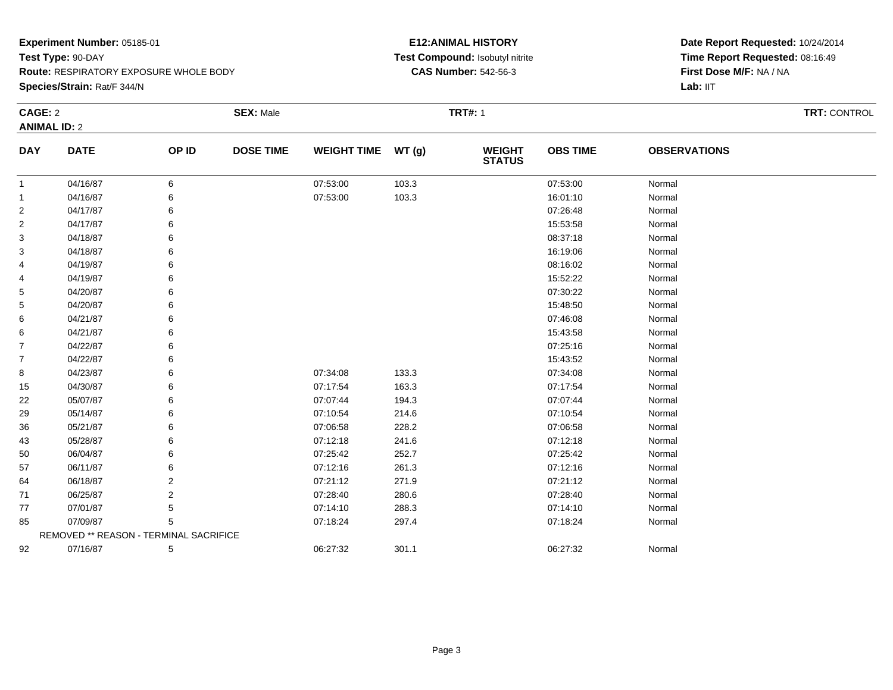**Experiment Number:** 05185-01
**Test Type:** 90-DAY
**Route:** RESPIRATORY EXPOSURE WHOLE BODY
**Species/Strain:** Rat/F 344/N

**E12:ANIMAL HISTORY**
**Test Compound:** Isobutyl nitrite
**CAS Number:** 542-56-3

**Date Report Requested:** 10/24/2014
**Time Report Requested:** 08:16:49
**First Dose M/F:** NA / NA
**Lab:** IIT

**CAGE:** 2 **SEX:** Male **TRT#:** 1 **TRT:** CONTROL
**ANIMAL ID:** 2

| DAY | DATE | OP ID | DOSE TIME | WEIGHT TIME | WT (g) | WEIGHT STATUS | OBS TIME | OBSERVATIONS |
|---|---|---|---|---|---|---|---|---|
| 1 | 04/16/87 | 6 | | 07:53:00 | 103.3 | | 07:53:00 | Normal |
| 1 | 04/16/87 | 6 | | 07:53:00 | 103.3 | | 16:01:10 | Normal |
| 2 | 04/17/87 | 6 | | | | | 07:26:48 | Normal |
| 2 | 04/17/87 | 6 | | | | | 15:53:58 | Normal |
| 3 | 04/18/87 | 6 | | | | | 08:37:18 | Normal |
| 3 | 04/18/87 | 6 | | | | | 16:19:06 | Normal |
| 4 | 04/19/87 | 6 | | | | | 08:16:02 | Normal |
| 4 | 04/19/87 | 6 | | | | | 15:52:22 | Normal |
| 5 | 04/20/87 | 6 | | | | | 07:30:22 | Normal |
| 5 | 04/20/87 | 6 | | | | | 15:48:50 | Normal |
| 6 | 04/21/87 | 6 | | | | | 07:46:08 | Normal |
| 6 | 04/21/87 | 6 | | | | | 15:43:58 | Normal |
| 7 | 04/22/87 | 6 | | | | | 07:25:16 | Normal |
| 7 | 04/22/87 | 6 | | | | | 15:43:52 | Normal |
| 8 | 04/23/87 | 6 | | 07:34:08 | 133.3 | | 07:34:08 | Normal |
| 15 | 04/30/87 | 6 | | 07:17:54 | 163.3 | | 07:17:54 | Normal |
| 22 | 05/07/87 | 6 | | 07:07:44 | 194.3 | | 07:07:44 | Normal |
| 29 | 05/14/87 | 6 | | 07:10:54 | 214.6 | | 07:10:54 | Normal |
| 36 | 05/21/87 | 6 | | 07:06:58 | 228.2 | | 07:06:58 | Normal |
| 43 | 05/28/87 | 6 | | 07:12:18 | 241.6 | | 07:12:18 | Normal |
| 50 | 06/04/87 | 6 | | 07:25:42 | 252.7 | | 07:25:42 | Normal |
| 57 | 06/11/87 | 6 | | 07:12:16 | 261.3 | | 07:12:16 | Normal |
| 64 | 06/18/87 | 2 | | 07:21:12 | 271.9 | | 07:21:12 | Normal |
| 71 | 06/25/87 | 2 | | 07:28:40 | 280.6 | | 07:28:40 | Normal |
| 77 | 07/01/87 | 5 | | 07:14:10 | 288.3 | | 07:14:10 | Normal |
| 85 | 07/09/87 | 5 | | 07:18:24 | 297.4 | | 07:18:24 | Normal |
| | REMOVED ** REASON - TERMINAL SACRIFICE | | | | | | | |
| 92 | 07/16/87 | 5 | | 06:27:32 | 301.1 | | 06:27:32 | Normal |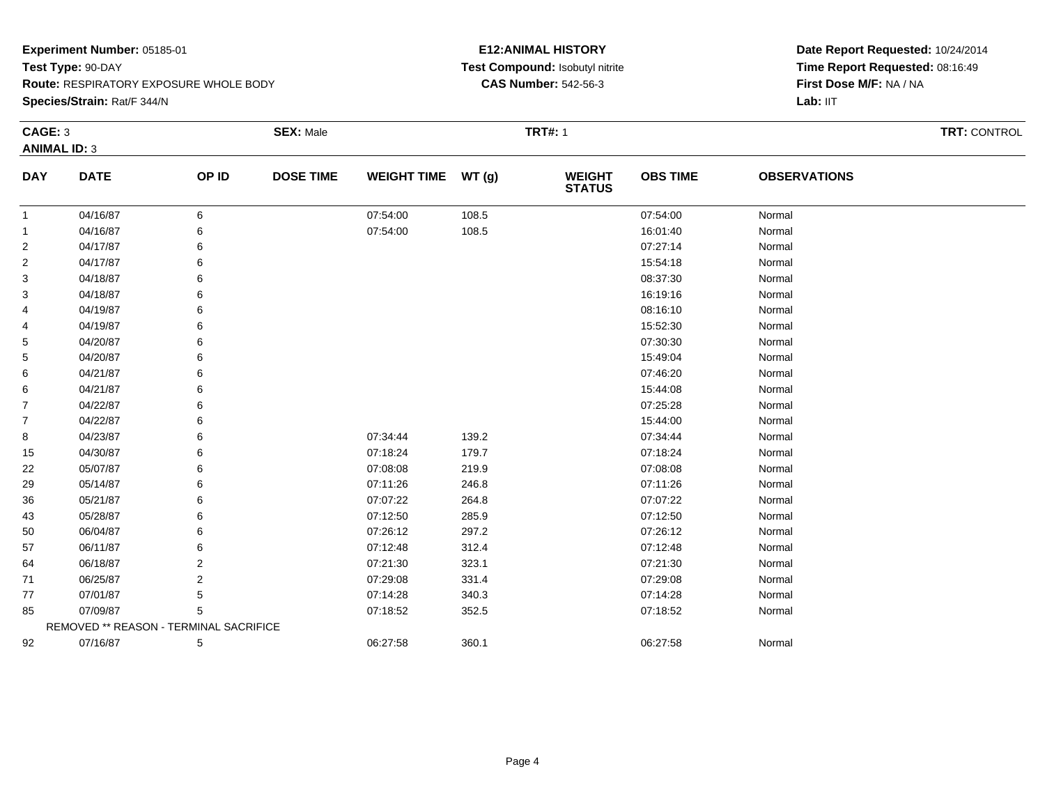**Experiment Number:** 05185-01
**Test Type:** 90-DAY
**Route:** RESPIRATORY EXPOSURE WHOLE BODY
**Species/Strain:** Rat/F 344/N

**E12:ANIMAL HISTORY**
**Test Compound:** Isobutyl nitrite
**CAS Number:** 542-56-3

**Date Report Requested:** 10/24/2014
**Time Report Requested:** 08:16:49
**First Dose M/F:** NA / NA
**Lab:** IIT

**CAGE:** 3 **SEX:** Male **TRT#:** 1 **TRT:** CONTROL
**ANIMAL ID:** 3

| DAY | DATE | OP ID | DOSE TIME | WEIGHT TIME | WT (g) | WEIGHT STATUS | OBS TIME | OBSERVATIONS |
|---|---|---|---|---|---|---|---|---|
| 1 | 04/16/87 | 6 | | 07:54:00 | 108.5 | | 07:54:00 | Normal |
| 1 | 04/16/87 | 6 | | 07:54:00 | 108.5 | | 16:01:40 | Normal |
| 2 | 04/17/87 | 6 | | | | | 07:27:14 | Normal |
| 2 | 04/17/87 | 6 | | | | | 15:54:18 | Normal |
| 3 | 04/18/87 | 6 | | | | | 08:37:30 | Normal |
| 3 | 04/18/87 | 6 | | | | | 16:19:16 | Normal |
| 4 | 04/19/87 | 6 | | | | | 08:16:10 | Normal |
| 4 | 04/19/87 | 6 | | | | | 15:52:30 | Normal |
| 5 | 04/20/87 | 6 | | | | | 07:30:30 | Normal |
| 5 | 04/20/87 | 6 | | | | | 15:49:04 | Normal |
| 6 | 04/21/87 | 6 | | | | | 07:46:20 | Normal |
| 6 | 04/21/87 | 6 | | | | | 15:44:08 | Normal |
| 7 | 04/22/87 | 6 | | | | | 07:25:28 | Normal |
| 7 | 04/22/87 | 6 | | | | | 15:44:00 | Normal |
| 8 | 04/23/87 | 6 | | 07:34:44 | 139.2 | | 07:34:44 | Normal |
| 15 | 04/30/87 | 6 | | 07:18:24 | 179.7 | | 07:18:24 | Normal |
| 22 | 05/07/87 | 6 | | 07:08:08 | 219.9 | | 07:08:08 | Normal |
| 29 | 05/14/87 | 6 | | 07:11:26 | 246.8 | | 07:11:26 | Normal |
| 36 | 05/21/87 | 6 | | 07:07:22 | 264.8 | | 07:07:22 | Normal |
| 43 | 05/28/87 | 6 | | 07:12:50 | 285.9 | | 07:12:50 | Normal |
| 50 | 06/04/87 | 6 | | 07:26:12 | 297.2 | | 07:26:12 | Normal |
| 57 | 06/11/87 | 6 | | 07:12:48 | 312.4 | | 07:12:48 | Normal |
| 64 | 06/18/87 | 2 | | 07:21:30 | 323.1 | | 07:21:30 | Normal |
| 71 | 06/25/87 | 2 | | 07:29:08 | 331.4 | | 07:29:08 | Normal |
| 77 | 07/01/87 | 5 | | 07:14:28 | 340.3 | | 07:14:28 | Normal |
| 85 | 07/09/87 | 5 | | 07:18:52 | 352.5 | | 07:18:52 | Normal |
| | REMOVED ** REASON - TERMINAL SACRIFICE | | | | | | | |
| 92 | 07/16/87 | 5 | | 06:27:58 | 360.1 | | 06:27:58 | Normal |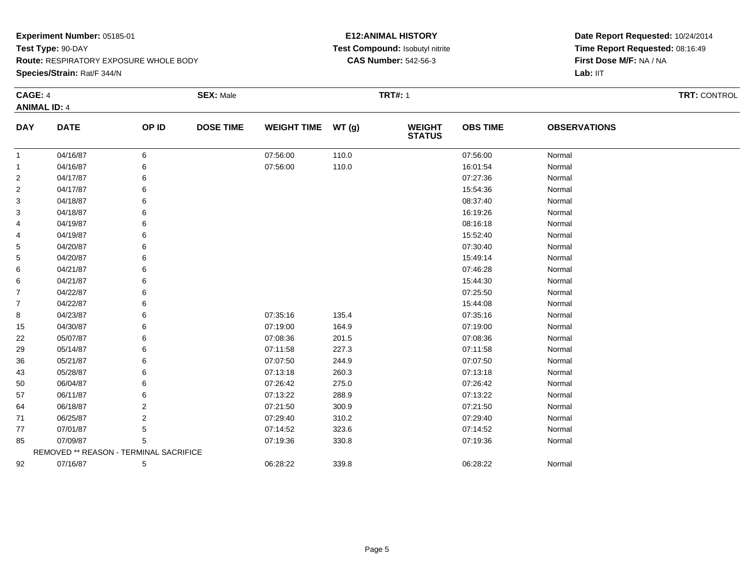**Experiment Number:** 05185-01
**Test Type:** 90-DAY
**Route:** RESPIRATORY EXPOSURE WHOLE BODY
**Species/Strain:** Rat/F 344/N

**E12:ANIMAL HISTORY**
**Test Compound:** Isobutyl nitrite
**CAS Number:** 542-56-3

**Date Report Requested:** 10/24/2014
**Time Report Requested:** 08:16:49
**First Dose M/F:** NA / NA
**Lab:** IIT

**CAGE:** 4 **SEX:** Male **TRT#:** 1 **TRT:** CONTROL
**ANIMAL ID:** 4

| DAY | DATE | OP ID | DOSE TIME | WEIGHT TIME | WT (g) | WEIGHT STATUS | OBS TIME | OBSERVATIONS |
|---|---|---|---|---|---|---|---|---|
| 1 | 04/16/87 | 6 | | 07:56:00 | 110.0 | | 07:56:00 | Normal |
| 1 | 04/16/87 | 6 | | 07:56:00 | 110.0 | | 16:01:54 | Normal |
| 2 | 04/17/87 | 6 | | | | | 07:27:36 | Normal |
| 2 | 04/17/87 | 6 | | | | | 15:54:36 | Normal |
| 3 | 04/18/87 | 6 | | | | | 08:37:40 | Normal |
| 3 | 04/18/87 | 6 | | | | | 16:19:26 | Normal |
| 4 | 04/19/87 | 6 | | | | | 08:16:18 | Normal |
| 4 | 04/19/87 | 6 | | | | | 15:52:40 | Normal |
| 5 | 04/20/87 | 6 | | | | | 07:30:40 | Normal |
| 5 | 04/20/87 | 6 | | | | | 15:49:14 | Normal |
| 6 | 04/21/87 | 6 | | | | | 07:46:28 | Normal |
| 6 | 04/21/87 | 6 | | | | | 15:44:30 | Normal |
| 7 | 04/22/87 | 6 | | | | | 07:25:50 | Normal |
| 7 | 04/22/87 | 6 | | | | | 15:44:08 | Normal |
| 8 | 04/23/87 | 6 | | 07:35:16 | 135.4 | | 07:35:16 | Normal |
| 15 | 04/30/87 | 6 | | 07:19:00 | 164.9 | | 07:19:00 | Normal |
| 22 | 05/07/87 | 6 | | 07:08:36 | 201.5 | | 07:08:36 | Normal |
| 29 | 05/14/87 | 6 | | 07:11:58 | 227.3 | | 07:11:58 | Normal |
| 36 | 05/21/87 | 6 | | 07:07:50 | 244.9 | | 07:07:50 | Normal |
| 43 | 05/28/87 | 6 | | 07:13:18 | 260.3 | | 07:13:18 | Normal |
| 50 | 06/04/87 | 6 | | 07:26:42 | 275.0 | | 07:26:42 | Normal |
| 57 | 06/11/87 | 6 | | 07:13:22 | 288.9 | | 07:13:22 | Normal |
| 64 | 06/18/87 | 2 | | 07:21:50 | 300.9 | | 07:21:50 | Normal |
| 71 | 06/25/87 | 2 | | 07:29:40 | 310.2 | | 07:29:40 | Normal |
| 77 | 07/01/87 | 5 | | 07:14:52 | 323.6 | | 07:14:52 | Normal |
| 85 | 07/09/87 | 5 | | 07:19:36 | 330.8 | | 07:19:36 | Normal |
| | REMOVED ** REASON - TERMINAL SACRIFICE | | | | | | | |
| 92 | 07/16/87 | 5 | | 06:28:22 | 339.8 | | 06:28:22 | Normal |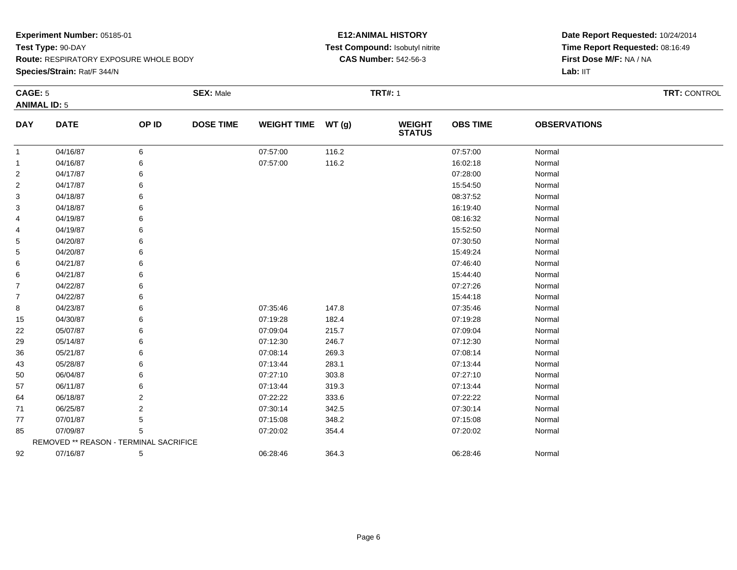**Experiment Number:** 05185-01
**Test Type:** 90-DAY
**Route:** RESPIRATORY EXPOSURE WHOLE BODY
**Species/Strain:** Rat/F 344/N

**E12:ANIMAL HISTORY**
**Test Compound:** Isobutyl nitrite
**CAS Number:** 542-56-3

**Date Report Requested:** 10/24/2014
**Time Report Requested:** 08:16:49
**First Dose M/F:** NA / NA
**Lab:** IIT

**CAGE:** 5 **SEX:** Male **TRT#:** 1 **TRT:** CONTROL
**ANIMAL ID:** 5

| DAY | DATE | OP ID | DOSE TIME | WEIGHT TIME | WT (g) | WEIGHT STATUS | OBS TIME | OBSERVATIONS |
|---|---|---|---|---|---|---|---|---|
| 1 | 04/16/87 | 6 | | 07:57:00 | 116.2 | | 07:57:00 | Normal |
| 1 | 04/16/87 | 6 | | 07:57:00 | 116.2 | | 16:02:18 | Normal |
| 2 | 04/17/87 | 6 | | | | | 07:28:00 | Normal |
| 2 | 04/17/87 | 6 | | | | | 15:54:50 | Normal |
| 3 | 04/18/87 | 6 | | | | | 08:37:52 | Normal |
| 3 | 04/18/87 | 6 | | | | | 16:19:40 | Normal |
| 4 | 04/19/87 | 6 | | | | | 08:16:32 | Normal |
| 4 | 04/19/87 | 6 | | | | | 15:52:50 | Normal |
| 5 | 04/20/87 | 6 | | | | | 07:30:50 | Normal |
| 5 | 04/20/87 | 6 | | | | | 15:49:24 | Normal |
| 6 | 04/21/87 | 6 | | | | | 07:46:40 | Normal |
| 6 | 04/21/87 | 6 | | | | | 15:44:40 | Normal |
| 7 | 04/22/87 | 6 | | | | | 07:27:26 | Normal |
| 7 | 04/22/87 | 6 | | | | | 15:44:18 | Normal |
| 8 | 04/23/87 | 6 | | 07:35:46 | 147.8 | | 07:35:46 | Normal |
| 15 | 04/30/87 | 6 | | 07:19:28 | 182.4 | | 07:19:28 | Normal |
| 22 | 05/07/87 | 6 | | 07:09:04 | 215.7 | | 07:09:04 | Normal |
| 29 | 05/14/87 | 6 | | 07:12:30 | 246.7 | | 07:12:30 | Normal |
| 36 | 05/21/87 | 6 | | 07:08:14 | 269.3 | | 07:08:14 | Normal |
| 43 | 05/28/87 | 6 | | 07:13:44 | 283.1 | | 07:13:44 | Normal |
| 50 | 06/04/87 | 6 | | 07:27:10 | 303.8 | | 07:27:10 | Normal |
| 57 | 06/11/87 | 6 | | 07:13:44 | 319.3 | | 07:13:44 | Normal |
| 64 | 06/18/87 | 2 | | 07:22:22 | 333.6 | | 07:22:22 | Normal |
| 71 | 06/25/87 | 2 | | 07:30:14 | 342.5 | | 07:30:14 | Normal |
| 77 | 07/01/87 | 5 | | 07:15:08 | 348.2 | | 07:15:08 | Normal |
| 85 | 07/09/87 | 5 | | 07:20:02 | 354.4 | | 07:20:02 | Normal |
| | REMOVED ** REASON - TERMINAL SACRIFICE | | | | | | | |
| 92 | 07/16/87 | 5 | | 06:28:46 | 364.3 | | 06:28:46 | Normal |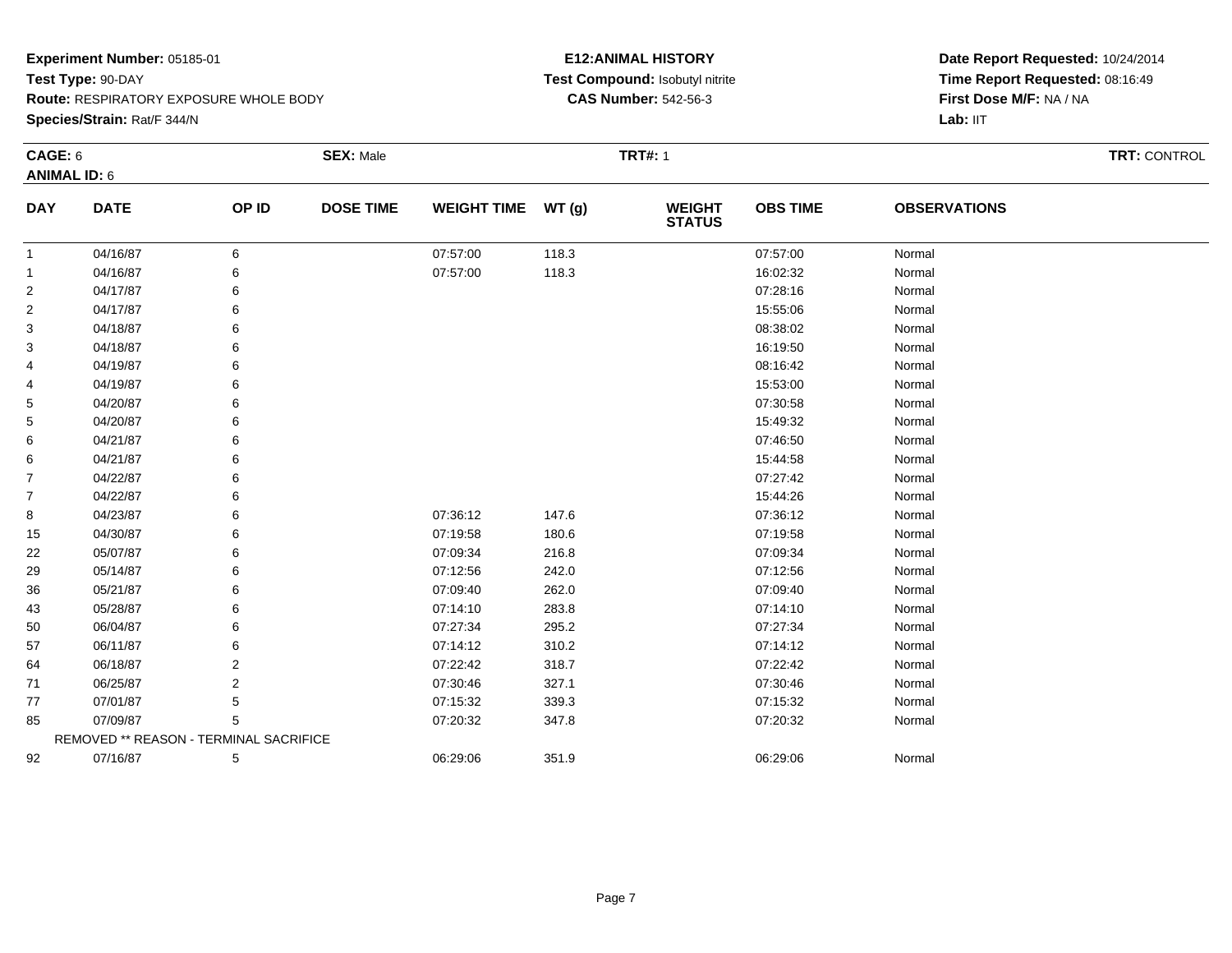**Experiment Number:** 05185-01
**Test Type:** 90-DAY
**Route:** RESPIRATORY EXPOSURE WHOLE BODY
**Species/Strain:** Rat/F 344/N

**E12:ANIMAL HISTORY**
**Test Compound:** Isobutyl nitrite
**CAS Number:** 542-56-3

**Date Report Requested:** 10/24/2014
**Time Report Requested:** 08:16:49
**First Dose M/F:** NA / NA
**Lab:** IIT

**CAGE:** 6 **SEX:** Male **TRT#:** 1 **TRT:** CONTROL
**ANIMAL ID:** 6

| DAY | DATE | OP ID | DOSE TIME | WEIGHT TIME | WT (g) | WEIGHT STATUS | OBS TIME | OBSERVATIONS |
|---|---|---|---|---|---|---|---|---|
| 1 | 04/16/87 | 6 | | 07:57:00 | 118.3 | | 07:57:00 | Normal |
| 1 | 04/16/87 | 6 | | 07:57:00 | 118.3 | | 16:02:32 | Normal |
| 2 | 04/17/87 | 6 | | | | | 07:28:16 | Normal |
| 2 | 04/17/87 | 6 | | | | | 15:55:06 | Normal |
| 3 | 04/18/87 | 6 | | | | | 08:38:02 | Normal |
| 3 | 04/18/87 | 6 | | | | | 16:19:50 | Normal |
| 4 | 04/19/87 | 6 | | | | | 08:16:42 | Normal |
| 4 | 04/19/87 | 6 | | | | | 15:53:00 | Normal |
| 5 | 04/20/87 | 6 | | | | | 07:30:58 | Normal |
| 5 | 04/20/87 | 6 | | | | | 15:49:32 | Normal |
| 6 | 04/21/87 | 6 | | | | | 07:46:50 | Normal |
| 6 | 04/21/87 | 6 | | | | | 15:44:58 | Normal |
| 7 | 04/22/87 | 6 | | | | | 07:27:42 | Normal |
| 7 | 04/22/87 | 6 | | | | | 15:44:26 | Normal |
| 8 | 04/23/87 | 6 | | 07:36:12 | 147.6 | | 07:36:12 | Normal |
| 15 | 04/30/87 | 6 | | 07:19:58 | 180.6 | | 07:19:58 | Normal |
| 22 | 05/07/87 | 6 | | 07:09:34 | 216.8 | | 07:09:34 | Normal |
| 29 | 05/14/87 | 6 | | 07:12:56 | 242.0 | | 07:12:56 | Normal |
| 36 | 05/21/87 | 6 | | 07:09:40 | 262.0 | | 07:09:40 | Normal |
| 43 | 05/28/87 | 6 | | 07:14:10 | 283.8 | | 07:14:10 | Normal |
| 50 | 06/04/87 | 6 | | 07:27:34 | 295.2 | | 07:27:34 | Normal |
| 57 | 06/11/87 | 6 | | 07:14:12 | 310.2 | | 07:14:12 | Normal |
| 64 | 06/18/87 | 2 | | 07:22:42 | 318.7 | | 07:22:42 | Normal |
| 71 | 06/25/87 | 2 | | 07:30:46 | 327.1 | | 07:30:46 | Normal |
| 77 | 07/01/87 | 5 | | 07:15:32 | 339.3 | | 07:15:32 | Normal |
| 85 | 07/09/87 | 5 | | 07:20:32 | 347.8 | | 07:20:32 | Normal |
| | REMOVED ** REASON - TERMINAL SACRIFICE | | | | | | | |
| 92 | 07/16/87 | 5 | | 06:29:06 | 351.9 | | 06:29:06 | Normal |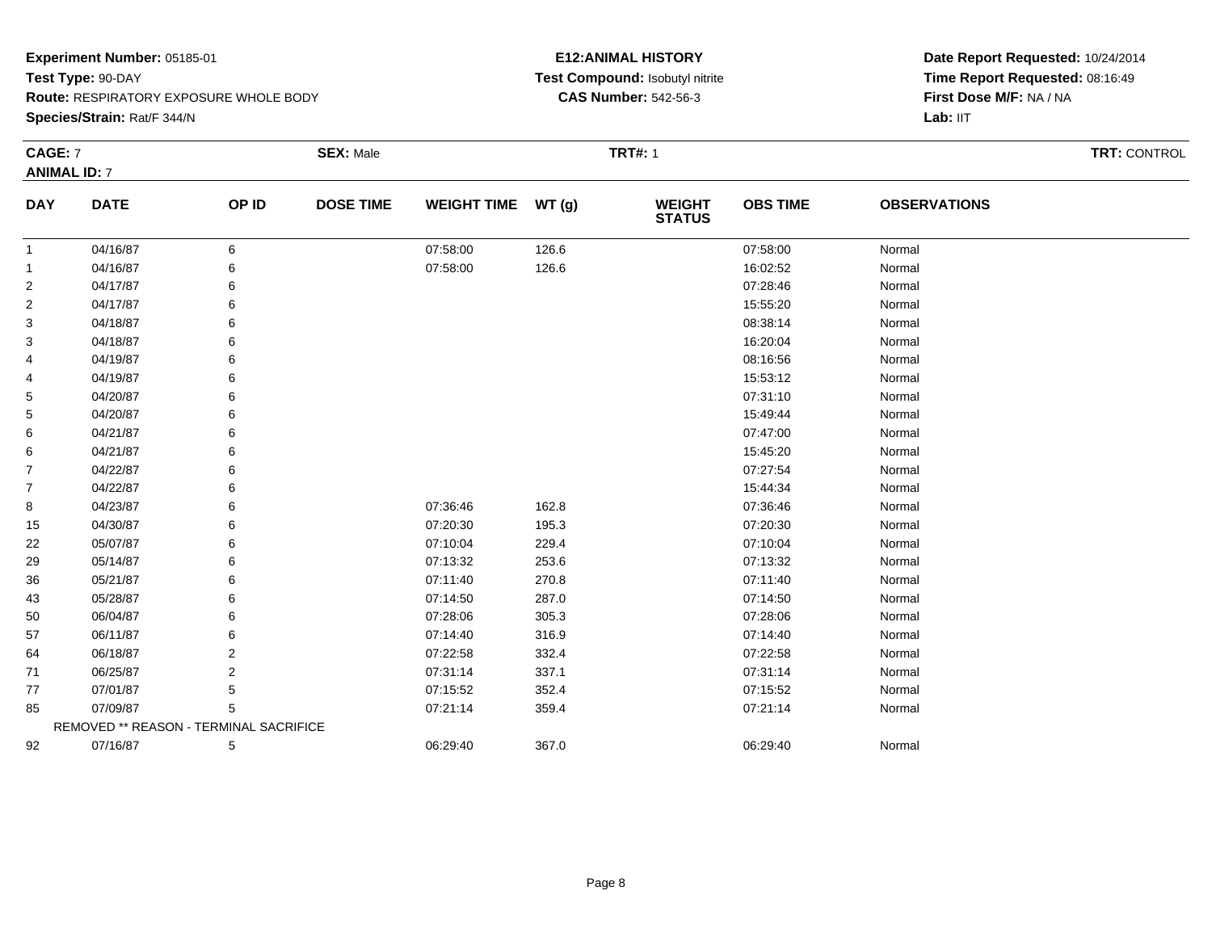**Experiment Number:** 05185-01
**Test Type:** 90-DAY
**Route:** RESPIRATORY EXPOSURE WHOLE BODY
**Species/Strain:** Rat/F 344/N

**E12:ANIMAL HISTORY**
**Test Compound:** Isobutyl nitrite
**CAS Number:** 542-56-3

**Date Report Requested:** 10/24/2014
**Time Report Requested:** 08:16:49
**First Dose M/F:** NA / NA
**Lab:** IIT

**CAGE:** 7 **SEX:** Male **TRT#:** 1 **TRT:** CONTROL
**ANIMAL ID:** 7

| DAY | DATE | OP ID | DOSE TIME | WEIGHT TIME | WT (g) | WEIGHT STATUS | OBS TIME | OBSERVATIONS |
|---|---|---|---|---|---|---|---|---|
| 1 | 04/16/87 | 6 | | 07:58:00 | 126.6 | | 07:58:00 | Normal |
| 1 | 04/16/87 | 6 | | 07:58:00 | 126.6 | | 16:02:52 | Normal |
| 2 | 04/17/87 | 6 | | | | | 07:28:46 | Normal |
| 2 | 04/17/87 | 6 | | | | | 15:55:20 | Normal |
| 3 | 04/18/87 | 6 | | | | | 08:38:14 | Normal |
| 3 | 04/18/87 | 6 | | | | | 16:20:04 | Normal |
| 4 | 04/19/87 | 6 | | | | | 08:16:56 | Normal |
| 4 | 04/19/87 | 6 | | | | | 15:53:12 | Normal |
| 5 | 04/20/87 | 6 | | | | | 07:31:10 | Normal |
| 5 | 04/20/87 | 6 | | | | | 15:49:44 | Normal |
| 6 | 04/21/87 | 6 | | | | | 07:47:00 | Normal |
| 6 | 04/21/87 | 6 | | | | | 15:45:20 | Normal |
| 7 | 04/22/87 | 6 | | | | | 07:27:54 | Normal |
| 7 | 04/22/87 | 6 | | | | | 15:44:34 | Normal |
| 8 | 04/23/87 | 6 | | 07:36:46 | 162.8 | | 07:36:46 | Normal |
| 15 | 04/30/87 | 6 | | 07:20:30 | 195.3 | | 07:20:30 | Normal |
| 22 | 05/07/87 | 6 | | 07:10:04 | 229.4 | | 07:10:04 | Normal |
| 29 | 05/14/87 | 6 | | 07:13:32 | 253.6 | | 07:13:32 | Normal |
| 36 | 05/21/87 | 6 | | 07:11:40 | 270.8 | | 07:11:40 | Normal |
| 43 | 05/28/87 | 6 | | 07:14:50 | 287.0 | | 07:14:50 | Normal |
| 50 | 06/04/87 | 6 | | 07:28:06 | 305.3 | | 07:28:06 | Normal |
| 57 | 06/11/87 | 6 | | 07:14:40 | 316.9 | | 07:14:40 | Normal |
| 64 | 06/18/87 | 2 | | 07:22:58 | 332.4 | | 07:22:58 | Normal |
| 71 | 06/25/87 | 2 | | 07:31:14 | 337.1 | | 07:31:14 | Normal |
| 77 | 07/01/87 | 5 | | 07:15:52 | 352.4 | | 07:15:52 | Normal |
| 85 | 07/09/87 | 5 | | 07:21:14 | 359.4 | | 07:21:14 | Normal |
| REMOVED ** REASON - TERMINAL SACRIFICE | | | | | | | | |
| 92 | 07/16/87 | 5 | | 06:29:40 | 367.0 | | 06:29:40 | Normal |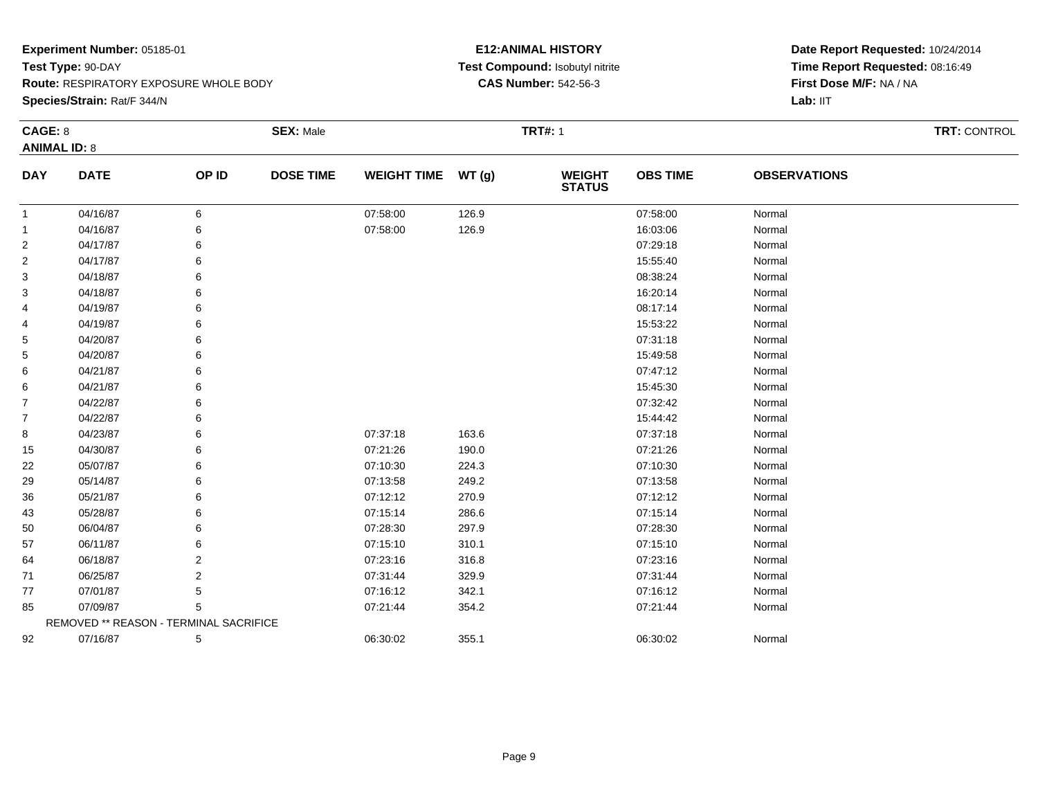**Experiment Number:** 05185-01
**Test Type:** 90-DAY
**Route:** RESPIRATORY EXPOSURE WHOLE BODY
**Species/Strain:** Rat/F 344/N

**E12:ANIMAL HISTORY**
**Test Compound:** Isobutyl nitrite
**CAS Number:** 542-56-3

**Date Report Requested:** 10/24/2014
**Time Report Requested:** 08:16:49
**First Dose M/F:** NA / NA
**Lab:** IIT

**CAGE:** 8 **SEX:** Male **TRT#:** 1 **TRT:** CONTROL
**ANIMAL ID:** 8

| DAY | DATE | OP ID | DOSE TIME | WEIGHT TIME | WT (g) | WEIGHT STATUS | OBS TIME | OBSERVATIONS |
|---|---|---|---|---|---|---|---|---|
| 1 | 04/16/87 | 6 | | 07:58:00 | 126.9 | | 07:58:00 | Normal |
| 1 | 04/16/87 | 6 | | 07:58:00 | 126.9 | | 16:03:06 | Normal |
| 2 | 04/17/87 | 6 | | | | | 07:29:18 | Normal |
| 2 | 04/17/87 | 6 | | | | | 15:55:40 | Normal |
| 3 | 04/18/87 | 6 | | | | | 08:38:24 | Normal |
| 3 | 04/18/87 | 6 | | | | | 16:20:14 | Normal |
| 4 | 04/19/87 | 6 | | | | | 08:17:14 | Normal |
| 4 | 04/19/87 | 6 | | | | | 15:53:22 | Normal |
| 5 | 04/20/87 | 6 | | | | | 07:31:18 | Normal |
| 5 | 04/20/87 | 6 | | | | | 15:49:58 | Normal |
| 6 | 04/21/87 | 6 | | | | | 07:47:12 | Normal |
| 6 | 04/21/87 | 6 | | | | | 15:45:30 | Normal |
| 7 | 04/22/87 | 6 | | | | | 07:32:42 | Normal |
| 7 | 04/22/87 | 6 | | | | | 15:44:42 | Normal |
| 8 | 04/23/87 | 6 | | 07:37:18 | 163.6 | | 07:37:18 | Normal |
| 15 | 04/30/87 | 6 | | 07:21:26 | 190.0 | | 07:21:26 | Normal |
| 22 | 05/07/87 | 6 | | 07:10:30 | 224.3 | | 07:10:30 | Normal |
| 29 | 05/14/87 | 6 | | 07:13:58 | 249.2 | | 07:13:58 | Normal |
| 36 | 05/21/87 | 6 | | 07:12:12 | 270.9 | | 07:12:12 | Normal |
| 43 | 05/28/87 | 6 | | 07:15:14 | 286.6 | | 07:15:14 | Normal |
| 50 | 06/04/87 | 6 | | 07:28:30 | 297.9 | | 07:28:30 | Normal |
| 57 | 06/11/87 | 6 | | 07:15:10 | 310.1 | | 07:15:10 | Normal |
| 64 | 06/18/87 | 2 | | 07:23:16 | 316.8 | | 07:23:16 | Normal |
| 71 | 06/25/87 | 2 | | 07:31:44 | 329.9 | | 07:31:44 | Normal |
| 77 | 07/01/87 | 5 | | 07:16:12 | 342.1 | | 07:16:12 | Normal |
| 85 | 07/09/87 | 5 | | 07:21:44 | 354.2 | | 07:21:44 | Normal |
| REMOVED ** REASON - TERMINAL SACRIFICE | | | | | | | | |
| 92 | 07/16/87 | 5 | | 06:30:02 | 355.1 | | 06:30:02 | Normal |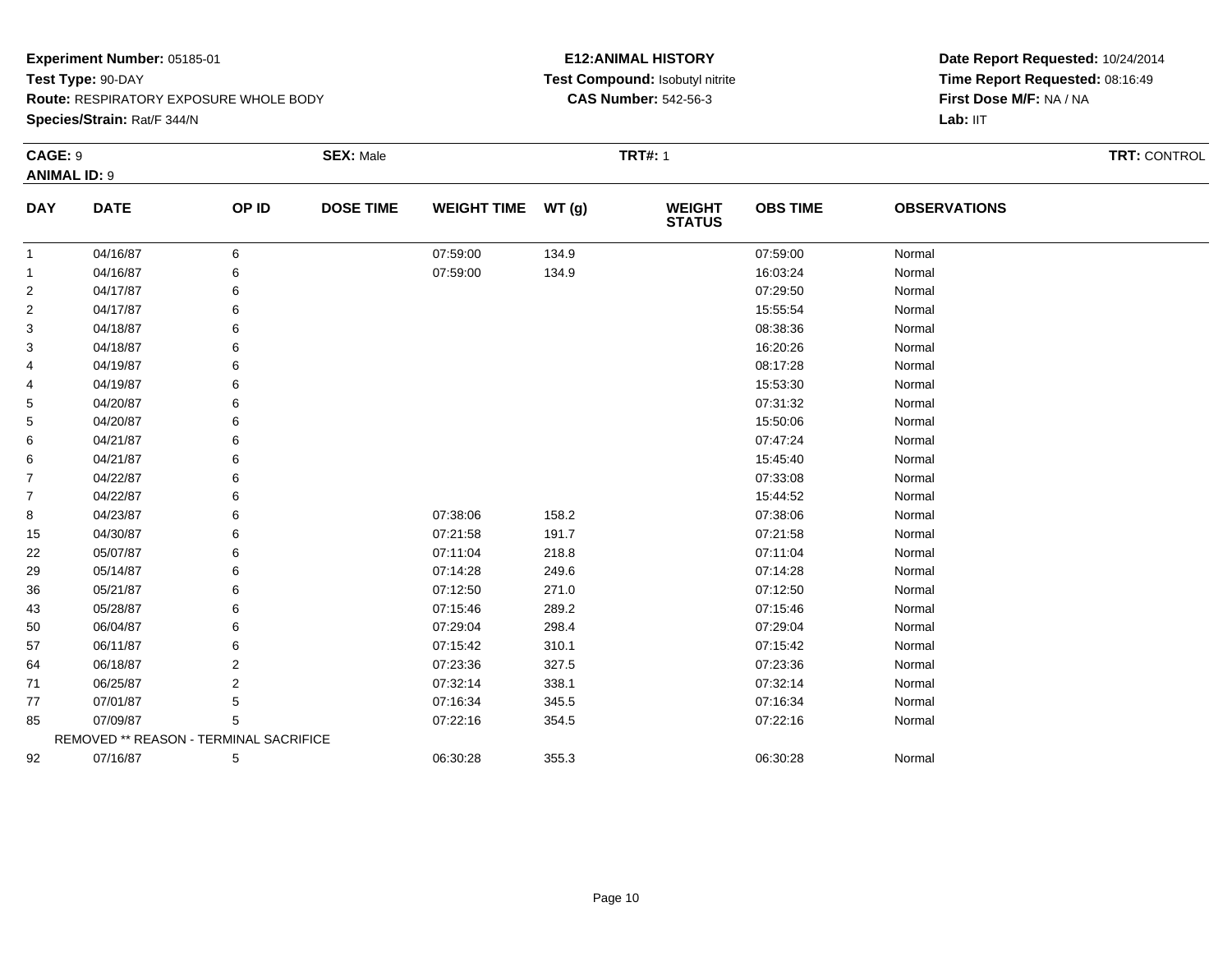**Experiment Number:** 05185-01
**Test Type:** 90-DAY
**Route:** RESPIRATORY EXPOSURE WHOLE BODY
**Species/Strain:** Rat/F 344/N

**E12:ANIMAL HISTORY**
**Test Compound:** Isobutyl nitrite
**CAS Number:** 542-56-3

**Date Report Requested:** 10/24/2014
**Time Report Requested:** 08:16:49
**First Dose M/F:** NA / NA
**Lab:** IIT

**CAGE:** 9 **SEX:** Male **TRT#:** 1 **TRT:** CONTROL
**ANIMAL ID:** 9

| DAY | DATE | OP ID | DOSE TIME | WEIGHT TIME | WT (g) | WEIGHT STATUS | OBS TIME | OBSERVATIONS |
|---|---|---|---|---|---|---|---|---|
| 1 | 04/16/87 | 6 | | 07:59:00 | 134.9 | | 07:59:00 | Normal |
| 1 | 04/16/87 | 6 | | 07:59:00 | 134.9 | | 16:03:24 | Normal |
| 2 | 04/17/87 | 6 | | | | | 07:29:50 | Normal |
| 2 | 04/17/87 | 6 | | | | | 15:55:54 | Normal |
| 3 | 04/18/87 | 6 | | | | | 08:38:36 | Normal |
| 3 | 04/18/87 | 6 | | | | | 16:20:26 | Normal |
| 4 | 04/19/87 | 6 | | | | | 08:17:28 | Normal |
| 4 | 04/19/87 | 6 | | | | | 15:53:30 | Normal |
| 5 | 04/20/87 | 6 | | | | | 07:31:32 | Normal |
| 5 | 04/20/87 | 6 | | | | | 15:50:06 | Normal |
| 6 | 04/21/87 | 6 | | | | | 07:47:24 | Normal |
| 6 | 04/21/87 | 6 | | | | | 15:45:40 | Normal |
| 7 | 04/22/87 | 6 | | | | | 07:33:08 | Normal |
| 7 | 04/22/87 | 6 | | | | | 15:44:52 | Normal |
| 8 | 04/23/87 | 6 | | 07:38:06 | 158.2 | | 07:38:06 | Normal |
| 15 | 04/30/87 | 6 | | 07:21:58 | 191.7 | | 07:21:58 | Normal |
| 22 | 05/07/87 | 6 | | 07:11:04 | 218.8 | | 07:11:04 | Normal |
| 29 | 05/14/87 | 6 | | 07:14:28 | 249.6 | | 07:14:28 | Normal |
| 36 | 05/21/87 | 6 | | 07:12:50 | 271.0 | | 07:12:50 | Normal |
| 43 | 05/28/87 | 6 | | 07:15:46 | 289.2 | | 07:15:46 | Normal |
| 50 | 06/04/87 | 6 | | 07:29:04 | 298.4 | | 07:29:04 | Normal |
| 57 | 06/11/87 | 6 | | 07:15:42 | 310.1 | | 07:15:42 | Normal |
| 64 | 06/18/87 | 2 | | 07:23:36 | 327.5 | | 07:23:36 | Normal |
| 71 | 06/25/87 | 2 | | 07:32:14 | 338.1 | | 07:32:14 | Normal |
| 77 | 07/01/87 | 5 | | 07:16:34 | 345.5 | | 07:16:34 | Normal |
| 85 | 07/09/87 | 5 | | 07:22:16 | 354.5 | | 07:22:16 | Normal |
| | REMOVED ** REASON - TERMINAL SACRIFICE | | | | | | | |
| 92 | 07/16/87 | 5 | | 06:30:28 | 355.3 | | 06:30:28 | Normal |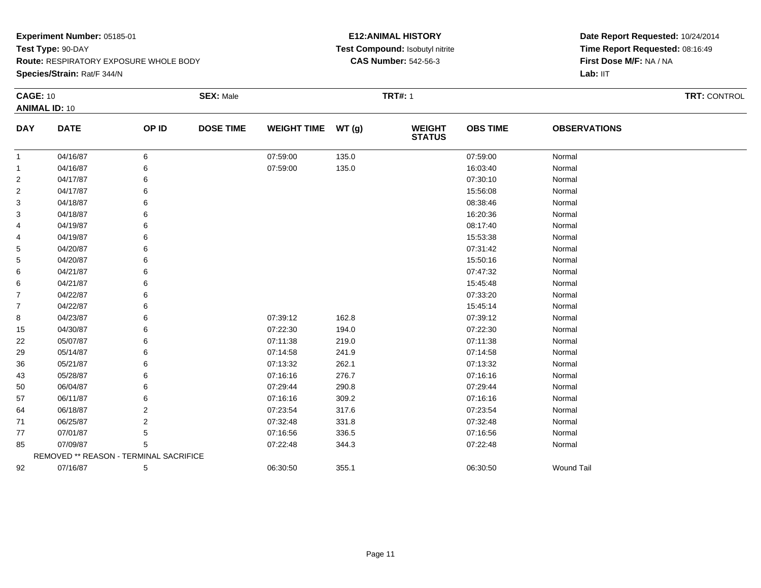**Experiment Number:** 05185-01
**Test Type:** 90-DAY
**Route:** RESPIRATORY EXPOSURE WHOLE BODY
**Species/Strain:** Rat/F 344/N

**E12:ANIMAL HISTORY**
**Test Compound:** Isobutyl nitrite
**CAS Number:** 542-56-3

**Date Report Requested:** 10/24/2014
**Time Report Requested:** 08:16:49
**First Dose M/F:** NA / NA
**Lab:** IIT

**CAGE:** 10 **SEX:** Male **TRT#:** 1 **TRT:** CONTROL
**ANIMAL ID:** 10

| DAY | DATE | OP ID | DOSE TIME | WEIGHT TIME | WT (g) | WEIGHT STATUS | OBS TIME | OBSERVATIONS |
|---|---|---|---|---|---|---|---|---|
| 1 | 04/16/87 | 6 | | 07:59:00 | 135.0 | | 07:59:00 | Normal |
| 1 | 04/16/87 | 6 | | 07:59:00 | 135.0 | | 16:03:40 | Normal |
| 2 | 04/17/87 | 6 | | | | | 07:30:10 | Normal |
| 2 | 04/17/87 | 6 | | | | | 15:56:08 | Normal |
| 3 | 04/18/87 | 6 | | | | | 08:38:46 | Normal |
| 3 | 04/18/87 | 6 | | | | | 16:20:36 | Normal |
| 4 | 04/19/87 | 6 | | | | | 08:17:40 | Normal |
| 4 | 04/19/87 | 6 | | | | | 15:53:38 | Normal |
| 5 | 04/20/87 | 6 | | | | | 07:31:42 | Normal |
| 5 | 04/20/87 | 6 | | | | | 15:50:16 | Normal |
| 6 | 04/21/87 | 6 | | | | | 07:47:32 | Normal |
| 6 | 04/21/87 | 6 | | | | | 15:45:48 | Normal |
| 7 | 04/22/87 | 6 | | | | | 07:33:20 | Normal |
| 7 | 04/22/87 | 6 | | | | | 15:45:14 | Normal |
| 8 | 04/23/87 | 6 | | 07:39:12 | 162.8 | | 07:39:12 | Normal |
| 15 | 04/30/87 | 6 | | 07:22:30 | 194.0 | | 07:22:30 | Normal |
| 22 | 05/07/87 | 6 | | 07:11:38 | 219.0 | | 07:11:38 | Normal |
| 29 | 05/14/87 | 6 | | 07:14:58 | 241.9 | | 07:14:58 | Normal |
| 36 | 05/21/87 | 6 | | 07:13:32 | 262.1 | | 07:13:32 | Normal |
| 43 | 05/28/87 | 6 | | 07:16:16 | 276.7 | | 07:16:16 | Normal |
| 50 | 06/04/87 | 6 | | 07:29:44 | 290.8 | | 07:29:44 | Normal |
| 57 | 06/11/87 | 6 | | 07:16:16 | 309.2 | | 07:16:16 | Normal |
| 64 | 06/18/87 | 2 | | 07:23:54 | 317.6 | | 07:23:54 | Normal |
| 71 | 06/25/87 | 2 | | 07:32:48 | 331.8 | | 07:32:48 | Normal |
| 77 | 07/01/87 | 5 | | 07:16:56 | 336.5 | | 07:16:56 | Normal |
| 85 | 07/09/87 | 5 | | 07:22:48 | 344.3 | | 07:22:48 | Normal |
| | REMOVED ** REASON - TERMINAL SACRIFICE | | | | | | | |
| 92 | 07/16/87 | 5 | | 06:30:50 | 355.1 | | 06:30:50 | Wound Tail |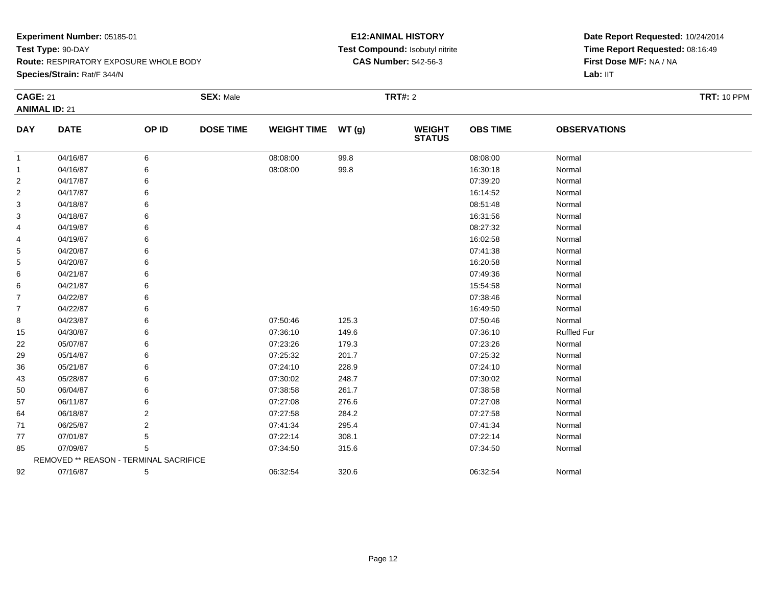**Experiment Number:** 05185-01
**Test Type:** 90-DAY
**Route:** RESPIRATORY EXPOSURE WHOLE BODY
**Species/Strain:** Rat/F 344/N

**E12:ANIMAL HISTORY**
**Test Compound:** Isobutyl nitrite
**CAS Number:** 542-56-3

**Date Report Requested:** 10/24/2014
**Time Report Requested:** 08:16:49
**First Dose M/F:** NA / NA
**Lab:** IIT

**CAGE:** 21 **SEX:** Male **TRT#:** 2 **TRT:** 10 PPM
**ANIMAL ID:** 21

| DAY | DATE | OP ID | DOSE TIME | WEIGHT TIME | WT (g) | WEIGHT STATUS | OBS TIME | OBSERVATIONS |
|---|---|---|---|---|---|---|---|---|
| 1 | 04/16/87 | 6 | | 08:08:00 | 99.8 | | 08:08:00 | Normal |
| 1 | 04/16/87 | 6 | | 08:08:00 | 99.8 | | 16:30:18 | Normal |
| 2 | 04/17/87 | 6 | | | | | 07:39:20 | Normal |
| 2 | 04/17/87 | 6 | | | | | 16:14:52 | Normal |
| 3 | 04/18/87 | 6 | | | | | 08:51:48 | Normal |
| 3 | 04/18/87 | 6 | | | | | 16:31:56 | Normal |
| 4 | 04/19/87 | 6 | | | | | 08:27:32 | Normal |
| 4 | 04/19/87 | 6 | | | | | 16:02:58 | Normal |
| 5 | 04/20/87 | 6 | | | | | 07:41:38 | Normal |
| 5 | 04/20/87 | 6 | | | | | 16:20:58 | Normal |
| 6 | 04/21/87 | 6 | | | | | 07:49:36 | Normal |
| 6 | 04/21/87 | 6 | | | | | 15:54:58 | Normal |
| 7 | 04/22/87 | 6 | | | | | 07:38:46 | Normal |
| 7 | 04/22/87 | 6 | | | | | 16:49:50 | Normal |
| 8 | 04/23/87 | 6 | | 07:50:46 | 125.3 | | 07:50:46 | Normal |
| 15 | 04/30/87 | 6 | | 07:36:10 | 149.6 | | 07:36:10 | Ruffled Fur |
| 22 | 05/07/87 | 6 | | 07:23:26 | 179.3 | | 07:23:26 | Normal |
| 29 | 05/14/87 | 6 | | 07:25:32 | 201.7 | | 07:25:32 | Normal |
| 36 | 05/21/87 | 6 | | 07:24:10 | 228.9 | | 07:24:10 | Normal |
| 43 | 05/28/87 | 6 | | 07:30:02 | 248.7 | | 07:30:02 | Normal |
| 50 | 06/04/87 | 6 | | 07:38:58 | 261.7 | | 07:38:58 | Normal |
| 57 | 06/11/87 | 6 | | 07:27:08 | 276.6 | | 07:27:08 | Normal |
| 64 | 06/18/87 | 2 | | 07:27:58 | 284.2 | | 07:27:58 | Normal |
| 71 | 06/25/87 | 2 | | 07:41:34 | 295.4 | | 07:41:34 | Normal |
| 77 | 07/01/87 | 5 | | 07:22:14 | 308.1 | | 07:22:14 | Normal |
| 85 | 07/09/87 | 5 | | 07:34:50 | 315.6 | | 07:34:50 | Normal |
| | REMOVED ** REASON - TERMINAL SACRIFICE | | | | | | | |
| 92 | 07/16/87 | 5 | | 06:32:54 | 320.6 | | 06:32:54 | Normal |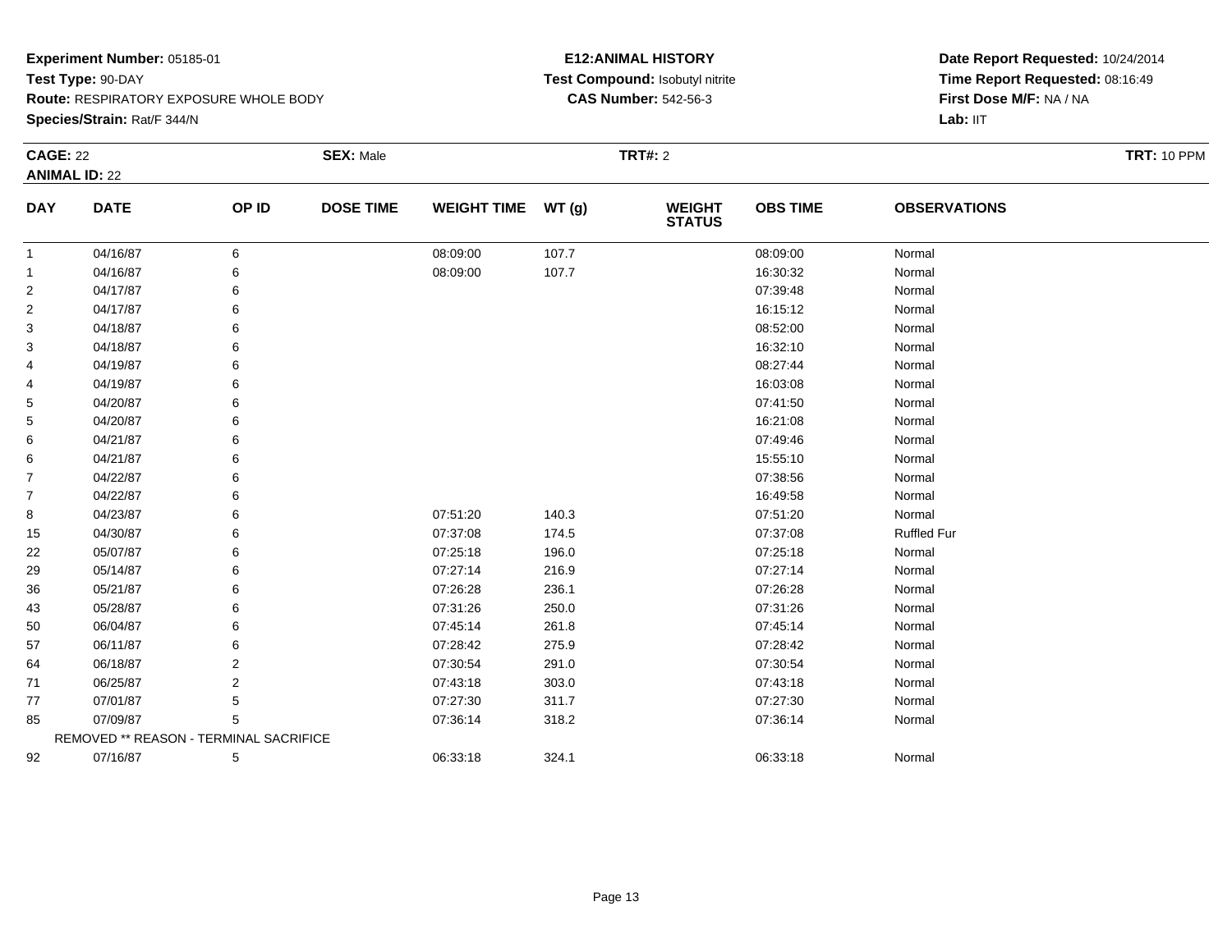**Experiment Number:** 05185-01
**Test Type:** 90-DAY
**Route:** RESPIRATORY EXPOSURE WHOLE BODY
**Species/Strain:** Rat/F 344/N

**E12:ANIMAL HISTORY**
**Test Compound:** Isobutyl nitrite
**CAS Number:** 542-56-3

**Date Report Requested:** 10/24/2014
**Time Report Requested:** 08:16:49
**First Dose M/F:** NA / NA
**Lab:** IIT

**CAGE:** 22 **SEX:** Male **TRT#:** 2 **TRT:** 10 PPM
**ANIMAL ID:** 22

| DAY | DATE | OP ID | DOSE TIME | WEIGHT TIME | WT (g) | WEIGHT STATUS | OBS TIME | OBSERVATIONS |
|---|---|---|---|---|---|---|---|---|
| 1 | 04/16/87 | 6 | | 08:09:00 | 107.7 | | 08:09:00 | Normal |
| 1 | 04/16/87 | 6 | | 08:09:00 | 107.7 | | 16:30:32 | Normal |
| 2 | 04/17/87 | 6 | | | | | 07:39:48 | Normal |
| 2 | 04/17/87 | 6 | | | | | 16:15:12 | Normal |
| 3 | 04/18/87 | 6 | | | | | 08:52:00 | Normal |
| 3 | 04/18/87 | 6 | | | | | 16:32:10 | Normal |
| 4 | 04/19/87 | 6 | | | | | 08:27:44 | Normal |
| 4 | 04/19/87 | 6 | | | | | 16:03:08 | Normal |
| 5 | 04/20/87 | 6 | | | | | 07:41:50 | Normal |
| 5 | 04/20/87 | 6 | | | | | 16:21:08 | Normal |
| 6 | 04/21/87 | 6 | | | | | 07:49:46 | Normal |
| 6 | 04/21/87 | 6 | | | | | 15:55:10 | Normal |
| 7 | 04/22/87 | 6 | | | | | 07:38:56 | Normal |
| 7 | 04/22/87 | 6 | | | | | 16:49:58 | Normal |
| 8 | 04/23/87 | 6 | | 07:51:20 | 140.3 | | 07:51:20 | Normal |
| 15 | 04/30/87 | 6 | | 07:37:08 | 174.5 | | 07:37:08 | Ruffled Fur |
| 22 | 05/07/87 | 6 | | 07:25:18 | 196.0 | | 07:25:18 | Normal |
| 29 | 05/14/87 | 6 | | 07:27:14 | 216.9 | | 07:27:14 | Normal |
| 36 | 05/21/87 | 6 | | 07:26:28 | 236.1 | | 07:26:28 | Normal |
| 43 | 05/28/87 | 6 | | 07:31:26 | 250.0 | | 07:31:26 | Normal |
| 50 | 06/04/87 | 6 | | 07:45:14 | 261.8 | | 07:45:14 | Normal |
| 57 | 06/11/87 | 6 | | 07:28:42 | 275.9 | | 07:28:42 | Normal |
| 64 | 06/18/87 | 2 | | 07:30:54 | 291.0 | | 07:30:54 | Normal |
| 71 | 06/25/87 | 2 | | 07:43:18 | 303.0 | | 07:43:18 | Normal |
| 77 | 07/01/87 | 5 | | 07:27:30 | 311.7 | | 07:27:30 | Normal |
| 85 | 07/09/87 | 5 | | 07:36:14 | 318.2 | | 07:36:14 | Normal |
| | REMOVED ** REASON - TERMINAL SACRIFICE | | | | | | | |
| 92 | 07/16/87 | 5 | | 06:33:18 | 324.1 | | 06:33:18 | Normal |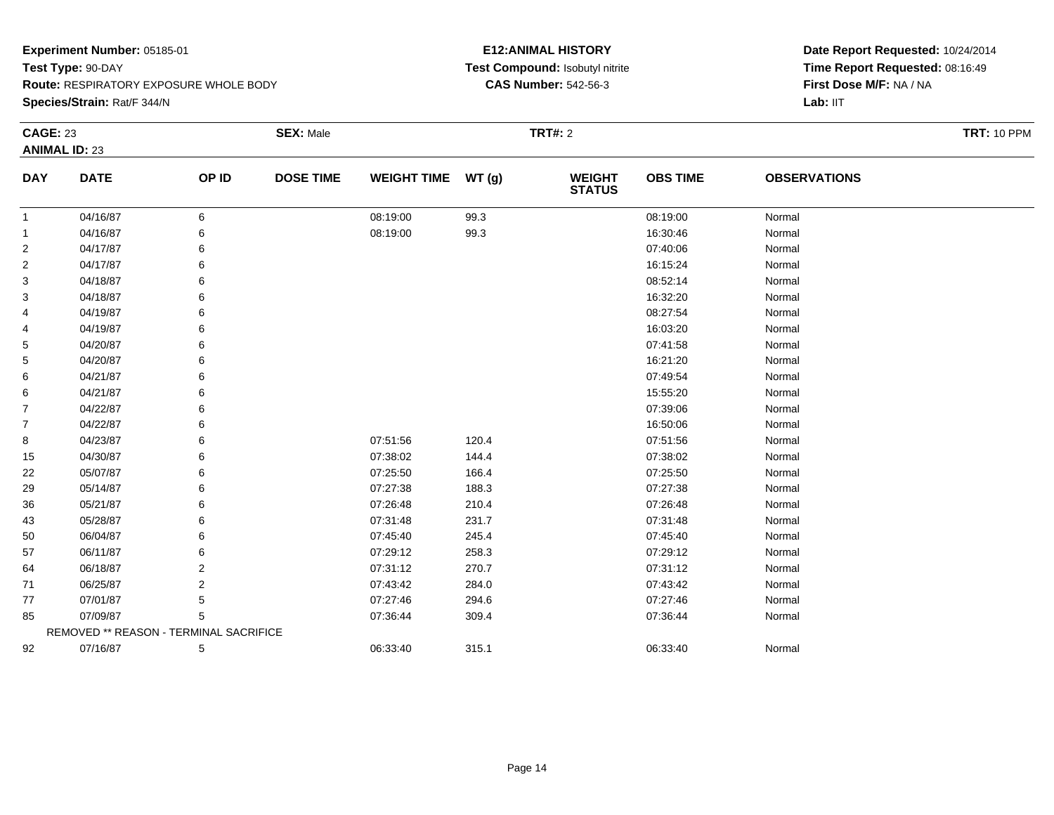**Experiment Number:** 05185-01
**Test Type:** 90-DAY
**Route:** RESPIRATORY EXPOSURE WHOLE BODY
**Species/Strain:** Rat/F 344/N

**E12:ANIMAL HISTORY**
**Test Compound:** Isobutyl nitrite
**CAS Number:** 542-56-3

**Date Report Requested:** 10/24/2014
**Time Report Requested:** 08:16:49
**First Dose M/F:** NA / NA
**Lab:** IIT

**CAGE:** 23 **SEX:** Male **TRT#:** 2 **TRT:** 10 PPM
**ANIMAL ID:** 23

| DAY | DATE | OP ID | DOSE TIME | WEIGHT TIME | WT (g) | WEIGHT STATUS | OBS TIME | OBSERVATIONS |
|---|---|---|---|---|---|---|---|---|
| 1 | 04/16/87 | 6 | | 08:19:00 | 99.3 | | 08:19:00 | Normal |
| 1 | 04/16/87 | 6 | | 08:19:00 | 99.3 | | 16:30:46 | Normal |
| 2 | 04/17/87 | 6 | | | | | 07:40:06 | Normal |
| 2 | 04/17/87 | 6 | | | | | 16:15:24 | Normal |
| 3 | 04/18/87 | 6 | | | | | 08:52:14 | Normal |
| 3 | 04/18/87 | 6 | | | | | 16:32:20 | Normal |
| 4 | 04/19/87 | 6 | | | | | 08:27:54 | Normal |
| 4 | 04/19/87 | 6 | | | | | 16:03:20 | Normal |
| 5 | 04/20/87 | 6 | | | | | 07:41:58 | Normal |
| 5 | 04/20/87 | 6 | | | | | 16:21:20 | Normal |
| 6 | 04/21/87 | 6 | | | | | 07:49:54 | Normal |
| 6 | 04/21/87 | 6 | | | | | 15:55:20 | Normal |
| 7 | 04/22/87 | 6 | | | | | 07:39:06 | Normal |
| 7 | 04/22/87 | 6 | | | | | 16:50:06 | Normal |
| 8 | 04/23/87 | 6 | | 07:51:56 | 120.4 | | 07:51:56 | Normal |
| 15 | 04/30/87 | 6 | | 07:38:02 | 144.4 | | 07:38:02 | Normal |
| 22 | 05/07/87 | 6 | | 07:25:50 | 166.4 | | 07:25:50 | Normal |
| 29 | 05/14/87 | 6 | | 07:27:38 | 188.3 | | 07:27:38 | Normal |
| 36 | 05/21/87 | 6 | | 07:26:48 | 210.4 | | 07:26:48 | Normal |
| 43 | 05/28/87 | 6 | | 07:31:48 | 231.7 | | 07:31:48 | Normal |
| 50 | 06/04/87 | 6 | | 07:45:40 | 245.4 | | 07:45:40 | Normal |
| 57 | 06/11/87 | 6 | | 07:29:12 | 258.3 | | 07:29:12 | Normal |
| 64 | 06/18/87 | 2 | | 07:31:12 | 270.7 | | 07:31:12 | Normal |
| 71 | 06/25/87 | 2 | | 07:43:42 | 284.0 | | 07:43:42 | Normal |
| 77 | 07/01/87 | 5 | | 07:27:46 | 294.6 | | 07:27:46 | Normal |
| 85 | 07/09/87 | 5 | | 07:36:44 | 309.4 | | 07:36:44 | Normal |
| | REMOVED ** REASON - TERMINAL SACRIFICE | | | | | | | |
| 92 | 07/16/87 | 5 | | 06:33:40 | 315.1 | | 06:33:40 | Normal |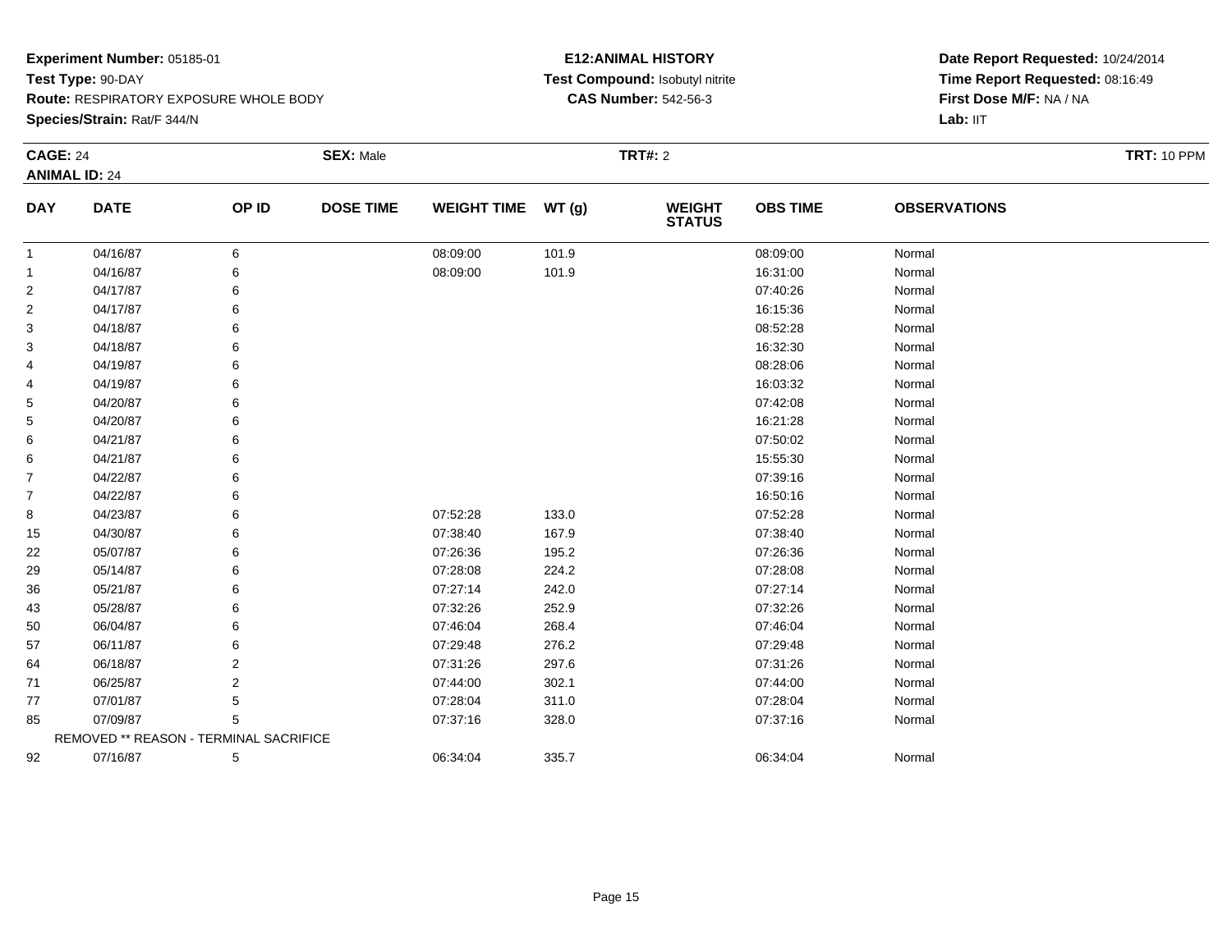**Experiment Number:** 05185-01
**Test Type:** 90-DAY
**Route:** RESPIRATORY EXPOSURE WHOLE BODY
**Species/Strain:** Rat/F 344/N

**E12:ANIMAL HISTORY**
**Test Compound:** Isobutyl nitrite
**CAS Number:** 542-56-3

**Date Report Requested:** 10/24/2014
**Time Report Requested:** 08:16:49
**First Dose M/F:** NA / NA
**Lab:** IIT

**CAGE:** 24 **SEX:** Male **TRT#:** 2 **TRT:** 10 PPM
**ANIMAL ID:** 24

| DAY | DATE | OP ID | DOSE TIME | WEIGHT TIME | WT (g) | WEIGHT STATUS | OBS TIME | OBSERVATIONS |
|---|---|---|---|---|---|---|---|---|
| 1 | 04/16/87 | 6 | | 08:09:00 | 101.9 | | 08:09:00 | Normal |
| 1 | 04/16/87 | 6 | | 08:09:00 | 101.9 | | 16:31:00 | Normal |
| 2 | 04/17/87 | 6 | | | | | 07:40:26 | Normal |
| 2 | 04/17/87 | 6 | | | | | 16:15:36 | Normal |
| 3 | 04/18/87 | 6 | | | | | 08:52:28 | Normal |
| 3 | 04/18/87 | 6 | | | | | 16:32:30 | Normal |
| 4 | 04/19/87 | 6 | | | | | 08:28:06 | Normal |
| 4 | 04/19/87 | 6 | | | | | 16:03:32 | Normal |
| 5 | 04/20/87 | 6 | | | | | 07:42:08 | Normal |
| 5 | 04/20/87 | 6 | | | | | 16:21:28 | Normal |
| 6 | 04/21/87 | 6 | | | | | 07:50:02 | Normal |
| 6 | 04/21/87 | 6 | | | | | 15:55:30 | Normal |
| 7 | 04/22/87 | 6 | | | | | 07:39:16 | Normal |
| 7 | 04/22/87 | 6 | | | | | 16:50:16 | Normal |
| 8 | 04/23/87 | 6 | | 07:52:28 | 133.0 | | 07:52:28 | Normal |
| 15 | 04/30/87 | 6 | | 07:38:40 | 167.9 | | 07:38:40 | Normal |
| 22 | 05/07/87 | 6 | | 07:26:36 | 195.2 | | 07:26:36 | Normal |
| 29 | 05/14/87 | 6 | | 07:28:08 | 224.2 | | 07:28:08 | Normal |
| 36 | 05/21/87 | 6 | | 07:27:14 | 242.0 | | 07:27:14 | Normal |
| 43 | 05/28/87 | 6 | | 07:32:26 | 252.9 | | 07:32:26 | Normal |
| 50 | 06/04/87 | 6 | | 07:46:04 | 268.4 | | 07:46:04 | Normal |
| 57 | 06/11/87 | 6 | | 07:29:48 | 276.2 | | 07:29:48 | Normal |
| 64 | 06/18/87 | 2 | | 07:31:26 | 297.6 | | 07:31:26 | Normal |
| 71 | 06/25/87 | 2 | | 07:44:00 | 302.1 | | 07:44:00 | Normal |
| 77 | 07/01/87 | 5 | | 07:28:04 | 311.0 | | 07:28:04 | Normal |
| 85 | 07/09/87 | 5 | | 07:37:16 | 328.0 | | 07:37:16 | Normal |
| | REMOVED ** REASON - TERMINAL SACRIFICE | | | | | | | |
| 92 | 07/16/87 | 5 | | 06:34:04 | 335.7 | | 06:34:04 | Normal |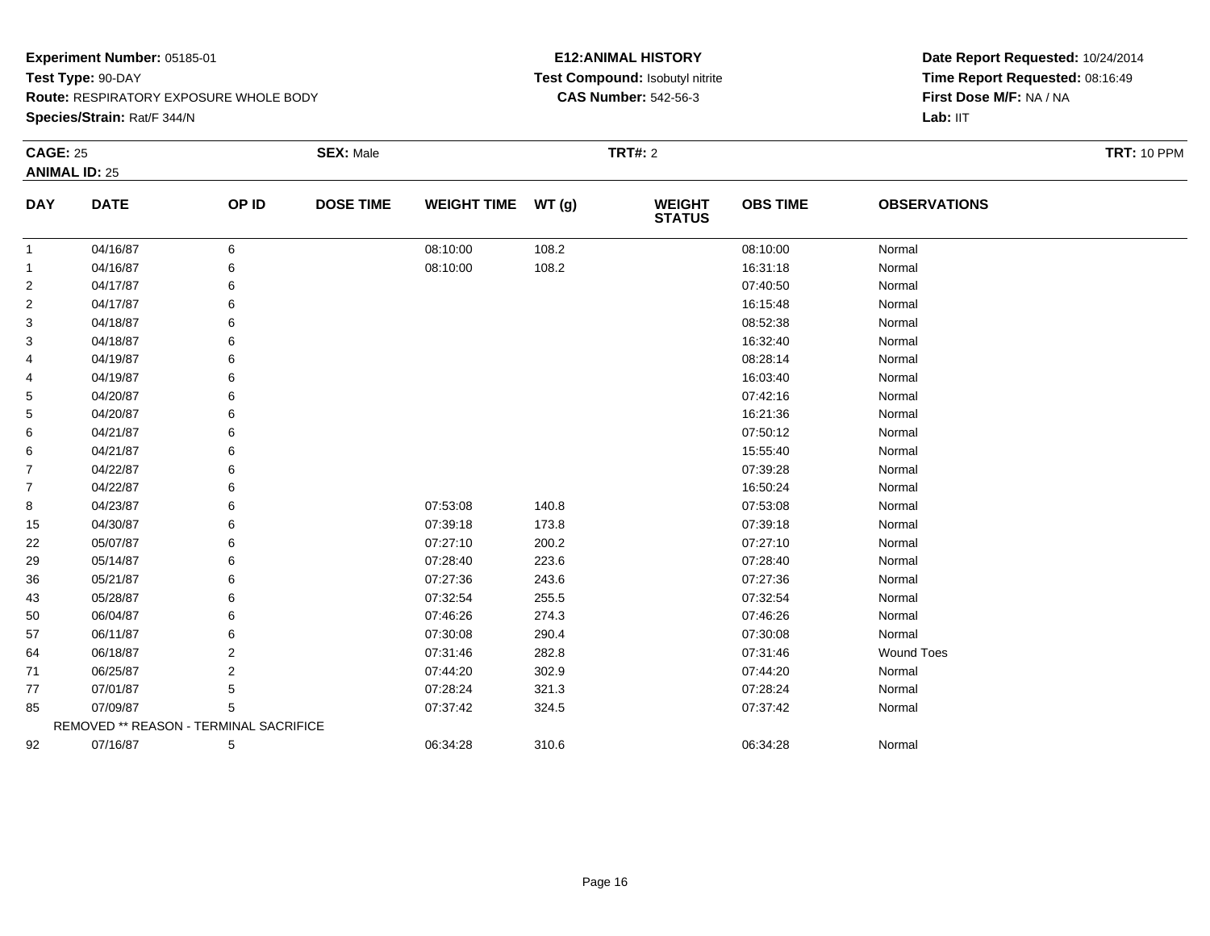**Experiment Number:** 05185-01
**Test Type:** 90-DAY
**Route:** RESPIRATORY EXPOSURE WHOLE BODY
**Species/Strain:** Rat/F 344/N

**E12:ANIMAL HISTORY**
**Test Compound:** Isobutyl nitrite
**CAS Number:** 542-56-3

**Date Report Requested:** 10/24/2014
**Time Report Requested:** 08:16:49
**First Dose M/F:** NA / NA
**Lab:** IIT

**CAGE:** 25 **SEX:** Male **TRT#:** 2 **TRT:** 10 PPM
**ANIMAL ID:** 25

| DAY | DATE | OP ID | DOSE TIME | WEIGHT TIME | WT (g) | WEIGHT STATUS | OBS TIME | OBSERVATIONS |
|---|---|---|---|---|---|---|---|---|
| 1 | 04/16/87 | 6 | | 08:10:00 | 108.2 | | 08:10:00 | Normal |
| 1 | 04/16/87 | 6 | | 08:10:00 | 108.2 | | 16:31:18 | Normal |
| 2 | 04/17/87 | 6 | | | | | 07:40:50 | Normal |
| 2 | 04/17/87 | 6 | | | | | 16:15:48 | Normal |
| 3 | 04/18/87 | 6 | | | | | 08:52:38 | Normal |
| 3 | 04/18/87 | 6 | | | | | 16:32:40 | Normal |
| 4 | 04/19/87 | 6 | | | | | 08:28:14 | Normal |
| 4 | 04/19/87 | 6 | | | | | 16:03:40 | Normal |
| 5 | 04/20/87 | 6 | | | | | 07:42:16 | Normal |
| 5 | 04/20/87 | 6 | | | | | 16:21:36 | Normal |
| 6 | 04/21/87 | 6 | | | | | 07:50:12 | Normal |
| 6 | 04/21/87 | 6 | | | | | 15:55:40 | Normal |
| 7 | 04/22/87 | 6 | | | | | 07:39:28 | Normal |
| 7 | 04/22/87 | 6 | | | | | 16:50:24 | Normal |
| 8 | 04/23/87 | 6 | | 07:53:08 | 140.8 | | 07:53:08 | Normal |
| 15 | 04/30/87 | 6 | | 07:39:18 | 173.8 | | 07:39:18 | Normal |
| 22 | 05/07/87 | 6 | | 07:27:10 | 200.2 | | 07:27:10 | Normal |
| 29 | 05/14/87 | 6 | | 07:28:40 | 223.6 | | 07:28:40 | Normal |
| 36 | 05/21/87 | 6 | | 07:27:36 | 243.6 | | 07:27:36 | Normal |
| 43 | 05/28/87 | 6 | | 07:32:54 | 255.5 | | 07:32:54 | Normal |
| 50 | 06/04/87 | 6 | | 07:46:26 | 274.3 | | 07:46:26 | Normal |
| 57 | 06/11/87 | 6 | | 07:30:08 | 290.4 | | 07:30:08 | Normal |
| 64 | 06/18/87 | 2 | | 07:31:46 | 282.8 | | 07:31:46 | Wound Toes |
| 71 | 06/25/87 | 2 | | 07:44:20 | 302.9 | | 07:44:20 | Normal |
| 77 | 07/01/87 | 5 | | 07:28:24 | 321.3 | | 07:28:24 | Normal |
| 85 | 07/09/87 | 5 | | 07:37:42 | 324.5 | | 07:37:42 | Normal |
| | REMOVED ** REASON - TERMINAL SACRIFICE | | | | | | | |
| 92 | 07/16/87 | 5 | | 06:34:28 | 310.6 | | 06:34:28 | Normal |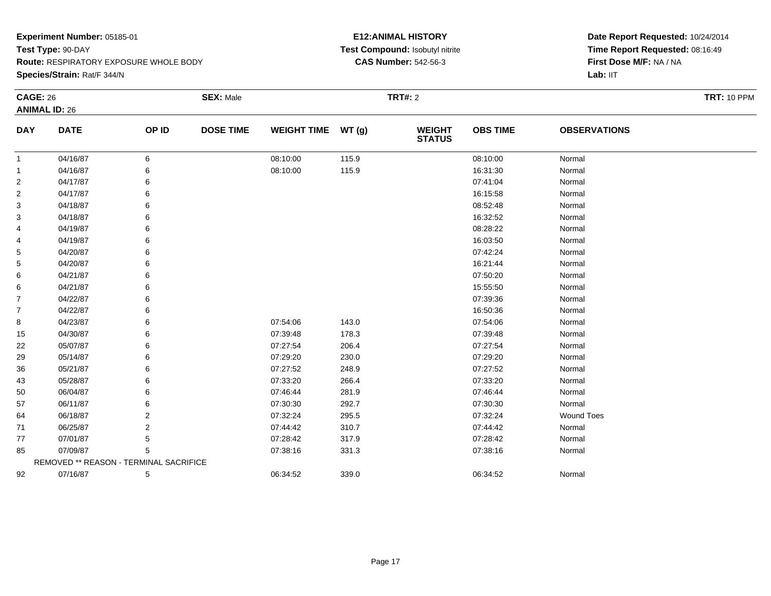**Experiment Number:** 05185-01
**Test Type:** 90-DAY
**Route:** RESPIRATORY EXPOSURE WHOLE BODY
**Species/Strain:** Rat/F 344/N

**E12:ANIMAL HISTORY**
**Test Compound:** Isobutyl nitrite
**CAS Number:** 542-56-3

**Date Report Requested:** 10/24/2014
**Time Report Requested:** 08:16:49
**First Dose M/F:** NA / NA
**Lab:** IIT

**CAGE:** 26 **SEX:** Male **TRT#:** 2 **TRT:** 10 PPM
**ANIMAL ID:** 26

| DAY | DATE | OP ID | DOSE TIME | WEIGHT TIME | WT (g) | WEIGHT STATUS | OBS TIME | OBSERVATIONS |
|---|---|---|---|---|---|---|---|---|
| 1 | 04/16/87 | 6 | | 08:10:00 | 115.9 | | 08:10:00 | Normal |
| 1 | 04/16/87 | 6 | | 08:10:00 | 115.9 | | 16:31:30 | Normal |
| 2 | 04/17/87 | 6 | | | | | 07:41:04 | Normal |
| 2 | 04/17/87 | 6 | | | | | 16:15:58 | Normal |
| 3 | 04/18/87 | 6 | | | | | 08:52:48 | Normal |
| 3 | 04/18/87 | 6 | | | | | 16:32:52 | Normal |
| 4 | 04/19/87 | 6 | | | | | 08:28:22 | Normal |
| 4 | 04/19/87 | 6 | | | | | 16:03:50 | Normal |
| 5 | 04/20/87 | 6 | | | | | 07:42:24 | Normal |
| 5 | 04/20/87 | 6 | | | | | 16:21:44 | Normal |
| 6 | 04/21/87 | 6 | | | | | 07:50:20 | Normal |
| 6 | 04/21/87 | 6 | | | | | 15:55:50 | Normal |
| 7 | 04/22/87 | 6 | | | | | 07:39:36 | Normal |
| 7 | 04/22/87 | 6 | | | | | 16:50:36 | Normal |
| 8 | 04/23/87 | 6 | | 07:54:06 | 143.0 | | 07:54:06 | Normal |
| 15 | 04/30/87 | 6 | | 07:39:48 | 178.3 | | 07:39:48 | Normal |
| 22 | 05/07/87 | 6 | | 07:27:54 | 206.4 | | 07:27:54 | Normal |
| 29 | 05/14/87 | 6 | | 07:29:20 | 230.0 | | 07:29:20 | Normal |
| 36 | 05/21/87 | 6 | | 07:27:52 | 248.9 | | 07:27:52 | Normal |
| 43 | 05/28/87 | 6 | | 07:33:20 | 266.4 | | 07:33:20 | Normal |
| 50 | 06/04/87 | 6 | | 07:46:44 | 281.9 | | 07:46:44 | Normal |
| 57 | 06/11/87 | 6 | | 07:30:30 | 292.7 | | 07:30:30 | Normal |
| 64 | 06/18/87 | 2 | | 07:32:24 | 295.5 | | 07:32:24 | Wound Toes |
| 71 | 06/25/87 | 2 | | 07:44:42 | 310.7 | | 07:44:42 | Normal |
| 77 | 07/01/87 | 5 | | 07:28:42 | 317.9 | | 07:28:42 | Normal |
| 85 | 07/09/87 | 5 | | 07:38:16 | 331.3 | | 07:38:16 | Normal |
| | REMOVED ** REASON - TERMINAL SACRIFICE | | | | | | | |
| 92 | 07/16/87 | 5 | | 06:34:52 | 339.0 | | 06:34:52 | Normal |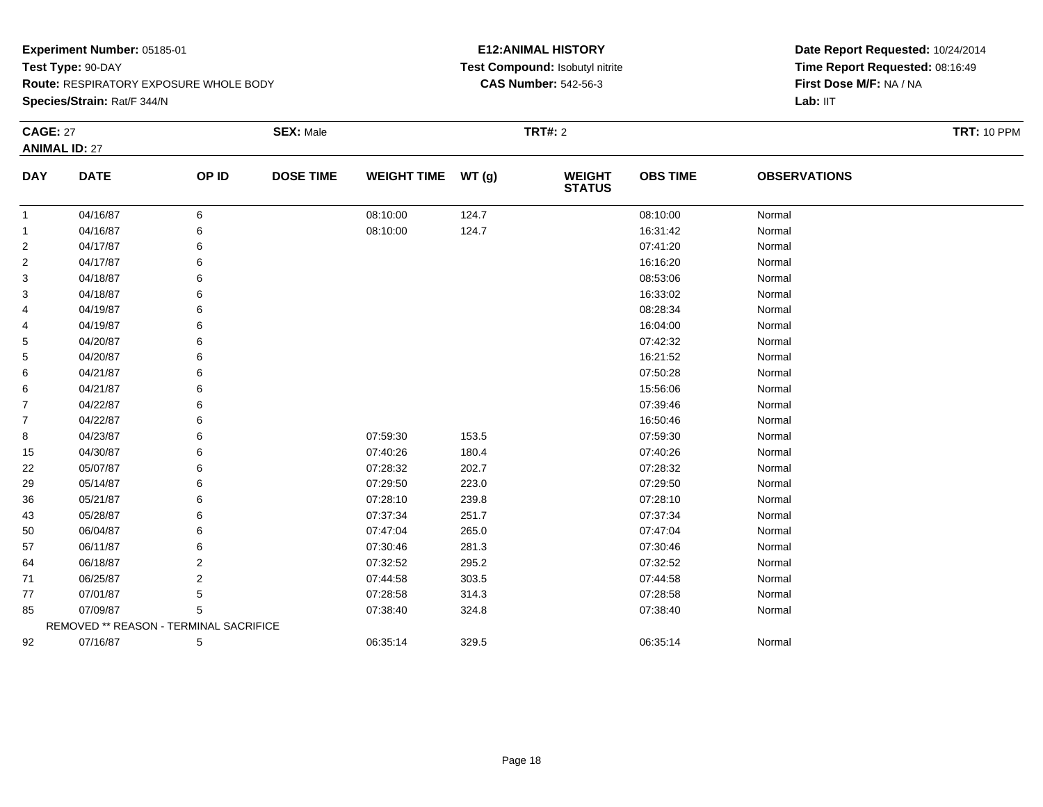**Experiment Number:** 05185-01
**Test Type:** 90-DAY
**Route:** RESPIRATORY EXPOSURE WHOLE BODY
**Species/Strain:** Rat/F 344/N

**E12:ANIMAL HISTORY**
**Test Compound:** Isobutyl nitrite
**CAS Number:** 542-56-3

**Date Report Requested:** 10/24/2014
**Time Report Requested:** 08:16:49
**First Dose M/F:** NA / NA
**Lab:** IIT

**CAGE:** 27 **SEX:** Male **TRT#:** 2 **TRT:** 10 PPM
**ANIMAL ID:** 27

| DAY | DATE | OP ID | DOSE TIME | WEIGHT TIME | WT (g) | WEIGHT STATUS | OBS TIME | OBSERVATIONS |
|---|---|---|---|---|---|---|---|---|
| 1 | 04/16/87 | 6 | | 08:10:00 | 124.7 | | 08:10:00 | Normal |
| 1 | 04/16/87 | 6 | | 08:10:00 | 124.7 | | 16:31:42 | Normal |
| 2 | 04/17/87 | 6 | | | | | 07:41:20 | Normal |
| 2 | 04/17/87 | 6 | | | | | 16:16:20 | Normal |
| 3 | 04/18/87 | 6 | | | | | 08:53:06 | Normal |
| 3 | 04/18/87 | 6 | | | | | 16:33:02 | Normal |
| 4 | 04/19/87 | 6 | | | | | 08:28:34 | Normal |
| 4 | 04/19/87 | 6 | | | | | 16:04:00 | Normal |
| 5 | 04/20/87 | 6 | | | | | 07:42:32 | Normal |
| 5 | 04/20/87 | 6 | | | | | 16:21:52 | Normal |
| 6 | 04/21/87 | 6 | | | | | 07:50:28 | Normal |
| 6 | 04/21/87 | 6 | | | | | 15:56:06 | Normal |
| 7 | 04/22/87 | 6 | | | | | 07:39:46 | Normal |
| 7 | 04/22/87 | 6 | | | | | 16:50:46 | Normal |
| 8 | 04/23/87 | 6 | | 07:59:30 | 153.5 | | 07:59:30 | Normal |
| 15 | 04/30/87 | 6 | | 07:40:26 | 180.4 | | 07:40:26 | Normal |
| 22 | 05/07/87 | 6 | | 07:28:32 | 202.7 | | 07:28:32 | Normal |
| 29 | 05/14/87 | 6 | | 07:29:50 | 223.0 | | 07:29:50 | Normal |
| 36 | 05/21/87 | 6 | | 07:28:10 | 239.8 | | 07:28:10 | Normal |
| 43 | 05/28/87 | 6 | | 07:37:34 | 251.7 | | 07:37:34 | Normal |
| 50 | 06/04/87 | 6 | | 07:47:04 | 265.0 | | 07:47:04 | Normal |
| 57 | 06/11/87 | 6 | | 07:30:46 | 281.3 | | 07:30:46 | Normal |
| 64 | 06/18/87 | 2 | | 07:32:52 | 295.2 | | 07:32:52 | Normal |
| 71 | 06/25/87 | 2 | | 07:44:58 | 303.5 | | 07:44:58 | Normal |
| 77 | 07/01/87 | 5 | | 07:28:58 | 314.3 | | 07:28:58 | Normal |
| 85 | 07/09/87 | 5 | | 07:38:40 | 324.8 | | 07:38:40 | Normal |
| REMOVED ** REASON - TERMINAL SACRIFICE | | | | | | | | |
| 92 | 07/16/87 | 5 | | 06:35:14 | 329.5 | | 06:35:14 | Normal |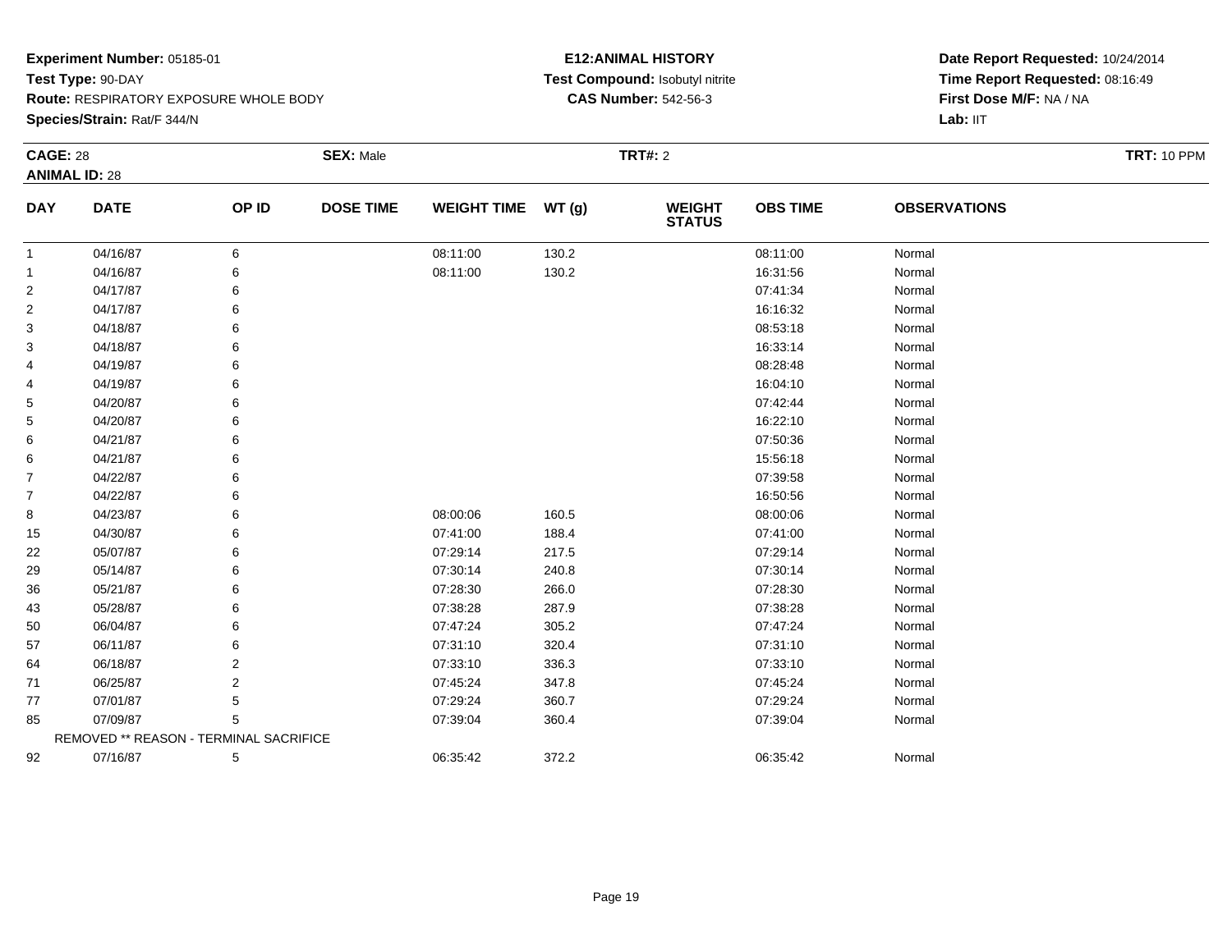**Experiment Number:** 05185-01
**Test Type:** 90-DAY
**Route:** RESPIRATORY EXPOSURE WHOLE BODY
**Species/Strain:** Rat/F 344/N

**E12:ANIMAL HISTORY**
**Test Compound:** Isobutyl nitrite
**CAS Number:** 542-56-3

**Date Report Requested:** 10/24/2014
**Time Report Requested:** 08:16:49
**First Dose M/F:** NA / NA
**Lab:** IIT

**CAGE:** 28 **SEX:** Male **TRT#:** 2 **TRT:** 10 PPM
**ANIMAL ID:** 28

| DAY | DATE | OP ID | DOSE TIME | WEIGHT TIME | WT (g) | WEIGHT STATUS | OBS TIME | OBSERVATIONS |
|---|---|---|---|---|---|---|---|---|
| 1 | 04/16/87 | 6 | | 08:11:00 | 130.2 | | 08:11:00 | Normal |
| 1 | 04/16/87 | 6 | | 08:11:00 | 130.2 | | 16:31:56 | Normal |
| 2 | 04/17/87 | 6 | | | | | 07:41:34 | Normal |
| 2 | 04/17/87 | 6 | | | | | 16:16:32 | Normal |
| 3 | 04/18/87 | 6 | | | | | 08:53:18 | Normal |
| 3 | 04/18/87 | 6 | | | | | 16:33:14 | Normal |
| 4 | 04/19/87 | 6 | | | | | 08:28:48 | Normal |
| 4 | 04/19/87 | 6 | | | | | 16:04:10 | Normal |
| 5 | 04/20/87 | 6 | | | | | 07:42:44 | Normal |
| 5 | 04/20/87 | 6 | | | | | 16:22:10 | Normal |
| 6 | 04/21/87 | 6 | | | | | 07:50:36 | Normal |
| 6 | 04/21/87 | 6 | | | | | 15:56:18 | Normal |
| 7 | 04/22/87 | 6 | | | | | 07:39:58 | Normal |
| 7 | 04/22/87 | 6 | | | | | 16:50:56 | Normal |
| 8 | 04/23/87 | 6 | | 08:00:06 | 160.5 | | 08:00:06 | Normal |
| 15 | 04/30/87 | 6 | | 07:41:00 | 188.4 | | 07:41:00 | Normal |
| 22 | 05/07/87 | 6 | | 07:29:14 | 217.5 | | 07:29:14 | Normal |
| 29 | 05/14/87 | 6 | | 07:30:14 | 240.8 | | 07:30:14 | Normal |
| 36 | 05/21/87 | 6 | | 07:28:30 | 266.0 | | 07:28:30 | Normal |
| 43 | 05/28/87 | 6 | | 07:38:28 | 287.9 | | 07:38:28 | Normal |
| 50 | 06/04/87 | 6 | | 07:47:24 | 305.2 | | 07:47:24 | Normal |
| 57 | 06/11/87 | 6 | | 07:31:10 | 320.4 | | 07:31:10 | Normal |
| 64 | 06/18/87 | 2 | | 07:33:10 | 336.3 | | 07:33:10 | Normal |
| 71 | 06/25/87 | 2 | | 07:45:24 | 347.8 | | 07:45:24 | Normal |
| 77 | 07/01/87 | 5 | | 07:29:24 | 360.7 | | 07:29:24 | Normal |
| 85 | 07/09/87 | 5 | | 07:39:04 | 360.4 | | 07:39:04 | Normal |
| | REMOVED ** REASON - TERMINAL SACRIFICE | | | | | | | |
| 92 | 07/16/87 | 5 | | 06:35:42 | 372.2 | | 06:35:42 | Normal |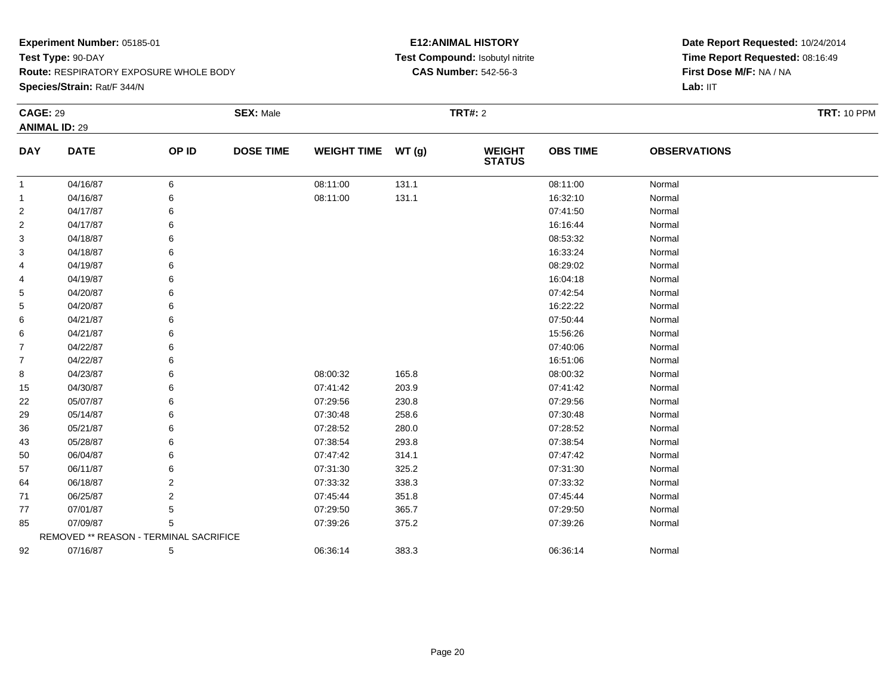**Experiment Number:** 05185-01
**Test Type:** 90-DAY
**Route:** RESPIRATORY EXPOSURE WHOLE BODY
**Species/Strain:** Rat/F 344/N

**E12:ANIMAL HISTORY**
**Test Compound:** Isobutyl nitrite
**CAS Number:** 542-56-3

**Date Report Requested:** 10/24/2014
**Time Report Requested:** 08:16:49
**First Dose M/F:** NA / NA
**Lab:** IIT

**CAGE:** 29 **SEX:** Male **TRT#:** 2 **TRT:** 10 PPM
**ANIMAL ID:** 29

| DAY | DATE | OP ID | DOSE TIME | WEIGHT TIME | WT (g) | WEIGHT STATUS | OBS TIME | OBSERVATIONS |
|---|---|---|---|---|---|---|---|---|
| 1 | 04/16/87 | 6 | | 08:11:00 | 131.1 | | 08:11:00 | Normal |
| 1 | 04/16/87 | 6 | | 08:11:00 | 131.1 | | 16:32:10 | Normal |
| 2 | 04/17/87 | 6 | | | | | 07:41:50 | Normal |
| 2 | 04/17/87 | 6 | | | | | 16:16:44 | Normal |
| 3 | 04/18/87 | 6 | | | | | 08:53:32 | Normal |
| 3 | 04/18/87 | 6 | | | | | 16:33:24 | Normal |
| 4 | 04/19/87 | 6 | | | | | 08:29:02 | Normal |
| 4 | 04/19/87 | 6 | | | | | 16:04:18 | Normal |
| 5 | 04/20/87 | 6 | | | | | 07:42:54 | Normal |
| 5 | 04/20/87 | 6 | | | | | 16:22:22 | Normal |
| 6 | 04/21/87 | 6 | | | | | 07:50:44 | Normal |
| 6 | 04/21/87 | 6 | | | | | 15:56:26 | Normal |
| 7 | 04/22/87 | 6 | | | | | 07:40:06 | Normal |
| 7 | 04/22/87 | 6 | | | | | 16:51:06 | Normal |
| 8 | 04/23/87 | 6 | | 08:00:32 | 165.8 | | 08:00:32 | Normal |
| 15 | 04/30/87 | 6 | | 07:41:42 | 203.9 | | 07:41:42 | Normal |
| 22 | 05/07/87 | 6 | | 07:29:56 | 230.8 | | 07:29:56 | Normal |
| 29 | 05/14/87 | 6 | | 07:30:48 | 258.6 | | 07:30:48 | Normal |
| 36 | 05/21/87 | 6 | | 07:28:52 | 280.0 | | 07:28:52 | Normal |
| 43 | 05/28/87 | 6 | | 07:38:54 | 293.8 | | 07:38:54 | Normal |
| 50 | 06/04/87 | 6 | | 07:47:42 | 314.1 | | 07:47:42 | Normal |
| 57 | 06/11/87 | 6 | | 07:31:30 | 325.2 | | 07:31:30 | Normal |
| 64 | 06/18/87 | 2 | | 07:33:32 | 338.3 | | 07:33:32 | Normal |
| 71 | 06/25/87 | 2 | | 07:45:44 | 351.8 | | 07:45:44 | Normal |
| 77 | 07/01/87 | 5 | | 07:29:50 | 365.7 | | 07:29:50 | Normal |
| 85 | 07/09/87 | 5 | | 07:39:26 | 375.2 | | 07:39:26 | Normal |
| | REMOVED ** REASON - TERMINAL SACRIFICE | | | | | | | |
| 92 | 07/16/87 | 5 | | 06:36:14 | 383.3 | | 06:36:14 | Normal |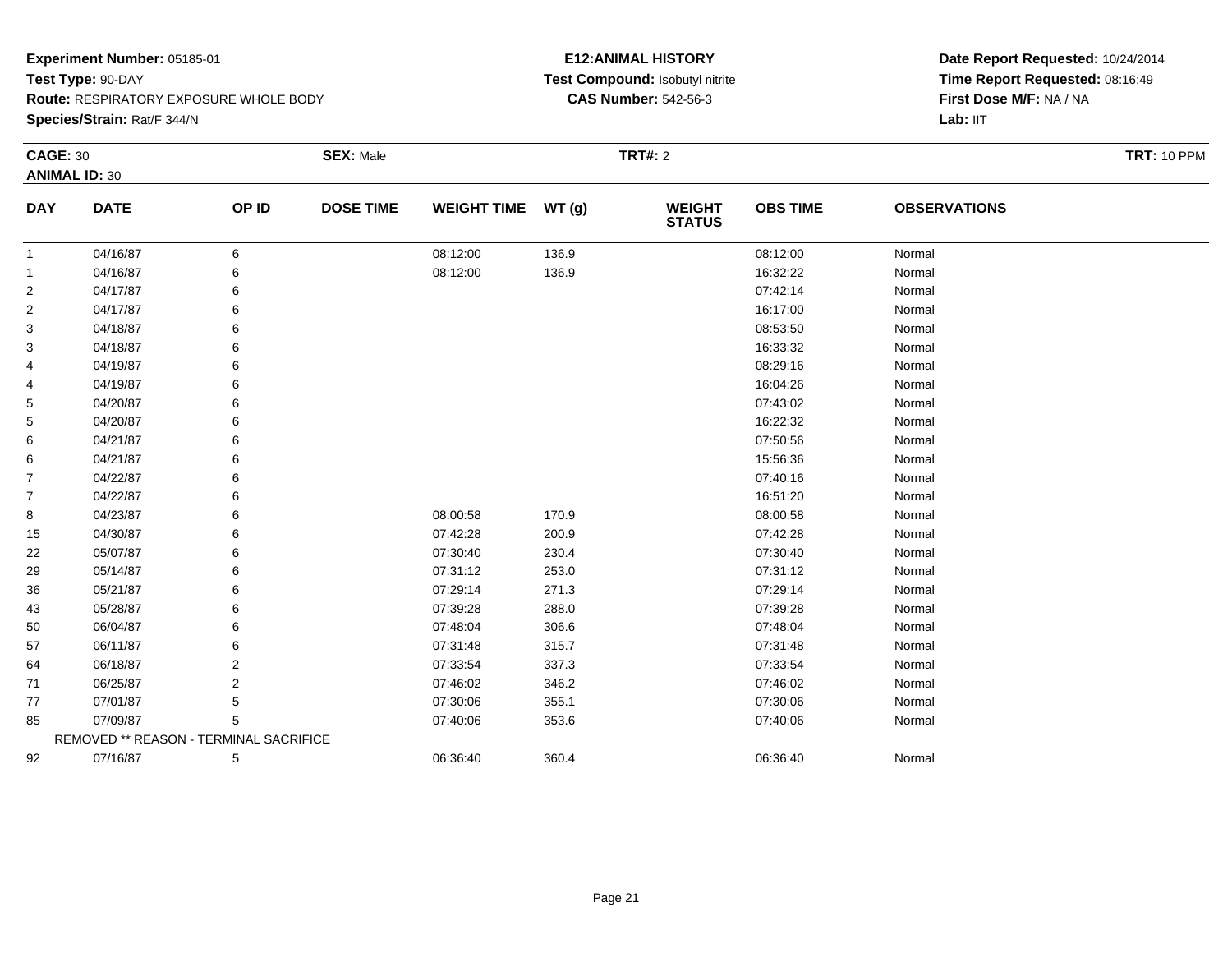**Experiment Number:** 05185-01
**Test Type:** 90-DAY
**Route:** RESPIRATORY EXPOSURE WHOLE BODY
**Species/Strain:** Rat/F 344/N

**E12:ANIMAL HISTORY**
**Test Compound:** Isobutyl nitrite
**CAS Number:** 542-56-3

**Date Report Requested:** 10/24/2014
**Time Report Requested:** 08:16:49
**First Dose M/F:** NA / NA
**Lab:** IIT

**CAGE:** 30 **SEX:** Male **TRT#:** 2 **TRT:** 10 PPM
**ANIMAL ID:** 30

| DAY | DATE | OP ID | DOSE TIME | WEIGHT TIME | WT (g) | WEIGHT STATUS | OBS TIME | OBSERVATIONS |
|---|---|---|---|---|---|---|---|---|
| 1 | 04/16/87 | 6 | | 08:12:00 | 136.9 | | 08:12:00 | Normal |
| 1 | 04/16/87 | 6 | | 08:12:00 | 136.9 | | 16:32:22 | Normal |
| 2 | 04/17/87 | 6 | | | | | 07:42:14 | Normal |
| 2 | 04/17/87 | 6 | | | | | 16:17:00 | Normal |
| 3 | 04/18/87 | 6 | | | | | 08:53:50 | Normal |
| 3 | 04/18/87 | 6 | | | | | 16:33:32 | Normal |
| 4 | 04/19/87 | 6 | | | | | 08:29:16 | Normal |
| 4 | 04/19/87 | 6 | | | | | 16:04:26 | Normal |
| 5 | 04/20/87 | 6 | | | | | 07:43:02 | Normal |
| 5 | 04/20/87 | 6 | | | | | 16:22:32 | Normal |
| 6 | 04/21/87 | 6 | | | | | 07:50:56 | Normal |
| 6 | 04/21/87 | 6 | | | | | 15:56:36 | Normal |
| 7 | 04/22/87 | 6 | | | | | 07:40:16 | Normal |
| 7 | 04/22/87 | 6 | | | | | 16:51:20 | Normal |
| 8 | 04/23/87 | 6 | | 08:00:58 | 170.9 | | 08:00:58 | Normal |
| 15 | 04/30/87 | 6 | | 07:42:28 | 200.9 | | 07:42:28 | Normal |
| 22 | 05/07/87 | 6 | | 07:30:40 | 230.4 | | 07:30:40 | Normal |
| 29 | 05/14/87 | 6 | | 07:31:12 | 253.0 | | 07:31:12 | Normal |
| 36 | 05/21/87 | 6 | | 07:29:14 | 271.3 | | 07:29:14 | Normal |
| 43 | 05/28/87 | 6 | | 07:39:28 | 288.0 | | 07:39:28 | Normal |
| 50 | 06/04/87 | 6 | | 07:48:04 | 306.6 | | 07:48:04 | Normal |
| 57 | 06/11/87 | 6 | | 07:31:48 | 315.7 | | 07:31:48 | Normal |
| 64 | 06/18/87 | 2 | | 07:33:54 | 337.3 | | 07:33:54 | Normal |
| 71 | 06/25/87 | 2 | | 07:46:02 | 346.2 | | 07:46:02 | Normal |
| 77 | 07/01/87 | 5 | | 07:30:06 | 355.1 | | 07:30:06 | Normal |
| 85 | 07/09/87 | 5 | | 07:40:06 | 353.6 | | 07:40:06 | Normal |
| | REMOVED ** REASON - TERMINAL SACRIFICE | | | | | | | |
| 92 | 07/16/87 | 5 | | 06:36:40 | 360.4 | | 06:36:40 | Normal |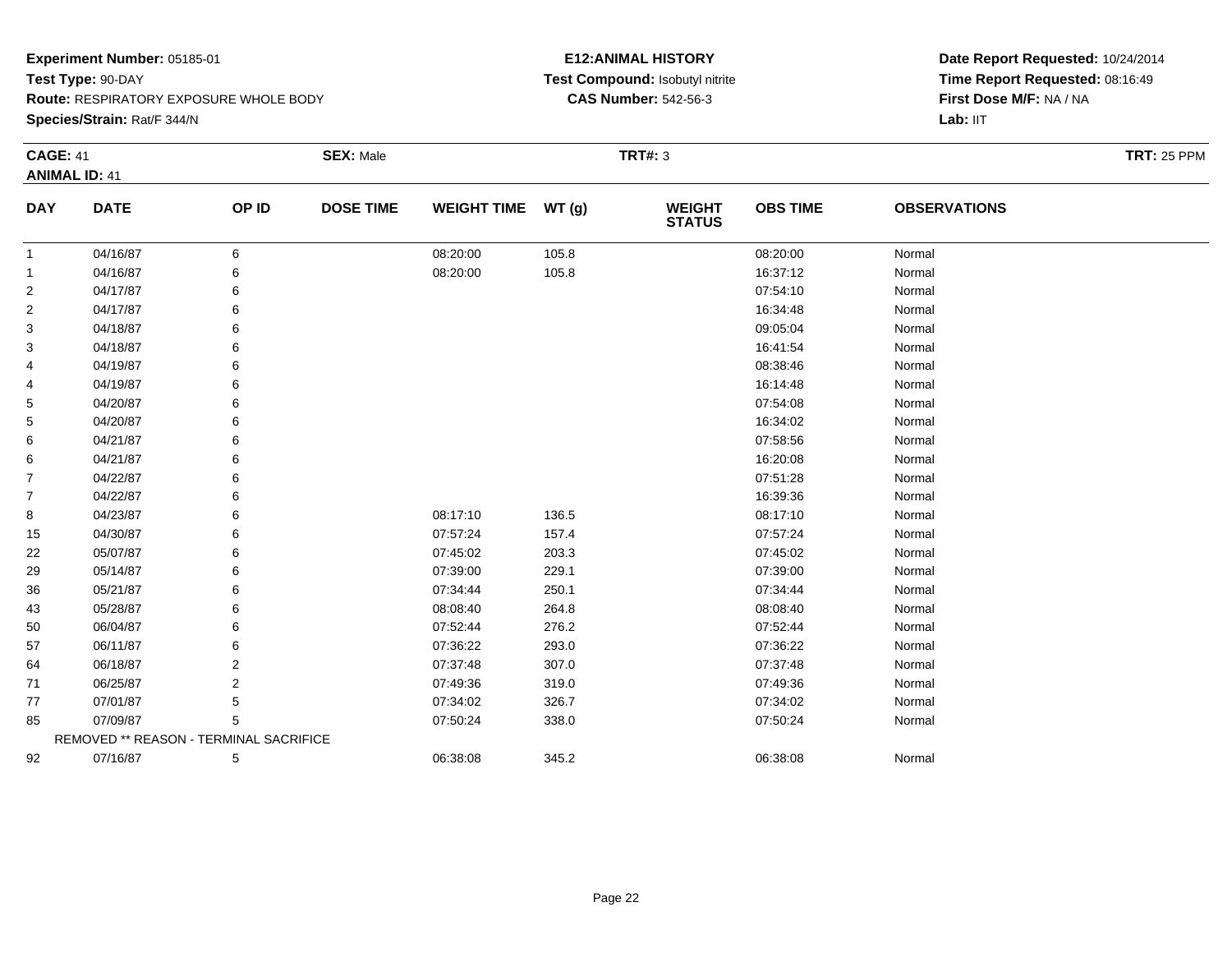**Experiment Number:** 05185-01
**Test Type:** 90-DAY
**Route:** RESPIRATORY EXPOSURE WHOLE BODY
**Species/Strain:** Rat/F 344/N

**E12:ANIMAL HISTORY**
**Test Compound:** Isobutyl nitrite
**CAS Number:** 542-56-3

**Date Report Requested:** 10/24/2014
**Time Report Requested:** 08:16:49
**First Dose M/F:** NA / NA
**Lab:** IIT

**CAGE:** 41 **SEX:** Male **TRT#:** 3 **TRT:** 25 PPM
**ANIMAL ID:** 41

| DAY | DATE | OP ID | DOSE TIME | WEIGHT TIME | WT (g) | WEIGHT STATUS | OBS TIME | OBSERVATIONS |
|---|---|---|---|---|---|---|---|---|
| 1 | 04/16/87 | 6 | | 08:20:00 | 105.8 | | 08:20:00 | Normal |
| 1 | 04/16/87 | 6 | | 08:20:00 | 105.8 | | 16:37:12 | Normal |
| 2 | 04/17/87 | 6 | | | | | 07:54:10 | Normal |
| 2 | 04/17/87 | 6 | | | | | 16:34:48 | Normal |
| 3 | 04/18/87 | 6 | | | | | 09:05:04 | Normal |
| 3 | 04/18/87 | 6 | | | | | 16:41:54 | Normal |
| 4 | 04/19/87 | 6 | | | | | 08:38:46 | Normal |
| 4 | 04/19/87 | 6 | | | | | 16:14:48 | Normal |
| 5 | 04/20/87 | 6 | | | | | 07:54:08 | Normal |
| 5 | 04/20/87 | 6 | | | | | 16:34:02 | Normal |
| 6 | 04/21/87 | 6 | | | | | 07:58:56 | Normal |
| 6 | 04/21/87 | 6 | | | | | 16:20:08 | Normal |
| 7 | 04/22/87 | 6 | | | | | 07:51:28 | Normal |
| 7 | 04/22/87 | 6 | | | | | 16:39:36 | Normal |
| 8 | 04/23/87 | 6 | | 08:17:10 | 136.5 | | 08:17:10 | Normal |
| 15 | 04/30/87 | 6 | | 07:57:24 | 157.4 | | 07:57:24 | Normal |
| 22 | 05/07/87 | 6 | | 07:45:02 | 203.3 | | 07:45:02 | Normal |
| 29 | 05/14/87 | 6 | | 07:39:00 | 229.1 | | 07:39:00 | Normal |
| 36 | 05/21/87 | 6 | | 07:34:44 | 250.1 | | 07:34:44 | Normal |
| 43 | 05/28/87 | 6 | | 08:08:40 | 264.8 | | 08:08:40 | Normal |
| 50 | 06/04/87 | 6 | | 07:52:44 | 276.2 | | 07:52:44 | Normal |
| 57 | 06/11/87 | 6 | | 07:36:22 | 293.0 | | 07:36:22 | Normal |
| 64 | 06/18/87 | 2 | | 07:37:48 | 307.0 | | 07:37:48 | Normal |
| 71 | 06/25/87 | 2 | | 07:49:36 | 319.0 | | 07:49:36 | Normal |
| 77 | 07/01/87 | 5 | | 07:34:02 | 326.7 | | 07:34:02 | Normal |
| 85 | 07/09/87 | 5 | | 07:50:24 | 338.0 | | 07:50:24 | Normal |
| | REMOVED ** REASON - TERMINAL SACRIFICE | | | | | | | |
| 92 | 07/16/87 | 5 | | 06:38:08 | 345.2 | | 06:38:08 | Normal |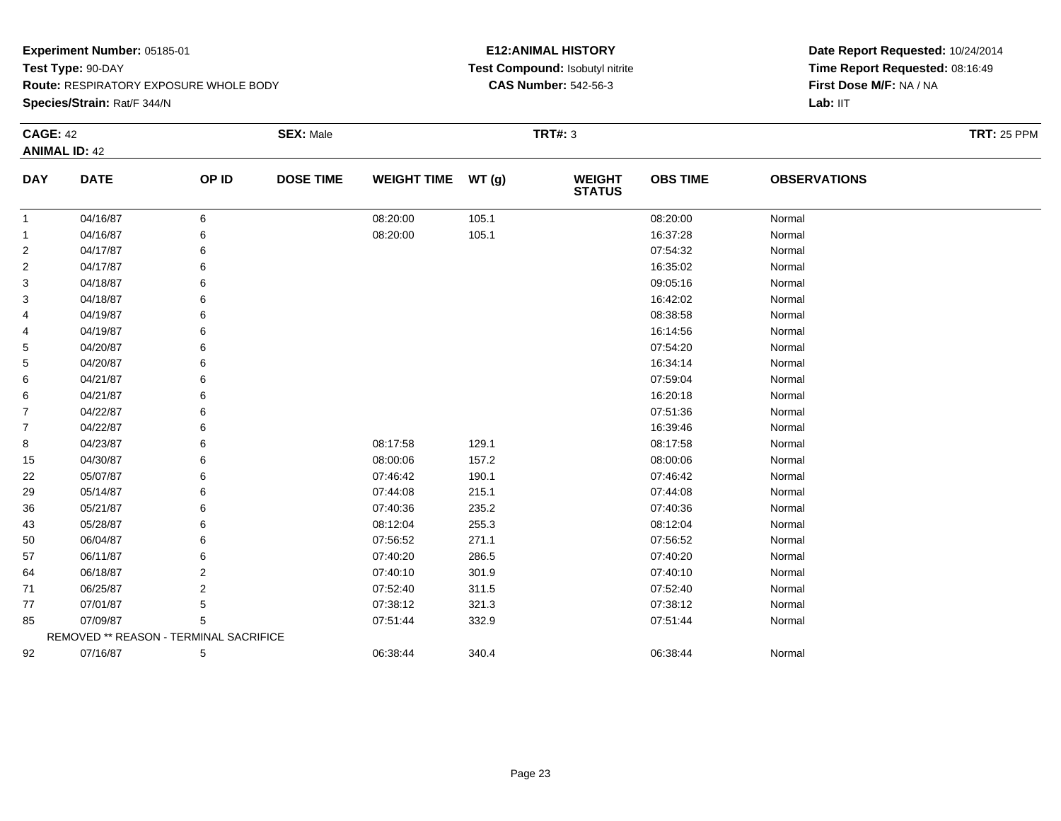**Experiment Number:** 05185-01
**Test Type:** 90-DAY
**Route:** RESPIRATORY EXPOSURE WHOLE BODY
**Species/Strain:** Rat/F 344/N

**E12:ANIMAL HISTORY**
**Test Compound:** Isobutyl nitrite
**CAS Number:** 542-56-3

**Date Report Requested:** 10/24/2014
**Time Report Requested:** 08:16:49
**First Dose M/F:** NA / NA
**Lab:** IIT

**CAGE:** 42 **SEX:** Male **TRT#:** 3 **TRT:** 25 PPM
**ANIMAL ID:** 42

| DAY | DATE | OP ID | DOSE TIME | WEIGHT TIME | WT (g) | WEIGHT STATUS | OBS TIME | OBSERVATIONS |
|---|---|---|---|---|---|---|---|---|
| 1 | 04/16/87 | 6 | | 08:20:00 | 105.1 | | 08:20:00 | Normal |
| 1 | 04/16/87 | 6 | | 08:20:00 | 105.1 | | 16:37:28 | Normal |
| 2 | 04/17/87 | 6 | | | | | 07:54:32 | Normal |
| 2 | 04/17/87 | 6 | | | | | 16:35:02 | Normal |
| 3 | 04/18/87 | 6 | | | | | 09:05:16 | Normal |
| 3 | 04/18/87 | 6 | | | | | 16:42:02 | Normal |
| 4 | 04/19/87 | 6 | | | | | 08:38:58 | Normal |
| 4 | 04/19/87 | 6 | | | | | 16:14:56 | Normal |
| 5 | 04/20/87 | 6 | | | | | 07:54:20 | Normal |
| 5 | 04/20/87 | 6 | | | | | 16:34:14 | Normal |
| 6 | 04/21/87 | 6 | | | | | 07:59:04 | Normal |
| 6 | 04/21/87 | 6 | | | | | 16:20:18 | Normal |
| 7 | 04/22/87 | 6 | | | | | 07:51:36 | Normal |
| 7 | 04/22/87 | 6 | | | | | 16:39:46 | Normal |
| 8 | 04/23/87 | 6 | | 08:17:58 | 129.1 | | 08:17:58 | Normal |
| 15 | 04/30/87 | 6 | | 08:00:06 | 157.2 | | 08:00:06 | Normal |
| 22 | 05/07/87 | 6 | | 07:46:42 | 190.1 | | 07:46:42 | Normal |
| 29 | 05/14/87 | 6 | | 07:44:08 | 215.1 | | 07:44:08 | Normal |
| 36 | 05/21/87 | 6 | | 07:40:36 | 235.2 | | 07:40:36 | Normal |
| 43 | 05/28/87 | 6 | | 08:12:04 | 255.3 | | 08:12:04 | Normal |
| 50 | 06/04/87 | 6 | | 07:56:52 | 271.1 | | 07:56:52 | Normal |
| 57 | 06/11/87 | 6 | | 07:40:20 | 286.5 | | 07:40:20 | Normal |
| 64 | 06/18/87 | 2 | | 07:40:10 | 301.9 | | 07:40:10 | Normal |
| 71 | 06/25/87 | 2 | | 07:52:40 | 311.5 | | 07:52:40 | Normal |
| 77 | 07/01/87 | 5 | | 07:38:12 | 321.3 | | 07:38:12 | Normal |
| 85 | 07/09/87 | 5 | | 07:51:44 | 332.9 | | 07:51:44 | Normal |
| | REMOVED ** REASON - TERMINAL SACRIFICE | | | | | | | |
| 92 | 07/16/87 | 5 | | 06:38:44 | 340.4 | | 06:38:44 | Normal |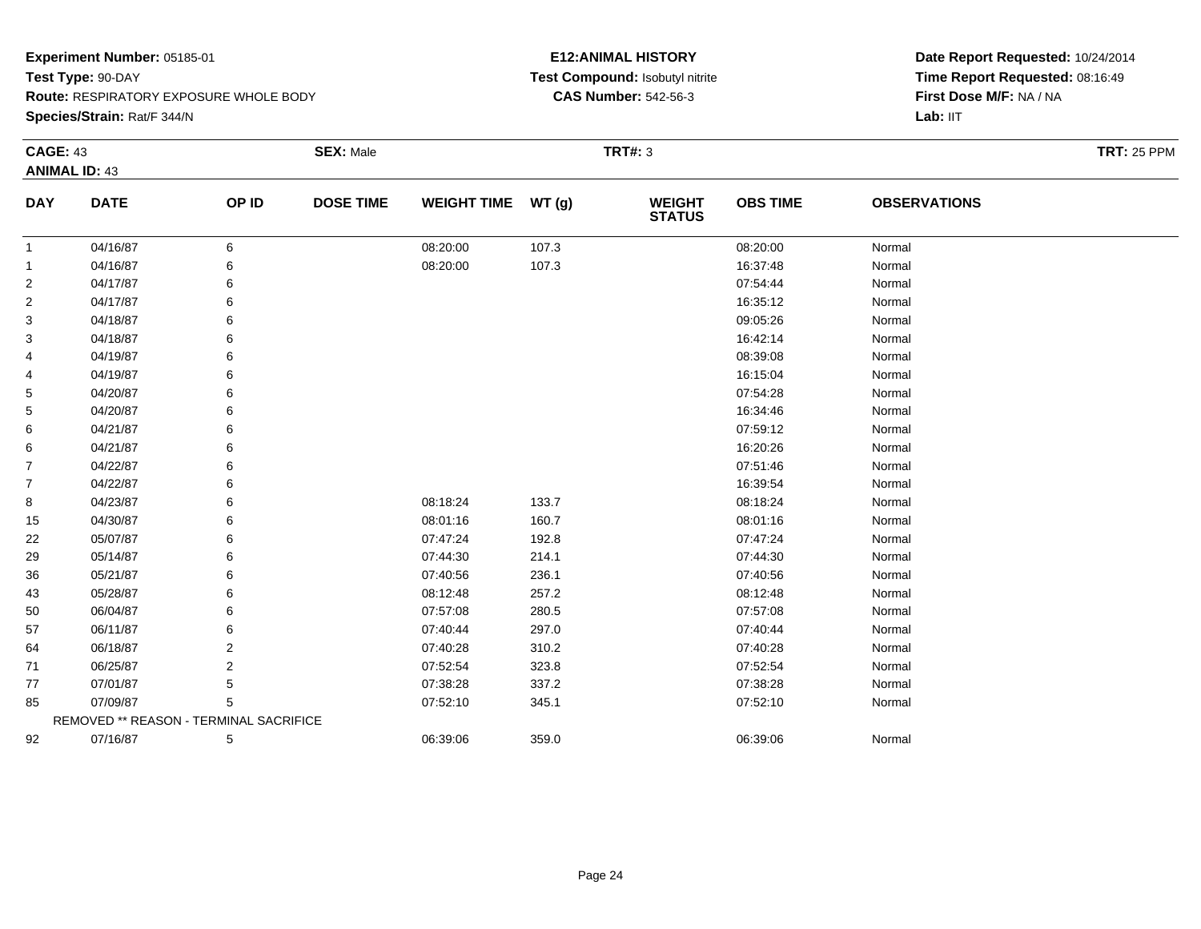**Experiment Number:** 05185-01
**Test Type:** 90-DAY
**Route:** RESPIRATORY EXPOSURE WHOLE BODY
**Species/Strain:** Rat/F 344/N

**E12:ANIMAL HISTORY**
**Test Compound:** Isobutyl nitrite
**CAS Number:** 542-56-3

**Date Report Requested:** 10/24/2014
**Time Report Requested:** 08:16:49
**First Dose M/F:** NA / NA
**Lab:** IIT

**CAGE:** 43 **SEX:** Male **TRT#:** 3 **TRT:** 25 PPM
**ANIMAL ID:** 43

| DAY | DATE | OP ID | DOSE TIME | WEIGHT TIME | WT (g) | WEIGHT STATUS | OBS TIME | OBSERVATIONS |
|---|---|---|---|---|---|---|---|---|
| 1 | 04/16/87 | 6 | | 08:20:00 | 107.3 | | 08:20:00 | Normal |
| 1 | 04/16/87 | 6 | | 08:20:00 | 107.3 | | 16:37:48 | Normal |
| 2 | 04/17/87 | 6 | | | | | 07:54:44 | Normal |
| 2 | 04/17/87 | 6 | | | | | 16:35:12 | Normal |
| 3 | 04/18/87 | 6 | | | | | 09:05:26 | Normal |
| 3 | 04/18/87 | 6 | | | | | 16:42:14 | Normal |
| 4 | 04/19/87 | 6 | | | | | 08:39:08 | Normal |
| 4 | 04/19/87 | 6 | | | | | 16:15:04 | Normal |
| 5 | 04/20/87 | 6 | | | | | 07:54:28 | Normal |
| 5 | 04/20/87 | 6 | | | | | 16:34:46 | Normal |
| 6 | 04/21/87 | 6 | | | | | 07:59:12 | Normal |
| 6 | 04/21/87 | 6 | | | | | 16:20:26 | Normal |
| 7 | 04/22/87 | 6 | | | | | 07:51:46 | Normal |
| 7 | 04/22/87 | 6 | | | | | 16:39:54 | Normal |
| 8 | 04/23/87 | 6 | | 08:18:24 | 133.7 | | 08:18:24 | Normal |
| 15 | 04/30/87 | 6 | | 08:01:16 | 160.7 | | 08:01:16 | Normal |
| 22 | 05/07/87 | 6 | | 07:47:24 | 192.8 | | 07:47:24 | Normal |
| 29 | 05/14/87 | 6 | | 07:44:30 | 214.1 | | 07:44:30 | Normal |
| 36 | 05/21/87 | 6 | | 07:40:56 | 236.1 | | 07:40:56 | Normal |
| 43 | 05/28/87 | 6 | | 08:12:48 | 257.2 | | 08:12:48 | Normal |
| 50 | 06/04/87 | 6 | | 07:57:08 | 280.5 | | 07:57:08 | Normal |
| 57 | 06/11/87 | 6 | | 07:40:44 | 297.0 | | 07:40:44 | Normal |
| 64 | 06/18/87 | 2 | | 07:40:28 | 310.2 | | 07:40:28 | Normal |
| 71 | 06/25/87 | 2 | | 07:52:54 | 323.8 | | 07:52:54 | Normal |
| 77 | 07/01/87 | 5 | | 07:38:28 | 337.2 | | 07:38:28 | Normal |
| 85 | 07/09/87 | 5 | | 07:52:10 | 345.1 | | 07:52:10 | Normal |
| | REMOVED ** REASON - TERMINAL SACRIFICE | | | | | | | |
| 92 | 07/16/87 | 5 | | 06:39:06 | 359.0 | | 06:39:06 | Normal |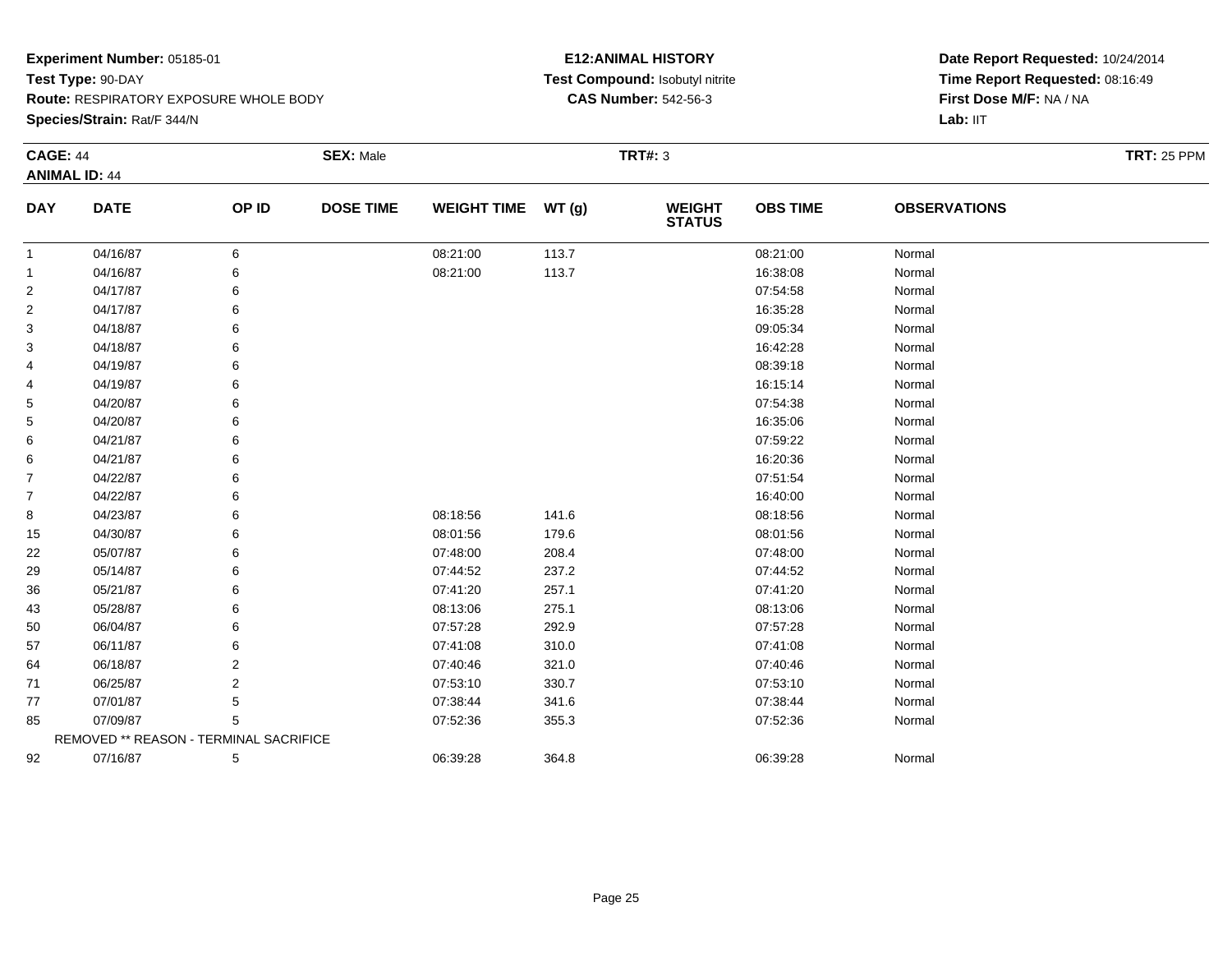**Experiment Number:** 05185-01
**Test Type:** 90-DAY
**Route:** RESPIRATORY EXPOSURE WHOLE BODY
**Species/Strain:** Rat/F 344/N

**E12:ANIMAL HISTORY**
**Test Compound:** Isobutyl nitrite
**CAS Number:** 542-56-3

**Date Report Requested:** 10/24/2014
**Time Report Requested:** 08:16:49
**First Dose M/F:** NA / NA
**Lab:** IIT

**CAGE:** 44 **SEX:** Male **TRT#:** 3 **TRT:** 25 PPM
**ANIMAL ID:** 44

| DAY | DATE | OP ID | DOSE TIME | WEIGHT TIME | WT (g) | WEIGHT STATUS | OBS TIME | OBSERVATIONS |
|---|---|---|---|---|---|---|---|---|
| 1 | 04/16/87 | 6 | | 08:21:00 | 113.7 | | 08:21:00 | Normal |
| 1 | 04/16/87 | 6 | | 08:21:00 | 113.7 | | 16:38:08 | Normal |
| 2 | 04/17/87 | 6 | | | | | 07:54:58 | Normal |
| 2 | 04/17/87 | 6 | | | | | 16:35:28 | Normal |
| 3 | 04/18/87 | 6 | | | | | 09:05:34 | Normal |
| 3 | 04/18/87 | 6 | | | | | 16:42:28 | Normal |
| 4 | 04/19/87 | 6 | | | | | 08:39:18 | Normal |
| 4 | 04/19/87 | 6 | | | | | 16:15:14 | Normal |
| 5 | 04/20/87 | 6 | | | | | 07:54:38 | Normal |
| 5 | 04/20/87 | 6 | | | | | 16:35:06 | Normal |
| 6 | 04/21/87 | 6 | | | | | 07:59:22 | Normal |
| 6 | 04/21/87 | 6 | | | | | 16:20:36 | Normal |
| 7 | 04/22/87 | 6 | | | | | 07:51:54 | Normal |
| 7 | 04/22/87 | 6 | | | | | 16:40:00 | Normal |
| 8 | 04/23/87 | 6 | | 08:18:56 | 141.6 | | 08:18:56 | Normal |
| 15 | 04/30/87 | 6 | | 08:01:56 | 179.6 | | 08:01:56 | Normal |
| 22 | 05/07/87 | 6 | | 07:48:00 | 208.4 | | 07:48:00 | Normal |
| 29 | 05/14/87 | 6 | | 07:44:52 | 237.2 | | 07:44:52 | Normal |
| 36 | 05/21/87 | 6 | | 07:41:20 | 257.1 | | 07:41:20 | Normal |
| 43 | 05/28/87 | 6 | | 08:13:06 | 275.1 | | 08:13:06 | Normal |
| 50 | 06/04/87 | 6 | | 07:57:28 | 292.9 | | 07:57:28 | Normal |
| 57 | 06/11/87 | 6 | | 07:41:08 | 310.0 | | 07:41:08 | Normal |
| 64 | 06/18/87 | 2 | | 07:40:46 | 321.0 | | 07:40:46 | Normal |
| 71 | 06/25/87 | 2 | | 07:53:10 | 330.7 | | 07:53:10 | Normal |
| 77 | 07/01/87 | 5 | | 07:38:44 | 341.6 | | 07:38:44 | Normal |
| 85 | 07/09/87 | 5 | | 07:52:36 | 355.3 | | 07:52:36 | Normal |
| REMOVED ** REASON - TERMINAL SACRIFICE | | | | | | | | |
| 92 | 07/16/87 | 5 | | 06:39:28 | 364.8 | | 06:39:28 | Normal |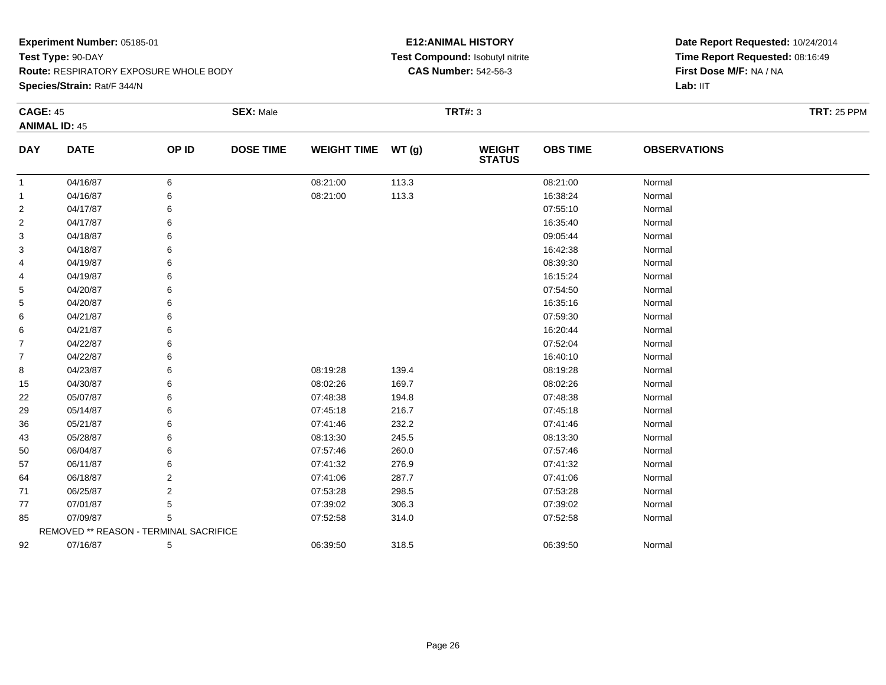**Experiment Number:** 05185-01
**Test Type:** 90-DAY
**Route:** RESPIRATORY EXPOSURE WHOLE BODY
**Species/Strain:** Rat/F 344/N

**E12:ANIMAL HISTORY**
**Test Compound:** Isobutyl nitrite
**CAS Number:** 542-56-3

**Date Report Requested:** 10/24/2014
**Time Report Requested:** 08:16:49
**First Dose M/F:** NA / NA
**Lab:** IIT

**CAGE:** 45 **SEX:** Male **TRT#:** 3 **TRT:** 25 PPM
**ANIMAL ID:** 45

| DAY | DATE | OP ID | DOSE TIME | WEIGHT TIME | WT (g) | WEIGHT STATUS | OBS TIME | OBSERVATIONS |
|---|---|---|---|---|---|---|---|---|
| 1 | 04/16/87 | 6 | | 08:21:00 | 113.3 | | 08:21:00 | Normal |
| 1 | 04/16/87 | 6 | | 08:21:00 | 113.3 | | 16:38:24 | Normal |
| 2 | 04/17/87 | 6 | | | | | 07:55:10 | Normal |
| 2 | 04/17/87 | 6 | | | | | 16:35:40 | Normal |
| 3 | 04/18/87 | 6 | | | | | 09:05:44 | Normal |
| 3 | 04/18/87 | 6 | | | | | 16:42:38 | Normal |
| 4 | 04/19/87 | 6 | | | | | 08:39:30 | Normal |
| 4 | 04/19/87 | 6 | | | | | 16:15:24 | Normal |
| 5 | 04/20/87 | 6 | | | | | 07:54:50 | Normal |
| 5 | 04/20/87 | 6 | | | | | 16:35:16 | Normal |
| 6 | 04/21/87 | 6 | | | | | 07:59:30 | Normal |
| 6 | 04/21/87 | 6 | | | | | 16:20:44 | Normal |
| 7 | 04/22/87 | 6 | | | | | 07:52:04 | Normal |
| 7 | 04/22/87 | 6 | | | | | 16:40:10 | Normal |
| 8 | 04/23/87 | 6 | | 08:19:28 | 139.4 | | 08:19:28 | Normal |
| 15 | 04/30/87 | 6 | | 08:02:26 | 169.7 | | 08:02:26 | Normal |
| 22 | 05/07/87 | 6 | | 07:48:38 | 194.8 | | 07:48:38 | Normal |
| 29 | 05/14/87 | 6 | | 07:45:18 | 216.7 | | 07:45:18 | Normal |
| 36 | 05/21/87 | 6 | | 07:41:46 | 232.2 | | 07:41:46 | Normal |
| 43 | 05/28/87 | 6 | | 08:13:30 | 245.5 | | 08:13:30 | Normal |
| 50 | 06/04/87 | 6 | | 07:57:46 | 260.0 | | 07:57:46 | Normal |
| 57 | 06/11/87 | 6 | | 07:41:32 | 276.9 | | 07:41:32 | Normal |
| 64 | 06/18/87 | 2 | | 07:41:06 | 287.7 | | 07:41:06 | Normal |
| 71 | 06/25/87 | 2 | | 07:53:28 | 298.5 | | 07:53:28 | Normal |
| 77 | 07/01/87 | 5 | | 07:39:02 | 306.3 | | 07:39:02 | Normal |
| 85 | 07/09/87 | 5 | | 07:52:58 | 314.0 | | 07:52:58 | Normal |
| | REMOVED ** REASON - TERMINAL SACRIFICE | | | | | | | |
| 92 | 07/16/87 | 5 | | 06:39:50 | 318.5 | | 06:39:50 | Normal |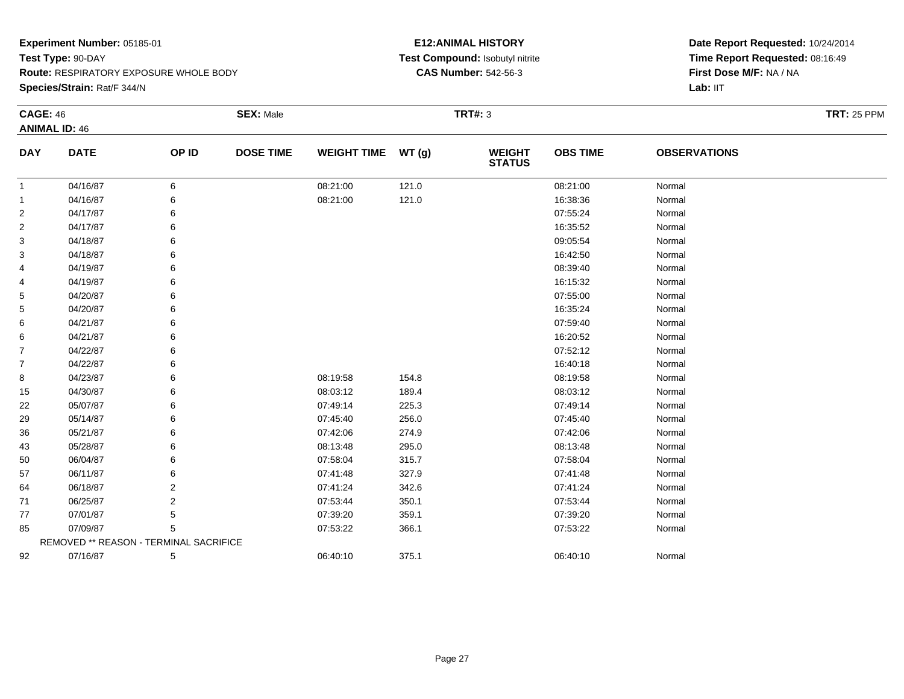**Experiment Number:** 05185-01
**Test Type:** 90-DAY
**Route:** RESPIRATORY EXPOSURE WHOLE BODY
**Species/Strain:** Rat/F 344/N

**E12:ANIMAL HISTORY**
**Test Compound:** Isobutyl nitrite
**CAS Number:** 542-56-3

**Date Report Requested:** 10/24/2014
**Time Report Requested:** 08:16:49
**First Dose M/F:** NA / NA
**Lab:** IIT

**CAGE:** 46 **SEX:** Male **TRT#:** 3 **TRT:** 25 PPM
**ANIMAL ID:** 46

| DAY | DATE | OP ID | DOSE TIME | WEIGHT TIME | WT (g) | WEIGHT STATUS | OBS TIME | OBSERVATIONS |
|---|---|---|---|---|---|---|---|---|
| 1 | 04/16/87 | 6 | | 08:21:00 | 121.0 | | 08:21:00 | Normal |
| 1 | 04/16/87 | 6 | | 08:21:00 | 121.0 | | 16:38:36 | Normal |
| 2 | 04/17/87 | 6 | | | | | 07:55:24 | Normal |
| 2 | 04/17/87 | 6 | | | | | 16:35:52 | Normal |
| 3 | 04/18/87 | 6 | | | | | 09:05:54 | Normal |
| 3 | 04/18/87 | 6 | | | | | 16:42:50 | Normal |
| 4 | 04/19/87 | 6 | | | | | 08:39:40 | Normal |
| 4 | 04/19/87 | 6 | | | | | 16:15:32 | Normal |
| 5 | 04/20/87 | 6 | | | | | 07:55:00 | Normal |
| 5 | 04/20/87 | 6 | | | | | 16:35:24 | Normal |
| 6 | 04/21/87 | 6 | | | | | 07:59:40 | Normal |
| 6 | 04/21/87 | 6 | | | | | 16:20:52 | Normal |
| 7 | 04/22/87 | 6 | | | | | 07:52:12 | Normal |
| 7 | 04/22/87 | 6 | | | | | 16:40:18 | Normal |
| 8 | 04/23/87 | 6 | | 08:19:58 | 154.8 | | 08:19:58 | Normal |
| 15 | 04/30/87 | 6 | | 08:03:12 | 189.4 | | 08:03:12 | Normal |
| 22 | 05/07/87 | 6 | | 07:49:14 | 225.3 | | 07:49:14 | Normal |
| 29 | 05/14/87 | 6 | | 07:45:40 | 256.0 | | 07:45:40 | Normal |
| 36 | 05/21/87 | 6 | | 07:42:06 | 274.9 | | 07:42:06 | Normal |
| 43 | 05/28/87 | 6 | | 08:13:48 | 295.0 | | 08:13:48 | Normal |
| 50 | 06/04/87 | 6 | | 07:58:04 | 315.7 | | 07:58:04 | Normal |
| 57 | 06/11/87 | 6 | | 07:41:48 | 327.9 | | 07:41:48 | Normal |
| 64 | 06/18/87 | 2 | | 07:41:24 | 342.6 | | 07:41:24 | Normal |
| 71 | 06/25/87 | 2 | | 07:53:44 | 350.1 | | 07:53:44 | Normal |
| 77 | 07/01/87 | 5 | | 07:39:20 | 359.1 | | 07:39:20 | Normal |
| 85 | 07/09/87 | 5 | | 07:53:22 | 366.1 | | 07:53:22 | Normal |
| | REMOVED ** REASON - TERMINAL SACRIFICE | | | | | | | |
| 92 | 07/16/87 | 5 | | 06:40:10 | 375.1 | | 06:40:10 | Normal |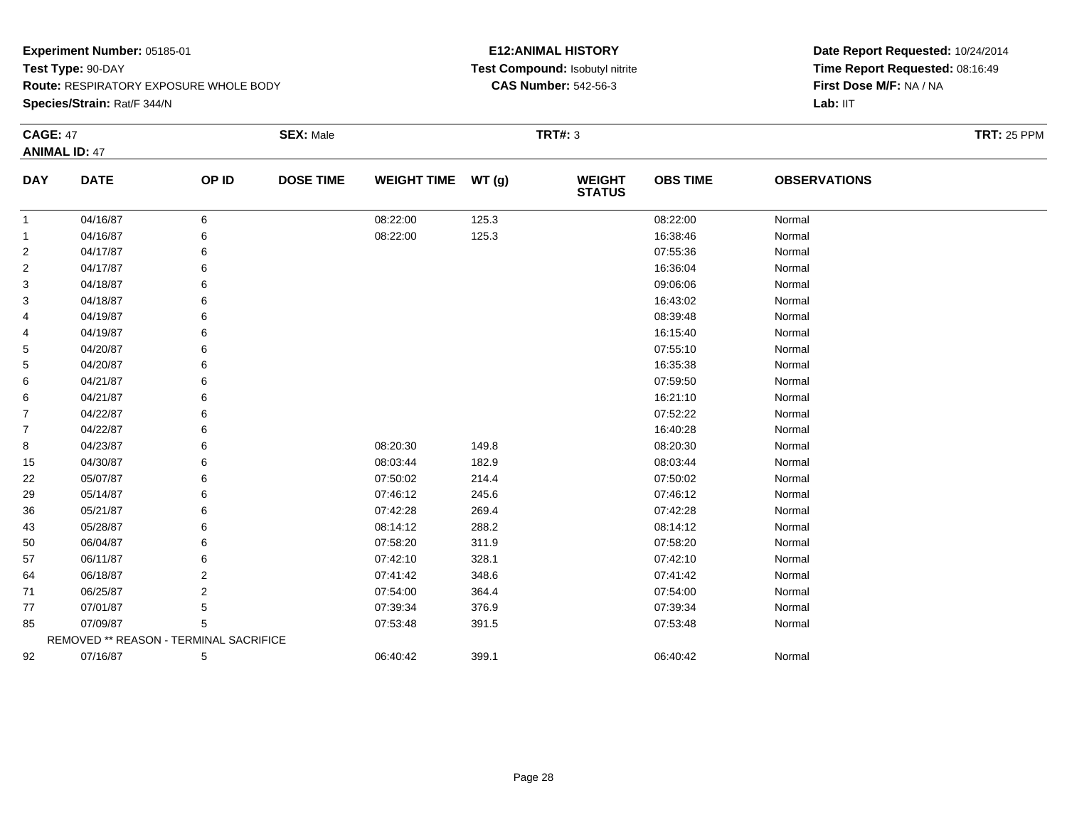**Experiment Number:** 05185-01
**Test Type:** 90-DAY
**Route:** RESPIRATORY EXPOSURE WHOLE BODY
**Species/Strain:** Rat/F 344/N

**E12:ANIMAL HISTORY**
**Test Compound:** Isobutyl nitrite
**CAS Number:** 542-56-3

**Date Report Requested:** 10/24/2014
**Time Report Requested:** 08:16:49
**First Dose M/F:** NA / NA
**Lab:** IIT

**CAGE:** 47 **SEX:** Male **TRT#:** 3 **TRT:** 25 PPM
**ANIMAL ID:** 47

| DAY | DATE | OP ID | DOSE TIME | WEIGHT TIME | WT (g) | WEIGHT STATUS | OBS TIME | OBSERVATIONS |
|---|---|---|---|---|---|---|---|---|
| 1 | 04/16/87 | 6 | | 08:22:00 | 125.3 | | 08:22:00 | Normal |
| 1 | 04/16/87 | 6 | | 08:22:00 | 125.3 | | 16:38:46 | Normal |
| 2 | 04/17/87 | 6 | | | | | 07:55:36 | Normal |
| 2 | 04/17/87 | 6 | | | | | 16:36:04 | Normal |
| 3 | 04/18/87 | 6 | | | | | 09:06:06 | Normal |
| 3 | 04/18/87 | 6 | | | | | 16:43:02 | Normal |
| 4 | 04/19/87 | 6 | | | | | 08:39:48 | Normal |
| 4 | 04/19/87 | 6 | | | | | 16:15:40 | Normal |
| 5 | 04/20/87 | 6 | | | | | 07:55:10 | Normal |
| 5 | 04/20/87 | 6 | | | | | 16:35:38 | Normal |
| 6 | 04/21/87 | 6 | | | | | 07:59:50 | Normal |
| 6 | 04/21/87 | 6 | | | | | 16:21:10 | Normal |
| 7 | 04/22/87 | 6 | | | | | 07:52:22 | Normal |
| 7 | 04/22/87 | 6 | | | | | 16:40:28 | Normal |
| 8 | 04/23/87 | 6 | | 08:20:30 | 149.8 | | 08:20:30 | Normal |
| 15 | 04/30/87 | 6 | | 08:03:44 | 182.9 | | 08:03:44 | Normal |
| 22 | 05/07/87 | 6 | | 07:50:02 | 214.4 | | 07:50:02 | Normal |
| 29 | 05/14/87 | 6 | | 07:46:12 | 245.6 | | 07:46:12 | Normal |
| 36 | 05/21/87 | 6 | | 07:42:28 | 269.4 | | 07:42:28 | Normal |
| 43 | 05/28/87 | 6 | | 08:14:12 | 288.2 | | 08:14:12 | Normal |
| 50 | 06/04/87 | 6 | | 07:58:20 | 311.9 | | 07:58:20 | Normal |
| 57 | 06/11/87 | 6 | | 07:42:10 | 328.1 | | 07:42:10 | Normal |
| 64 | 06/18/87 | 2 | | 07:41:42 | 348.6 | | 07:41:42 | Normal |
| 71 | 06/25/87 | 2 | | 07:54:00 | 364.4 | | 07:54:00 | Normal |
| 77 | 07/01/87 | 5 | | 07:39:34 | 376.9 | | 07:39:34 | Normal |
| 85 | 07/09/87 | 5 | | 07:53:48 | 391.5 | | 07:53:48 | Normal |
| | REMOVED ** REASON - TERMINAL SACRIFICE | | | | | | | |
| 92 | 07/16/87 | 5 | | 06:40:42 | 399.1 | | 06:40:42 | Normal |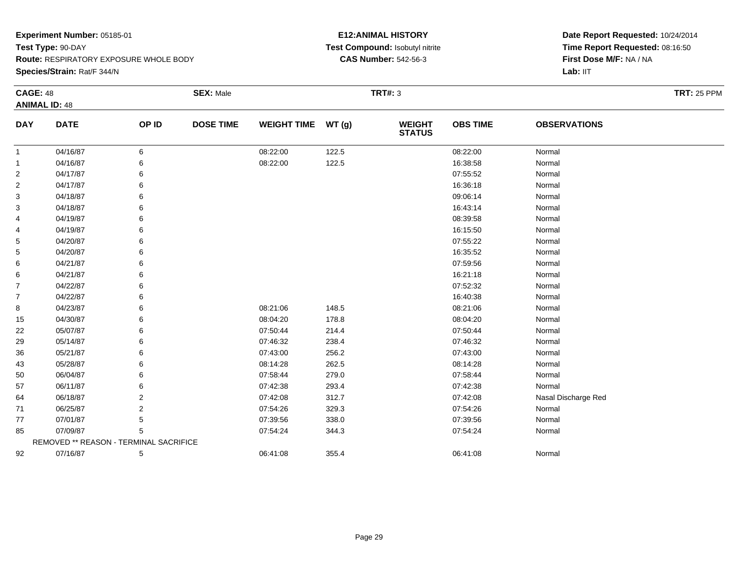**Experiment Number:** 05185-01
**Test Type:** 90-DAY
**Route:** RESPIRATORY EXPOSURE WHOLE BODY
**Species/Strain:** Rat/F 344/N

**E12:ANIMAL HISTORY**
**Test Compound:** Isobutyl nitrite
**CAS Number:** 542-56-3

**Date Report Requested:** 10/24/2014
**Time Report Requested:** 08:16:50
**First Dose M/F:** NA / NA
**Lab:** IIT

**CAGE:** 48 **SEX:** Male **TRT#:** 3 **TRT:** 25 PPM
**ANIMAL ID:** 48

| DAY | DATE | OP ID | DOSE TIME | WEIGHT TIME | WT (g) | WEIGHT STATUS | OBS TIME | OBSERVATIONS |
|---|---|---|---|---|---|---|---|---|
| 1 | 04/16/87 | 6 | | 08:22:00 | 122.5 | | 08:22:00 | Normal |
| 1 | 04/16/87 | 6 | | 08:22:00 | 122.5 | | 16:38:58 | Normal |
| 2 | 04/17/87 | 6 | | | | | 07:55:52 | Normal |
| 2 | 04/17/87 | 6 | | | | | 16:36:18 | Normal |
| 3 | 04/18/87 | 6 | | | | | 09:06:14 | Normal |
| 3 | 04/18/87 | 6 | | | | | 16:43:14 | Normal |
| 4 | 04/19/87 | 6 | | | | | 08:39:58 | Normal |
| 4 | 04/19/87 | 6 | | | | | 16:15:50 | Normal |
| 5 | 04/20/87 | 6 | | | | | 07:55:22 | Normal |
| 5 | 04/20/87 | 6 | | | | | 16:35:52 | Normal |
| 6 | 04/21/87 | 6 | | | | | 07:59:56 | Normal |
| 6 | 04/21/87 | 6 | | | | | 16:21:18 | Normal |
| 7 | 04/22/87 | 6 | | | | | 07:52:32 | Normal |
| 7 | 04/22/87 | 6 | | | | | 16:40:38 | Normal |
| 8 | 04/23/87 | 6 | | 08:21:06 | 148.5 | | 08:21:06 | Normal |
| 15 | 04/30/87 | 6 | | 08:04:20 | 178.8 | | 08:04:20 | Normal |
| 22 | 05/07/87 | 6 | | 07:50:44 | 214.4 | | 07:50:44 | Normal |
| 29 | 05/14/87 | 6 | | 07:46:32 | 238.4 | | 07:46:32 | Normal |
| 36 | 05/21/87 | 6 | | 07:43:00 | 256.2 | | 07:43:00 | Normal |
| 43 | 05/28/87 | 6 | | 08:14:28 | 262.5 | | 08:14:28 | Normal |
| 50 | 06/04/87 | 6 | | 07:58:44 | 279.0 | | 07:58:44 | Normal |
| 57 | 06/11/87 | 6 | | 07:42:38 | 293.4 | | 07:42:38 | Normal |
| 64 | 06/18/87 | 2 | | 07:42:08 | 312.7 | | 07:42:08 | Nasal Discharge Red |
| 71 | 06/25/87 | 2 | | 07:54:26 | 329.3 | | 07:54:26 | Normal |
| 77 | 07/01/87 | 5 | | 07:39:56 | 338.0 | | 07:39:56 | Normal |
| 85 | 07/09/87 | 5 | | 07:54:24 | 344.3 | | 07:54:24 | Normal |
| | REMOVED ** REASON - TERMINAL SACRIFICE | | | | | | | |
| 92 | 07/16/87 | 5 | | 06:41:08 | 355.4 | | 06:41:08 | Normal |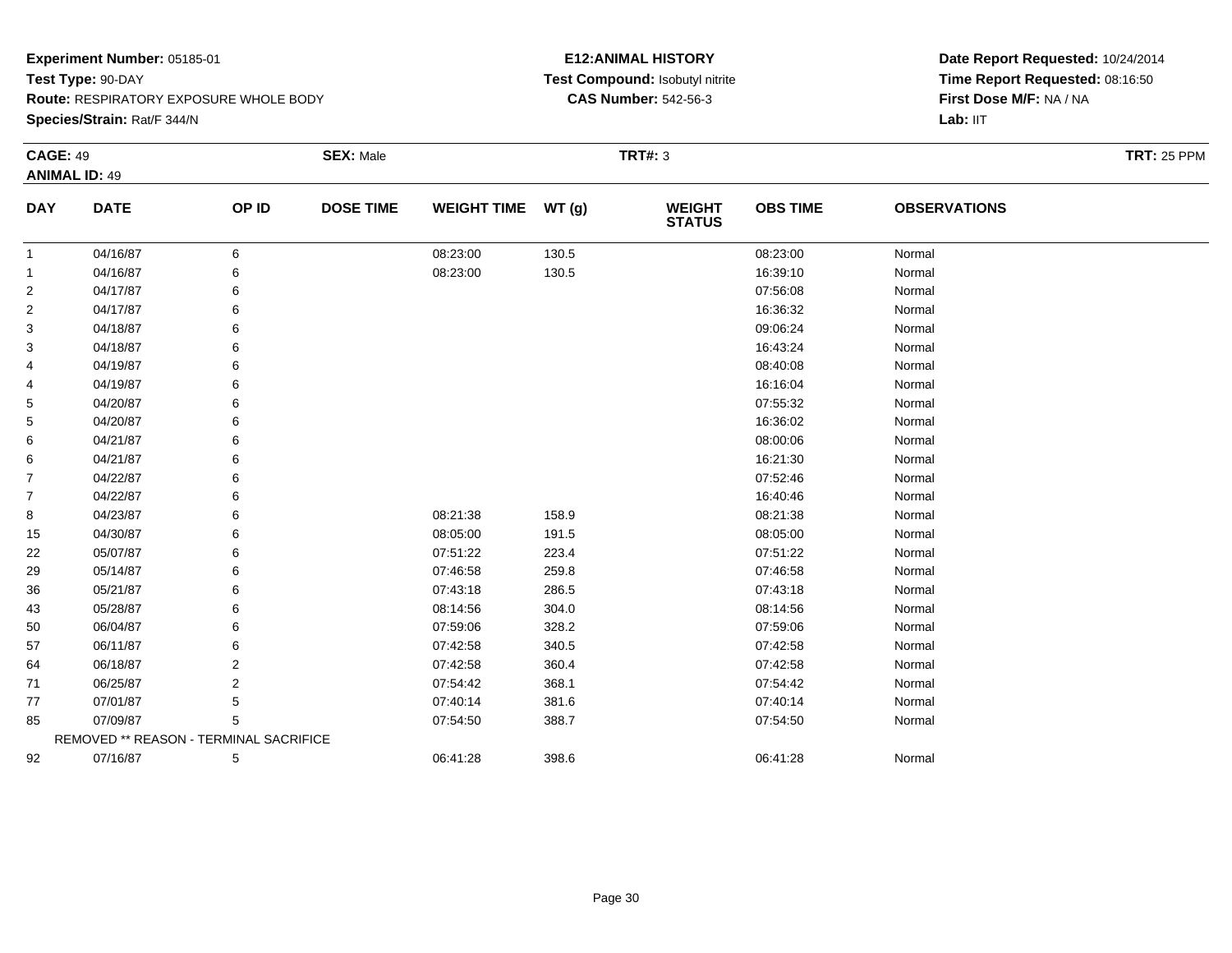**Experiment Number:** 05185-01
**Test Type:** 90-DAY
**Route:** RESPIRATORY EXPOSURE WHOLE BODY
**Species/Strain:** Rat/F 344/N

**E12:ANIMAL HISTORY**
**Test Compound:** Isobutyl nitrite
**CAS Number:** 542-56-3

**Date Report Requested:** 10/24/2014
**Time Report Requested:** 08:16:50
**First Dose M/F:** NA / NA
**Lab:** IIT

**CAGE:** 49 **SEX:** Male **TRT#:** 3 **TRT:** 25 PPM
**ANIMAL ID:** 49

| DAY | DATE | OP ID | DOSE TIME | WEIGHT TIME | WT (g) | WEIGHT STATUS | OBS TIME | OBSERVATIONS |
|---|---|---|---|---|---|---|---|---|
| 1 | 04/16/87 | 6 | | 08:23:00 | 130.5 | | 08:23:00 | Normal |
| 1 | 04/16/87 | 6 | | 08:23:00 | 130.5 | | 16:39:10 | Normal |
| 2 | 04/17/87 | 6 | | | | | 07:56:08 | Normal |
| 2 | 04/17/87 | 6 | | | | | 16:36:32 | Normal |
| 3 | 04/18/87 | 6 | | | | | 09:06:24 | Normal |
| 3 | 04/18/87 | 6 | | | | | 16:43:24 | Normal |
| 4 | 04/19/87 | 6 | | | | | 08:40:08 | Normal |
| 4 | 04/19/87 | 6 | | | | | 16:16:04 | Normal |
| 5 | 04/20/87 | 6 | | | | | 07:55:32 | Normal |
| 5 | 04/20/87 | 6 | | | | | 16:36:02 | Normal |
| 6 | 04/21/87 | 6 | | | | | 08:00:06 | Normal |
| 6 | 04/21/87 | 6 | | | | | 16:21:30 | Normal |
| 7 | 04/22/87 | 6 | | | | | 07:52:46 | Normal |
| 7 | 04/22/87 | 6 | | | | | 16:40:46 | Normal |
| 8 | 04/23/87 | 6 | | 08:21:38 | 158.9 | | 08:21:38 | Normal |
| 15 | 04/30/87 | 6 | | 08:05:00 | 191.5 | | 08:05:00 | Normal |
| 22 | 05/07/87 | 6 | | 07:51:22 | 223.4 | | 07:51:22 | Normal |
| 29 | 05/14/87 | 6 | | 07:46:58 | 259.8 | | 07:46:58 | Normal |
| 36 | 05/21/87 | 6 | | 07:43:18 | 286.5 | | 07:43:18 | Normal |
| 43 | 05/28/87 | 6 | | 08:14:56 | 304.0 | | 08:14:56 | Normal |
| 50 | 06/04/87 | 6 | | 07:59:06 | 328.2 | | 07:59:06 | Normal |
| 57 | 06/11/87 | 6 | | 07:42:58 | 340.5 | | 07:42:58 | Normal |
| 64 | 06/18/87 | 2 | | 07:42:58 | 360.4 | | 07:42:58 | Normal |
| 71 | 06/25/87 | 2 | | 07:54:42 | 368.1 | | 07:54:42 | Normal |
| 77 | 07/01/87 | 5 | | 07:40:14 | 381.6 | | 07:40:14 | Normal |
| 85 | 07/09/87 | 5 | | 07:54:50 | 388.7 | | 07:54:50 | Normal |
| | REMOVED ** REASON - TERMINAL SACRIFICE | | | | | | | |
| 92 | 07/16/87 | 5 | | 06:41:28 | 398.6 | | 06:41:28 | Normal |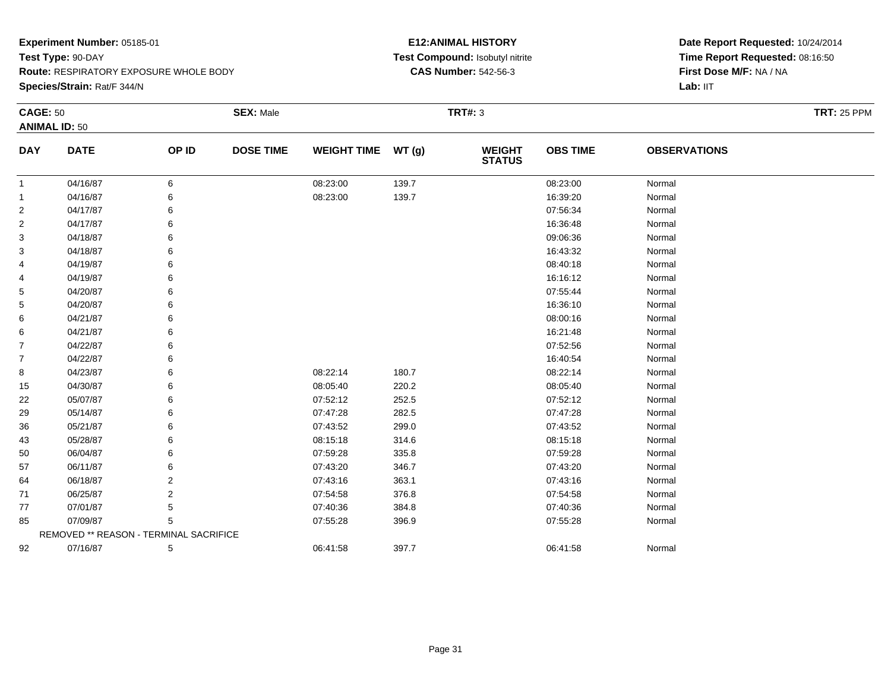**Experiment Number:** 05185-01
**Test Type:** 90-DAY
**Route:** RESPIRATORY EXPOSURE WHOLE BODY
**Species/Strain:** Rat/F 344/N

**E12:ANIMAL HISTORY**
**Test Compound:** Isobutyl nitrite
**CAS Number:** 542-56-3

**Date Report Requested:** 10/24/2014
**Time Report Requested:** 08:16:50
**First Dose M/F:** NA / NA
**Lab:** IIT

**CAGE:** 50 **SEX:** Male **TRT#:** 3 **TRT:** 25 PPM
**ANIMAL ID:** 50

| DAY | DATE | OP ID | DOSE TIME | WEIGHT TIME | WT (g) | WEIGHT STATUS | OBS TIME | OBSERVATIONS |
|---|---|---|---|---|---|---|---|---|
| 1 | 04/16/87 | 6 | | 08:23:00 | 139.7 | | 08:23:00 | Normal |
| 1 | 04/16/87 | 6 | | 08:23:00 | 139.7 | | 16:39:20 | Normal |
| 2 | 04/17/87 | 6 | | | | | 07:56:34 | Normal |
| 2 | 04/17/87 | 6 | | | | | 16:36:48 | Normal |
| 3 | 04/18/87 | 6 | | | | | 09:06:36 | Normal |
| 3 | 04/18/87 | 6 | | | | | 16:43:32 | Normal |
| 4 | 04/19/87 | 6 | | | | | 08:40:18 | Normal |
| 4 | 04/19/87 | 6 | | | | | 16:16:12 | Normal |
| 5 | 04/20/87 | 6 | | | | | 07:55:44 | Normal |
| 5 | 04/20/87 | 6 | | | | | 16:36:10 | Normal |
| 6 | 04/21/87 | 6 | | | | | 08:00:16 | Normal |
| 6 | 04/21/87 | 6 | | | | | 16:21:48 | Normal |
| 7 | 04/22/87 | 6 | | | | | 07:52:56 | Normal |
| 7 | 04/22/87 | 6 | | | | | 16:40:54 | Normal |
| 8 | 04/23/87 | 6 | | 08:22:14 | 180.7 | | 08:22:14 | Normal |
| 15 | 04/30/87 | 6 | | 08:05:40 | 220.2 | | 08:05:40 | Normal |
| 22 | 05/07/87 | 6 | | 07:52:12 | 252.5 | | 07:52:12 | Normal |
| 29 | 05/14/87 | 6 | | 07:47:28 | 282.5 | | 07:47:28 | Normal |
| 36 | 05/21/87 | 6 | | 07:43:52 | 299.0 | | 07:43:52 | Normal |
| 43 | 05/28/87 | 6 | | 08:15:18 | 314.6 | | 08:15:18 | Normal |
| 50 | 06/04/87 | 6 | | 07:59:28 | 335.8 | | 07:59:28 | Normal |
| 57 | 06/11/87 | 6 | | 07:43:20 | 346.7 | | 07:43:20 | Normal |
| 64 | 06/18/87 | 2 | | 07:43:16 | 363.1 | | 07:43:16 | Normal |
| 71 | 06/25/87 | 2 | | 07:54:58 | 376.8 | | 07:54:58 | Normal |
| 77 | 07/01/87 | 5 | | 07:40:36 | 384.8 | | 07:40:36 | Normal |
| 85 | 07/09/87 | 5 | | 07:55:28 | 396.9 | | 07:55:28 | Normal |
| | REMOVED ** REASON - TERMINAL SACRIFICE | | | | | | | |
| 92 | 07/16/87 | 5 | | 06:41:58 | 397.7 | | 06:41:58 | Normal |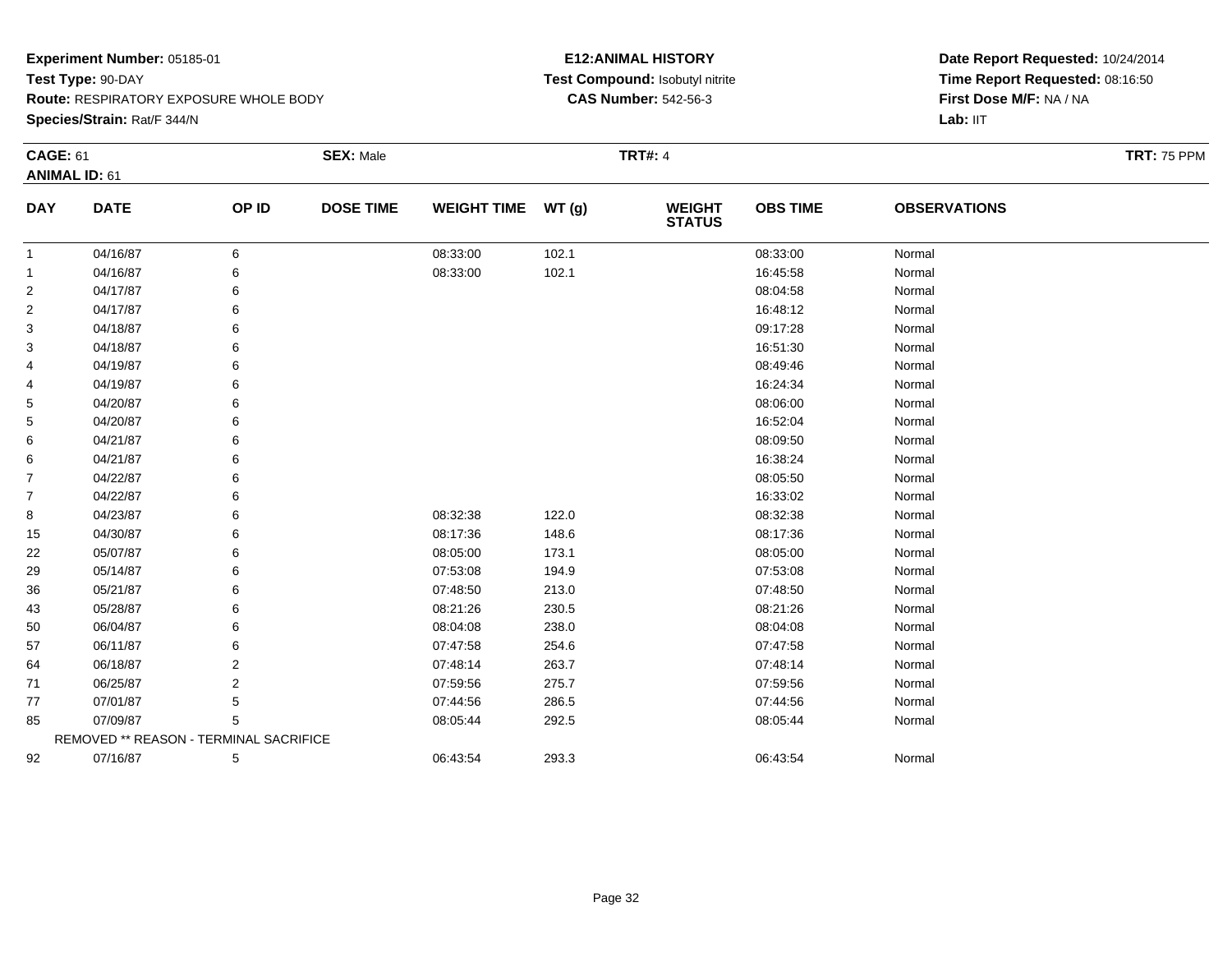**Experiment Number:** 05185-01
**Test Type:** 90-DAY
**Route:** RESPIRATORY EXPOSURE WHOLE BODY
**Species/Strain:** Rat/F 344/N

**E12:ANIMAL HISTORY**
**Test Compound:** Isobutyl nitrite
**CAS Number:** 542-56-3

**Date Report Requested:** 10/24/2014
**Time Report Requested:** 08:16:50
**First Dose M/F:** NA / NA
**Lab:** IIT

**CAGE:** 61 **SEX:** Male **TRT#:** 4 **TRT:** 75 PPM
**ANIMAL ID:** 61

| DAY | DATE | OP ID | DOSE TIME | WEIGHT TIME | WT (g) | WEIGHT STATUS | OBS TIME | OBSERVATIONS |
|---|---|---|---|---|---|---|---|---|
| 1 | 04/16/87 | 6 | | 08:33:00 | 102.1 | | 08:33:00 | Normal |
| 1 | 04/16/87 | 6 | | 08:33:00 | 102.1 | | 16:45:58 | Normal |
| 2 | 04/17/87 | 6 | | | | | 08:04:58 | Normal |
| 2 | 04/17/87 | 6 | | | | | 16:48:12 | Normal |
| 3 | 04/18/87 | 6 | | | | | 09:17:28 | Normal |
| 3 | 04/18/87 | 6 | | | | | 16:51:30 | Normal |
| 4 | 04/19/87 | 6 | | | | | 08:49:46 | Normal |
| 4 | 04/19/87 | 6 | | | | | 16:24:34 | Normal |
| 5 | 04/20/87 | 6 | | | | | 08:06:00 | Normal |
| 5 | 04/20/87 | 6 | | | | | 16:52:04 | Normal |
| 6 | 04/21/87 | 6 | | | | | 08:09:50 | Normal |
| 6 | 04/21/87 | 6 | | | | | 16:38:24 | Normal |
| 7 | 04/22/87 | 6 | | | | | 08:05:50 | Normal |
| 7 | 04/22/87 | 6 | | | | | 16:33:02 | Normal |
| 8 | 04/23/87 | 6 | | 08:32:38 | 122.0 | | 08:32:38 | Normal |
| 15 | 04/30/87 | 6 | | 08:17:36 | 148.6 | | 08:17:36 | Normal |
| 22 | 05/07/87 | 6 | | 08:05:00 | 173.1 | | 08:05:00 | Normal |
| 29 | 05/14/87 | 6 | | 07:53:08 | 194.9 | | 07:53:08 | Normal |
| 36 | 05/21/87 | 6 | | 07:48:50 | 213.0 | | 07:48:50 | Normal |
| 43 | 05/28/87 | 6 | | 08:21:26 | 230.5 | | 08:21:26 | Normal |
| 50 | 06/04/87 | 6 | | 08:04:08 | 238.0 | | 08:04:08 | Normal |
| 57 | 06/11/87 | 6 | | 07:47:58 | 254.6 | | 07:47:58 | Normal |
| 64 | 06/18/87 | 2 | | 07:48:14 | 263.7 | | 07:48:14 | Normal |
| 71 | 06/25/87 | 2 | | 07:59:56 | 275.7 | | 07:59:56 | Normal |
| 77 | 07/01/87 | 5 | | 07:44:56 | 286.5 | | 07:44:56 | Normal |
| 85 | 07/09/87 | 5 | | 08:05:44 | 292.5 | | 08:05:44 | Normal |
| | REMOVED ** REASON - TERMINAL SACRIFICE | | | | | | | |
| 92 | 07/16/87 | 5 | | 06:43:54 | 293.3 | | 06:43:54 | Normal |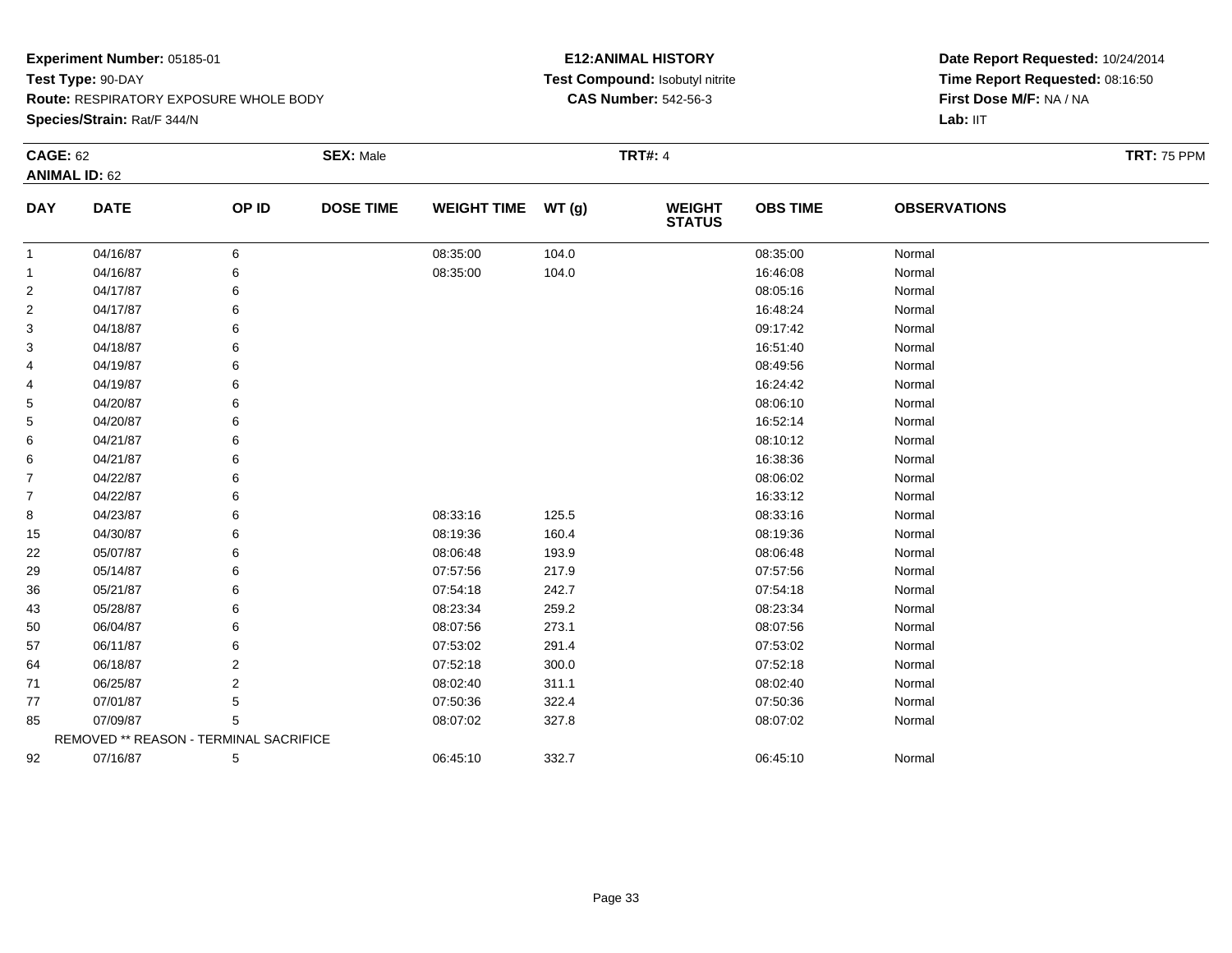**Experiment Number:** 05185-01
**Test Type:** 90-DAY
**Route:** RESPIRATORY EXPOSURE WHOLE BODY
**Species/Strain:** Rat/F 344/N

**E12:ANIMAL HISTORY**
**Test Compound:** Isobutyl nitrite
**CAS Number:** 542-56-3

**Date Report Requested:** 10/24/2014
**Time Report Requested:** 08:16:50
**First Dose M/F:** NA / NA
**Lab:** IIT

**CAGE:** 62 **SEX:** Male **TRT#:** 4 **TRT:** 75 PPM
**ANIMAL ID:** 62

| DAY | DATE | OP ID | DOSE TIME | WEIGHT TIME | WT (g) | WEIGHT STATUS | OBS TIME | OBSERVATIONS |
|---|---|---|---|---|---|---|---|---|
| 1 | 04/16/87 | 6 | | 08:35:00 | 104.0 | | 08:35:00 | Normal |
| 1 | 04/16/87 | 6 | | 08:35:00 | 104.0 | | 16:46:08 | Normal |
| 2 | 04/17/87 | 6 | | | | | 08:05:16 | Normal |
| 2 | 04/17/87 | 6 | | | | | 16:48:24 | Normal |
| 3 | 04/18/87 | 6 | | | | | 09:17:42 | Normal |
| 3 | 04/18/87 | 6 | | | | | 16:51:40 | Normal |
| 4 | 04/19/87 | 6 | | | | | 08:49:56 | Normal |
| 4 | 04/19/87 | 6 | | | | | 16:24:42 | Normal |
| 5 | 04/20/87 | 6 | | | | | 08:06:10 | Normal |
| 5 | 04/20/87 | 6 | | | | | 16:52:14 | Normal |
| 6 | 04/21/87 | 6 | | | | | 08:10:12 | Normal |
| 6 | 04/21/87 | 6 | | | | | 16:38:36 | Normal |
| 7 | 04/22/87 | 6 | | | | | 08:06:02 | Normal |
| 7 | 04/22/87 | 6 | | | | | 16:33:12 | Normal |
| 8 | 04/23/87 | 6 | | 08:33:16 | 125.5 | | 08:33:16 | Normal |
| 15 | 04/30/87 | 6 | | 08:19:36 | 160.4 | | 08:19:36 | Normal |
| 22 | 05/07/87 | 6 | | 08:06:48 | 193.9 | | 08:06:48 | Normal |
| 29 | 05/14/87 | 6 | | 07:57:56 | 217.9 | | 07:57:56 | Normal |
| 36 | 05/21/87 | 6 | | 07:54:18 | 242.7 | | 07:54:18 | Normal |
| 43 | 05/28/87 | 6 | | 08:23:34 | 259.2 | | 08:23:34 | Normal |
| 50 | 06/04/87 | 6 | | 08:07:56 | 273.1 | | 08:07:56 | Normal |
| 57 | 06/11/87 | 6 | | 07:53:02 | 291.4 | | 07:53:02 | Normal |
| 64 | 06/18/87 | 2 | | 07:52:18 | 300.0 | | 07:52:18 | Normal |
| 71 | 06/25/87 | 2 | | 08:02:40 | 311.1 | | 08:02:40 | Normal |
| 77 | 07/01/87 | 5 | | 07:50:36 | 322.4 | | 07:50:36 | Normal |
| 85 | 07/09/87 | 5 | | 08:07:02 | 327.8 | | 08:07:02 | Normal |
| | REMOVED ** REASON - TERMINAL SACRIFICE | | | | | | | |
| 92 | 07/16/87 | 5 | | 06:45:10 | 332.7 | | 06:45:10 | Normal |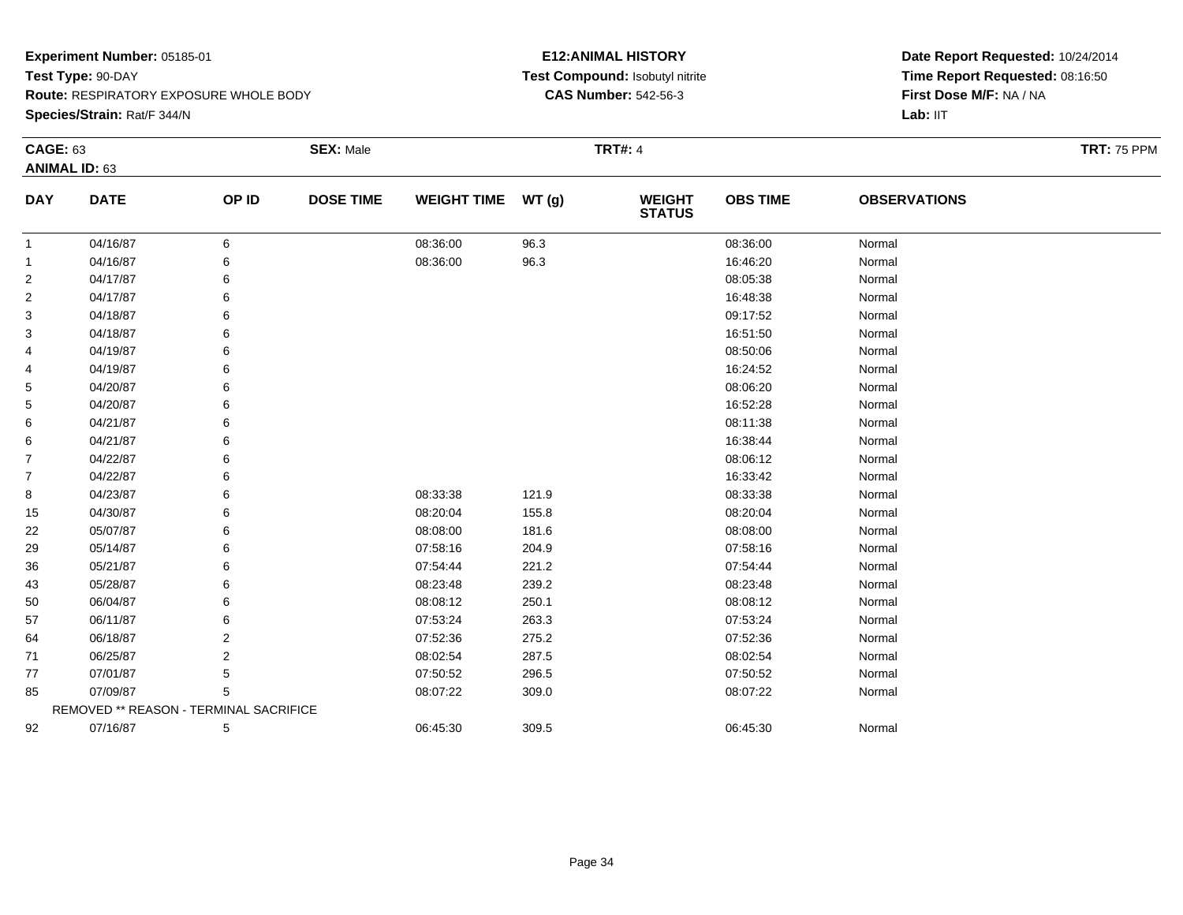**Experiment Number:** 05185-01
**Test Type:** 90-DAY
**Route:** RESPIRATORY EXPOSURE WHOLE BODY
**Species/Strain:** Rat/F 344/N

**E12:ANIMAL HISTORY**
**Test Compound:** Isobutyl nitrite
**CAS Number:** 542-56-3

**Date Report Requested:** 10/24/2014
**Time Report Requested:** 08:16:50
**First Dose M/F:** NA / NA
**Lab:** IIT

**CAGE:** 63
**ANIMAL ID:** 63
**SEX:** Male
**TRT#:** 4
**TRT:** 75 PPM

| DAY | DATE | OP ID | DOSE TIME | WEIGHT TIME | WT (g) | WEIGHT STATUS | OBS TIME | OBSERVATIONS |
|---|---|---|---|---|---|---|---|---|
| 1 | 04/16/87 | 6 | | 08:36:00 | 96.3 | | 08:36:00 | Normal |
| 1 | 04/16/87 | 6 | | 08:36:00 | 96.3 | | 16:46:20 | Normal |
| 2 | 04/17/87 | 6 | | | | | 08:05:38 | Normal |
| 2 | 04/17/87 | 6 | | | | | 16:48:38 | Normal |
| 3 | 04/18/87 | 6 | | | | | 09:17:52 | Normal |
| 3 | 04/18/87 | 6 | | | | | 16:51:50 | Normal |
| 4 | 04/19/87 | 6 | | | | | 08:50:06 | Normal |
| 4 | 04/19/87 | 6 | | | | | 16:24:52 | Normal |
| 5 | 04/20/87 | 6 | | | | | 08:06:20 | Normal |
| 5 | 04/20/87 | 6 | | | | | 16:52:28 | Normal |
| 6 | 04/21/87 | 6 | | | | | 08:11:38 | Normal |
| 6 | 04/21/87 | 6 | | | | | 16:38:44 | Normal |
| 7 | 04/22/87 | 6 | | | | | 08:06:12 | Normal |
| 7 | 04/22/87 | 6 | | | | | 16:33:42 | Normal |
| 8 | 04/23/87 | 6 | | 08:33:38 | 121.9 | | 08:33:38 | Normal |
| 15 | 04/30/87 | 6 | | 08:20:04 | 155.8 | | 08:20:04 | Normal |
| 22 | 05/07/87 | 6 | | 08:08:00 | 181.6 | | 08:08:00 | Normal |
| 29 | 05/14/87 | 6 | | 07:58:16 | 204.9 | | 07:58:16 | Normal |
| 36 | 05/21/87 | 6 | | 07:54:44 | 221.2 | | 07:54:44 | Normal |
| 43 | 05/28/87 | 6 | | 08:23:48 | 239.2 | | 08:23:48 | Normal |
| 50 | 06/04/87 | 6 | | 08:08:12 | 250.1 | | 08:08:12 | Normal |
| 57 | 06/11/87 | 6 | | 07:53:24 | 263.3 | | 07:53:24 | Normal |
| 64 | 06/18/87 | 2 | | 07:52:36 | 275.2 | | 07:52:36 | Normal |
| 71 | 06/25/87 | 2 | | 08:02:54 | 287.5 | | 08:02:54 | Normal |
| 77 | 07/01/87 | 5 | | 07:50:52 | 296.5 | | 07:50:52 | Normal |
| 85 | 07/09/87 | 5 | | 08:07:22 | 309.0 | | 08:07:22 | Normal |
| | REMOVED ** REASON - TERMINAL SACRIFICE | | | | | | | |
| 92 | 07/16/87 | 5 | | 06:45:30 | 309.5 | | 06:45:30 | Normal |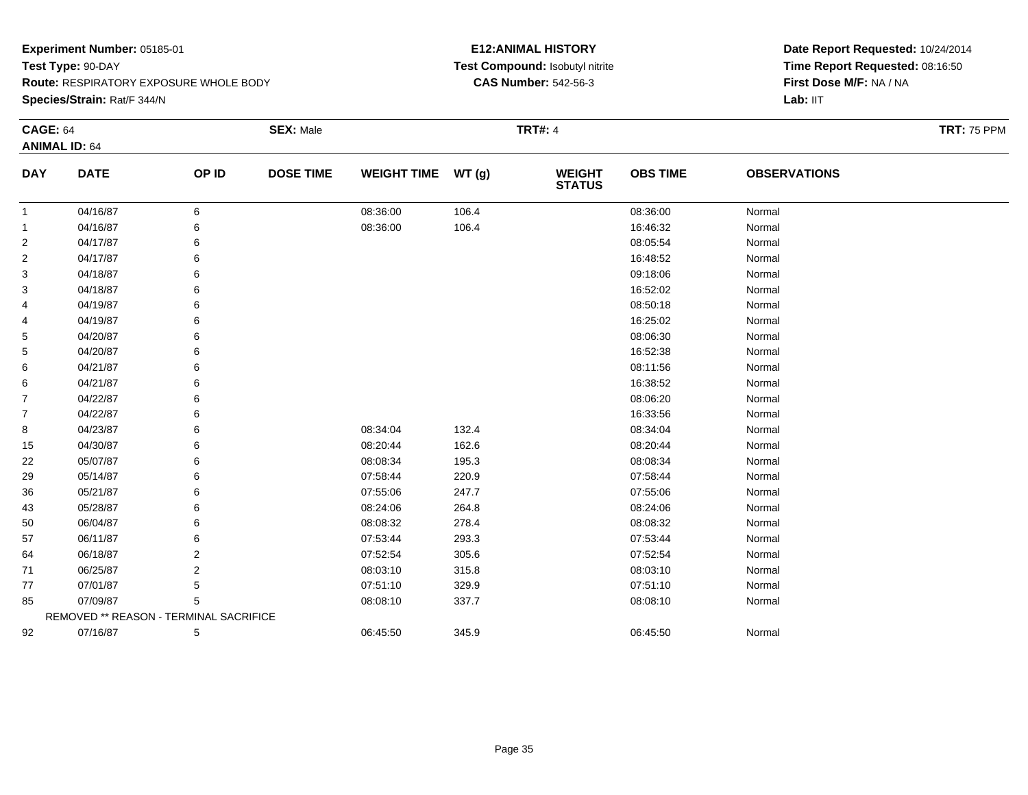**Experiment Number:** 05185-01
**Test Type:** 90-DAY
**Route:** RESPIRATORY EXPOSURE WHOLE BODY
**Species/Strain:** Rat/F 344/N

**E12:ANIMAL HISTORY**
**Test Compound:** Isobutyl nitrite
**CAS Number:** 542-56-3

**Date Report Requested:** 10/24/2014
**Time Report Requested:** 08:16:50
**First Dose M/F:** NA / NA
**Lab:** IIT

**CAGE:** 64 **SEX:** Male **TRT#:** 4 **TRT:** 75 PPM
**ANIMAL ID:** 64

| DAY | DATE | OP ID | DOSE TIME | WEIGHT TIME | WT (g) | WEIGHT STATUS | OBS TIME | OBSERVATIONS |
|---|---|---|---|---|---|---|---|---|
| 1 | 04/16/87 | 6 | | 08:36:00 | 106.4 | | 08:36:00 | Normal |
| 1 | 04/16/87 | 6 | | 08:36:00 | 106.4 | | 16:46:32 | Normal |
| 2 | 04/17/87 | 6 | | | | | 08:05:54 | Normal |
| 2 | 04/17/87 | 6 | | | | | 16:48:52 | Normal |
| 3 | 04/18/87 | 6 | | | | | 09:18:06 | Normal |
| 3 | 04/18/87 | 6 | | | | | 16:52:02 | Normal |
| 4 | 04/19/87 | 6 | | | | | 08:50:18 | Normal |
| 4 | 04/19/87 | 6 | | | | | 16:25:02 | Normal |
| 5 | 04/20/87 | 6 | | | | | 08:06:30 | Normal |
| 5 | 04/20/87 | 6 | | | | | 16:52:38 | Normal |
| 6 | 04/21/87 | 6 | | | | | 08:11:56 | Normal |
| 6 | 04/21/87 | 6 | | | | | 16:38:52 | Normal |
| 7 | 04/22/87 | 6 | | | | | 08:06:20 | Normal |
| 7 | 04/22/87 | 6 | | | | | 16:33:56 | Normal |
| 8 | 04/23/87 | 6 | | 08:34:04 | 132.4 | | 08:34:04 | Normal |
| 15 | 04/30/87 | 6 | | 08:20:44 | 162.6 | | 08:20:44 | Normal |
| 22 | 05/07/87 | 6 | | 08:08:34 | 195.3 | | 08:08:34 | Normal |
| 29 | 05/14/87 | 6 | | 07:58:44 | 220.9 | | 07:58:44 | Normal |
| 36 | 05/21/87 | 6 | | 07:55:06 | 247.7 | | 07:55:06 | Normal |
| 43 | 05/28/87 | 6 | | 08:24:06 | 264.8 | | 08:24:06 | Normal |
| 50 | 06/04/87 | 6 | | 08:08:32 | 278.4 | | 08:08:32 | Normal |
| 57 | 06/11/87 | 6 | | 07:53:44 | 293.3 | | 07:53:44 | Normal |
| 64 | 06/18/87 | 2 | | 07:52:54 | 305.6 | | 07:52:54 | Normal |
| 71 | 06/25/87 | 2 | | 08:03:10 | 315.8 | | 08:03:10 | Normal |
| 77 | 07/01/87 | 5 | | 07:51:10 | 329.9 | | 07:51:10 | Normal |
| 85 | 07/09/87 | 5 | | 08:08:10 | 337.7 | | 08:08:10 | Normal |
| | REMOVED ** REASON - TERMINAL SACRIFICE | | | | | | | |
| 92 | 07/16/87 | 5 | | 06:45:50 | 345.9 | | 06:45:50 | Normal |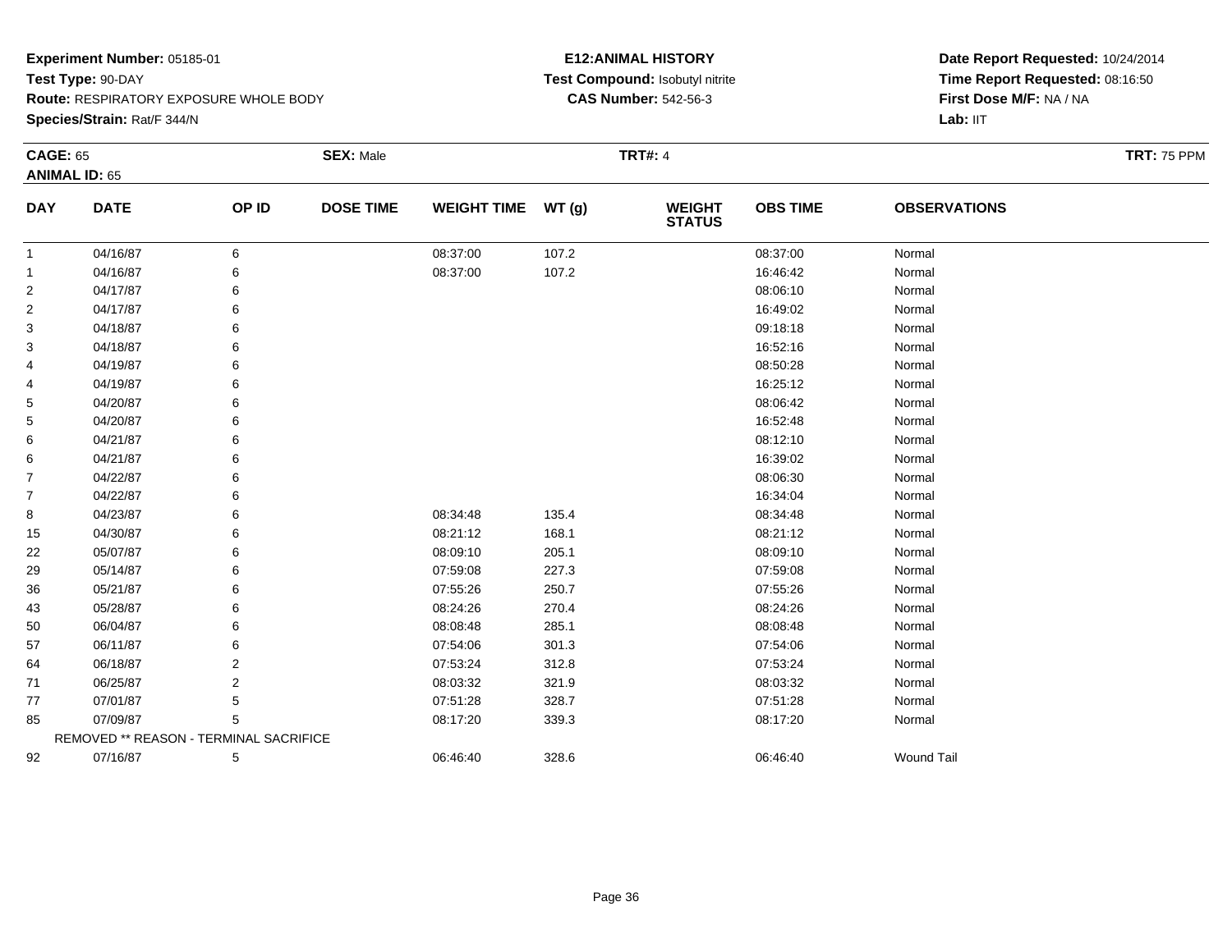**Experiment Number:** 05185-01
**Test Type:** 90-DAY
**Route:** RESPIRATORY EXPOSURE WHOLE BODY
**Species/Strain:** Rat/F 344/N

**E12:ANIMAL HISTORY**
**Test Compound:** Isobutyl nitrite
**CAS Number:** 542-56-3

**Date Report Requested:** 10/24/2014
**Time Report Requested:** 08:16:50
**First Dose M/F:** NA / NA
**Lab:** IIT

**CAGE:** 65 **SEX:** Male **TRT#:** 4 **TRT:** 75 PPM
**ANIMAL ID:** 65

| DAY | DATE | OP ID | DOSE TIME | WEIGHT TIME | WT (g) | WEIGHT STATUS | OBS TIME | OBSERVATIONS |
|---|---|---|---|---|---|---|---|---|
| 1 | 04/16/87 | 6 | | 08:37:00 | 107.2 | | 08:37:00 | Normal |
| 1 | 04/16/87 | 6 | | 08:37:00 | 107.2 | | 16:46:42 | Normal |
| 2 | 04/17/87 | 6 | | | | | 08:06:10 | Normal |
| 2 | 04/17/87 | 6 | | | | | 16:49:02 | Normal |
| 3 | 04/18/87 | 6 | | | | | 09:18:18 | Normal |
| 3 | 04/18/87 | 6 | | | | | 16:52:16 | Normal |
| 4 | 04/19/87 | 6 | | | | | 08:50:28 | Normal |
| 4 | 04/19/87 | 6 | | | | | 16:25:12 | Normal |
| 5 | 04/20/87 | 6 | | | | | 08:06:42 | Normal |
| 5 | 04/20/87 | 6 | | | | | 16:52:48 | Normal |
| 6 | 04/21/87 | 6 | | | | | 08:12:10 | Normal |
| 6 | 04/21/87 | 6 | | | | | 16:39:02 | Normal |
| 7 | 04/22/87 | 6 | | | | | 08:06:30 | Normal |
| 7 | 04/22/87 | 6 | | | | | 16:34:04 | Normal |
| 8 | 04/23/87 | 6 | | 08:34:48 | 135.4 | | 08:34:48 | Normal |
| 15 | 04/30/87 | 6 | | 08:21:12 | 168.1 | | 08:21:12 | Normal |
| 22 | 05/07/87 | 6 | | 08:09:10 | 205.1 | | 08:09:10 | Normal |
| 29 | 05/14/87 | 6 | | 07:59:08 | 227.3 | | 07:59:08 | Normal |
| 36 | 05/21/87 | 6 | | 07:55:26 | 250.7 | | 07:55:26 | Normal |
| 43 | 05/28/87 | 6 | | 08:24:26 | 270.4 | | 08:24:26 | Normal |
| 50 | 06/04/87 | 6 | | 08:08:48 | 285.1 | | 08:08:48 | Normal |
| 57 | 06/11/87 | 6 | | 07:54:06 | 301.3 | | 07:54:06 | Normal |
| 64 | 06/18/87 | 2 | | 07:53:24 | 312.8 | | 07:53:24 | Normal |
| 71 | 06/25/87 | 2 | | 08:03:32 | 321.9 | | 08:03:32 | Normal |
| 77 | 07/01/87 | 5 | | 07:51:28 | 328.7 | | 07:51:28 | Normal |
| 85 | 07/09/87 | 5 | | 08:17:20 | 339.3 | | 08:17:20 | Normal |
| | REMOVED ** REASON - TERMINAL SACRIFICE | | | | | | | |
| 92 | 07/16/87 | 5 | | 06:46:40 | 328.6 | | 06:46:40 | Wound Tail |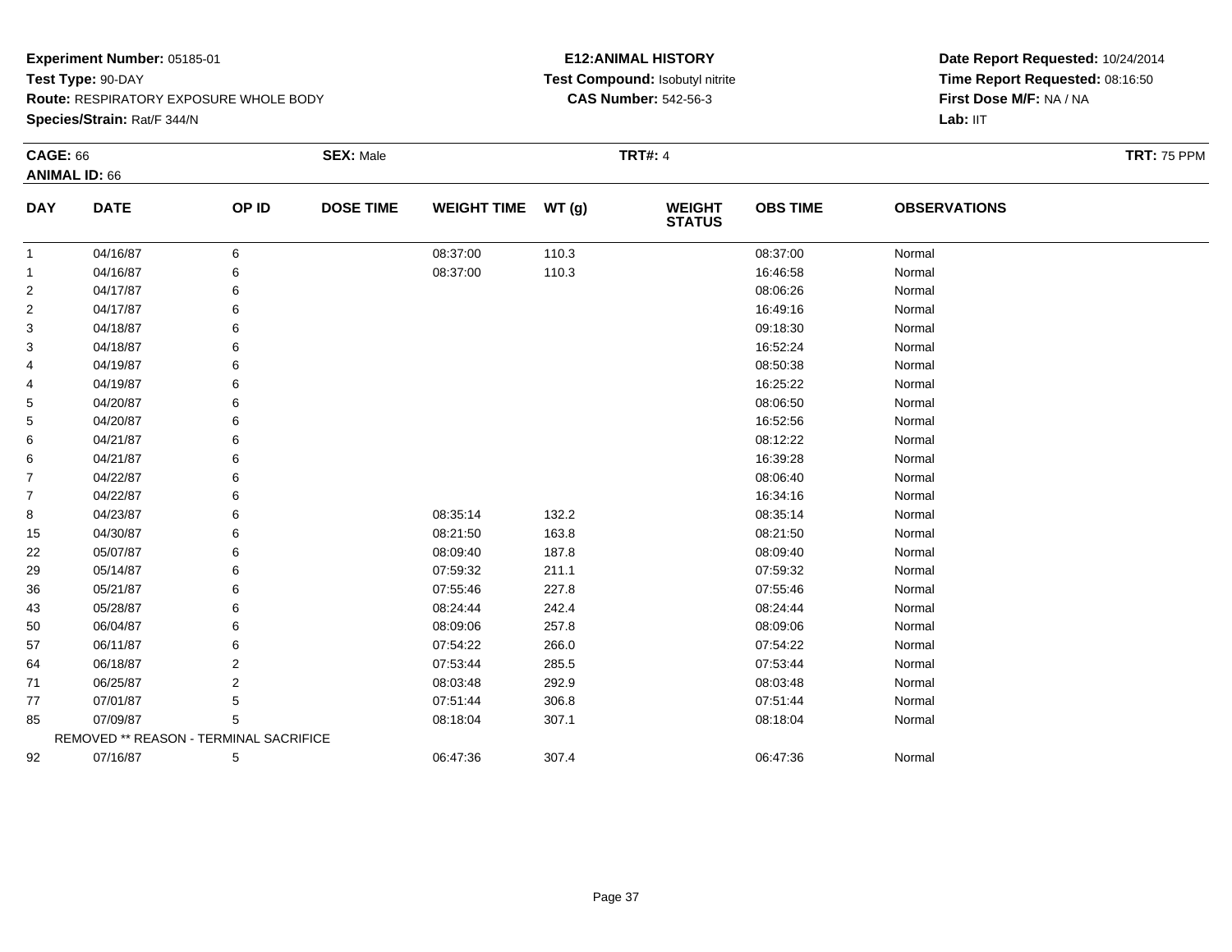**Experiment Number:** 05185-01
**Test Type:** 90-DAY
**Route:** RESPIRATORY EXPOSURE WHOLE BODY
**Species/Strain:** Rat/F 344/N

**E12:ANIMAL HISTORY**
**Test Compound:** Isobutyl nitrite
**CAS Number:** 542-56-3

**Date Report Requested:** 10/24/2014
**Time Report Requested:** 08:16:50
**First Dose M/F:** NA / NA
**Lab:** IIT

**CAGE:** 66 **SEX:** Male **TRT#:** 4 **TRT:** 75 PPM
**ANIMAL ID:** 66

| DAY | DATE | OP ID | DOSE TIME | WEIGHT TIME | WT (g) | WEIGHT STATUS | OBS TIME | OBSERVATIONS |
|---|---|---|---|---|---|---|---|---|
| 1 | 04/16/87 | 6 | | 08:37:00 | 110.3 | | 08:37:00 | Normal |
| 1 | 04/16/87 | 6 | | 08:37:00 | 110.3 | | 16:46:58 | Normal |
| 2 | 04/17/87 | 6 | | | | | 08:06:26 | Normal |
| 2 | 04/17/87 | 6 | | | | | 16:49:16 | Normal |
| 3 | 04/18/87 | 6 | | | | | 09:18:30 | Normal |
| 3 | 04/18/87 | 6 | | | | | 16:52:24 | Normal |
| 4 | 04/19/87 | 6 | | | | | 08:50:38 | Normal |
| 4 | 04/19/87 | 6 | | | | | 16:25:22 | Normal |
| 5 | 04/20/87 | 6 | | | | | 08:06:50 | Normal |
| 5 | 04/20/87 | 6 | | | | | 16:52:56 | Normal |
| 6 | 04/21/87 | 6 | | | | | 08:12:22 | Normal |
| 6 | 04/21/87 | 6 | | | | | 16:39:28 | Normal |
| 7 | 04/22/87 | 6 | | | | | 08:06:40 | Normal |
| 7 | 04/22/87 | 6 | | | | | 16:34:16 | Normal |
| 8 | 04/23/87 | 6 | | 08:35:14 | 132.2 | | 08:35:14 | Normal |
| 15 | 04/30/87 | 6 | | 08:21:50 | 163.8 | | 08:21:50 | Normal |
| 22 | 05/07/87 | 6 | | 08:09:40 | 187.8 | | 08:09:40 | Normal |
| 29 | 05/14/87 | 6 | | 07:59:32 | 211.1 | | 07:59:32 | Normal |
| 36 | 05/21/87 | 6 | | 07:55:46 | 227.8 | | 07:55:46 | Normal |
| 43 | 05/28/87 | 6 | | 08:24:44 | 242.4 | | 08:24:44 | Normal |
| 50 | 06/04/87 | 6 | | 08:09:06 | 257.8 | | 08:09:06 | Normal |
| 57 | 06/11/87 | 6 | | 07:54:22 | 266.0 | | 07:54:22 | Normal |
| 64 | 06/18/87 | 2 | | 07:53:44 | 285.5 | | 07:53:44 | Normal |
| 71 | 06/25/87 | 2 | | 08:03:48 | 292.9 | | 08:03:48 | Normal |
| 77 | 07/01/87 | 5 | | 07:51:44 | 306.8 | | 07:51:44 | Normal |
| 85 | 07/09/87 | 5 | | 08:18:04 | 307.1 | | 08:18:04 | Normal |
| | REMOVED ** REASON - TERMINAL SACRIFICE | | | | | | | |
| 92 | 07/16/87 | 5 | | 06:47:36 | 307.4 | | 06:47:36 | Normal |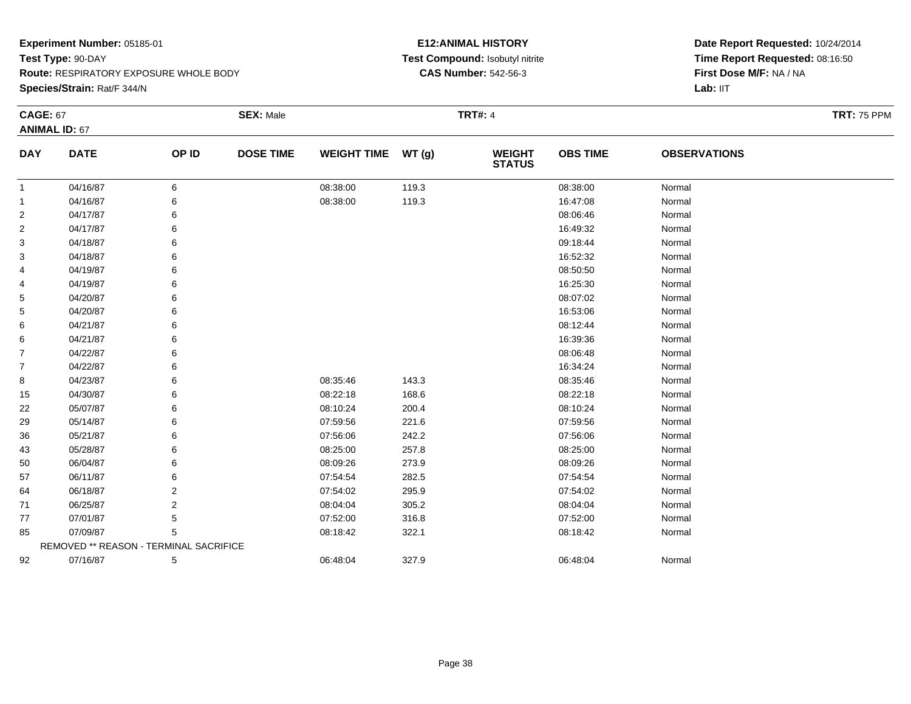**Experiment Number:** 05185-01
**Test Type:** 90-DAY
**Route:** RESPIRATORY EXPOSURE WHOLE BODY
**Species/Strain:** Rat/F 344/N

**E12:ANIMAL HISTORY**
**Test Compound:** Isobutyl nitrite
**CAS Number:** 542-56-3

**Date Report Requested:** 10/24/2014
**Time Report Requested:** 08:16:50
**First Dose M/F:** NA / NA
**Lab:** IIT

**CAGE:** 67 **SEX:** Male **TRT#:** 4 **TRT:** 75 PPM
**ANIMAL ID:** 67

| DAY | DATE | OP ID | DOSE TIME | WEIGHT TIME | WT (g) | WEIGHT STATUS | OBS TIME | OBSERVATIONS |
|---|---|---|---|---|---|---|---|---|
| 1 | 04/16/87 | 6 | | 08:38:00 | 119.3 | | 08:38:00 | Normal |
| 1 | 04/16/87 | 6 | | 08:38:00 | 119.3 | | 16:47:08 | Normal |
| 2 | 04/17/87 | 6 | | | | | 08:06:46 | Normal |
| 2 | 04/17/87 | 6 | | | | | 16:49:32 | Normal |
| 3 | 04/18/87 | 6 | | | | | 09:18:44 | Normal |
| 3 | 04/18/87 | 6 | | | | | 16:52:32 | Normal |
| 4 | 04/19/87 | 6 | | | | | 08:50:50 | Normal |
| 4 | 04/19/87 | 6 | | | | | 16:25:30 | Normal |
| 5 | 04/20/87 | 6 | | | | | 08:07:02 | Normal |
| 5 | 04/20/87 | 6 | | | | | 16:53:06 | Normal |
| 6 | 04/21/87 | 6 | | | | | 08:12:44 | Normal |
| 6 | 04/21/87 | 6 | | | | | 16:39:36 | Normal |
| 7 | 04/22/87 | 6 | | | | | 08:06:48 | Normal |
| 7 | 04/22/87 | 6 | | | | | 16:34:24 | Normal |
| 8 | 04/23/87 | 6 | | 08:35:46 | 143.3 | | 08:35:46 | Normal |
| 15 | 04/30/87 | 6 | | 08:22:18 | 168.6 | | 08:22:18 | Normal |
| 22 | 05/07/87 | 6 | | 08:10:24 | 200.4 | | 08:10:24 | Normal |
| 29 | 05/14/87 | 6 | | 07:59:56 | 221.6 | | 07:59:56 | Normal |
| 36 | 05/21/87 | 6 | | 07:56:06 | 242.2 | | 07:56:06 | Normal |
| 43 | 05/28/87 | 6 | | 08:25:00 | 257.8 | | 08:25:00 | Normal |
| 50 | 06/04/87 | 6 | | 08:09:26 | 273.9 | | 08:09:26 | Normal |
| 57 | 06/11/87 | 6 | | 07:54:54 | 282.5 | | 07:54:54 | Normal |
| 64 | 06/18/87 | 2 | | 07:54:02 | 295.9 | | 07:54:02 | Normal |
| 71 | 06/25/87 | 2 | | 08:04:04 | 305.2 | | 08:04:04 | Normal |
| 77 | 07/01/87 | 5 | | 07:52:00 | 316.8 | | 07:52:00 | Normal |
| 85 | 07/09/87 | 5 | | 08:18:42 | 322.1 | | 08:18:42 | Normal |
| | REMOVED ** REASON - TERMINAL SACRIFICE | | | | | | | |
| 92 | 07/16/87 | 5 | | 06:48:04 | 327.9 | | 06:48:04 | Normal |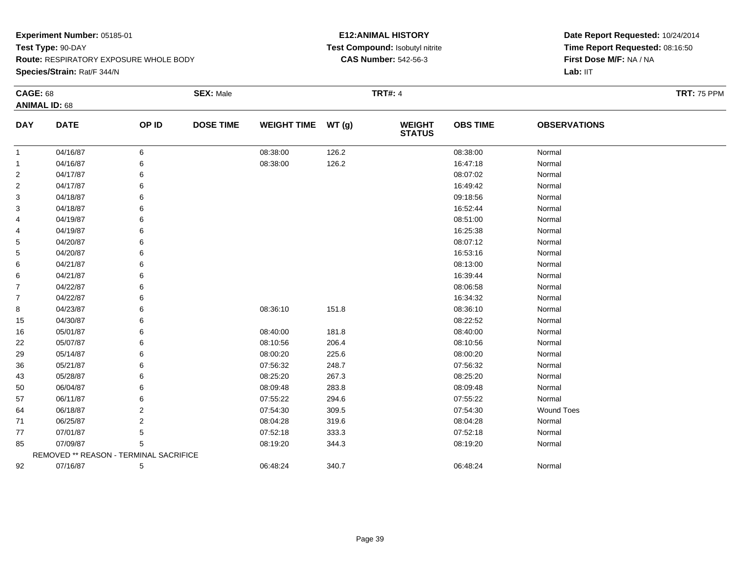**Experiment Number:** 05185-01
**Test Type:** 90-DAY
**Route:** RESPIRATORY EXPOSURE WHOLE BODY
**Species/Strain:** Rat/F 344/N

**E12:ANIMAL HISTORY**
**Test Compound:** Isobutyl nitrite
**CAS Number:** 542-56-3

**Date Report Requested:** 10/24/2014
**Time Report Requested:** 08:16:50
**First Dose M/F:** NA / NA
**Lab:** IIT

**CAGE:** 68 **SEX:** Male **TRT#:** 4 **TRT:** 75 PPM
**ANIMAL ID:** 68

| DAY | DATE | OP ID | DOSE TIME | WEIGHT TIME | WT (g) | WEIGHT STATUS | OBS TIME | OBSERVATIONS |
|---|---|---|---|---|---|---|---|---|
| 1 | 04/16/87 | 6 | | 08:38:00 | 126.2 | | 08:38:00 | Normal |
| 1 | 04/16/87 | 6 | | 08:38:00 | 126.2 | | 16:47:18 | Normal |
| 2 | 04/17/87 | 6 | | | | | 08:07:02 | Normal |
| 2 | 04/17/87 | 6 | | | | | 16:49:42 | Normal |
| 3 | 04/18/87 | 6 | | | | | 09:18:56 | Normal |
| 3 | 04/18/87 | 6 | | | | | 16:52:44 | Normal |
| 4 | 04/19/87 | 6 | | | | | 08:51:00 | Normal |
| 4 | 04/19/87 | 6 | | | | | 16:25:38 | Normal |
| 5 | 04/20/87 | 6 | | | | | 08:07:12 | Normal |
| 5 | 04/20/87 | 6 | | | | | 16:53:16 | Normal |
| 6 | 04/21/87 | 6 | | | | | 08:13:00 | Normal |
| 6 | 04/21/87 | 6 | | | | | 16:39:44 | Normal |
| 7 | 04/22/87 | 6 | | | | | 08:06:58 | Normal |
| 7 | 04/22/87 | 6 | | | | | 16:34:32 | Normal |
| 8 | 04/23/87 | 6 | | 08:36:10 | 151.8 | | 08:36:10 | Normal |
| 15 | 04/30/87 | 6 | | | | | 08:22:52 | Normal |
| 16 | 05/01/87 | 6 | | 08:40:00 | 181.8 | | 08:40:00 | Normal |
| 22 | 05/07/87 | 6 | | 08:10:56 | 206.4 | | 08:10:56 | Normal |
| 29 | 05/14/87 | 6 | | 08:00:20 | 225.6 | | 08:00:20 | Normal |
| 36 | 05/21/87 | 6 | | 07:56:32 | 248.7 | | 07:56:32 | Normal |
| 43 | 05/28/87 | 6 | | 08:25:20 | 267.3 | | 08:25:20 | Normal |
| 50 | 06/04/87 | 6 | | 08:09:48 | 283.8 | | 08:09:48 | Normal |
| 57 | 06/11/87 | 6 | | 07:55:22 | 294.6 | | 07:55:22 | Normal |
| 64 | 06/18/87 | 2 | | 07:54:30 | 309.5 | | 07:54:30 | Wound Toes |
| 71 | 06/25/87 | 2 | | 08:04:28 | 319.6 | | 08:04:28 | Normal |
| 77 | 07/01/87 | 5 | | 07:52:18 | 333.3 | | 07:52:18 | Normal |
| 85 | 07/09/87 | 5 | | 08:19:20 | 344.3 | | 08:19:20 | Normal |
| REMOVED ** REASON - TERMINAL SACRIFICE | | | | | | | | |
| 92 | 07/16/87 | 5 | | 06:48:24 | 340.7 | | 06:48:24 | Normal |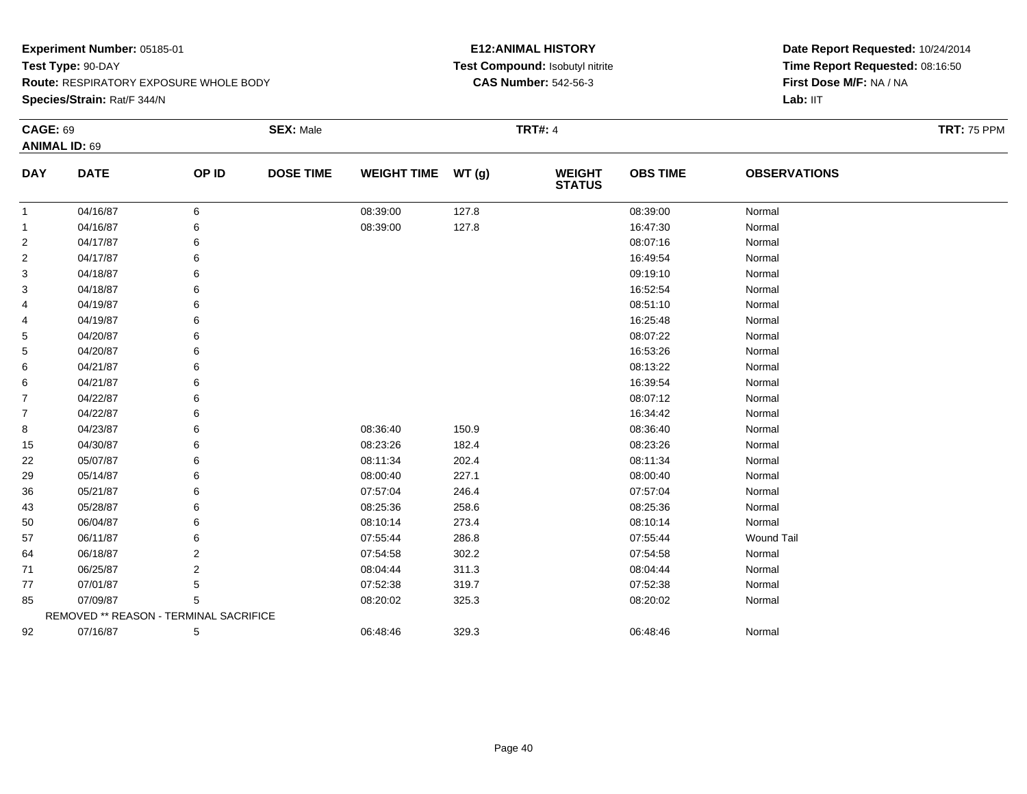**Experiment Number:** 05185-01
**Test Type:** 90-DAY
**Route:** RESPIRATORY EXPOSURE WHOLE BODY
**Species/Strain:** Rat/F 344/N

**E12:ANIMAL HISTORY**
**Test Compound:** Isobutyl nitrite
**CAS Number:** 542-56-3

**Date Report Requested:** 10/24/2014
**Time Report Requested:** 08:16:50
**First Dose M/F:** NA / NA
**Lab:** IIT

**CAGE:** 69 **SEX:** Male **TRT#:** 4 **TRT:** 75 PPM
**ANIMAL ID:** 69

| DAY | DATE | OP ID | DOSE TIME | WEIGHT TIME | WT (g) | WEIGHT STATUS | OBS TIME | OBSERVATIONS |
|---|---|---|---|---|---|---|---|---|
| 1 | 04/16/87 | 6 | | 08:39:00 | 127.8 | | 08:39:00 | Normal |
| 1 | 04/16/87 | 6 | | 08:39:00 | 127.8 | | 16:47:30 | Normal |
| 2 | 04/17/87 | 6 | | | | | 08:07:16 | Normal |
| 2 | 04/17/87 | 6 | | | | | 16:49:54 | Normal |
| 3 | 04/18/87 | 6 | | | | | 09:19:10 | Normal |
| 3 | 04/18/87 | 6 | | | | | 16:52:54 | Normal |
| 4 | 04/19/87 | 6 | | | | | 08:51:10 | Normal |
| 4 | 04/19/87 | 6 | | | | | 16:25:48 | Normal |
| 5 | 04/20/87 | 6 | | | | | 08:07:22 | Normal |
| 5 | 04/20/87 | 6 | | | | | 16:53:26 | Normal |
| 6 | 04/21/87 | 6 | | | | | 08:13:22 | Normal |
| 6 | 04/21/87 | 6 | | | | | 16:39:54 | Normal |
| 7 | 04/22/87 | 6 | | | | | 08:07:12 | Normal |
| 7 | 04/22/87 | 6 | | | | | 16:34:42 | Normal |
| 8 | 04/23/87 | 6 | | 08:36:40 | 150.9 | | 08:36:40 | Normal |
| 15 | 04/30/87 | 6 | | 08:23:26 | 182.4 | | 08:23:26 | Normal |
| 22 | 05/07/87 | 6 | | 08:11:34 | 202.4 | | 08:11:34 | Normal |
| 29 | 05/14/87 | 6 | | 08:00:40 | 227.1 | | 08:00:40 | Normal |
| 36 | 05/21/87 | 6 | | 07:57:04 | 246.4 | | 07:57:04 | Normal |
| 43 | 05/28/87 | 6 | | 08:25:36 | 258.6 | | 08:25:36 | Normal |
| 50 | 06/04/87 | 6 | | 08:10:14 | 273.4 | | 08:10:14 | Normal |
| 57 | 06/11/87 | 6 | | 07:55:44 | 286.8 | | 07:55:44 | Wound Tail |
| 64 | 06/18/87 | 2 | | 07:54:58 | 302.2 | | 07:54:58 | Normal |
| 71 | 06/25/87 | 2 | | 08:04:44 | 311.3 | | 08:04:44 | Normal |
| 77 | 07/01/87 | 5 | | 07:52:38 | 319.7 | | 07:52:38 | Normal |
| 85 | 07/09/87 | 5 | | 08:20:02 | 325.3 | | 08:20:02 | Normal |
| | REMOVED ** REASON - TERMINAL SACRIFICE | | | | | | | |
| 92 | 07/16/87 | 5 | | 06:48:46 | 329.3 | | 06:48:46 | Normal |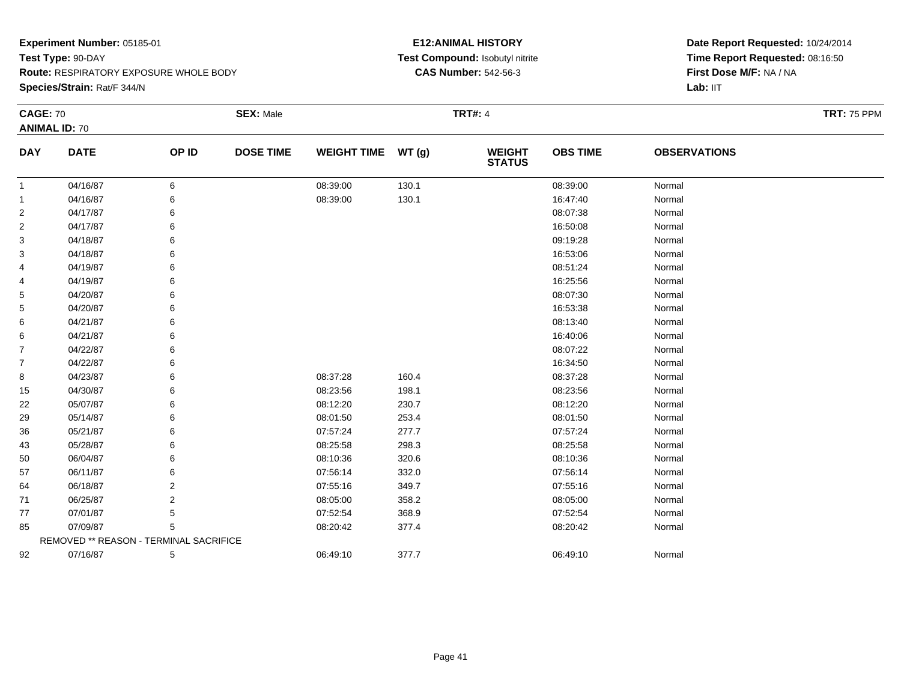**Experiment Number:** 05185-01
**Test Type:** 90-DAY
**Route:** RESPIRATORY EXPOSURE WHOLE BODY
**Species/Strain:** Rat/F 344/N

**E12:ANIMAL HISTORY**
**Test Compound:** Isobutyl nitrite
**CAS Number:** 542-56-3

**Date Report Requested:** 10/24/2014
**Time Report Requested:** 08:16:50
**First Dose M/F:** NA / NA
**Lab:** IIT

**CAGE:** 70 **SEX:** Male **TRT#:** 4 **TRT:** 75 PPM
**ANIMAL ID:** 70

| DAY | DATE | OP ID | DOSE TIME | WEIGHT TIME | WT (g) | WEIGHT STATUS | OBS TIME | OBSERVATIONS |
|---|---|---|---|---|---|---|---|---|
| 1 | 04/16/87 | 6 | | 08:39:00 | 130.1 | | 08:39:00 | Normal |
| 1 | 04/16/87 | 6 | | 08:39:00 | 130.1 | | 16:47:40 | Normal |
| 2 | 04/17/87 | 6 | | | | | 08:07:38 | Normal |
| 2 | 04/17/87 | 6 | | | | | 16:50:08 | Normal |
| 3 | 04/18/87 | 6 | | | | | 09:19:28 | Normal |
| 3 | 04/18/87 | 6 | | | | | 16:53:06 | Normal |
| 4 | 04/19/87 | 6 | | | | | 08:51:24 | Normal |
| 4 | 04/19/87 | 6 | | | | | 16:25:56 | Normal |
| 5 | 04/20/87 | 6 | | | | | 08:07:30 | Normal |
| 5 | 04/20/87 | 6 | | | | | 16:53:38 | Normal |
| 6 | 04/21/87 | 6 | | | | | 08:13:40 | Normal |
| 6 | 04/21/87 | 6 | | | | | 16:40:06 | Normal |
| 7 | 04/22/87 | 6 | | | | | 08:07:22 | Normal |
| 7 | 04/22/87 | 6 | | | | | 16:34:50 | Normal |
| 8 | 04/23/87 | 6 | | 08:37:28 | 160.4 | | 08:37:28 | Normal |
| 15 | 04/30/87 | 6 | | 08:23:56 | 198.1 | | 08:23:56 | Normal |
| 22 | 05/07/87 | 6 | | 08:12:20 | 230.7 | | 08:12:20 | Normal |
| 29 | 05/14/87 | 6 | | 08:01:50 | 253.4 | | 08:01:50 | Normal |
| 36 | 05/21/87 | 6 | | 07:57:24 | 277.7 | | 07:57:24 | Normal |
| 43 | 05/28/87 | 6 | | 08:25:58 | 298.3 | | 08:25:58 | Normal |
| 50 | 06/04/87 | 6 | | 08:10:36 | 320.6 | | 08:10:36 | Normal |
| 57 | 06/11/87 | 6 | | 07:56:14 | 332.0 | | 07:56:14 | Normal |
| 64 | 06/18/87 | 2 | | 07:55:16 | 349.7 | | 07:55:16 | Normal |
| 71 | 06/25/87 | 2 | | 08:05:00 | 358.2 | | 08:05:00 | Normal |
| 77 | 07/01/87 | 5 | | 07:52:54 | 368.9 | | 07:52:54 | Normal |
| 85 | 07/09/87 | 5 | | 08:20:42 | 377.4 | | 08:20:42 | Normal |
| | REMOVED ** REASON - TERMINAL SACRIFICE | | | | | | | |
| 92 | 07/16/87 | 5 | | 06:49:10 | 377.7 | | 06:49:10 | Normal |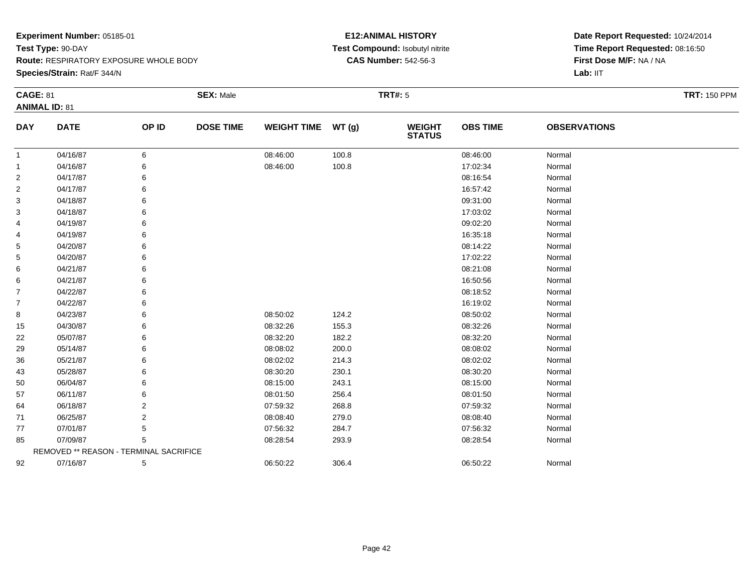**Experiment Number:** 05185-01
**Test Type:** 90-DAY
**Route:** RESPIRATORY EXPOSURE WHOLE BODY
**Species/Strain:** Rat/F 344/N

**E12:ANIMAL HISTORY**
**Test Compound:** Isobutyl nitrite
**CAS Number:** 542-56-3

**Date Report Requested:** 10/24/2014
**Time Report Requested:** 08:16:50
**First Dose M/F:** NA / NA
**Lab:** IIT

**CAGE:** 81 **SEX:** Male **TRT#:** 5 **TRT:** 150 PPM
**ANIMAL ID:** 81

| DAY | DATE | OP ID | DOSE TIME | WEIGHT TIME | WT (g) | WEIGHT STATUS | OBS TIME | OBSERVATIONS |
|---|---|---|---|---|---|---|---|---|
| 1 | 04/16/87 | 6 | | 08:46:00 | 100.8 | | 08:46:00 | Normal |
| 1 | 04/16/87 | 6 | | 08:46:00 | 100.8 | | 17:02:34 | Normal |
| 2 | 04/17/87 | 6 | | | | | 08:16:54 | Normal |
| 2 | 04/17/87 | 6 | | | | | 16:57:42 | Normal |
| 3 | 04/18/87 | 6 | | | | | 09:31:00 | Normal |
| 3 | 04/18/87 | 6 | | | | | 17:03:02 | Normal |
| 4 | 04/19/87 | 6 | | | | | 09:02:20 | Normal |
| 4 | 04/19/87 | 6 | | | | | 16:35:18 | Normal |
| 5 | 04/20/87 | 6 | | | | | 08:14:22 | Normal |
| 5 | 04/20/87 | 6 | | | | | 17:02:22 | Normal |
| 6 | 04/21/87 | 6 | | | | | 08:21:08 | Normal |
| 6 | 04/21/87 | 6 | | | | | 16:50:56 | Normal |
| 7 | 04/22/87 | 6 | | | | | 08:18:52 | Normal |
| 7 | 04/22/87 | 6 | | | | | 16:19:02 | Normal |
| 8 | 04/23/87 | 6 | | 08:50:02 | 124.2 | | 08:50:02 | Normal |
| 15 | 04/30/87 | 6 | | 08:32:26 | 155.3 | | 08:32:26 | Normal |
| 22 | 05/07/87 | 6 | | 08:32:20 | 182.2 | | 08:32:20 | Normal |
| 29 | 05/14/87 | 6 | | 08:08:02 | 200.0 | | 08:08:02 | Normal |
| 36 | 05/21/87 | 6 | | 08:02:02 | 214.3 | | 08:02:02 | Normal |
| 43 | 05/28/87 | 6 | | 08:30:20 | 230.1 | | 08:30:20 | Normal |
| 50 | 06/04/87 | 6 | | 08:15:00 | 243.1 | | 08:15:00 | Normal |
| 57 | 06/11/87 | 6 | | 08:01:50 | 256.4 | | 08:01:50 | Normal |
| 64 | 06/18/87 | 2 | | 07:59:32 | 268.8 | | 07:59:32 | Normal |
| 71 | 06/25/87 | 2 | | 08:08:40 | 279.0 | | 08:08:40 | Normal |
| 77 | 07/01/87 | 5 | | 07:56:32 | 284.7 | | 07:56:32 | Normal |
| 85 | 07/09/87 | 5 | | 08:28:54 | 293.9 | | 08:28:54 | Normal |
| | REMOVED ** REASON - TERMINAL SACRIFICE | | | | | | | |
| 92 | 07/16/87 | 5 | | 06:50:22 | 306.4 | | 06:50:22 | Normal |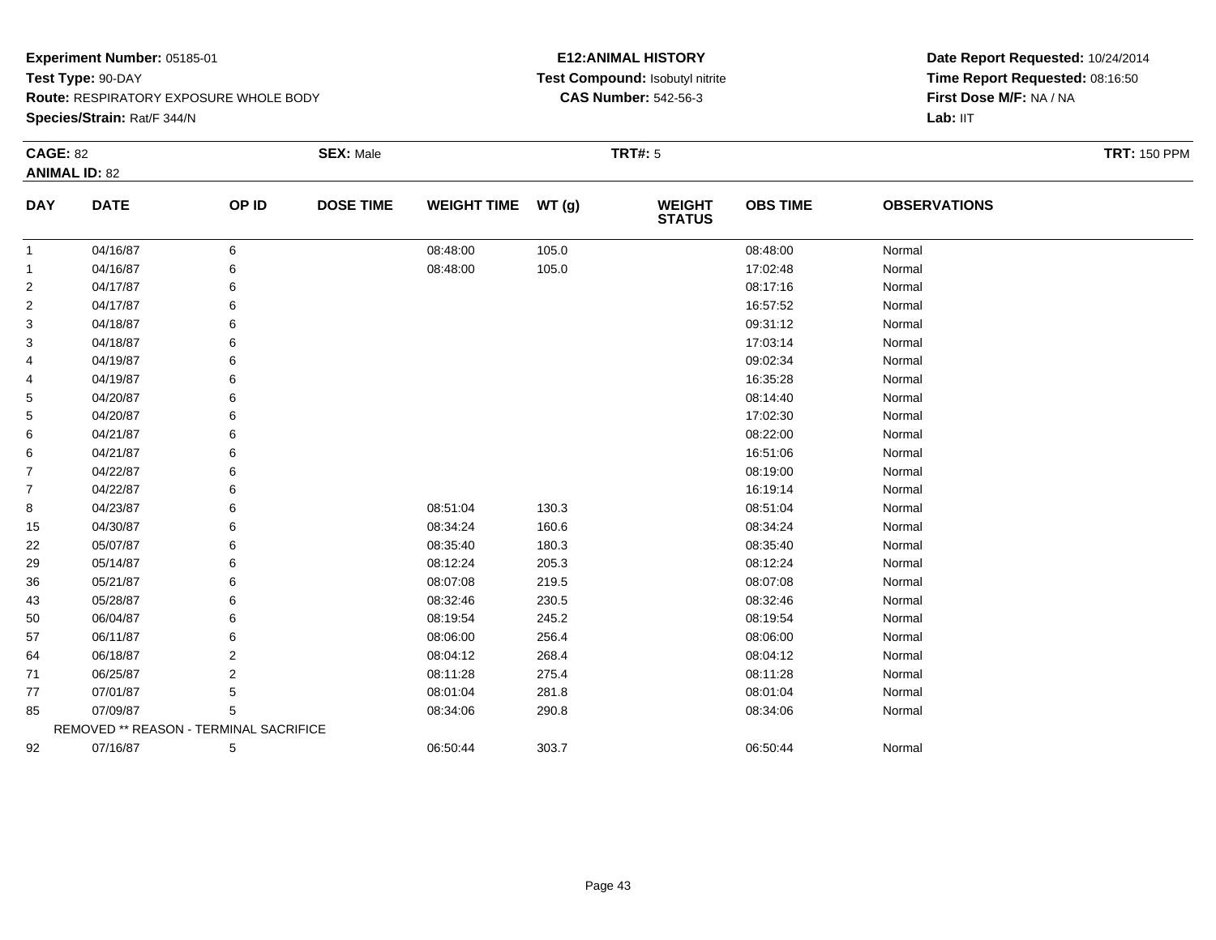**Experiment Number:** 05185-01
**Test Type:** 90-DAY
**Route:** RESPIRATORY EXPOSURE WHOLE BODY
**Species/Strain:** Rat/F 344/N

**E12:ANIMAL HISTORY**
**Test Compound:** Isobutyl nitrite
**CAS Number:** 542-56-3

**Date Report Requested:** 10/24/2014
**Time Report Requested:** 08:16:50
**First Dose M/F:** NA / NA
**Lab:** IIT

**CAGE:** 82 **SEX:** Male **TRT#:** 5 **TRT:** 150 PPM
**ANIMAL ID:** 82

| DAY | DATE | OP ID | DOSE TIME | WEIGHT TIME | WT (g) | WEIGHT STATUS | OBS TIME | OBSERVATIONS |
|---|---|---|---|---|---|---|---|---|
| 1 | 04/16/87 | 6 | | 08:48:00 | 105.0 | | 08:48:00 | Normal |
| 1 | 04/16/87 | 6 | | 08:48:00 | 105.0 | | 17:02:48 | Normal |
| 2 | 04/17/87 | 6 | | | | | 08:17:16 | Normal |
| 2 | 04/17/87 | 6 | | | | | 16:57:52 | Normal |
| 3 | 04/18/87 | 6 | | | | | 09:31:12 | Normal |
| 3 | 04/18/87 | 6 | | | | | 17:03:14 | Normal |
| 4 | 04/19/87 | 6 | | | | | 09:02:34 | Normal |
| 4 | 04/19/87 | 6 | | | | | 16:35:28 | Normal |
| 5 | 04/20/87 | 6 | | | | | 08:14:40 | Normal |
| 5 | 04/20/87 | 6 | | | | | 17:02:30 | Normal |
| 6 | 04/21/87 | 6 | | | | | 08:22:00 | Normal |
| 6 | 04/21/87 | 6 | | | | | 16:51:06 | Normal |
| 7 | 04/22/87 | 6 | | | | | 08:19:00 | Normal |
| 7 | 04/22/87 | 6 | | | | | 16:19:14 | Normal |
| 8 | 04/23/87 | 6 | | 08:51:04 | 130.3 | | 08:51:04 | Normal |
| 15 | 04/30/87 | 6 | | 08:34:24 | 160.6 | | 08:34:24 | Normal |
| 22 | 05/07/87 | 6 | | 08:35:40 | 180.3 | | 08:35:40 | Normal |
| 29 | 05/14/87 | 6 | | 08:12:24 | 205.3 | | 08:12:24 | Normal |
| 36 | 05/21/87 | 6 | | 08:07:08 | 219.5 | | 08:07:08 | Normal |
| 43 | 05/28/87 | 6 | | 08:32:46 | 230.5 | | 08:32:46 | Normal |
| 50 | 06/04/87 | 6 | | 08:19:54 | 245.2 | | 08:19:54 | Normal |
| 57 | 06/11/87 | 6 | | 08:06:00 | 256.4 | | 08:06:00 | Normal |
| 64 | 06/18/87 | 2 | | 08:04:12 | 268.4 | | 08:04:12 | Normal |
| 71 | 06/25/87 | 2 | | 08:11:28 | 275.4 | | 08:11:28 | Normal |
| 77 | 07/01/87 | 5 | | 08:01:04 | 281.8 | | 08:01:04 | Normal |
| 85 | 07/09/87 | 5 | | 08:34:06 | 290.8 | | 08:34:06 | Normal |
| | REMOVED ** REASON - TERMINAL SACRIFICE | | | | | | | |
| 92 | 07/16/87 | 5 | | 06:50:44 | 303.7 | | 06:50:44 | Normal |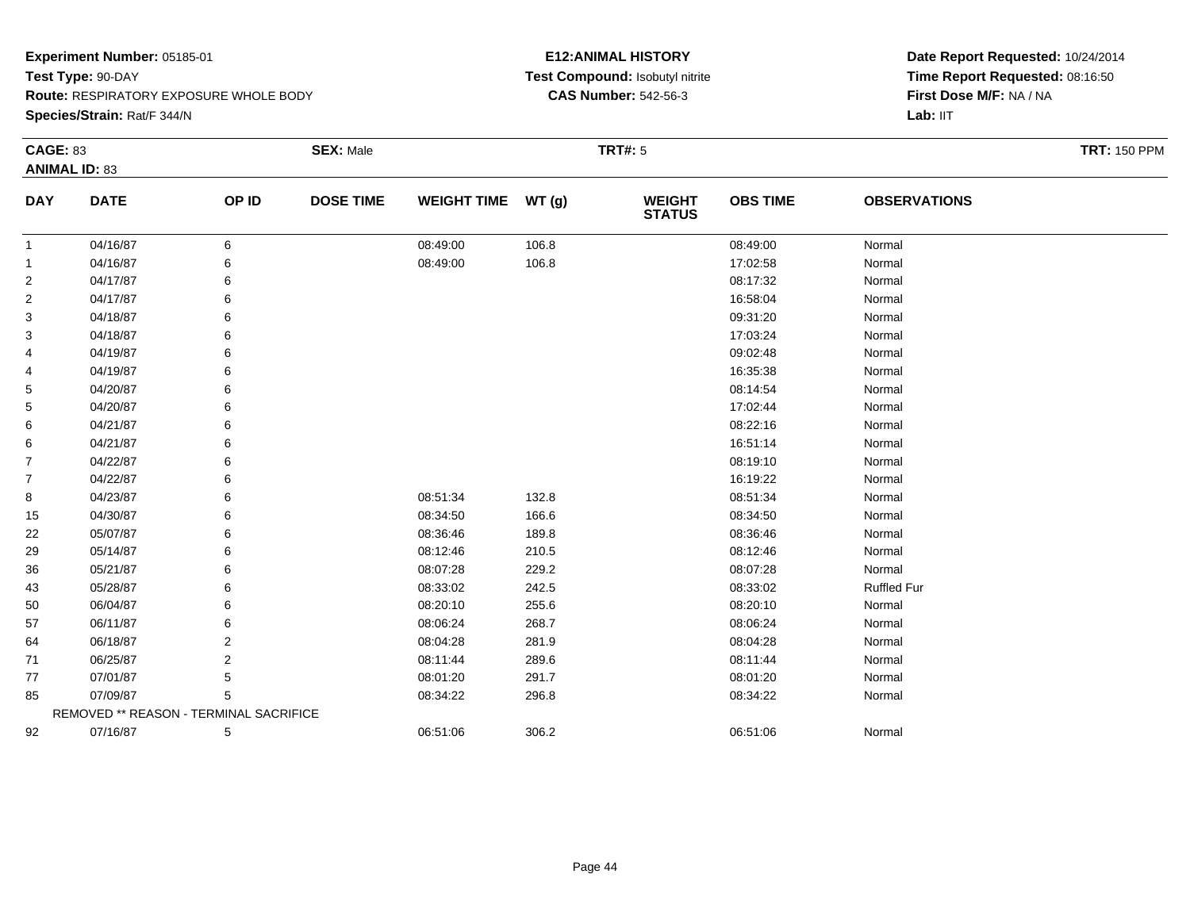**Experiment Number:** 05185-01
**Test Type:** 90-DAY
**Route:** RESPIRATORY EXPOSURE WHOLE BODY
**Species/Strain:** Rat/F 344/N

**E12:ANIMAL HISTORY**
**Test Compound:** Isobutyl nitrite
**CAS Number:** 542-56-3

**Date Report Requested:** 10/24/2014
**Time Report Requested:** 08:16:50
**First Dose M/F:** NA / NA
**Lab:** IIT

**CAGE:** 83 **SEX:** Male **TRT#:** 5 **TRT:** 150 PPM
**ANIMAL ID:** 83

| DAY | DATE | OP ID | DOSE TIME | WEIGHT TIME | WT (g) | WEIGHT STATUS | OBS TIME | OBSERVATIONS |
|---|---|---|---|---|---|---|---|---|
| 1 | 04/16/87 | 6 | | 08:49:00 | 106.8 | | 08:49:00 | Normal |
| 1 | 04/16/87 | 6 | | 08:49:00 | 106.8 | | 17:02:58 | Normal |
| 2 | 04/17/87 | 6 | | | | | 08:17:32 | Normal |
| 2 | 04/17/87 | 6 | | | | | 16:58:04 | Normal |
| 3 | 04/18/87 | 6 | | | | | 09:31:20 | Normal |
| 3 | 04/18/87 | 6 | | | | | 17:03:24 | Normal |
| 4 | 04/19/87 | 6 | | | | | 09:02:48 | Normal |
| 4 | 04/19/87 | 6 | | | | | 16:35:38 | Normal |
| 5 | 04/20/87 | 6 | | | | | 08:14:54 | Normal |
| 5 | 04/20/87 | 6 | | | | | 17:02:44 | Normal |
| 6 | 04/21/87 | 6 | | | | | 08:22:16 | Normal |
| 6 | 04/21/87 | 6 | | | | | 16:51:14 | Normal |
| 7 | 04/22/87 | 6 | | | | | 08:19:10 | Normal |
| 7 | 04/22/87 | 6 | | | | | 16:19:22 | Normal |
| 8 | 04/23/87 | 6 | | 08:51:34 | 132.8 | | 08:51:34 | Normal |
| 15 | 04/30/87 | 6 | | 08:34:50 | 166.6 | | 08:34:50 | Normal |
| 22 | 05/07/87 | 6 | | 08:36:46 | 189.8 | | 08:36:46 | Normal |
| 29 | 05/14/87 | 6 | | 08:12:46 | 210.5 | | 08:12:46 | Normal |
| 36 | 05/21/87 | 6 | | 08:07:28 | 229.2 | | 08:07:28 | Normal |
| 43 | 05/28/87 | 6 | | 08:33:02 | 242.5 | | 08:33:02 | Ruffled Fur |
| 50 | 06/04/87 | 6 | | 08:20:10 | 255.6 | | 08:20:10 | Normal |
| 57 | 06/11/87 | 6 | | 08:06:24 | 268.7 | | 08:06:24 | Normal |
| 64 | 06/18/87 | 2 | | 08:04:28 | 281.9 | | 08:04:28 | Normal |
| 71 | 06/25/87 | 2 | | 08:11:44 | 289.6 | | 08:11:44 | Normal |
| 77 | 07/01/87 | 5 | | 08:01:20 | 291.7 | | 08:01:20 | Normal |
| 85 | 07/09/87 | 5 | | 08:34:22 | 296.8 | | 08:34:22 | Normal |
| | REMOVED ** REASON - TERMINAL SACRIFICE | | | | | | | |
| 92 | 07/16/87 | 5 | | 06:51:06 | 306.2 | | 06:51:06 | Normal |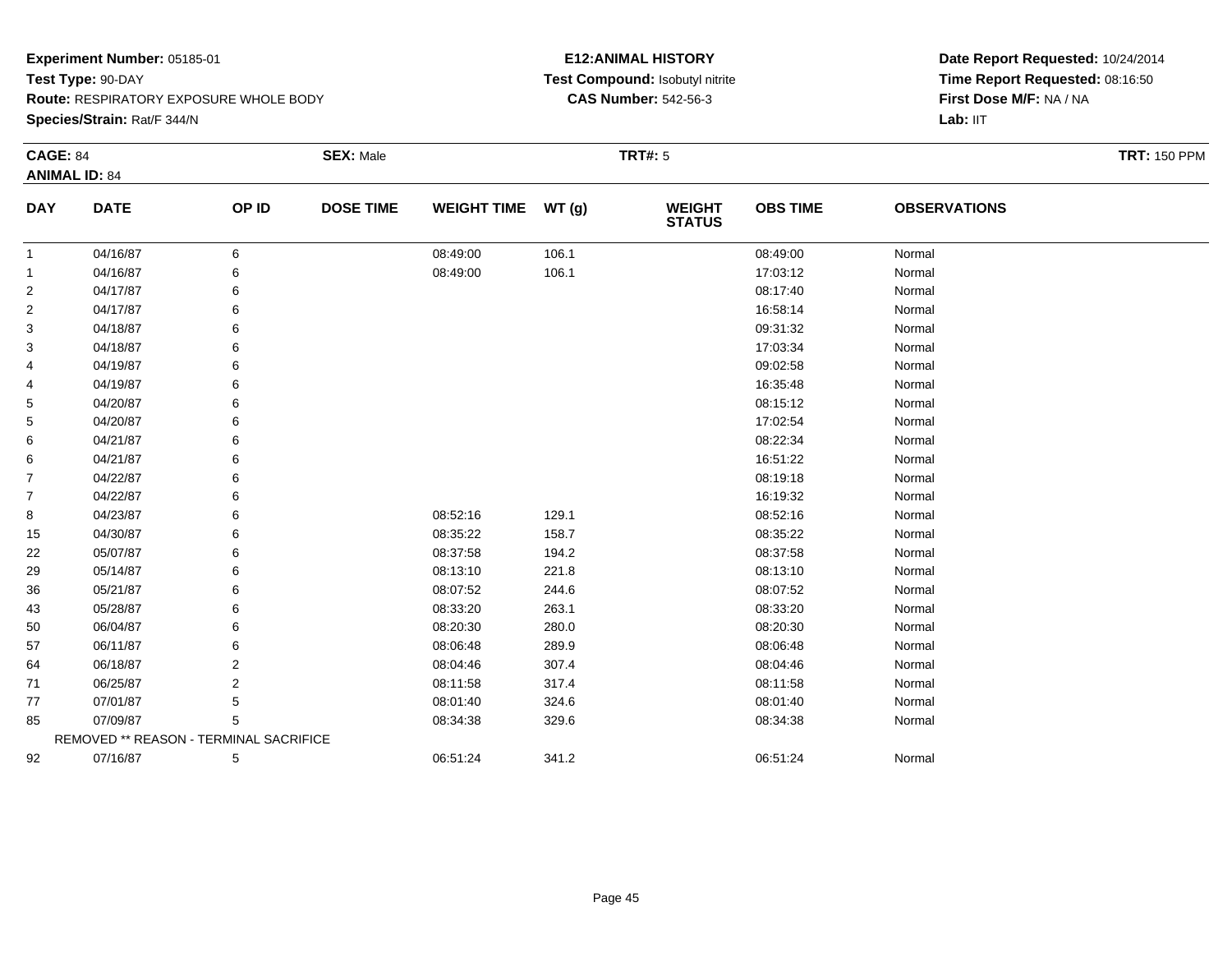**Experiment Number:** 05185-01
**Test Type:** 90-DAY
**Route:** RESPIRATORY EXPOSURE WHOLE BODY
**Species/Strain:** Rat/F 344/N

**E12:ANIMAL HISTORY**
**Test Compound:** Isobutyl nitrite
**CAS Number:** 542-56-3

**Date Report Requested:** 10/24/2014
**Time Report Requested:** 08:16:50
**First Dose M/F:** NA / NA
**Lab:** IIT

**CAGE:** 84 **SEX:** Male **TRT#:** 5 **TRT:** 150 PPM
**ANIMAL ID:** 84

| DAY | DATE | OP ID | DOSE TIME | WEIGHT TIME | WT (g) | WEIGHT STATUS | OBS TIME | OBSERVATIONS |
|---|---|---|---|---|---|---|---|---|
| 1 | 04/16/87 | 6 | | 08:49:00 | 106.1 | | 08:49:00 | Normal |
| 1 | 04/16/87 | 6 | | 08:49:00 | 106.1 | | 17:03:12 | Normal |
| 2 | 04/17/87 | 6 | | | | | 08:17:40 | Normal |
| 2 | 04/17/87 | 6 | | | | | 16:58:14 | Normal |
| 3 | 04/18/87 | 6 | | | | | 09:31:32 | Normal |
| 3 | 04/18/87 | 6 | | | | | 17:03:34 | Normal |
| 4 | 04/19/87 | 6 | | | | | 09:02:58 | Normal |
| 4 | 04/19/87 | 6 | | | | | 16:35:48 | Normal |
| 5 | 04/20/87 | 6 | | | | | 08:15:12 | Normal |
| 5 | 04/20/87 | 6 | | | | | 17:02:54 | Normal |
| 6 | 04/21/87 | 6 | | | | | 08:22:34 | Normal |
| 6 | 04/21/87 | 6 | | | | | 16:51:22 | Normal |
| 7 | 04/22/87 | 6 | | | | | 08:19:18 | Normal |
| 7 | 04/22/87 | 6 | | | | | 16:19:32 | Normal |
| 8 | 04/23/87 | 6 | | 08:52:16 | 129.1 | | 08:52:16 | Normal |
| 15 | 04/30/87 | 6 | | 08:35:22 | 158.7 | | 08:35:22 | Normal |
| 22 | 05/07/87 | 6 | | 08:37:58 | 194.2 | | 08:37:58 | Normal |
| 29 | 05/14/87 | 6 | | 08:13:10 | 221.8 | | 08:13:10 | Normal |
| 36 | 05/21/87 | 6 | | 08:07:52 | 244.6 | | 08:07:52 | Normal |
| 43 | 05/28/87 | 6 | | 08:33:20 | 263.1 | | 08:33:20 | Normal |
| 50 | 06/04/87 | 6 | | 08:20:30 | 280.0 | | 08:20:30 | Normal |
| 57 | 06/11/87 | 6 | | 08:06:48 | 289.9 | | 08:06:48 | Normal |
| 64 | 06/18/87 | 2 | | 08:04:46 | 307.4 | | 08:04:46 | Normal |
| 71 | 06/25/87 | 2 | | 08:11:58 | 317.4 | | 08:11:58 | Normal |
| 77 | 07/01/87 | 5 | | 08:01:40 | 324.6 | | 08:01:40 | Normal |
| 85 | 07/09/87 | 5 | | 08:34:38 | 329.6 | | 08:34:38 | Normal |
| REMOVED ** REASON - TERMINAL SACRIFICE | | | | | | | | |
| 92 | 07/16/87 | 5 | | 06:51:24 | 341.2 | | 06:51:24 | Normal |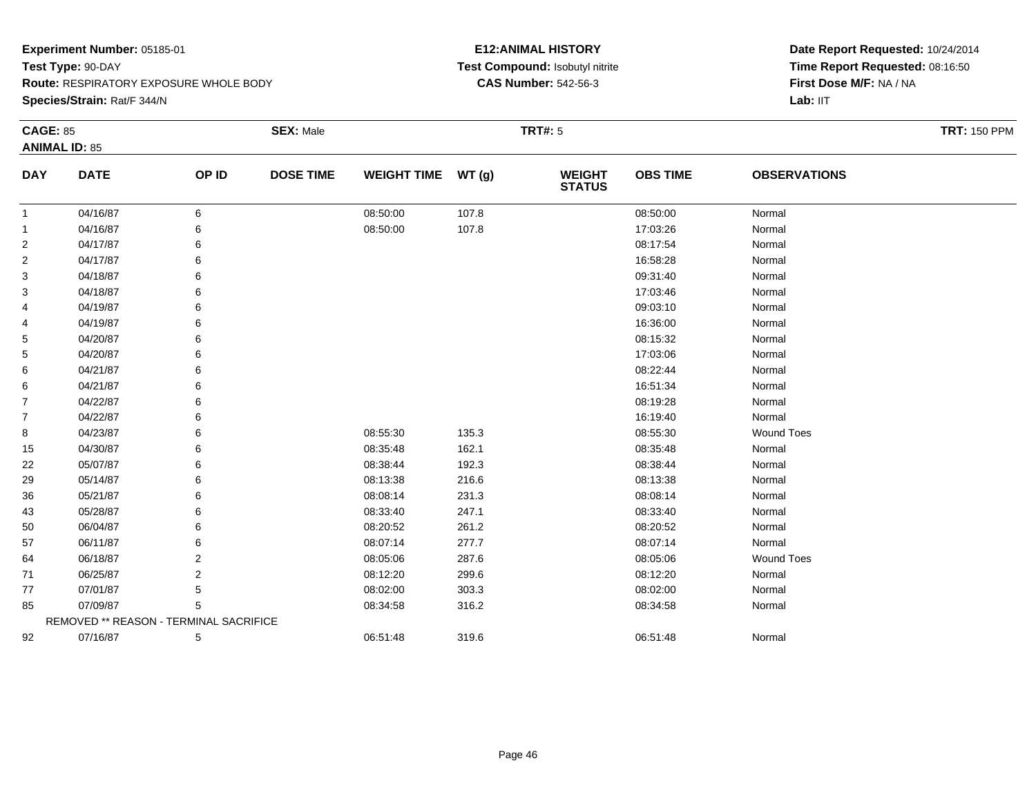**Experiment Number:** 05185-01
**Test Type:** 90-DAY
**Route:** RESPIRATORY EXPOSURE WHOLE BODY
**Species/Strain:** Rat/F 344/N

**E12:ANIMAL HISTORY**
**Test Compound:** Isobutyl nitrite
**CAS Number:** 542-56-3

**Date Report Requested:** 10/24/2014
**Time Report Requested:** 08:16:50
**First Dose M/F:** NA / NA
**Lab:** IIT

**CAGE:** 85 **SEX:** Male **TRT#:** 5 **TRT:** 150 PPM
**ANIMAL ID:** 85

| DAY | DATE | OP ID | DOSE TIME | WEIGHT TIME | WT (g) | WEIGHT STATUS | OBS TIME | OBSERVATIONS |
|---|---|---|---|---|---|---|---|---|
| 1 | 04/16/87 | 6 | | 08:50:00 | 107.8 | | 08:50:00 | Normal |
| 1 | 04/16/87 | 6 | | 08:50:00 | 107.8 | | 17:03:26 | Normal |
| 2 | 04/17/87 | 6 | | | | | 08:17:54 | Normal |
| 2 | 04/17/87 | 6 | | | | | 16:58:28 | Normal |
| 3 | 04/18/87 | 6 | | | | | 09:31:40 | Normal |
| 3 | 04/18/87 | 6 | | | | | 17:03:46 | Normal |
| 4 | 04/19/87 | 6 | | | | | 09:03:10 | Normal |
| 4 | 04/19/87 | 6 | | | | | 16:36:00 | Normal |
| 5 | 04/20/87 | 6 | | | | | 08:15:32 | Normal |
| 5 | 04/20/87 | 6 | | | | | 17:03:06 | Normal |
| 6 | 04/21/87 | 6 | | | | | 08:22:44 | Normal |
| 6 | 04/21/87 | 6 | | | | | 16:51:34 | Normal |
| 7 | 04/22/87 | 6 | | | | | 08:19:28 | Normal |
| 7 | 04/22/87 | 6 | | | | | 16:19:40 | Normal |
| 8 | 04/23/87 | 6 | | 08:55:30 | 135.3 | | 08:55:30 | Wound Toes |
| 15 | 04/30/87 | 6 | | 08:35:48 | 162.1 | | 08:35:48 | Normal |
| 22 | 05/07/87 | 6 | | 08:38:44 | 192.3 | | 08:38:44 | Normal |
| 29 | 05/14/87 | 6 | | 08:13:38 | 216.6 | | 08:13:38 | Normal |
| 36 | 05/21/87 | 6 | | 08:08:14 | 231.3 | | 08:08:14 | Normal |
| 43 | 05/28/87 | 6 | | 08:33:40 | 247.1 | | 08:33:40 | Normal |
| 50 | 06/04/87 | 6 | | 08:20:52 | 261.2 | | 08:20:52 | Normal |
| 57 | 06/11/87 | 6 | | 08:07:14 | 277.7 | | 08:07:14 | Normal |
| 64 | 06/18/87 | 2 | | 08:05:06 | 287.6 | | 08:05:06 | Wound Toes |
| 71 | 06/25/87 | 2 | | 08:12:20 | 299.6 | | 08:12:20 | Normal |
| 77 | 07/01/87 | 5 | | 08:02:00 | 303.3 | | 08:02:00 | Normal |
| 85 | 07/09/87 | 5 | | 08:34:58 | 316.2 | | 08:34:58 | Normal |
| | REMOVED ** REASON - TERMINAL SACRIFICE | | | | | | | |
| 92 | 07/16/87 | 5 | | 06:51:48 | 319.6 | | 06:51:48 | Normal |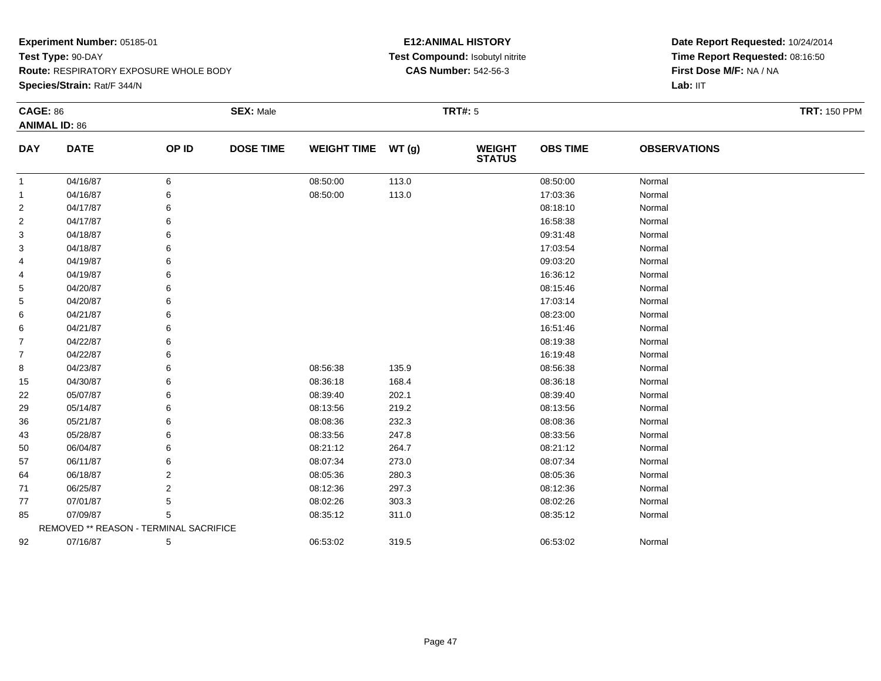**Experiment Number:** 05185-01
**Test Type:** 90-DAY
**Route:** RESPIRATORY EXPOSURE WHOLE BODY
**Species/Strain:** Rat/F 344/N

**E12:ANIMAL HISTORY**
**Test Compound:** Isobutyl nitrite
**CAS Number:** 542-56-3

**Date Report Requested:** 10/24/2014
**Time Report Requested:** 08:16:50
**First Dose M/F:** NA / NA
**Lab:** IIT

**CAGE:** 86 **SEX:** Male **TRT#:** 5 **TRT:** 150 PPM
**ANIMAL ID:** 86

| DAY | DATE | OP ID | DOSE TIME | WEIGHT TIME | WT (g) | WEIGHT STATUS | OBS TIME | OBSERVATIONS |
|---|---|---|---|---|---|---|---|---|
| 1 | 04/16/87 | 6 | | 08:50:00 | 113.0 | | 08:50:00 | Normal |
| 1 | 04/16/87 | 6 | | 08:50:00 | 113.0 | | 17:03:36 | Normal |
| 2 | 04/17/87 | 6 | | | | | 08:18:10 | Normal |
| 2 | 04/17/87 | 6 | | | | | 16:58:38 | Normal |
| 3 | 04/18/87 | 6 | | | | | 09:31:48 | Normal |
| 3 | 04/18/87 | 6 | | | | | 17:03:54 | Normal |
| 4 | 04/19/87 | 6 | | | | | 09:03:20 | Normal |
| 4 | 04/19/87 | 6 | | | | | 16:36:12 | Normal |
| 5 | 04/20/87 | 6 | | | | | 08:15:46 | Normal |
| 5 | 04/20/87 | 6 | | | | | 17:03:14 | Normal |
| 6 | 04/21/87 | 6 | | | | | 08:23:00 | Normal |
| 6 | 04/21/87 | 6 | | | | | 16:51:46 | Normal |
| 7 | 04/22/87 | 6 | | | | | 08:19:38 | Normal |
| 7 | 04/22/87 | 6 | | | | | 16:19:48 | Normal |
| 8 | 04/23/87 | 6 | | 08:56:38 | 135.9 | | 08:56:38 | Normal |
| 15 | 04/30/87 | 6 | | 08:36:18 | 168.4 | | 08:36:18 | Normal |
| 22 | 05/07/87 | 6 | | 08:39:40 | 202.1 | | 08:39:40 | Normal |
| 29 | 05/14/87 | 6 | | 08:13:56 | 219.2 | | 08:13:56 | Normal |
| 36 | 05/21/87 | 6 | | 08:08:36 | 232.3 | | 08:08:36 | Normal |
| 43 | 05/28/87 | 6 | | 08:33:56 | 247.8 | | 08:33:56 | Normal |
| 50 | 06/04/87 | 6 | | 08:21:12 | 264.7 | | 08:21:12 | Normal |
| 57 | 06/11/87 | 6 | | 08:07:34 | 273.0 | | 08:07:34 | Normal |
| 64 | 06/18/87 | 2 | | 08:05:36 | 280.3 | | 08:05:36 | Normal |
| 71 | 06/25/87 | 2 | | 08:12:36 | 297.3 | | 08:12:36 | Normal |
| 77 | 07/01/87 | 5 | | 08:02:26 | 303.3 | | 08:02:26 | Normal |
| 85 | 07/09/87 | 5 | | 08:35:12 | 311.0 | | 08:35:12 | Normal |
| | REMOVED ** REASON - TERMINAL SACRIFICE | | | | | | | |
| 92 | 07/16/87 | 5 | | 06:53:02 | 319.5 | | 06:53:02 | Normal |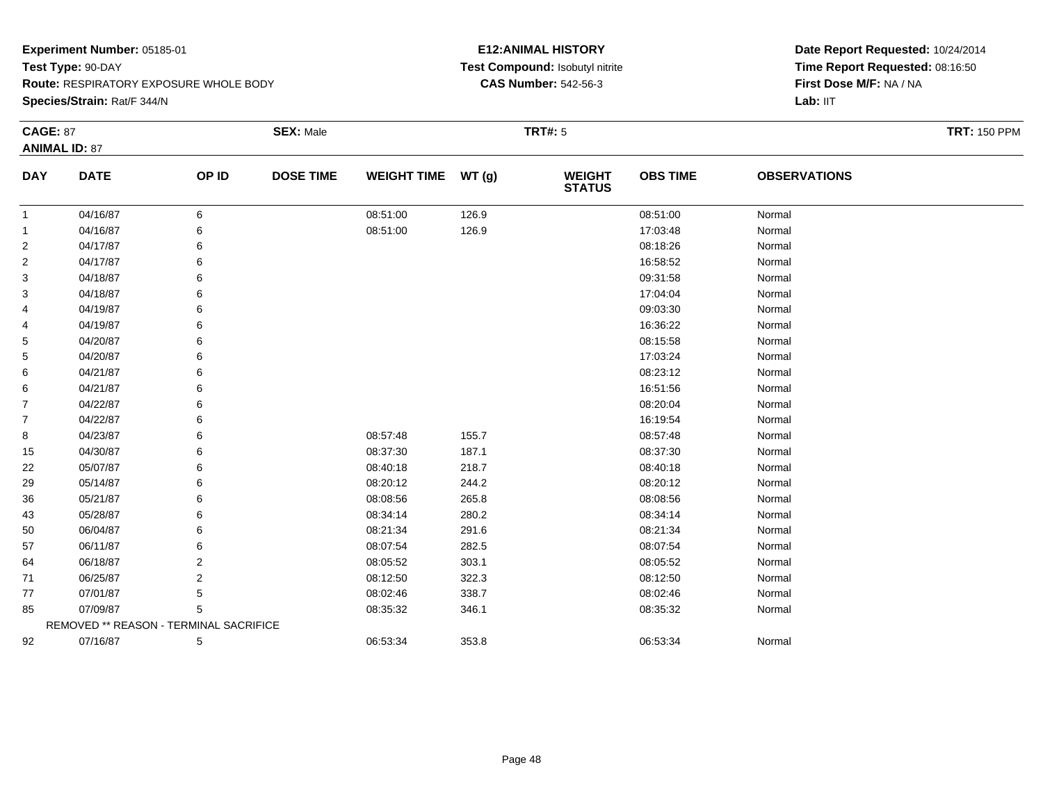**Experiment Number:** 05185-01
**Test Type:** 90-DAY
**Route:** RESPIRATORY EXPOSURE WHOLE BODY
**Species/Strain:** Rat/F 344/N

**E12:ANIMAL HISTORY**
**Test Compound:** Isobutyl nitrite
**CAS Number:** 542-56-3

**Date Report Requested:** 10/24/2014
**Time Report Requested:** 08:16:50
**First Dose M/F:** NA / NA
**Lab:** IIT

**CAGE:** 87 **SEX:** Male **TRT#:** 5 **TRT:** 150 PPM
**ANIMAL ID:** 87

| DAY | DATE | OP ID | DOSE TIME | WEIGHT TIME | WT (g) | WEIGHT STATUS | OBS TIME | OBSERVATIONS |
|---|---|---|---|---|---|---|---|---|
| 1 | 04/16/87 | 6 | | 08:51:00 | 126.9 | | 08:51:00 | Normal |
| 1 | 04/16/87 | 6 | | 08:51:00 | 126.9 | | 17:03:48 | Normal |
| 2 | 04/17/87 | 6 | | | | | 08:18:26 | Normal |
| 2 | 04/17/87 | 6 | | | | | 16:58:52 | Normal |
| 3 | 04/18/87 | 6 | | | | | 09:31:58 | Normal |
| 3 | 04/18/87 | 6 | | | | | 17:04:04 | Normal |
| 4 | 04/19/87 | 6 | | | | | 09:03:30 | Normal |
| 4 | 04/19/87 | 6 | | | | | 16:36:22 | Normal |
| 5 | 04/20/87 | 6 | | | | | 08:15:58 | Normal |
| 5 | 04/20/87 | 6 | | | | | 17:03:24 | Normal |
| 6 | 04/21/87 | 6 | | | | | 08:23:12 | Normal |
| 6 | 04/21/87 | 6 | | | | | 16:51:56 | Normal |
| 7 | 04/22/87 | 6 | | | | | 08:20:04 | Normal |
| 7 | 04/22/87 | 6 | | | | | 16:19:54 | Normal |
| 8 | 04/23/87 | 6 | | 08:57:48 | 155.7 | | 08:57:48 | Normal |
| 15 | 04/30/87 | 6 | | 08:37:30 | 187.1 | | 08:37:30 | Normal |
| 22 | 05/07/87 | 6 | | 08:40:18 | 218.7 | | 08:40:18 | Normal |
| 29 | 05/14/87 | 6 | | 08:20:12 | 244.2 | | 08:20:12 | Normal |
| 36 | 05/21/87 | 6 | | 08:08:56 | 265.8 | | 08:08:56 | Normal |
| 43 | 05/28/87 | 6 | | 08:34:14 | 280.2 | | 08:34:14 | Normal |
| 50 | 06/04/87 | 6 | | 08:21:34 | 291.6 | | 08:21:34 | Normal |
| 57 | 06/11/87 | 6 | | 08:07:54 | 282.5 | | 08:07:54 | Normal |
| 64 | 06/18/87 | 2 | | 08:05:52 | 303.1 | | 08:05:52 | Normal |
| 71 | 06/25/87 | 2 | | 08:12:50 | 322.3 | | 08:12:50 | Normal |
| 77 | 07/01/87 | 5 | | 08:02:46 | 338.7 | | 08:02:46 | Normal |
| 85 | 07/09/87 | 5 | | 08:35:32 | 346.1 | | 08:35:32 | Normal |
| | REMOVED ** REASON - TERMINAL SACRIFICE | | | | | | | |
| 92 | 07/16/87 | 5 | | 06:53:34 | 353.8 | | 06:53:34 | Normal |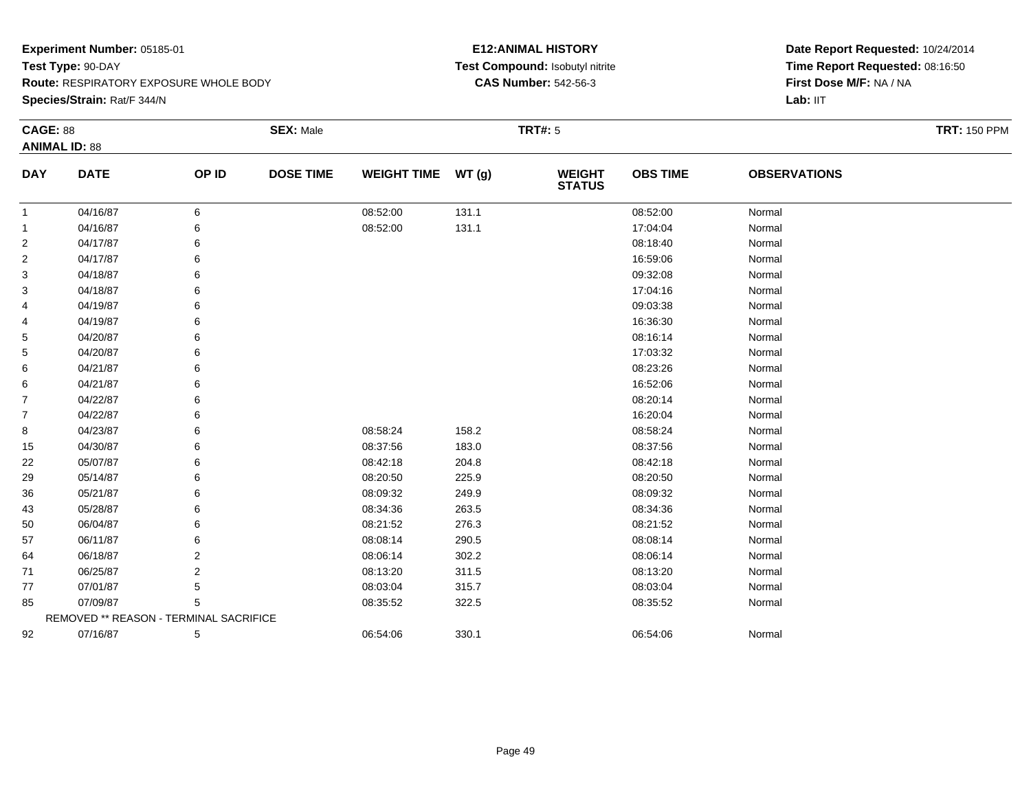**Experiment Number:** 05185-01
**Test Type:** 90-DAY
**Route:** RESPIRATORY EXPOSURE WHOLE BODY
**Species/Strain:** Rat/F 344/N

**E12:ANIMAL HISTORY**
**Test Compound:** Isobutyl nitrite
**CAS Number:** 542-56-3

**Date Report Requested:** 10/24/2014
**Time Report Requested:** 08:16:50
**First Dose M/F:** NA / NA
**Lab:** IIT

**CAGE:** 88 **SEX:** Male **TRT#:** 5 **TRT:** 150 PPM
**ANIMAL ID:** 88

| DAY | DATE | OP ID | DOSE TIME | WEIGHT TIME | WT (g) | WEIGHT STATUS | OBS TIME | OBSERVATIONS |
|---|---|---|---|---|---|---|---|---|
| 1 | 04/16/87 | 6 | | 08:52:00 | 131.1 | | 08:52:00 | Normal |
| 1 | 04/16/87 | 6 | | 08:52:00 | 131.1 | | 17:04:04 | Normal |
| 2 | 04/17/87 | 6 | | | | | 08:18:40 | Normal |
| 2 | 04/17/87 | 6 | | | | | 16:59:06 | Normal |
| 3 | 04/18/87 | 6 | | | | | 09:32:08 | Normal |
| 3 | 04/18/87 | 6 | | | | | 17:04:16 | Normal |
| 4 | 04/19/87 | 6 | | | | | 09:03:38 | Normal |
| 4 | 04/19/87 | 6 | | | | | 16:36:30 | Normal |
| 5 | 04/20/87 | 6 | | | | | 08:16:14 | Normal |
| 5 | 04/20/87 | 6 | | | | | 17:03:32 | Normal |
| 6 | 04/21/87 | 6 | | | | | 08:23:26 | Normal |
| 6 | 04/21/87 | 6 | | | | | 16:52:06 | Normal |
| 7 | 04/22/87 | 6 | | | | | 08:20:14 | Normal |
| 7 | 04/22/87 | 6 | | | | | 16:20:04 | Normal |
| 8 | 04/23/87 | 6 | | 08:58:24 | 158.2 | | 08:58:24 | Normal |
| 15 | 04/30/87 | 6 | | 08:37:56 | 183.0 | | 08:37:56 | Normal |
| 22 | 05/07/87 | 6 | | 08:42:18 | 204.8 | | 08:42:18 | Normal |
| 29 | 05/14/87 | 6 | | 08:20:50 | 225.9 | | 08:20:50 | Normal |
| 36 | 05/21/87 | 6 | | 08:09:32 | 249.9 | | 08:09:32 | Normal |
| 43 | 05/28/87 | 6 | | 08:34:36 | 263.5 | | 08:34:36 | Normal |
| 50 | 06/04/87 | 6 | | 08:21:52 | 276.3 | | 08:21:52 | Normal |
| 57 | 06/11/87 | 6 | | 08:08:14 | 290.5 | | 08:08:14 | Normal |
| 64 | 06/18/87 | 2 | | 08:06:14 | 302.2 | | 08:06:14 | Normal |
| 71 | 06/25/87 | 2 | | 08:13:20 | 311.5 | | 08:13:20 | Normal |
| 77 | 07/01/87 | 5 | | 08:03:04 | 315.7 | | 08:03:04 | Normal |
| 85 | 07/09/87 | 5 | | 08:35:52 | 322.5 | | 08:35:52 | Normal |
| | REMOVED ** REASON - TERMINAL SACRIFICE | | | | | | | |
| 92 | 07/16/87 | 5 | | 06:54:06 | 330.1 | | 06:54:06 | Normal |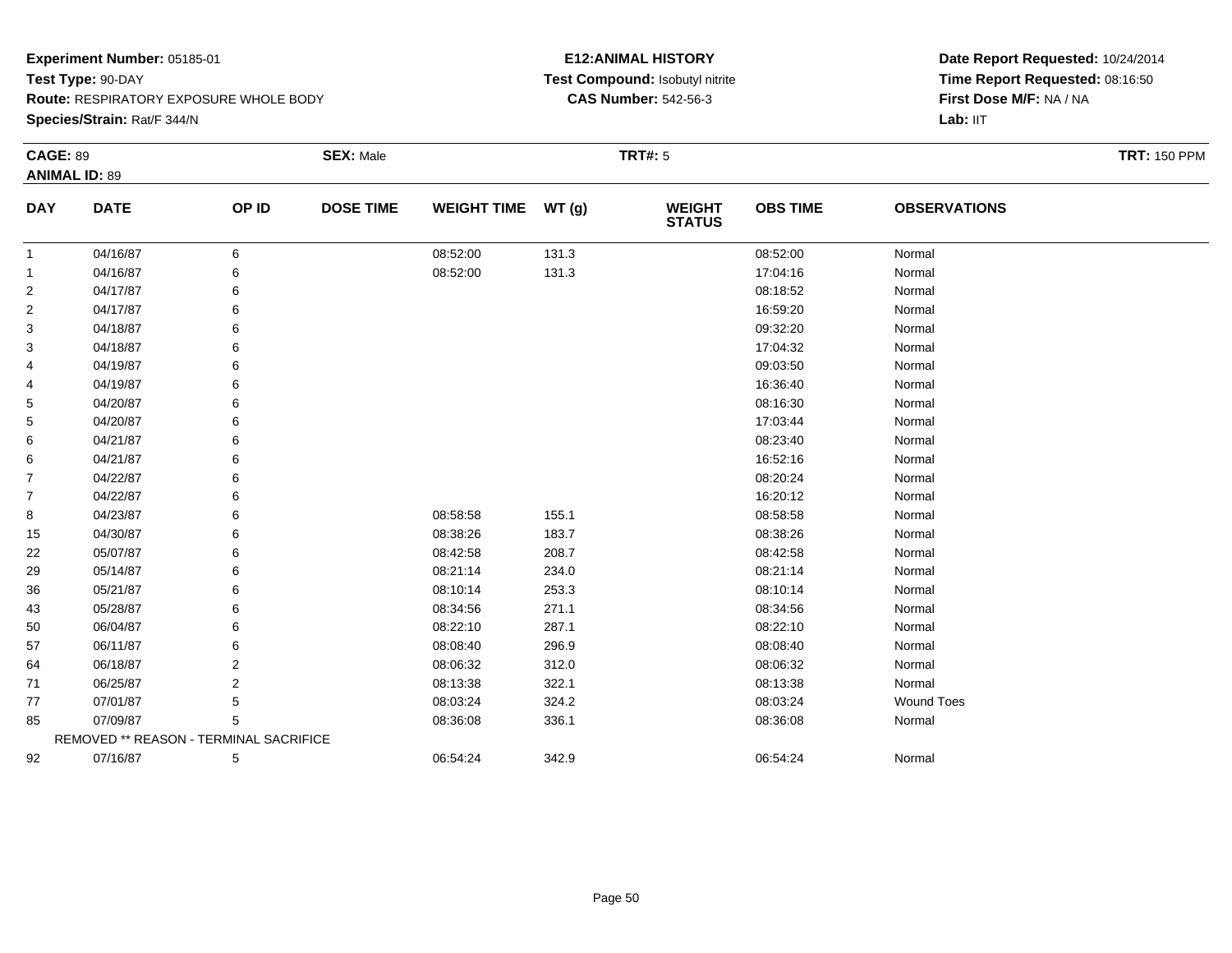**Experiment Number:** 05185-01
**Test Type:** 90-DAY
**Route:** RESPIRATORY EXPOSURE WHOLE BODY
**Species/Strain:** Rat/F 344/N

**E12:ANIMAL HISTORY**
**Test Compound:** Isobutyl nitrite
**CAS Number:** 542-56-3

**Date Report Requested:** 10/24/2014
**Time Report Requested:** 08:16:50
**First Dose M/F:** NA / NA
**Lab:** IIT

**CAGE:** 89 **SEX:** Male **TRT#:** 5 **TRT:** 150 PPM
**ANIMAL ID:** 89

| DAY | DATE | OP ID | DOSE TIME | WEIGHT TIME | WT (g) | WEIGHT STATUS | OBS TIME | OBSERVATIONS |
|---|---|---|---|---|---|---|---|---|
| 1 | 04/16/87 | 6 | | 08:52:00 | 131.3 | | 08:52:00 | Normal |
| 1 | 04/16/87 | 6 | | 08:52:00 | 131.3 | | 17:04:16 | Normal |
| 2 | 04/17/87 | 6 | | | | | 08:18:52 | Normal |
| 2 | 04/17/87 | 6 | | | | | 16:59:20 | Normal |
| 3 | 04/18/87 | 6 | | | | | 09:32:20 | Normal |
| 3 | 04/18/87 | 6 | | | | | 17:04:32 | Normal |
| 4 | 04/19/87 | 6 | | | | | 09:03:50 | Normal |
| 4 | 04/19/87 | 6 | | | | | 16:36:40 | Normal |
| 5 | 04/20/87 | 6 | | | | | 08:16:30 | Normal |
| 5 | 04/20/87 | 6 | | | | | 17:03:44 | Normal |
| 6 | 04/21/87 | 6 | | | | | 08:23:40 | Normal |
| 6 | 04/21/87 | 6 | | | | | 16:52:16 | Normal |
| 7 | 04/22/87 | 6 | | | | | 08:20:24 | Normal |
| 7 | 04/22/87 | 6 | | | | | 16:20:12 | Normal |
| 8 | 04/23/87 | 6 | | 08:58:58 | 155.1 | | 08:58:58 | Normal |
| 15 | 04/30/87 | 6 | | 08:38:26 | 183.7 | | 08:38:26 | Normal |
| 22 | 05/07/87 | 6 | | 08:42:58 | 208.7 | | 08:42:58 | Normal |
| 29 | 05/14/87 | 6 | | 08:21:14 | 234.0 | | 08:21:14 | Normal |
| 36 | 05/21/87 | 6 | | 08:10:14 | 253.3 | | 08:10:14 | Normal |
| 43 | 05/28/87 | 6 | | 08:34:56 | 271.1 | | 08:34:56 | Normal |
| 50 | 06/04/87 | 6 | | 08:22:10 | 287.1 | | 08:22:10 | Normal |
| 57 | 06/11/87 | 6 | | 08:08:40 | 296.9 | | 08:08:40 | Normal |
| 64 | 06/18/87 | 2 | | 08:06:32 | 312.0 | | 08:06:32 | Normal |
| 71 | 06/25/87 | 2 | | 08:13:38 | 322.1 | | 08:13:38 | Normal |
| 77 | 07/01/87 | 5 | | 08:03:24 | 324.2 | | 08:03:24 | Wound Toes |
| 85 | 07/09/87 | 5 | | 08:36:08 | 336.1 | | 08:36:08 | Normal |
| | REMOVED ** REASON - TERMINAL SACRIFICE | | | | | | | |
| 92 | 07/16/87 | 5 | | 06:54:24 | 342.9 | | 06:54:24 | Normal |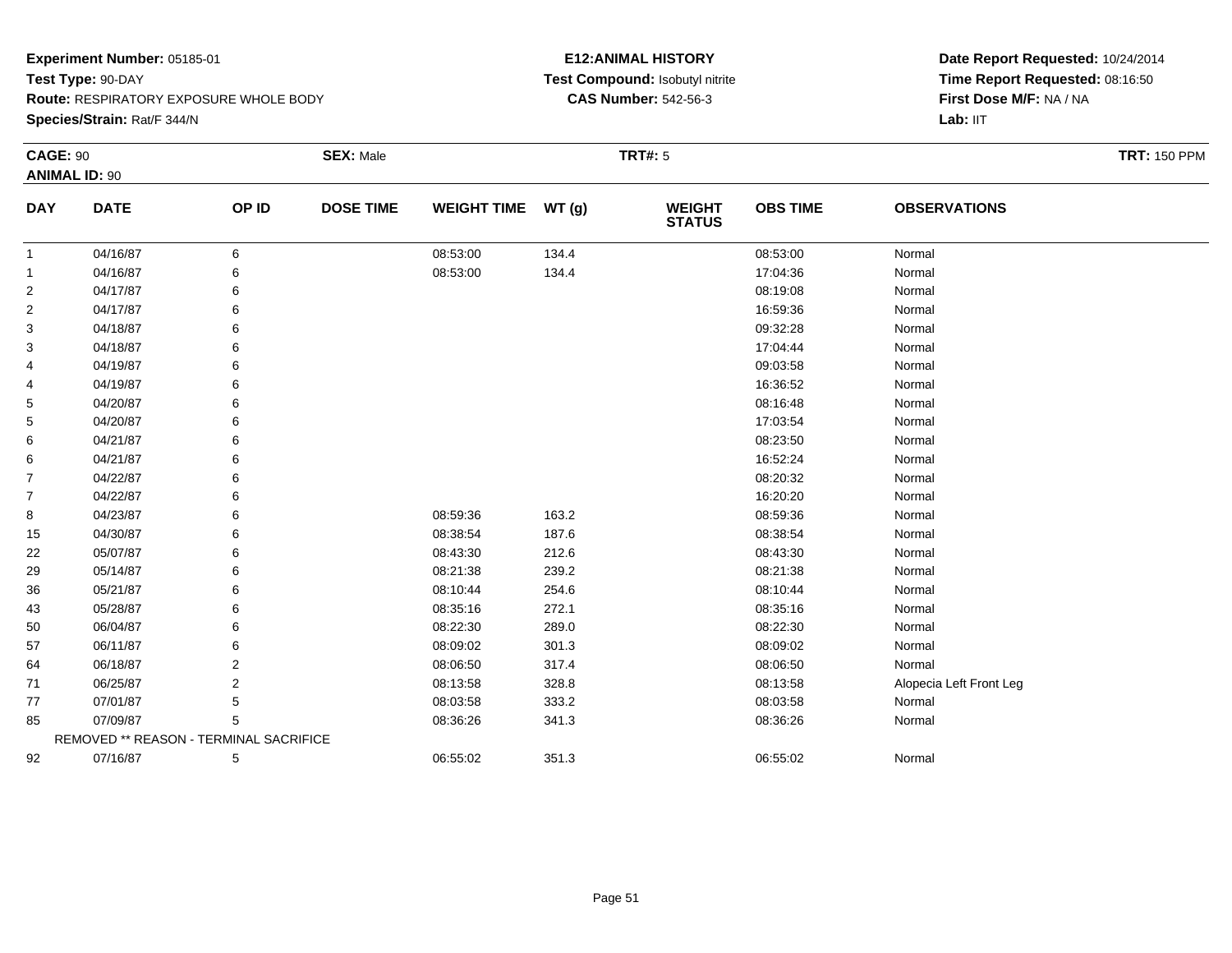**Experiment Number:** 05185-01
**Test Type:** 90-DAY
**Route:** RESPIRATORY EXPOSURE WHOLE BODY
**Species/Strain:** Rat/F 344/N

**E12:ANIMAL HISTORY**
**Test Compound:** Isobutyl nitrite
**CAS Number:** 542-56-3

**Date Report Requested:** 10/24/2014
**Time Report Requested:** 08:16:50
**First Dose M/F:** NA / NA
**Lab:** IIT

**CAGE:** 90 **SEX:** Male **TRT#:** 5 **TRT:** 150 PPM
**ANIMAL ID:** 90

| DAY | DATE | OP ID | DOSE TIME | WEIGHT TIME | WT (g) | WEIGHT STATUS | OBS TIME | OBSERVATIONS |
|---|---|---|---|---|---|---|---|---|
| 1 | 04/16/87 | 6 | | 08:53:00 | 134.4 | | 08:53:00 | Normal |
| 1 | 04/16/87 | 6 | | 08:53:00 | 134.4 | | 17:04:36 | Normal |
| 2 | 04/17/87 | 6 | | | | | 08:19:08 | Normal |
| 2 | 04/17/87 | 6 | | | | | 16:59:36 | Normal |
| 3 | 04/18/87 | 6 | | | | | 09:32:28 | Normal |
| 3 | 04/18/87 | 6 | | | | | 17:04:44 | Normal |
| 4 | 04/19/87 | 6 | | | | | 09:03:58 | Normal |
| 4 | 04/19/87 | 6 | | | | | 16:36:52 | Normal |
| 5 | 04/20/87 | 6 | | | | | 08:16:48 | Normal |
| 5 | 04/20/87 | 6 | | | | | 17:03:54 | Normal |
| 6 | 04/21/87 | 6 | | | | | 08:23:50 | Normal |
| 6 | 04/21/87 | 6 | | | | | 16:52:24 | Normal |
| 7 | 04/22/87 | 6 | | | | | 08:20:32 | Normal |
| 7 | 04/22/87 | 6 | | | | | 16:20:20 | Normal |
| 8 | 04/23/87 | 6 | | 08:59:36 | 163.2 | | 08:59:36 | Normal |
| 15 | 04/30/87 | 6 | | 08:38:54 | 187.6 | | 08:38:54 | Normal |
| 22 | 05/07/87 | 6 | | 08:43:30 | 212.6 | | 08:43:30 | Normal |
| 29 | 05/14/87 | 6 | | 08:21:38 | 239.2 | | 08:21:38 | Normal |
| 36 | 05/21/87 | 6 | | 08:10:44 | 254.6 | | 08:10:44 | Normal |
| 43 | 05/28/87 | 6 | | 08:35:16 | 272.1 | | 08:35:16 | Normal |
| 50 | 06/04/87 | 6 | | 08:22:30 | 289.0 | | 08:22:30 | Normal |
| 57 | 06/11/87 | 6 | | 08:09:02 | 301.3 | | 08:09:02 | Normal |
| 64 | 06/18/87 | 2 | | 08:06:50 | 317.4 | | 08:06:50 | Normal |
| 71 | 06/25/87 | 2 | | 08:13:58 | 328.8 | | 08:13:58 | Alopecia Left Front Leg |
| 77 | 07/01/87 | 5 | | 08:03:58 | 333.2 | | 08:03:58 | Normal |
| 85 | 07/09/87 | 5 | | 08:36:26 | 341.3 | | 08:36:26 | Normal |
| | REMOVED ** REASON - TERMINAL SACRIFICE | | | | | | | |
| 92 | 07/16/87 | 5 | | 06:55:02 | 351.3 | | 06:55:02 | Normal |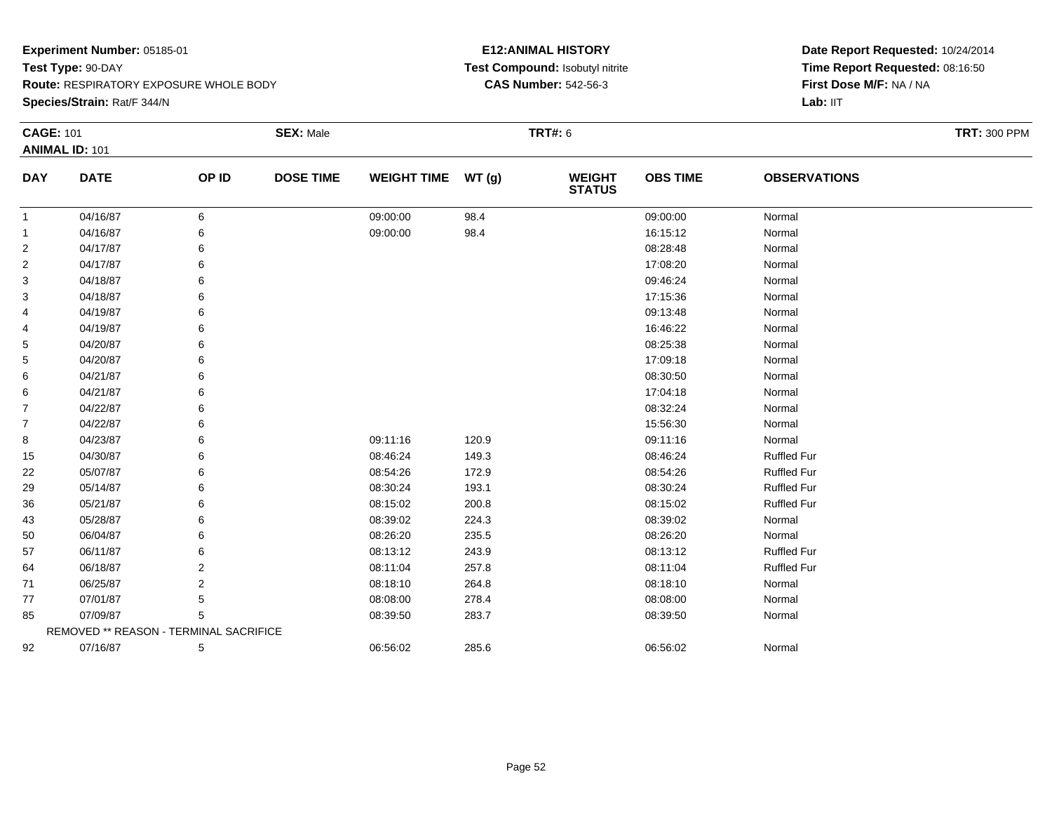**Experiment Number:** 05185-01
**Test Type:** 90-DAY
**Route:** RESPIRATORY EXPOSURE WHOLE BODY
**Species/Strain:** Rat/F 344/N

**E12:ANIMAL HISTORY**
**Test Compound:** Isobutyl nitrite
**CAS Number:** 542-56-3

**Date Report Requested:** 10/24/2014
**Time Report Requested:** 08:16:50
**First Dose M/F:** NA / NA
**Lab:** IIT

**CAGE:** 101 **SEX:** Male **TRT#:** 6 **TRT:** 300 PPM
**ANIMAL ID:** 101

| DAY | DATE | OP ID | DOSE TIME | WEIGHT TIME | WT (g) | WEIGHT STATUS | OBS TIME | OBSERVATIONS |
|---|---|---|---|---|---|---|---|---|
| 1 | 04/16/87 | 6 | | 09:00:00 | 98.4 | | 09:00:00 | Normal |
| 1 | 04/16/87 | 6 | | 09:00:00 | 98.4 | | 16:15:12 | Normal |
| 2 | 04/17/87 | 6 | | | | | 08:28:48 | Normal |
| 2 | 04/17/87 | 6 | | | | | 17:08:20 | Normal |
| 3 | 04/18/87 | 6 | | | | | 09:46:24 | Normal |
| 3 | 04/18/87 | 6 | | | | | 17:15:36 | Normal |
| 4 | 04/19/87 | 6 | | | | | 09:13:48 | Normal |
| 4 | 04/19/87 | 6 | | | | | 16:46:22 | Normal |
| 5 | 04/20/87 | 6 | | | | | 08:25:38 | Normal |
| 5 | 04/20/87 | 6 | | | | | 17:09:18 | Normal |
| 6 | 04/21/87 | 6 | | | | | 08:30:50 | Normal |
| 6 | 04/21/87 | 6 | | | | | 17:04:18 | Normal |
| 7 | 04/22/87 | 6 | | | | | 08:32:24 | Normal |
| 7 | 04/22/87 | 6 | | | | | 15:56:30 | Normal |
| 8 | 04/23/87 | 6 | | 09:11:16 | 120.9 | | 09:11:16 | Normal |
| 15 | 04/30/87 | 6 | | 08:46:24 | 149.3 | | 08:46:24 | Ruffled Fur |
| 22 | 05/07/87 | 6 | | 08:54:26 | 172.9 | | 08:54:26 | Ruffled Fur |
| 29 | 05/14/87 | 6 | | 08:30:24 | 193.1 | | 08:30:24 | Ruffled Fur |
| 36 | 05/21/87 | 6 | | 08:15:02 | 200.8 | | 08:15:02 | Ruffled Fur |
| 43 | 05/28/87 | 6 | | 08:39:02 | 224.3 | | 08:39:02 | Normal |
| 50 | 06/04/87 | 6 | | 08:26:20 | 235.5 | | 08:26:20 | Normal |
| 57 | 06/11/87 | 6 | | 08:13:12 | 243.9 | | 08:13:12 | Ruffled Fur |
| 64 | 06/18/87 | 2 | | 08:11:04 | 257.8 | | 08:11:04 | Ruffled Fur |
| 71 | 06/25/87 | 2 | | 08:18:10 | 264.8 | | 08:18:10 | Normal |
| 77 | 07/01/87 | 5 | | 08:08:00 | 278.4 | | 08:08:00 | Normal |
| 85 | 07/09/87 | 5 | | 08:39:50 | 283.7 | | 08:39:50 | Normal |
| | REMOVED ** REASON - TERMINAL SACRIFICE | | | | | | | |
| 92 | 07/16/87 | 5 | | 06:56:02 | 285.6 | | 06:56:02 | Normal |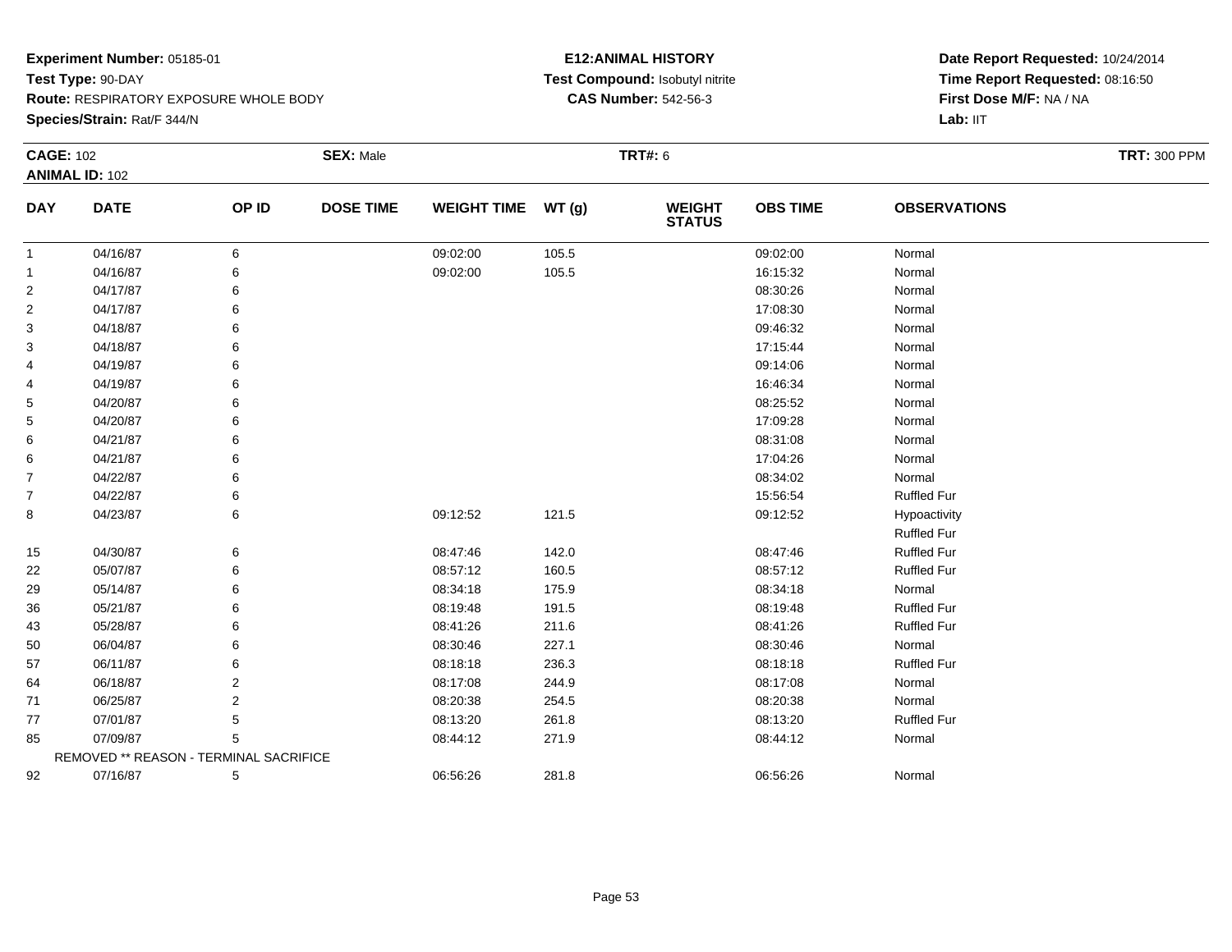**Experiment Number:** 05185-01
**Test Type:** 90-DAY
**Route:** RESPIRATORY EXPOSURE WHOLE BODY
**Species/Strain:** Rat/F 344/N

**E12:ANIMAL HISTORY**
**Test Compound:** Isobutyl nitrite
**CAS Number:** 542-56-3

**Date Report Requested:** 10/24/2014
**Time Report Requested:** 08:16:50
**First Dose M/F:** NA / NA
**Lab:** IIT

**CAGE:** 102 **SEX:** Male **TRT#:** 6 **TRT:** 300 PPM
**ANIMAL ID:** 102

| DAY | DATE | OP ID | DOSE TIME | WEIGHT TIME | WT (g) | WEIGHT STATUS | OBS TIME | OBSERVATIONS |
|---|---|---|---|---|---|---|---|---|
| 1 | 04/16/87 | 6 | | 09:02:00 | 105.5 | | 09:02:00 | Normal |
| 1 | 04/16/87 | 6 | | 09:02:00 | 105.5 | | 16:15:32 | Normal |
| 2 | 04/17/87 | 6 | | | | | 08:30:26 | Normal |
| 2 | 04/17/87 | 6 | | | | | 17:08:30 | Normal |
| 3 | 04/18/87 | 6 | | | | | 09:46:32 | Normal |
| 3 | 04/18/87 | 6 | | | | | 17:15:44 | Normal |
| 4 | 04/19/87 | 6 | | | | | 09:14:06 | Normal |
| 4 | 04/19/87 | 6 | | | | | 16:46:34 | Normal |
| 5 | 04/20/87 | 6 | | | | | 08:25:52 | Normal |
| 5 | 04/20/87 | 6 | | | | | 17:09:28 | Normal |
| 6 | 04/21/87 | 6 | | | | | 08:31:08 | Normal |
| 6 | 04/21/87 | 6 | | | | | 17:04:26 | Normal |
| 7 | 04/22/87 | 6 | | | | | 08:34:02 | Normal |
| 7 | 04/22/87 | 6 | | | | | 15:56:54 | Ruffled Fur |
| 8 | 04/23/87 | 6 | | 09:12:52 | 121.5 | | 09:12:52 | Hypoactivity<br>Ruffled Fur |
| 15 | 04/30/87 | 6 | | 08:47:46 | 142.0 | | 08:47:46 | Ruffled Fur |
| 22 | 05/07/87 | 6 | | 08:57:12 | 160.5 | | 08:57:12 | Ruffled Fur |
| 29 | 05/14/87 | 6 | | 08:34:18 | 175.9 | | 08:34:18 | Normal |
| 36 | 05/21/87 | 6 | | 08:19:48 | 191.5 | | 08:19:48 | Ruffled Fur |
| 43 | 05/28/87 | 6 | | 08:41:26 | 211.6 | | 08:41:26 | Ruffled Fur |
| 50 | 06/04/87 | 6 | | 08:30:46 | 227.1 | | 08:30:46 | Normal |
| 57 | 06/11/87 | 6 | | 08:18:18 | 236.3 | | 08:18:18 | Ruffled Fur |
| 64 | 06/18/87 | 2 | | 08:17:08 | 244.9 | | 08:17:08 | Normal |
| 71 | 06/25/87 | 2 | | 08:20:38 | 254.5 | | 08:20:38 | Normal |
| 77 | 07/01/87 | 5 | | 08:13:20 | 261.8 | | 08:13:20 | Ruffled Fur |
| 85 | 07/09/87 | 5 | | 08:44:12 | 271.9 | | 08:44:12 | Normal |
| REMOVED ** REASON - TERMINAL SACRIFICE | | | | | | | | |
| 92 | 07/16/87 | 5 | | 06:56:26 | 281.8 | | 06:56:26 | Normal |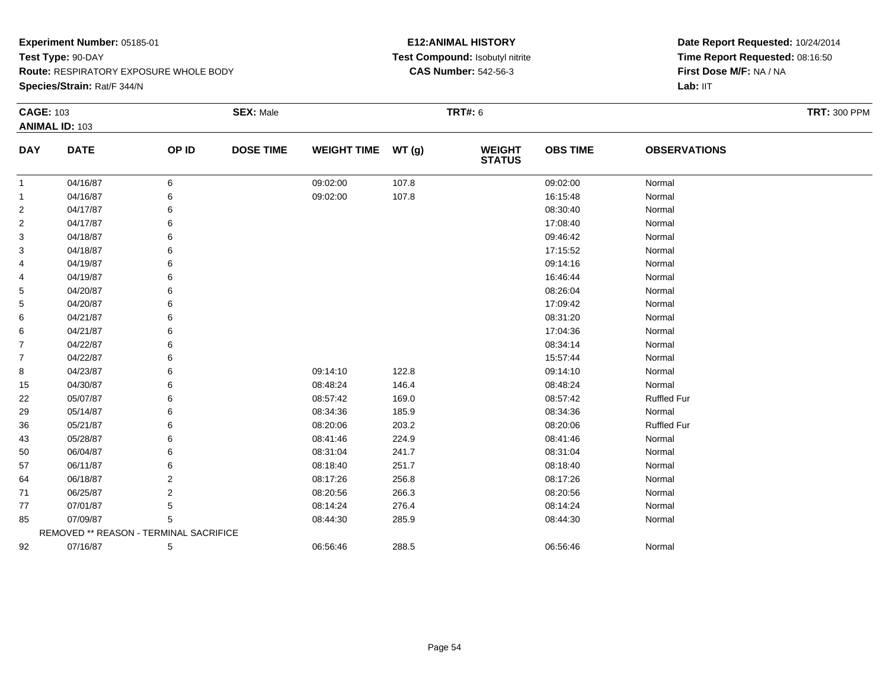**Experiment Number:** 05185-01
**Test Type:** 90-DAY
**Route:** RESPIRATORY EXPOSURE WHOLE BODY
**Species/Strain:** Rat/F 344/N

**E12:ANIMAL HISTORY**
**Test Compound:** Isobutyl nitrite
**CAS Number:** 542-56-3

**Date Report Requested:** 10/24/2014
**Time Report Requested:** 08:16:50
**First Dose M/F:** NA / NA
**Lab:** IIT

**CAGE:** 103 **SEX:** Male **TRT#:** 6 **TRT:** 300 PPM
**ANIMAL ID:** 103

| DAY | DATE | OP ID | DOSE TIME | WEIGHT TIME | WT (g) | WEIGHT STATUS | OBS TIME | OBSERVATIONS |
|---|---|---|---|---|---|---|---|---|
| 1 | 04/16/87 | 6 | | 09:02:00 | 107.8 | | 09:02:00 | Normal |
| 1 | 04/16/87 | 6 | | 09:02:00 | 107.8 | | 16:15:48 | Normal |
| 2 | 04/17/87 | 6 | | | | | 08:30:40 | Normal |
| 2 | 04/17/87 | 6 | | | | | 17:08:40 | Normal |
| 3 | 04/18/87 | 6 | | | | | 09:46:42 | Normal |
| 3 | 04/18/87 | 6 | | | | | 17:15:52 | Normal |
| 4 | 04/19/87 | 6 | | | | | 09:14:16 | Normal |
| 4 | 04/19/87 | 6 | | | | | 16:46:44 | Normal |
| 5 | 04/20/87 | 6 | | | | | 08:26:04 | Normal |
| 5 | 04/20/87 | 6 | | | | | 17:09:42 | Normal |
| 6 | 04/21/87 | 6 | | | | | 08:31:20 | Normal |
| 6 | 04/21/87 | 6 | | | | | 17:04:36 | Normal |
| 7 | 04/22/87 | 6 | | | | | 08:34:14 | Normal |
| 7 | 04/22/87 | 6 | | | | | 15:57:44 | Normal |
| 8 | 04/23/87 | 6 | | 09:14:10 | 122.8 | | 09:14:10 | Normal |
| 15 | 04/30/87 | 6 | | 08:48:24 | 146.4 | | 08:48:24 | Normal |
| 22 | 05/07/87 | 6 | | 08:57:42 | 169.0 | | 08:57:42 | Ruffled Fur |
| 29 | 05/14/87 | 6 | | 08:34:36 | 185.9 | | 08:34:36 | Normal |
| 36 | 05/21/87 | 6 | | 08:20:06 | 203.2 | | 08:20:06 | Ruffled Fur |
| 43 | 05/28/87 | 6 | | 08:41:46 | 224.9 | | 08:41:46 | Normal |
| 50 | 06/04/87 | 6 | | 08:31:04 | 241.7 | | 08:31:04 | Normal |
| 57 | 06/11/87 | 6 | | 08:18:40 | 251.7 | | 08:18:40 | Normal |
| 64 | 06/18/87 | 2 | | 08:17:26 | 256.8 | | 08:17:26 | Normal |
| 71 | 06/25/87 | 2 | | 08:20:56 | 266.3 | | 08:20:56 | Normal |
| 77 | 07/01/87 | 5 | | 08:14:24 | 276.4 | | 08:14:24 | Normal |
| 85 | 07/09/87 | 5 | | 08:44:30 | 285.9 | | 08:44:30 | Normal |
| | REMOVED ** REASON - TERMINAL SACRIFICE | | | | | | | |
| 92 | 07/16/87 | 5 | | 06:56:46 | 288.5 | | 06:56:46 | Normal |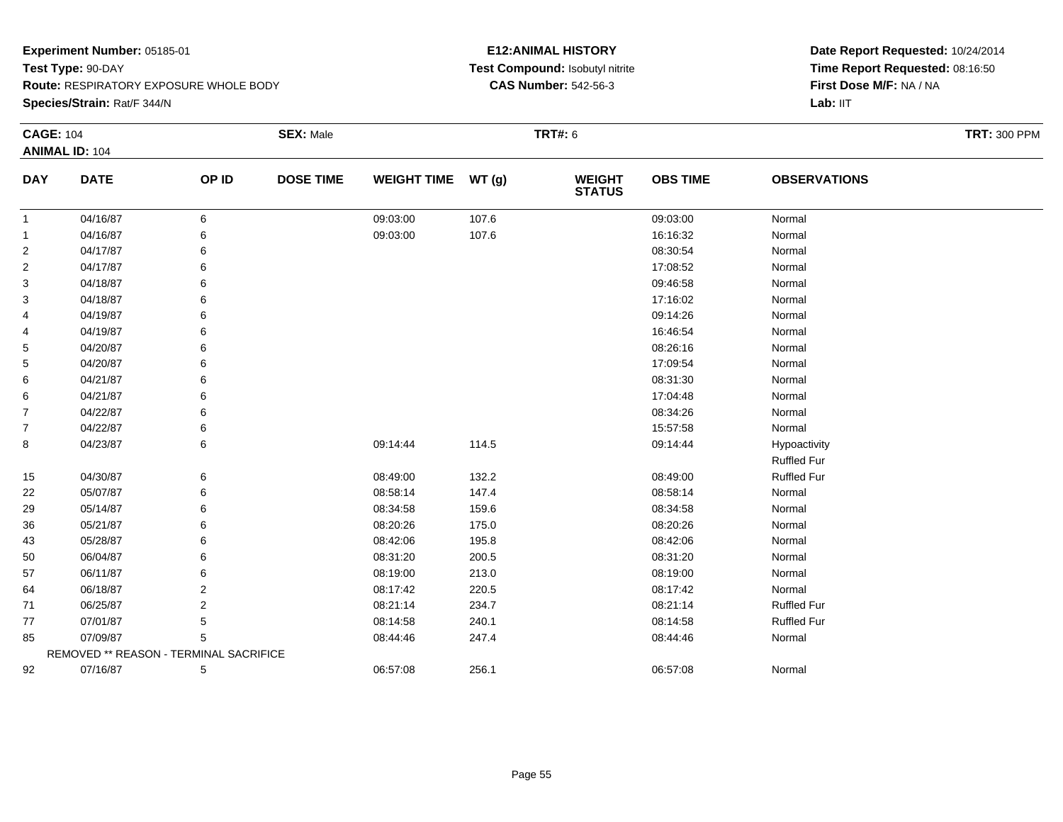**Experiment Number:** 05185-01
**Test Type:** 90-DAY
**Route:** RESPIRATORY EXPOSURE WHOLE BODY
**Species/Strain:** Rat/F 344/N

**E12:ANIMAL HISTORY**
**Test Compound:** Isobutyl nitrite
**CAS Number:** 542-56-3

**Date Report Requested:** 10/24/2014
**Time Report Requested:** 08:16:50
**First Dose M/F:** NA / NA
**Lab:** IIT

**CAGE:** 104 **SEX:** Male **TRT#:** 6 **TRT:** 300 PPM
**ANIMAL ID:** 104

| DAY | DATE | OP ID | DOSE TIME | WEIGHT TIME | WT (g) | WEIGHT STATUS | OBS TIME | OBSERVATIONS |
|---|---|---|---|---|---|---|---|---|
| 1 | 04/16/87 | 6 | | 09:03:00 | 107.6 | | 09:03:00 | Normal |
| 1 | 04/16/87 | 6 | | 09:03:00 | 107.6 | | 16:16:32 | Normal |
| 2 | 04/17/87 | 6 | | | | | 08:30:54 | Normal |
| 2 | 04/17/87 | 6 | | | | | 17:08:52 | Normal |
| 3 | 04/18/87 | 6 | | | | | 09:46:58 | Normal |
| 3 | 04/18/87 | 6 | | | | | 17:16:02 | Normal |
| 4 | 04/19/87 | 6 | | | | | 09:14:26 | Normal |
| 4 | 04/19/87 | 6 | | | | | 16:46:54 | Normal |
| 5 | 04/20/87 | 6 | | | | | 08:26:16 | Normal |
| 5 | 04/20/87 | 6 | | | | | 17:09:54 | Normal |
| 6 | 04/21/87 | 6 | | | | | 08:31:30 | Normal |
| 6 | 04/21/87 | 6 | | | | | 17:04:48 | Normal |
| 7 | 04/22/87 | 6 | | | | | 08:34:26 | Normal |
| 7 | 04/22/87 | 6 | | | | | 15:57:58 | Normal |
| 8 | 04/23/87 | 6 | | 09:14:44 | 114.5 | | 09:14:44 | Hypoactivity |
| | | | | | | | | Ruffled Fur |
| 15 | 04/30/87 | 6 | | 08:49:00 | 132.2 | | 08:49:00 | Ruffled Fur |
| 22 | 05/07/87 | 6 | | 08:58:14 | 147.4 | | 08:58:14 | Normal |
| 29 | 05/14/87 | 6 | | 08:34:58 | 159.6 | | 08:34:58 | Normal |
| 36 | 05/21/87 | 6 | | 08:20:26 | 175.0 | | 08:20:26 | Normal |
| 43 | 05/28/87 | 6 | | 08:42:06 | 195.8 | | 08:42:06 | Normal |
| 50 | 06/04/87 | 6 | | 08:31:20 | 200.5 | | 08:31:20 | Normal |
| 57 | 06/11/87 | 6 | | 08:19:00 | 213.0 | | 08:19:00 | Normal |
| 64 | 06/18/87 | 2 | | 08:17:42 | 220.5 | | 08:17:42 | Normal |
| 71 | 06/25/87 | 2 | | 08:21:14 | 234.7 | | 08:21:14 | Ruffled Fur |
| 77 | 07/01/87 | 5 | | 08:14:58 | 240.1 | | 08:14:58 | Ruffled Fur |
| 85 | 07/09/87 | 5 | | 08:44:46 | 247.4 | | 08:44:46 | Normal |
| | REMOVED ** REASON - TERMINAL SACRIFICE | | | | | | | |
| 92 | 07/16/87 | 5 | | 06:57:08 | 256.1 | | 06:57:08 | Normal |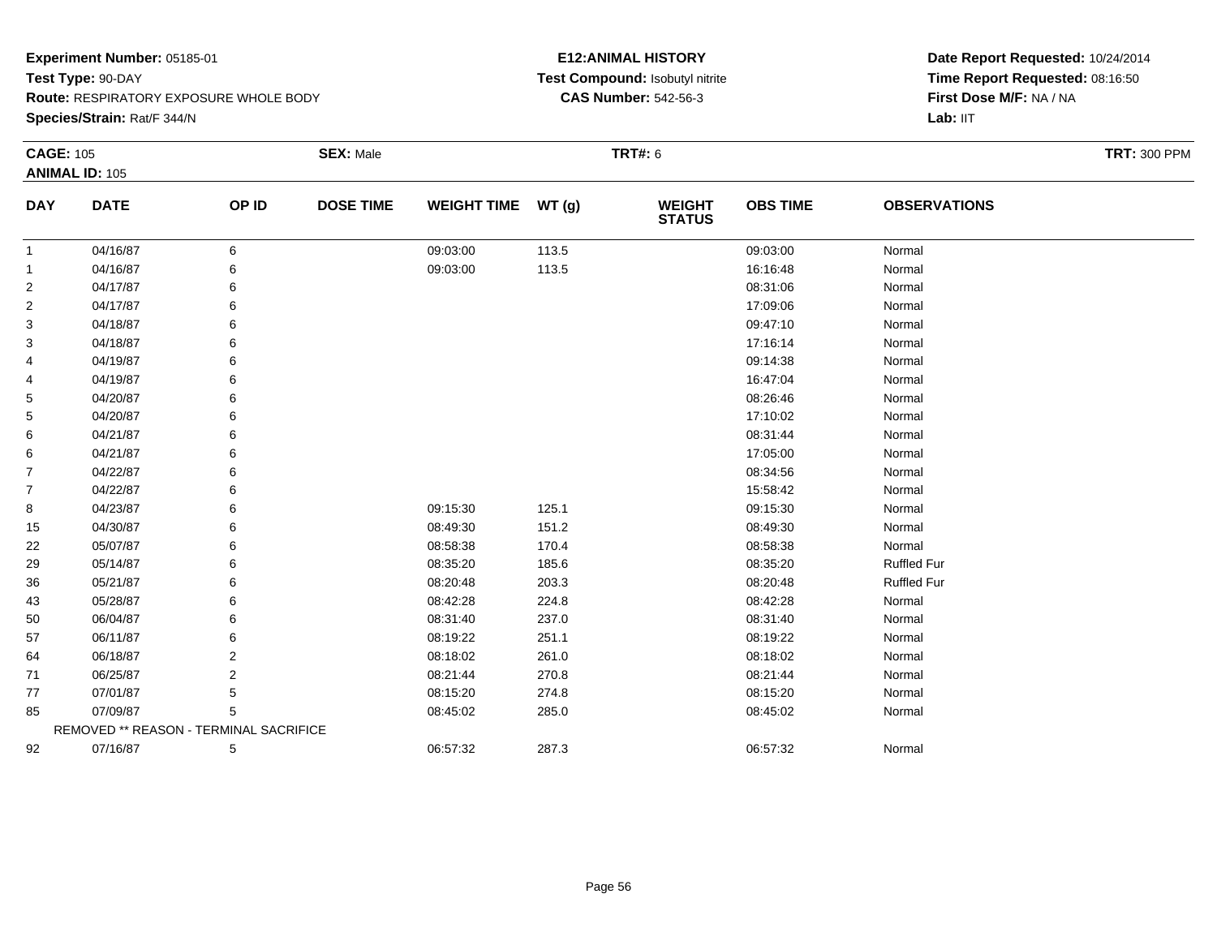**Experiment Number:** 05185-01
**Test Type:** 90-DAY
**Route:** RESPIRATORY EXPOSURE WHOLE BODY
**Species/Strain:** Rat/F 344/N

**E12:ANIMAL HISTORY**
**Test Compound:** Isobutyl nitrite
**CAS Number:** 542-56-3

**Date Report Requested:** 10/24/2014
**Time Report Requested:** 08:16:50
**First Dose M/F:** NA / NA
**Lab:** IIT

**CAGE:** 105 **SEX:** Male **TRT#:** 6 **TRT:** 300 PPM
**ANIMAL ID:** 105

| DAY | DATE | OP ID | DOSE TIME | WEIGHT TIME | WT (g) | WEIGHT STATUS | OBS TIME | OBSERVATIONS |
|---|---|---|---|---|---|---|---|---|
| 1 | 04/16/87 | 6 | | 09:03:00 | 113.5 | | 09:03:00 | Normal |
| 1 | 04/16/87 | 6 | | 09:03:00 | 113.5 | | 16:16:48 | Normal |
| 2 | 04/17/87 | 6 | | | | | 08:31:06 | Normal |
| 2 | 04/17/87 | 6 | | | | | 17:09:06 | Normal |
| 3 | 04/18/87 | 6 | | | | | 09:47:10 | Normal |
| 3 | 04/18/87 | 6 | | | | | 17:16:14 | Normal |
| 4 | 04/19/87 | 6 | | | | | 09:14:38 | Normal |
| 4 | 04/19/87 | 6 | | | | | 16:47:04 | Normal |
| 5 | 04/20/87 | 6 | | | | | 08:26:46 | Normal |
| 5 | 04/20/87 | 6 | | | | | 17:10:02 | Normal |
| 6 | 04/21/87 | 6 | | | | | 08:31:44 | Normal |
| 6 | 04/21/87 | 6 | | | | | 17:05:00 | Normal |
| 7 | 04/22/87 | 6 | | | | | 08:34:56 | Normal |
| 7 | 04/22/87 | 6 | | | | | 15:58:42 | Normal |
| 8 | 04/23/87 | 6 | | 09:15:30 | 125.1 | | 09:15:30 | Normal |
| 15 | 04/30/87 | 6 | | 08:49:30 | 151.2 | | 08:49:30 | Normal |
| 22 | 05/07/87 | 6 | | 08:58:38 | 170.4 | | 08:58:38 | Normal |
| 29 | 05/14/87 | 6 | | 08:35:20 | 185.6 | | 08:35:20 | Ruffled Fur |
| 36 | 05/21/87 | 6 | | 08:20:48 | 203.3 | | 08:20:48 | Ruffled Fur |
| 43 | 05/28/87 | 6 | | 08:42:28 | 224.8 | | 08:42:28 | Normal |
| 50 | 06/04/87 | 6 | | 08:31:40 | 237.0 | | 08:31:40 | Normal |
| 57 | 06/11/87 | 6 | | 08:19:22 | 251.1 | | 08:19:22 | Normal |
| 64 | 06/18/87 | 2 | | 08:18:02 | 261.0 | | 08:18:02 | Normal |
| 71 | 06/25/87 | 2 | | 08:21:44 | 270.8 | | 08:21:44 | Normal |
| 77 | 07/01/87 | 5 | | 08:15:20 | 274.8 | | 08:15:20 | Normal |
| 85 | 07/09/87 | 5 | | 08:45:02 | 285.0 | | 08:45:02 | Normal |
| | REMOVED ** REASON - TERMINAL SACRIFICE | | | | | | | |
| 92 | 07/16/87 | 5 | | 06:57:32 | 287.3 | | 06:57:32 | Normal |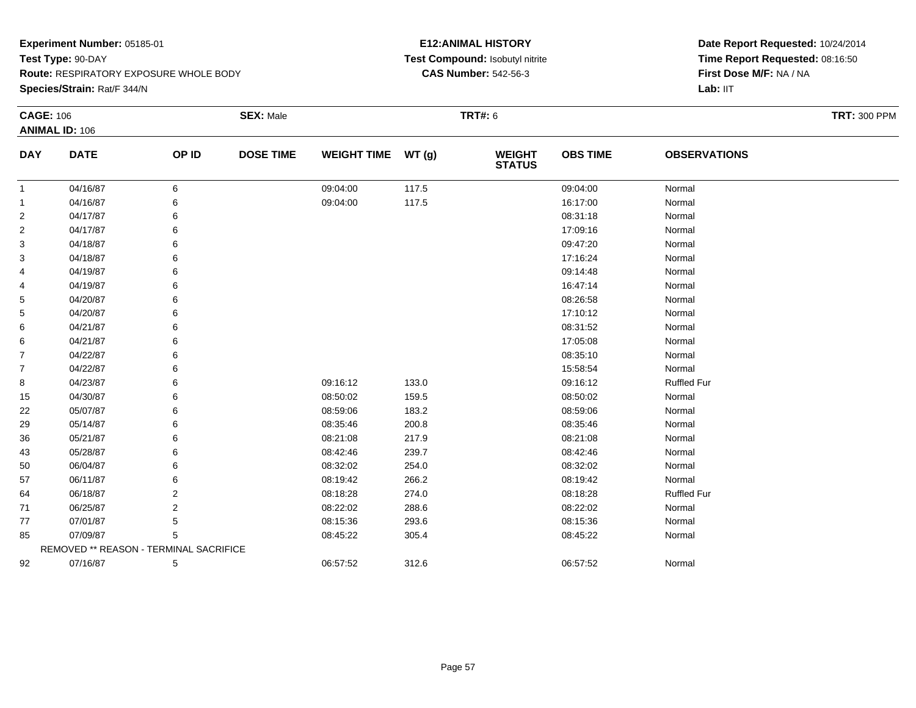**Experiment Number:** 05185-01
**Test Type:** 90-DAY
**Route:** RESPIRATORY EXPOSURE WHOLE BODY
**Species/Strain:** Rat/F 344/N

**E12:ANIMAL HISTORY**
**Test Compound:** Isobutyl nitrite
**CAS Number:** 542-56-3

**Date Report Requested:** 10/24/2014
**Time Report Requested:** 08:16:50
**First Dose M/F:** NA / NA
**Lab:** IIT

**CAGE:** 106 **SEX:** Male **TRT#:** 6 **TRT:** 300 PPM
**ANIMAL ID:** 106

| DAY | DATE | OP ID | DOSE TIME | WEIGHT TIME | WT (g) | WEIGHT STATUS | OBS TIME | OBSERVATIONS |
|---|---|---|---|---|---|---|---|---|
| 1 | 04/16/87 | 6 | | 09:04:00 | 117.5 | | 09:04:00 | Normal |
| 1 | 04/16/87 | 6 | | 09:04:00 | 117.5 | | 16:17:00 | Normal |
| 2 | 04/17/87 | 6 | | | | | 08:31:18 | Normal |
| 2 | 04/17/87 | 6 | | | | | 17:09:16 | Normal |
| 3 | 04/18/87 | 6 | | | | | 09:47:20 | Normal |
| 3 | 04/18/87 | 6 | | | | | 17:16:24 | Normal |
| 4 | 04/19/87 | 6 | | | | | 09:14:48 | Normal |
| 4 | 04/19/87 | 6 | | | | | 16:47:14 | Normal |
| 5 | 04/20/87 | 6 | | | | | 08:26:58 | Normal |
| 5 | 04/20/87 | 6 | | | | | 17:10:12 | Normal |
| 6 | 04/21/87 | 6 | | | | | 08:31:52 | Normal |
| 6 | 04/21/87 | 6 | | | | | 17:05:08 | Normal |
| 7 | 04/22/87 | 6 | | | | | 08:35:10 | Normal |
| 7 | 04/22/87 | 6 | | | | | 15:58:54 | Normal |
| 8 | 04/23/87 | 6 | | 09:16:12 | 133.0 | | 09:16:12 | Ruffled Fur |
| 15 | 04/30/87 | 6 | | 08:50:02 | 159.5 | | 08:50:02 | Normal |
| 22 | 05/07/87 | 6 | | 08:59:06 | 183.2 | | 08:59:06 | Normal |
| 29 | 05/14/87 | 6 | | 08:35:46 | 200.8 | | 08:35:46 | Normal |
| 36 | 05/21/87 | 6 | | 08:21:08 | 217.9 | | 08:21:08 | Normal |
| 43 | 05/28/87 | 6 | | 08:42:46 | 239.7 | | 08:42:46 | Normal |
| 50 | 06/04/87 | 6 | | 08:32:02 | 254.0 | | 08:32:02 | Normal |
| 57 | 06/11/87 | 6 | | 08:19:42 | 266.2 | | 08:19:42 | Normal |
| 64 | 06/18/87 | 2 | | 08:18:28 | 274.0 | | 08:18:28 | Ruffled Fur |
| 71 | 06/25/87 | 2 | | 08:22:02 | 288.6 | | 08:22:02 | Normal |
| 77 | 07/01/87 | 5 | | 08:15:36 | 293.6 | | 08:15:36 | Normal |
| 85 | 07/09/87 | 5 | | 08:45:22 | 305.4 | | 08:45:22 | Normal |
| | REMOVED ** REASON - TERMINAL SACRIFICE | | | | | | | |
| 92 | 07/16/87 | 5 | | 06:57:52 | 312.6 | | 06:57:52 | Normal |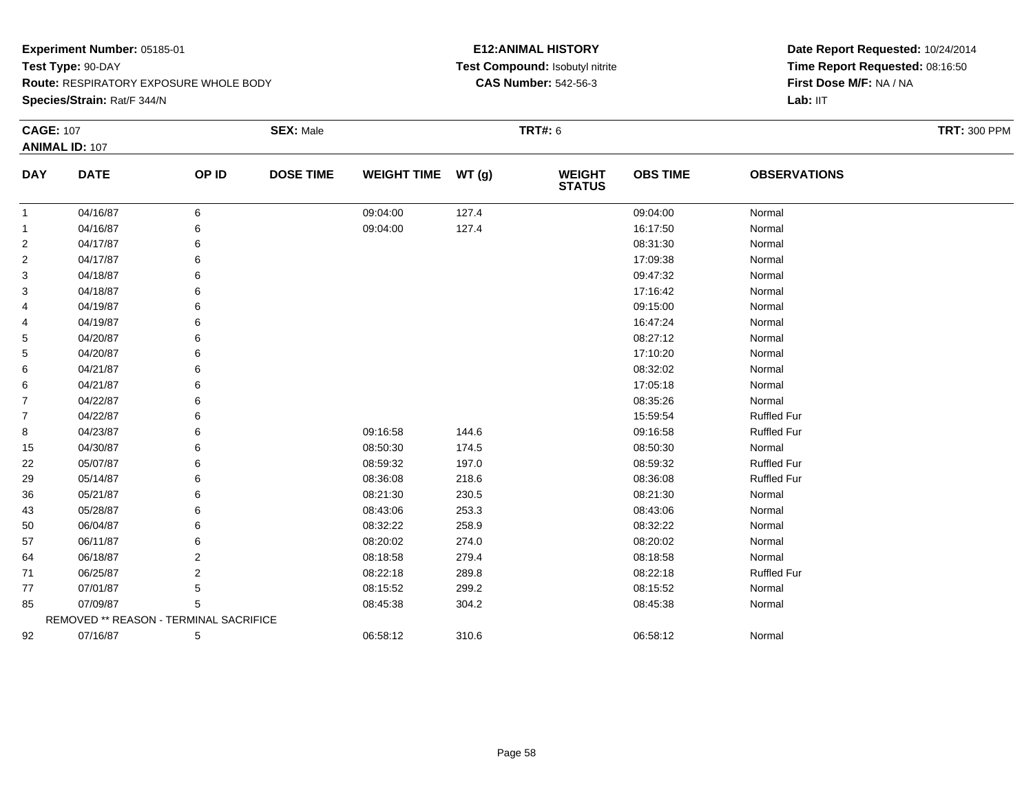**Experiment Number:** 05185-01
**Test Type:** 90-DAY
**Route:** RESPIRATORY EXPOSURE WHOLE BODY
**Species/Strain:** Rat/F 344/N

**E12:ANIMAL HISTORY**
**Test Compound:** Isobutyl nitrite
**CAS Number:** 542-56-3

**Date Report Requested:** 10/24/2014
**Time Report Requested:** 08:16:50
**First Dose M/F:** NA / NA
**Lab:** IIT

**CAGE:** 107 **SEX:** Male **TRT#:** 6 **TRT:** 300 PPM
**ANIMAL ID:** 107

| DAY | DATE | OP ID | DOSE TIME | WEIGHT TIME | WT (g) | WEIGHT STATUS | OBS TIME | OBSERVATIONS |
|---|---|---|---|---|---|---|---|---|
| 1 | 04/16/87 | 6 | | 09:04:00 | 127.4 | | 09:04:00 | Normal |
| 1 | 04/16/87 | 6 | | 09:04:00 | 127.4 | | 16:17:50 | Normal |
| 2 | 04/17/87 | 6 | | | | | 08:31:30 | Normal |
| 2 | 04/17/87 | 6 | | | | | 17:09:38 | Normal |
| 3 | 04/18/87 | 6 | | | | | 09:47:32 | Normal |
| 3 | 04/18/87 | 6 | | | | | 17:16:42 | Normal |
| 4 | 04/19/87 | 6 | | | | | 09:15:00 | Normal |
| 4 | 04/19/87 | 6 | | | | | 16:47:24 | Normal |
| 5 | 04/20/87 | 6 | | | | | 08:27:12 | Normal |
| 5 | 04/20/87 | 6 | | | | | 17:10:20 | Normal |
| 6 | 04/21/87 | 6 | | | | | 08:32:02 | Normal |
| 6 | 04/21/87 | 6 | | | | | 17:05:18 | Normal |
| 7 | 04/22/87 | 6 | | | | | 08:35:26 | Normal |
| 7 | 04/22/87 | 6 | | | | | 15:59:54 | Ruffled Fur |
| 8 | 04/23/87 | 6 | | 09:16:58 | 144.6 | | 09:16:58 | Ruffled Fur |
| 15 | 04/30/87 | 6 | | 08:50:30 | 174.5 | | 08:50:30 | Normal |
| 22 | 05/07/87 | 6 | | 08:59:32 | 197.0 | | 08:59:32 | Ruffled Fur |
| 29 | 05/14/87 | 6 | | 08:36:08 | 218.6 | | 08:36:08 | Ruffled Fur |
| 36 | 05/21/87 | 6 | | 08:21:30 | 230.5 | | 08:21:30 | Normal |
| 43 | 05/28/87 | 6 | | 08:43:06 | 253.3 | | 08:43:06 | Normal |
| 50 | 06/04/87 | 6 | | 08:32:22 | 258.9 | | 08:32:22 | Normal |
| 57 | 06/11/87 | 6 | | 08:20:02 | 274.0 | | 08:20:02 | Normal |
| 64 | 06/18/87 | 2 | | 08:18:58 | 279.4 | | 08:18:58 | Normal |
| 71 | 06/25/87 | 2 | | 08:22:18 | 289.8 | | 08:22:18 | Ruffled Fur |
| 77 | 07/01/87 | 5 | | 08:15:52 | 299.2 | | 08:15:52 | Normal |
| 85 | 07/09/87 | 5 | | 08:45:38 | 304.2 | | 08:45:38 | Normal |
| | REMOVED ** REASON - TERMINAL SACRIFICE | | | | | | | |
| 92 | 07/16/87 | 5 | | 06:58:12 | 310.6 | | 06:58:12 | Normal |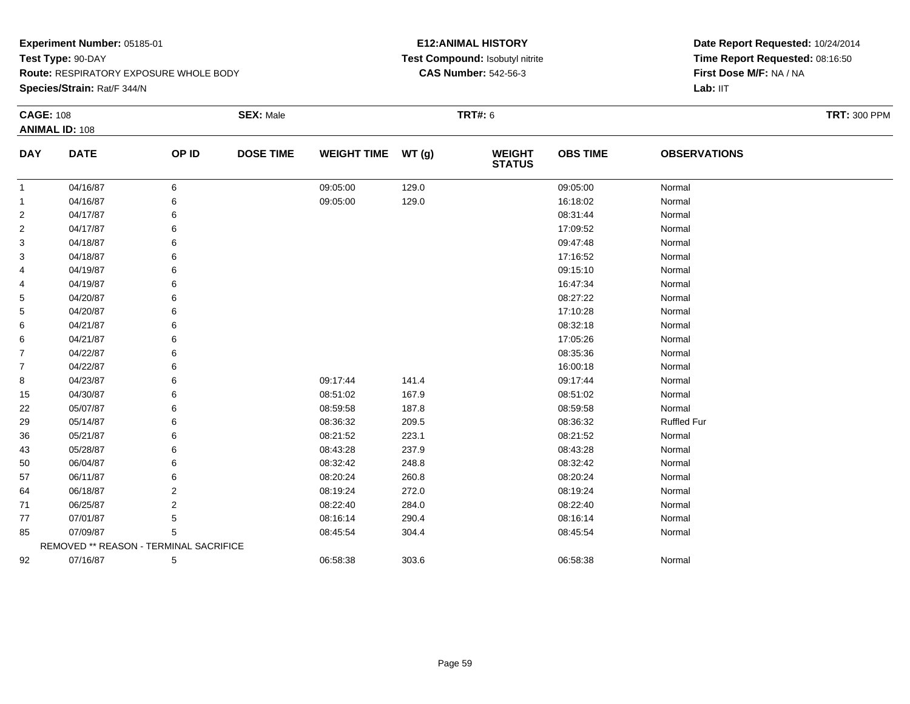**Experiment Number:** 05185-01
**Test Type:** 90-DAY
**Route:** RESPIRATORY EXPOSURE WHOLE BODY
**Species/Strain:** Rat/F 344/N

**E12:ANIMAL HISTORY**
**Test Compound:** Isobutyl nitrite
**CAS Number:** 542-56-3

**Date Report Requested:** 10/24/2014
**Time Report Requested:** 08:16:50
**First Dose M/F:** NA / NA
**Lab:** IIT

**CAGE:** 108 **SEX:** Male **TRT#:** 6 **TRT:** 300 PPM
**ANIMAL ID:** 108

| DAY | DATE | OP ID | DOSE TIME | WEIGHT TIME | WT (g) | WEIGHT STATUS | OBS TIME | OBSERVATIONS |
|---|---|---|---|---|---|---|---|---|
| 1 | 04/16/87 | 6 | | 09:05:00 | 129.0 | | 09:05:00 | Normal |
| 1 | 04/16/87 | 6 | | 09:05:00 | 129.0 | | 16:18:02 | Normal |
| 2 | 04/17/87 | 6 | | | | | 08:31:44 | Normal |
| 2 | 04/17/87 | 6 | | | | | 17:09:52 | Normal |
| 3 | 04/18/87 | 6 | | | | | 09:47:48 | Normal |
| 3 | 04/18/87 | 6 | | | | | 17:16:52 | Normal |
| 4 | 04/19/87 | 6 | | | | | 09:15:10 | Normal |
| 4 | 04/19/87 | 6 | | | | | 16:47:34 | Normal |
| 5 | 04/20/87 | 6 | | | | | 08:27:22 | Normal |
| 5 | 04/20/87 | 6 | | | | | 17:10:28 | Normal |
| 6 | 04/21/87 | 6 | | | | | 08:32:18 | Normal |
| 6 | 04/21/87 | 6 | | | | | 17:05:26 | Normal |
| 7 | 04/22/87 | 6 | | | | | 08:35:36 | Normal |
| 7 | 04/22/87 | 6 | | | | | 16:00:18 | Normal |
| 8 | 04/23/87 | 6 | | 09:17:44 | 141.4 | | 09:17:44 | Normal |
| 15 | 04/30/87 | 6 | | 08:51:02 | 167.9 | | 08:51:02 | Normal |
| 22 | 05/07/87 | 6 | | 08:59:58 | 187.8 | | 08:59:58 | Normal |
| 29 | 05/14/87 | 6 | | 08:36:32 | 209.5 | | 08:36:32 | Ruffled Fur |
| 36 | 05/21/87 | 6 | | 08:21:52 | 223.1 | | 08:21:52 | Normal |
| 43 | 05/28/87 | 6 | | 08:43:28 | 237.9 | | 08:43:28 | Normal |
| 50 | 06/04/87 | 6 | | 08:32:42 | 248.8 | | 08:32:42 | Normal |
| 57 | 06/11/87 | 6 | | 08:20:24 | 260.8 | | 08:20:24 | Normal |
| 64 | 06/18/87 | 2 | | 08:19:24 | 272.0 | | 08:19:24 | Normal |
| 71 | 06/25/87 | 2 | | 08:22:40 | 284.0 | | 08:22:40 | Normal |
| 77 | 07/01/87 | 5 | | 08:16:14 | 290.4 | | 08:16:14 | Normal |
| 85 | 07/09/87 | 5 | | 08:45:54 | 304.4 | | 08:45:54 | Normal |
| | REMOVED ** REASON - TERMINAL SACRIFICE | | | | | | | |
| 92 | 07/16/87 | 5 | | 06:58:38 | 303.6 | | 06:58:38 | Normal |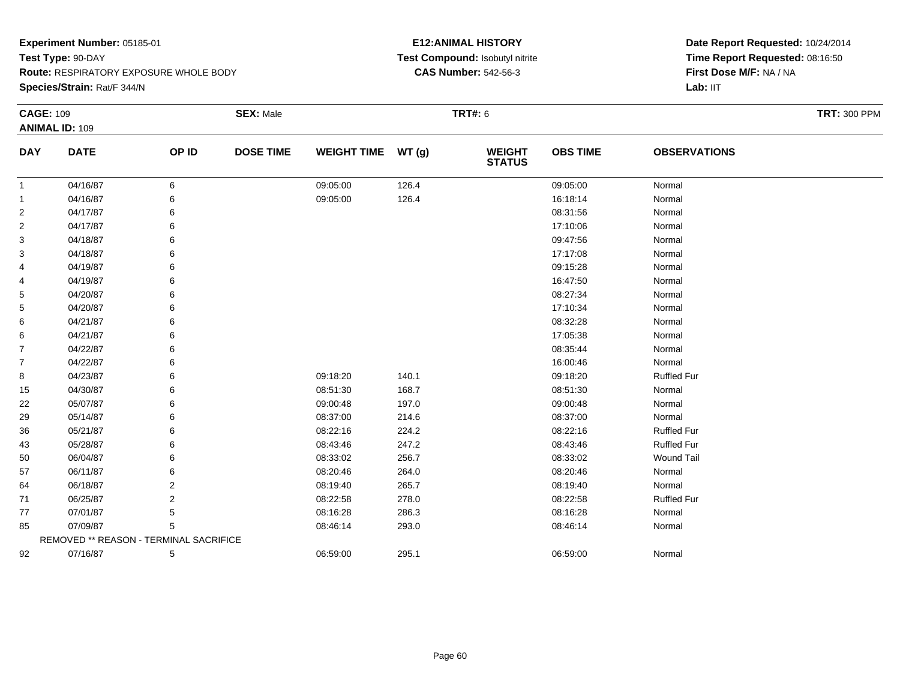**Experiment Number:** 05185-01
**Test Type:** 90-DAY
**Route:** RESPIRATORY EXPOSURE WHOLE BODY
**Species/Strain:** Rat/F 344/N

**E12:ANIMAL HISTORY**
**Test Compound:** Isobutyl nitrite
**CAS Number:** 542-56-3

**Date Report Requested:** 10/24/2014
**Time Report Requested:** 08:16:50
**First Dose M/F:** NA / NA
**Lab:** IIT

**CAGE:** 109 **SEX:** Male **TRT#:** 6 **TRT:** 300 PPM
**ANIMAL ID:** 109

| DAY | DATE | OP ID | DOSE TIME | WEIGHT TIME | WT (g) | WEIGHT STATUS | OBS TIME | OBSERVATIONS |
|---|---|---|---|---|---|---|---|---|
| 1 | 04/16/87 | 6 | | 09:05:00 | 126.4 | | 09:05:00 | Normal |
| 1 | 04/16/87 | 6 | | 09:05:00 | 126.4 | | 16:18:14 | Normal |
| 2 | 04/17/87 | 6 | | | | | 08:31:56 | Normal |
| 2 | 04/17/87 | 6 | | | | | 17:10:06 | Normal |
| 3 | 04/18/87 | 6 | | | | | 09:47:56 | Normal |
| 3 | 04/18/87 | 6 | | | | | 17:17:08 | Normal |
| 4 | 04/19/87 | 6 | | | | | 09:15:28 | Normal |
| 4 | 04/19/87 | 6 | | | | | 16:47:50 | Normal |
| 5 | 04/20/87 | 6 | | | | | 08:27:34 | Normal |
| 5 | 04/20/87 | 6 | | | | | 17:10:34 | Normal |
| 6 | 04/21/87 | 6 | | | | | 08:32:28 | Normal |
| 6 | 04/21/87 | 6 | | | | | 17:05:38 | Normal |
| 7 | 04/22/87 | 6 | | | | | 08:35:44 | Normal |
| 7 | 04/22/87 | 6 | | | | | 16:00:46 | Normal |
| 8 | 04/23/87 | 6 | | 09:18:20 | 140.1 | | 09:18:20 | Ruffled Fur |
| 15 | 04/30/87 | 6 | | 08:51:30 | 168.7 | | 08:51:30 | Normal |
| 22 | 05/07/87 | 6 | | 09:00:48 | 197.0 | | 09:00:48 | Normal |
| 29 | 05/14/87 | 6 | | 08:37:00 | 214.6 | | 08:37:00 | Normal |
| 36 | 05/21/87 | 6 | | 08:22:16 | 224.2 | | 08:22:16 | Ruffled Fur |
| 43 | 05/28/87 | 6 | | 08:43:46 | 247.2 | | 08:43:46 | Ruffled Fur |
| 50 | 06/04/87 | 6 | | 08:33:02 | 256.7 | | 08:33:02 | Wound Tail |
| 57 | 06/11/87 | 6 | | 08:20:46 | 264.0 | | 08:20:46 | Normal |
| 64 | 06/18/87 | 2 | | 08:19:40 | 265.7 | | 08:19:40 | Normal |
| 71 | 06/25/87 | 2 | | 08:22:58 | 278.0 | | 08:22:58 | Ruffled Fur |
| 77 | 07/01/87 | 5 | | 08:16:28 | 286.3 | | 08:16:28 | Normal |
| 85 | 07/09/87 | 5 | | 08:46:14 | 293.0 | | 08:46:14 | Normal |
| | REMOVED ** REASON - TERMINAL SACRIFICE | | | | | | | |
| 92 | 07/16/87 | 5 | | 06:59:00 | 295.1 | | 06:59:00 | Normal |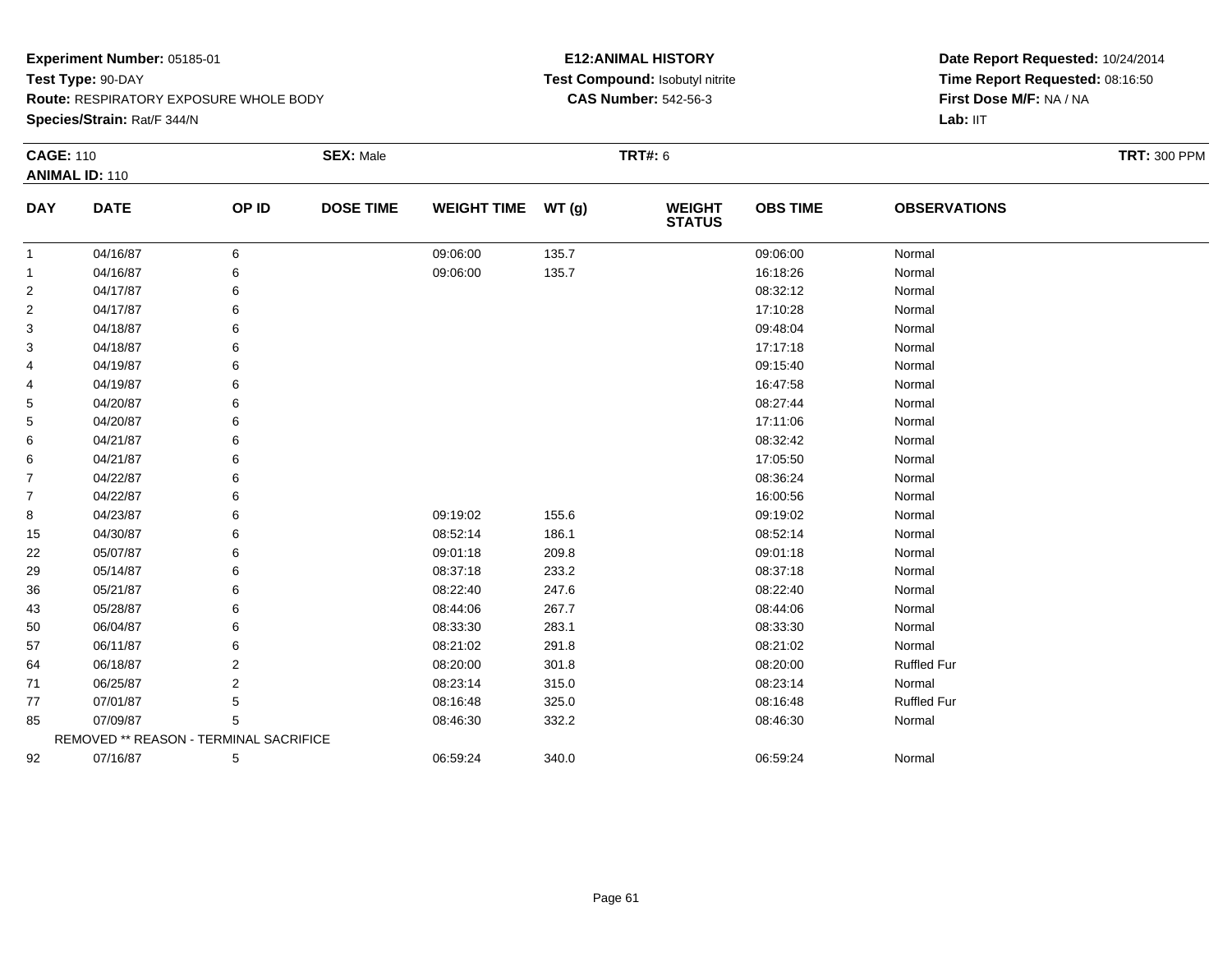**Experiment Number:** 05185-01
**Test Type:** 90-DAY
**Route:** RESPIRATORY EXPOSURE WHOLE BODY
**Species/Strain:** Rat/F 344/N

**E12:ANIMAL HISTORY**
**Test Compound:** Isobutyl nitrite
**CAS Number:** 542-56-3

**Date Report Requested:** 10/24/2014
**Time Report Requested:** 08:16:50
**First Dose M/F:** NA / NA
**Lab:** IIT

**CAGE:** 110 **SEX:** Male **TRT#:** 6 **TRT:** 300 PPM
**ANIMAL ID:** 110

| DAY | DATE | OP ID | DOSE TIME | WEIGHT TIME | WT (g) | WEIGHT STATUS | OBS TIME | OBSERVATIONS |
|---|---|---|---|---|---|---|---|---|
| 1 | 04/16/87 | 6 | | 09:06:00 | 135.7 | | 09:06:00 | Normal |
| 1 | 04/16/87 | 6 | | 09:06:00 | 135.7 | | 16:18:26 | Normal |
| 2 | 04/17/87 | 6 | | | | | 08:32:12 | Normal |
| 2 | 04/17/87 | 6 | | | | | 17:10:28 | Normal |
| 3 | 04/18/87 | 6 | | | | | 09:48:04 | Normal |
| 3 | 04/18/87 | 6 | | | | | 17:17:18 | Normal |
| 4 | 04/19/87 | 6 | | | | | 09:15:40 | Normal |
| 4 | 04/19/87 | 6 | | | | | 16:47:58 | Normal |
| 5 | 04/20/87 | 6 | | | | | 08:27:44 | Normal |
| 5 | 04/20/87 | 6 | | | | | 17:11:06 | Normal |
| 6 | 04/21/87 | 6 | | | | | 08:32:42 | Normal |
| 6 | 04/21/87 | 6 | | | | | 17:05:50 | Normal |
| 7 | 04/22/87 | 6 | | | | | 08:36:24 | Normal |
| 7 | 04/22/87 | 6 | | | | | 16:00:56 | Normal |
| 8 | 04/23/87 | 6 | | 09:19:02 | 155.6 | | 09:19:02 | Normal |
| 15 | 04/30/87 | 6 | | 08:52:14 | 186.1 | | 08:52:14 | Normal |
| 22 | 05/07/87 | 6 | | 09:01:18 | 209.8 | | 09:01:18 | Normal |
| 29 | 05/14/87 | 6 | | 08:37:18 | 233.2 | | 08:37:18 | Normal |
| 36 | 05/21/87 | 6 | | 08:22:40 | 247.6 | | 08:22:40 | Normal |
| 43 | 05/28/87 | 6 | | 08:44:06 | 267.7 | | 08:44:06 | Normal |
| 50 | 06/04/87 | 6 | | 08:33:30 | 283.1 | | 08:33:30 | Normal |
| 57 | 06/11/87 | 6 | | 08:21:02 | 291.8 | | 08:21:02 | Normal |
| 64 | 06/18/87 | 2 | | 08:20:00 | 301.8 | | 08:20:00 | Ruffled Fur |
| 71 | 06/25/87 | 2 | | 08:23:14 | 315.0 | | 08:23:14 | Normal |
| 77 | 07/01/87 | 5 | | 08:16:48 | 325.0 | | 08:16:48 | Ruffled Fur |
| 85 | 07/09/87 | 5 | | 08:46:30 | 332.2 | | 08:46:30 | Normal |
| | REMOVED ** REASON - TERMINAL SACRIFICE | | | | | | | |
| 92 | 07/16/87 | 5 | | 06:59:24 | 340.0 | | 06:59:24 | Normal |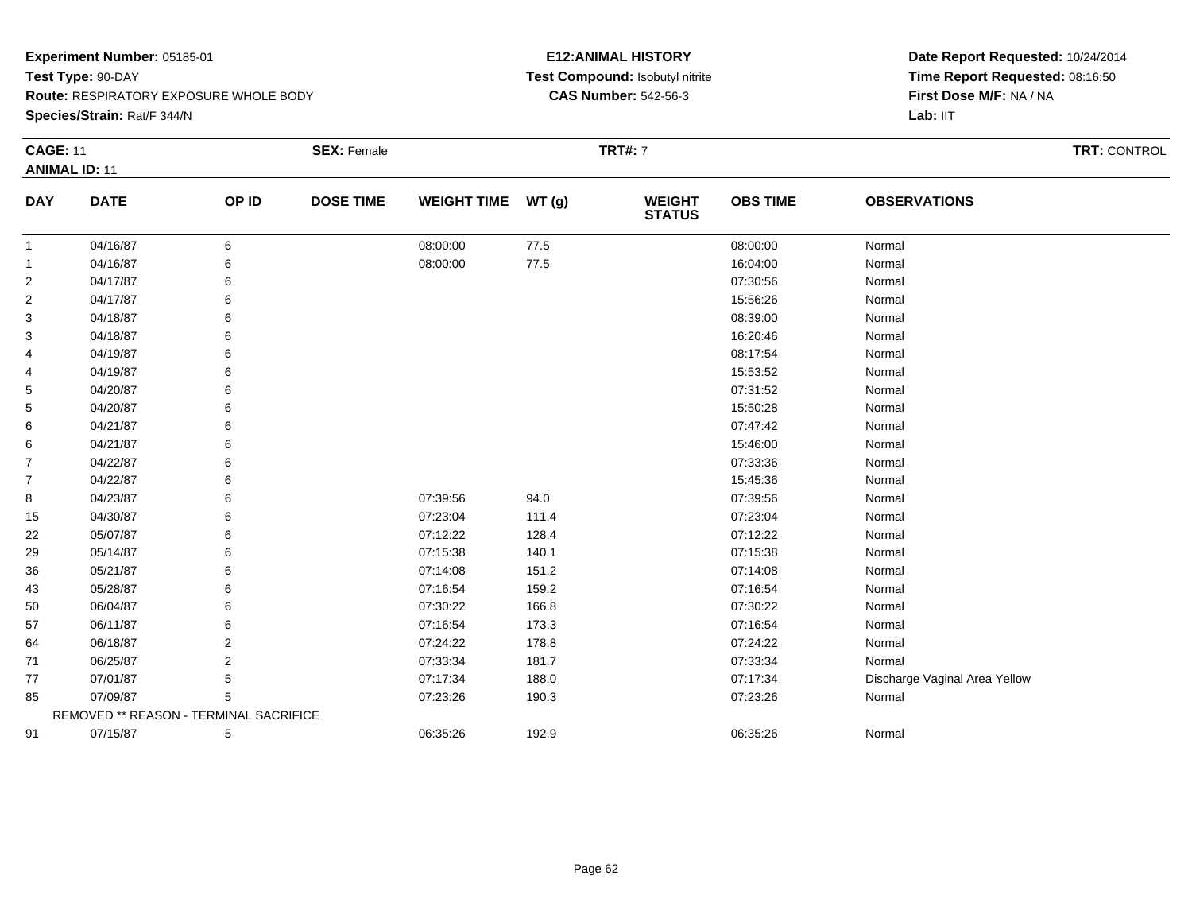**Experiment Number:** 05185-01
**Test Type:** 90-DAY
**Route:** RESPIRATORY EXPOSURE WHOLE BODY
**Species/Strain:** Rat/F 344/N

**E12:ANIMAL HISTORY**
**Test Compound:** Isobutyl nitrite
**CAS Number:** 542-56-3

**Date Report Requested:** 10/24/2014
**Time Report Requested:** 08:16:50
**First Dose M/F:** NA / NA
**Lab:** IIT

**CAGE:** 11 **SEX:** Female **TRT#:** 7 **TRT:** CONTROL
**ANIMAL ID:** 11

| DAY | DATE | OP ID | DOSE TIME | WEIGHT TIME | WT (g) | WEIGHT STATUS | OBS TIME | OBSERVATIONS |
|---|---|---|---|---|---|---|---|---|
| 1 | 04/16/87 | 6 | | 08:00:00 | 77.5 | | 08:00:00 | Normal |
| 1 | 04/16/87 | 6 | | 08:00:00 | 77.5 | | 16:04:00 | Normal |
| 2 | 04/17/87 | 6 | | | | | 07:30:56 | Normal |
| 2 | 04/17/87 | 6 | | | | | 15:56:26 | Normal |
| 3 | 04/18/87 | 6 | | | | | 08:39:00 | Normal |
| 3 | 04/18/87 | 6 | | | | | 16:20:46 | Normal |
| 4 | 04/19/87 | 6 | | | | | 08:17:54 | Normal |
| 4 | 04/19/87 | 6 | | | | | 15:53:52 | Normal |
| 5 | 04/20/87 | 6 | | | | | 07:31:52 | Normal |
| 5 | 04/20/87 | 6 | | | | | 15:50:28 | Normal |
| 6 | 04/21/87 | 6 | | | | | 07:47:42 | Normal |
| 6 | 04/21/87 | 6 | | | | | 15:46:00 | Normal |
| 7 | 04/22/87 | 6 | | | | | 07:33:36 | Normal |
| 7 | 04/22/87 | 6 | | | | | 15:45:36 | Normal |
| 8 | 04/23/87 | 6 | | 07:39:56 | 94.0 | | 07:39:56 | Normal |
| 15 | 04/30/87 | 6 | | 07:23:04 | 111.4 | | 07:23:04 | Normal |
| 22 | 05/07/87 | 6 | | 07:12:22 | 128.4 | | 07:12:22 | Normal |
| 29 | 05/14/87 | 6 | | 07:15:38 | 140.1 | | 07:15:38 | Normal |
| 36 | 05/21/87 | 6 | | 07:14:08 | 151.2 | | 07:14:08 | Normal |
| 43 | 05/28/87 | 6 | | 07:16:54 | 159.2 | | 07:16:54 | Normal |
| 50 | 06/04/87 | 6 | | 07:30:22 | 166.8 | | 07:30:22 | Normal |
| 57 | 06/11/87 | 6 | | 07:16:54 | 173.3 | | 07:16:54 | Normal |
| 64 | 06/18/87 | 2 | | 07:24:22 | 178.8 | | 07:24:22 | Normal |
| 71 | 06/25/87 | 2 | | 07:33:34 | 181.7 | | 07:33:34 | Normal |
| 77 | 07/01/87 | 5 | | 07:17:34 | 188.0 | | 07:17:34 | Discharge Vaginal Area Yellow |
| 85 | 07/09/87 | 5 | | 07:23:26 | 190.3 | | 07:23:26 | Normal |
| REMOVED ** REASON - TERMINAL SACRIFICE | | | | | | | | |
| 91 | 07/15/87 | 5 | | 06:35:26 | 192.9 | | 06:35:26 | Normal |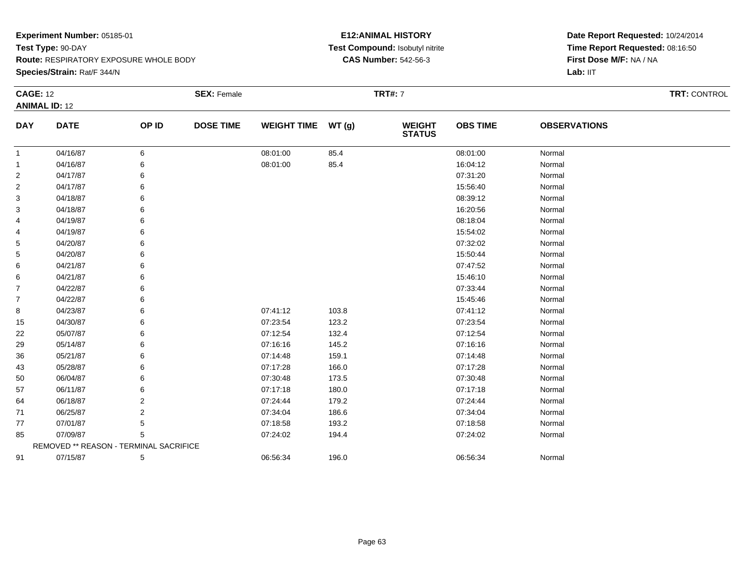**Experiment Number:** 05185-01
**Test Type:** 90-DAY
**Route:** RESPIRATORY EXPOSURE WHOLE BODY
**Species/Strain:** Rat/F 344/N

**E12:ANIMAL HISTORY**
**Test Compound:** Isobutyl nitrite
**CAS Number:** 542-56-3

**Date Report Requested:** 10/24/2014
**Time Report Requested:** 08:16:50
**First Dose M/F:** NA / NA
**Lab:** IIT

**CAGE:** 12
**ANIMAL ID:** 12
**SEX:** Female
**TRT#:** 7
**TRT:** CONTROL

| DAY | DATE | OP ID | DOSE TIME | WEIGHT TIME | WT (g) | WEIGHT STATUS | OBS TIME | OBSERVATIONS |
|---|---|---|---|---|---|---|---|---|
| 1 | 04/16/87 | 6 | | 08:01:00 | 85.4 | | 08:01:00 | Normal |
| 1 | 04/16/87 | 6 | | 08:01:00 | 85.4 | | 16:04:12 | Normal |
| 2 | 04/17/87 | 6 | | | | | 07:31:20 | Normal |
| 2 | 04/17/87 | 6 | | | | | 15:56:40 | Normal |
| 3 | 04/18/87 | 6 | | | | | 08:39:12 | Normal |
| 3 | 04/18/87 | 6 | | | | | 16:20:56 | Normal |
| 4 | 04/19/87 | 6 | | | | | 08:18:04 | Normal |
| 4 | 04/19/87 | 6 | | | | | 15:54:02 | Normal |
| 5 | 04/20/87 | 6 | | | | | 07:32:02 | Normal |
| 5 | 04/20/87 | 6 | | | | | 15:50:44 | Normal |
| 6 | 04/21/87 | 6 | | | | | 07:47:52 | Normal |
| 6 | 04/21/87 | 6 | | | | | 15:46:10 | Normal |
| 7 | 04/22/87 | 6 | | | | | 07:33:44 | Normal |
| 7 | 04/22/87 | 6 | | | | | 15:45:46 | Normal |
| 8 | 04/23/87 | 6 | | 07:41:12 | 103.8 | | 07:41:12 | Normal |
| 15 | 04/30/87 | 6 | | 07:23:54 | 123.2 | | 07:23:54 | Normal |
| 22 | 05/07/87 | 6 | | 07:12:54 | 132.4 | | 07:12:54 | Normal |
| 29 | 05/14/87 | 6 | | 07:16:16 | 145.2 | | 07:16:16 | Normal |
| 36 | 05/21/87 | 6 | | 07:14:48 | 159.1 | | 07:14:48 | Normal |
| 43 | 05/28/87 | 6 | | 07:17:28 | 166.0 | | 07:17:28 | Normal |
| 50 | 06/04/87 | 6 | | 07:30:48 | 173.5 | | 07:30:48 | Normal |
| 57 | 06/11/87 | 6 | | 07:17:18 | 180.0 | | 07:17:18 | Normal |
| 64 | 06/18/87 | 2 | | 07:24:44 | 179.2 | | 07:24:44 | Normal |
| 71 | 06/25/87 | 2 | | 07:34:04 | 186.6 | | 07:34:04 | Normal |
| 77 | 07/01/87 | 5 | | 07:18:58 | 193.2 | | 07:18:58 | Normal |
| 85 | 07/09/87 | 5 | | 07:24:02 | 194.4 | | 07:24:02 | Normal |
| REMOVED ** REASON - TERMINAL SACRIFICE | | | | | | | | |
| 91 | 07/15/87 | 5 | | 06:56:34 | 196.0 | | 06:56:34 | Normal |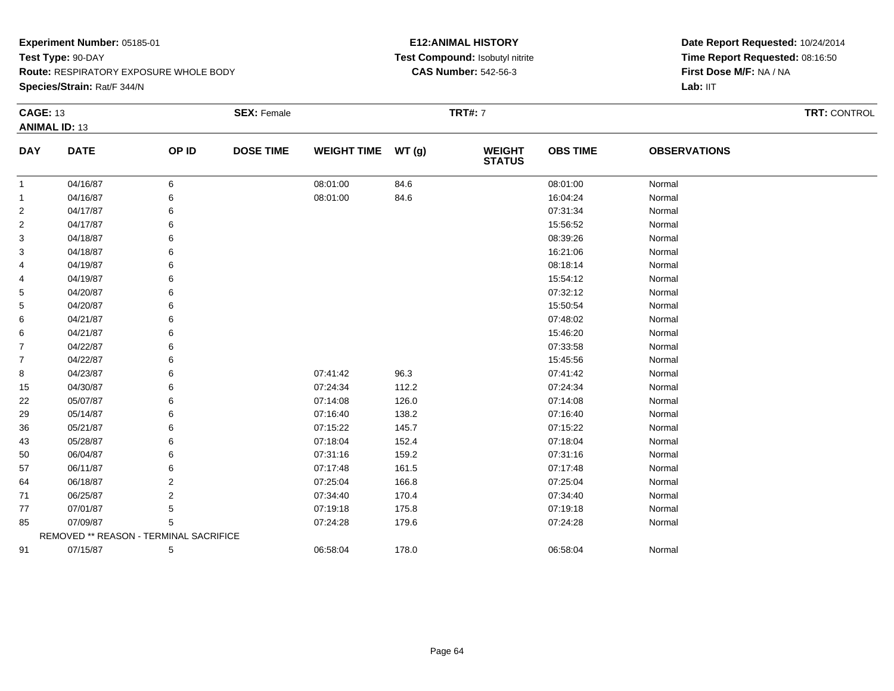**Experiment Number:** 05185-01
**Test Type:** 90-DAY
**Route:** RESPIRATORY EXPOSURE WHOLE BODY
**Species/Strain:** Rat/F 344/N

**E12:ANIMAL HISTORY**
**Test Compound:** Isobutyl nitrite
**CAS Number:** 542-56-3

**Date Report Requested:** 10/24/2014
**Time Report Requested:** 08:16:50
**First Dose M/F:** NA / NA
**Lab:** IIT

**CAGE:** 13 **SEX:** Female **TRT#:** 7 **TRT:** CONTROL
**ANIMAL ID:** 13

| DAY | DATE | OP ID | DOSE TIME | WEIGHT TIME | WT (g) | WEIGHT STATUS | OBS TIME | OBSERVATIONS |
|---|---|---|---|---|---|---|---|---|
| 1 | 04/16/87 | 6 | | 08:01:00 | 84.6 | | 08:01:00 | Normal |
| 1 | 04/16/87 | 6 | | 08:01:00 | 84.6 | | 16:04:24 | Normal |
| 2 | 04/17/87 | 6 | | | | | 07:31:34 | Normal |
| 2 | 04/17/87 | 6 | | | | | 15:56:52 | Normal |
| 3 | 04/18/87 | 6 | | | | | 08:39:26 | Normal |
| 3 | 04/18/87 | 6 | | | | | 16:21:06 | Normal |
| 4 | 04/19/87 | 6 | | | | | 08:18:14 | Normal |
| 4 | 04/19/87 | 6 | | | | | 15:54:12 | Normal |
| 5 | 04/20/87 | 6 | | | | | 07:32:12 | Normal |
| 5 | 04/20/87 | 6 | | | | | 15:50:54 | Normal |
| 6 | 04/21/87 | 6 | | | | | 07:48:02 | Normal |
| 6 | 04/21/87 | 6 | | | | | 15:46:20 | Normal |
| 7 | 04/22/87 | 6 | | | | | 07:33:58 | Normal |
| 7 | 04/22/87 | 6 | | | | | 15:45:56 | Normal |
| 8 | 04/23/87 | 6 | | 07:41:42 | 96.3 | | 07:41:42 | Normal |
| 15 | 04/30/87 | 6 | | 07:24:34 | 112.2 | | 07:24:34 | Normal |
| 22 | 05/07/87 | 6 | | 07:14:08 | 126.0 | | 07:14:08 | Normal |
| 29 | 05/14/87 | 6 | | 07:16:40 | 138.2 | | 07:16:40 | Normal |
| 36 | 05/21/87 | 6 | | 07:15:22 | 145.7 | | 07:15:22 | Normal |
| 43 | 05/28/87 | 6 | | 07:18:04 | 152.4 | | 07:18:04 | Normal |
| 50 | 06/04/87 | 6 | | 07:31:16 | 159.2 | | 07:31:16 | Normal |
| 57 | 06/11/87 | 6 | | 07:17:48 | 161.5 | | 07:17:48 | Normal |
| 64 | 06/18/87 | 2 | | 07:25:04 | 166.8 | | 07:25:04 | Normal |
| 71 | 06/25/87 | 2 | | 07:34:40 | 170.4 | | 07:34:40 | Normal |
| 77 | 07/01/87 | 5 | | 07:19:18 | 175.8 | | 07:19:18 | Normal |
| 85 | 07/09/87 | 5 | | 07:24:28 | 179.6 | | 07:24:28 | Normal |
| REMOVED ** REASON - TERMINAL SACRIFICE | | | | | | | | |
| 91 | 07/15/87 | 5 | | 06:58:04 | 178.0 | | 06:58:04 | Normal |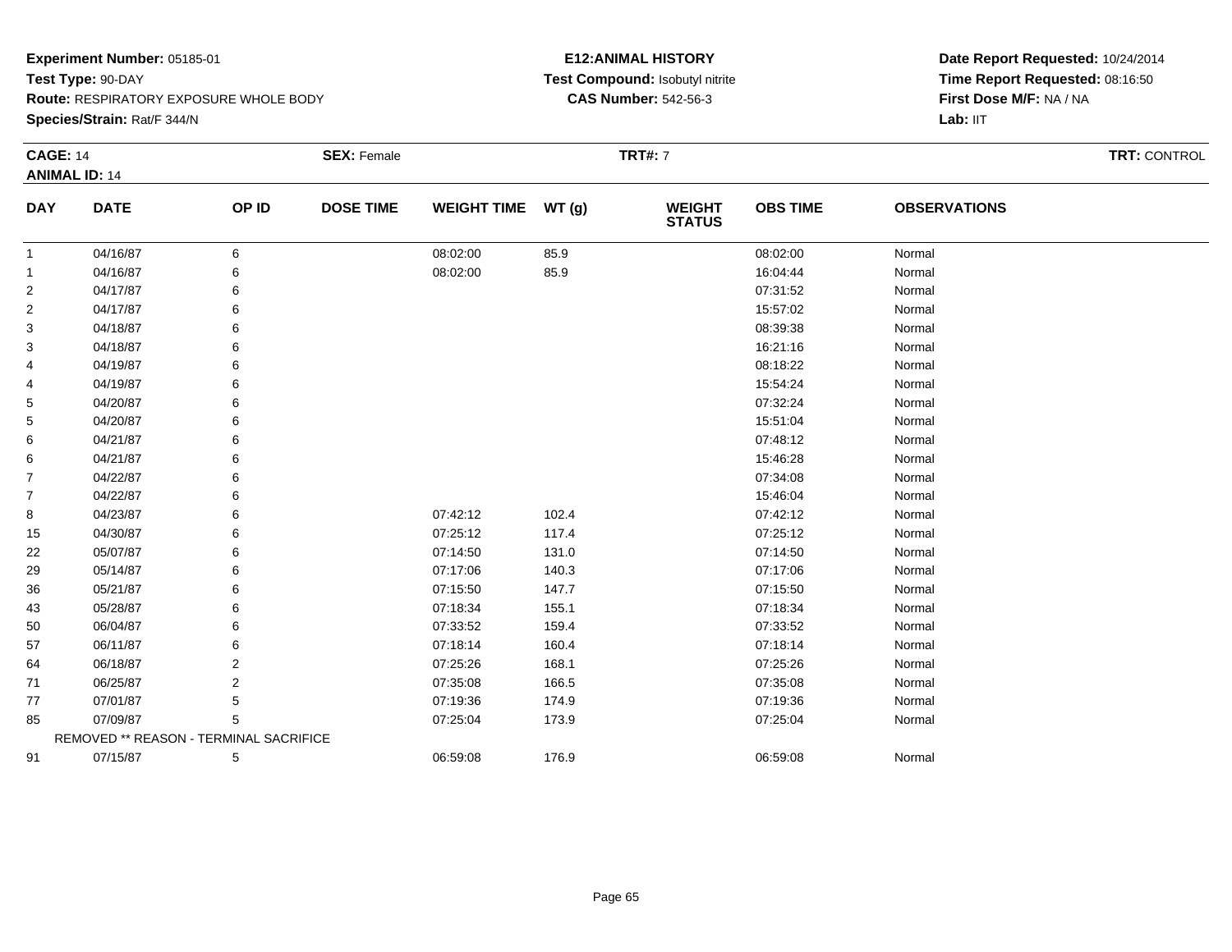**Experiment Number:** 05185-01
**Test Type:** 90-DAY
**Route:** RESPIRATORY EXPOSURE WHOLE BODY
**Species/Strain:** Rat/F 344/N

**E12:ANIMAL HISTORY**
**Test Compound:** Isobutyl nitrite
**CAS Number:** 542-56-3

**Date Report Requested:** 10/24/2014
**Time Report Requested:** 08:16:50
**First Dose M/F:** NA / NA
**Lab:** IIT

**CAGE:** 14 **SEX:** Female **TRT#:** 7 **TRT:** CONTROL
**ANIMAL ID:** 14

| DAY | DATE | OP ID | DOSE TIME | WEIGHT TIME | WT (g) | WEIGHT STATUS | OBS TIME | OBSERVATIONS |
|---|---|---|---|---|---|---|---|---|
| 1 | 04/16/87 | 6 | | 08:02:00 | 85.9 | | 08:02:00 | Normal |
| 1 | 04/16/87 | 6 | | 08:02:00 | 85.9 | | 16:04:44 | Normal |
| 2 | 04/17/87 | 6 | | | | | 07:31:52 | Normal |
| 2 | 04/17/87 | 6 | | | | | 15:57:02 | Normal |
| 3 | 04/18/87 | 6 | | | | | 08:39:38 | Normal |
| 3 | 04/18/87 | 6 | | | | | 16:21:16 | Normal |
| 4 | 04/19/87 | 6 | | | | | 08:18:22 | Normal |
| 4 | 04/19/87 | 6 | | | | | 15:54:24 | Normal |
| 5 | 04/20/87 | 6 | | | | | 07:32:24 | Normal |
| 5 | 04/20/87 | 6 | | | | | 15:51:04 | Normal |
| 6 | 04/21/87 | 6 | | | | | 07:48:12 | Normal |
| 6 | 04/21/87 | 6 | | | | | 15:46:28 | Normal |
| 7 | 04/22/87 | 6 | | | | | 07:34:08 | Normal |
| 7 | 04/22/87 | 6 | | | | | 15:46:04 | Normal |
| 8 | 04/23/87 | 6 | | 07:42:12 | 102.4 | | 07:42:12 | Normal |
| 15 | 04/30/87 | 6 | | 07:25:12 | 117.4 | | 07:25:12 | Normal |
| 22 | 05/07/87 | 6 | | 07:14:50 | 131.0 | | 07:14:50 | Normal |
| 29 | 05/14/87 | 6 | | 07:17:06 | 140.3 | | 07:17:06 | Normal |
| 36 | 05/21/87 | 6 | | 07:15:50 | 147.7 | | 07:15:50 | Normal |
| 43 | 05/28/87 | 6 | | 07:18:34 | 155.1 | | 07:18:34 | Normal |
| 50 | 06/04/87 | 6 | | 07:33:52 | 159.4 | | 07:33:52 | Normal |
| 57 | 06/11/87 | 6 | | 07:18:14 | 160.4 | | 07:18:14 | Normal |
| 64 | 06/18/87 | 2 | | 07:25:26 | 168.1 | | 07:25:26 | Normal |
| 71 | 06/25/87 | 2 | | 07:35:08 | 166.5 | | 07:35:08 | Normal |
| 77 | 07/01/87 | 5 | | 07:19:36 | 174.9 | | 07:19:36 | Normal |
| 85 | 07/09/87 | 5 | | 07:25:04 | 173.9 | | 07:25:04 | Normal |
| | REMOVED ** REASON - TERMINAL SACRIFICE | | | | | | | |
| 91 | 07/15/87 | 5 | | 06:59:08 | 176.9 | | 06:59:08 | Normal |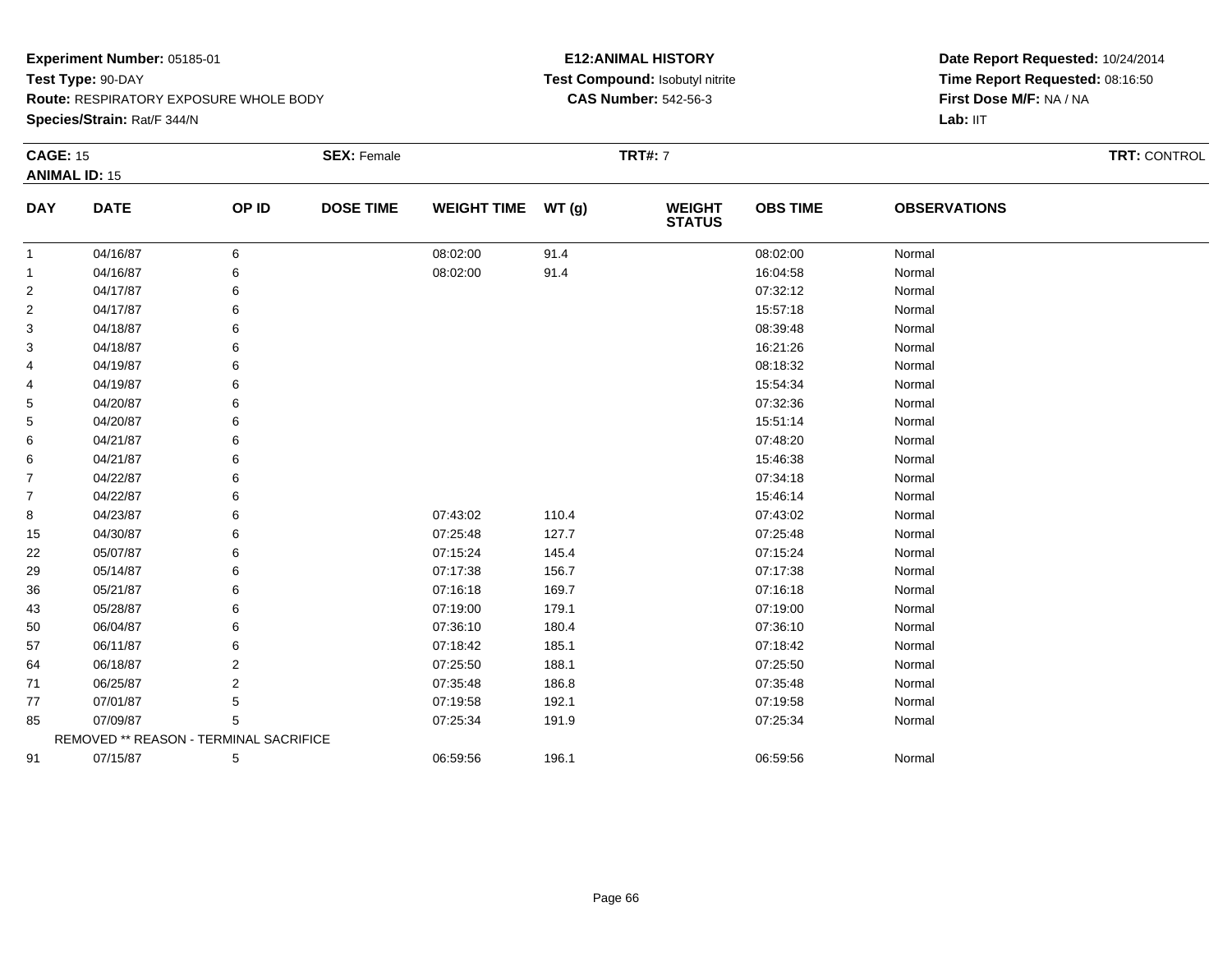**Experiment Number:** 05185-01
**Test Type:** 90-DAY
**Route:** RESPIRATORY EXPOSURE WHOLE BODY
**Species/Strain:** Rat/F 344/N

**E12:ANIMAL HISTORY**
**Test Compound:** Isobutyl nitrite
**CAS Number:** 542-56-3

**Date Report Requested:** 10/24/2014
**Time Report Requested:** 08:16:50
**First Dose M/F:** NA / NA
**Lab:** IIT

**CAGE:** 15 **SEX:** Female **TRT#:** 7 **TRT:** CONTROL
**ANIMAL ID:** 15

| DAY | DATE | OP ID | DOSE TIME | WEIGHT TIME | WT (g) | WEIGHT STATUS | OBS TIME | OBSERVATIONS |
|---|---|---|---|---|---|---|---|---|
| 1 | 04/16/87 | 6 | | 08:02:00 | 91.4 | | 08:02:00 | Normal |
| 1 | 04/16/87 | 6 | | 08:02:00 | 91.4 | | 16:04:58 | Normal |
| 2 | 04/17/87 | 6 | | | | | 07:32:12 | Normal |
| 2 | 04/17/87 | 6 | | | | | 15:57:18 | Normal |
| 3 | 04/18/87 | 6 | | | | | 08:39:48 | Normal |
| 3 | 04/18/87 | 6 | | | | | 16:21:26 | Normal |
| 4 | 04/19/87 | 6 | | | | | 08:18:32 | Normal |
| 4 | 04/19/87 | 6 | | | | | 15:54:34 | Normal |
| 5 | 04/20/87 | 6 | | | | | 07:32:36 | Normal |
| 5 | 04/20/87 | 6 | | | | | 15:51:14 | Normal |
| 6 | 04/21/87 | 6 | | | | | 07:48:20 | Normal |
| 6 | 04/21/87 | 6 | | | | | 15:46:38 | Normal |
| 7 | 04/22/87 | 6 | | | | | 07:34:18 | Normal |
| 7 | 04/22/87 | 6 | | | | | 15:46:14 | Normal |
| 8 | 04/23/87 | 6 | | 07:43:02 | 110.4 | | 07:43:02 | Normal |
| 15 | 04/30/87 | 6 | | 07:25:48 | 127.7 | | 07:25:48 | Normal |
| 22 | 05/07/87 | 6 | | 07:15:24 | 145.4 | | 07:15:24 | Normal |
| 29 | 05/14/87 | 6 | | 07:17:38 | 156.7 | | 07:17:38 | Normal |
| 36 | 05/21/87 | 6 | | 07:16:18 | 169.7 | | 07:16:18 | Normal |
| 43 | 05/28/87 | 6 | | 07:19:00 | 179.1 | | 07:19:00 | Normal |
| 50 | 06/04/87 | 6 | | 07:36:10 | 180.4 | | 07:36:10 | Normal |
| 57 | 06/11/87 | 6 | | 07:18:42 | 185.1 | | 07:18:42 | Normal |
| 64 | 06/18/87 | 2 | | 07:25:50 | 188.1 | | 07:25:50 | Normal |
| 71 | 06/25/87 | 2 | | 07:35:48 | 186.8 | | 07:35:48 | Normal |
| 77 | 07/01/87 | 5 | | 07:19:58 | 192.1 | | 07:19:58 | Normal |
| 85 | 07/09/87 | 5 | | 07:25:34 | 191.9 | | 07:25:34 | Normal |
| | REMOVED ** REASON - TERMINAL SACRIFICE | | | | | | | |
| 91 | 07/15/87 | 5 | | 06:59:56 | 196.1 | | 06:59:56 | Normal |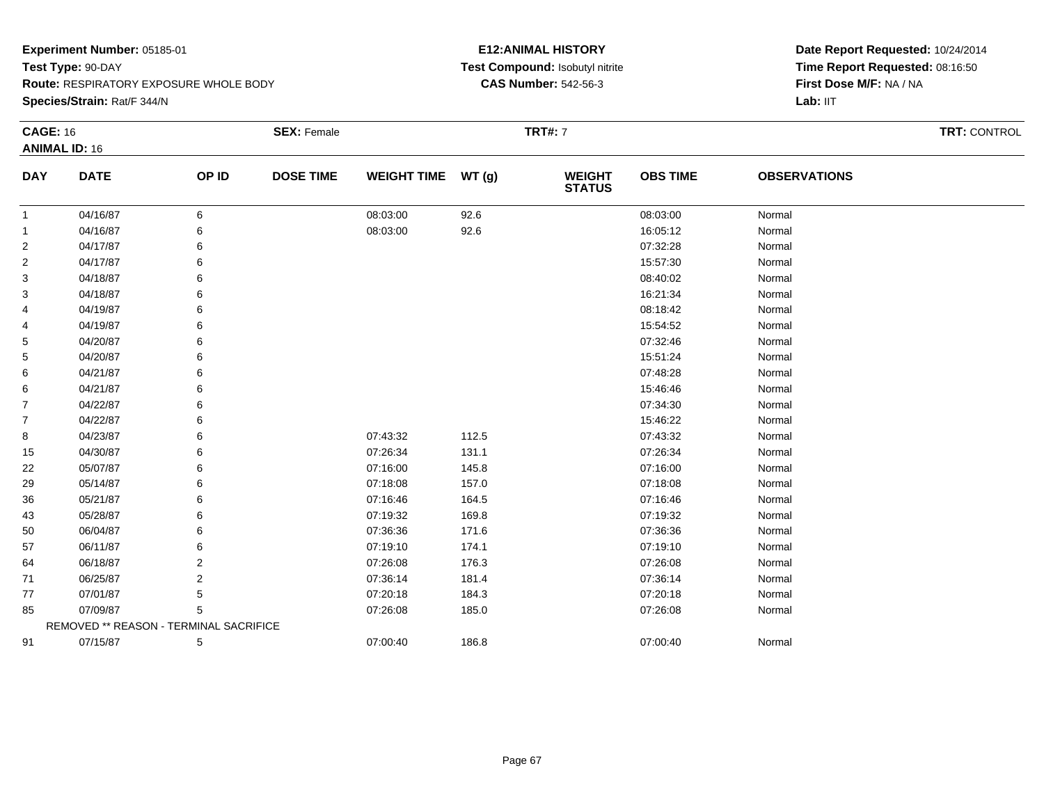**Experiment Number:** 05185-01
**Test Type:** 90-DAY
**Route:** RESPIRATORY EXPOSURE WHOLE BODY
**Species/Strain:** Rat/F 344/N

**E12:ANIMAL HISTORY**
**Test Compound:** Isobutyl nitrite
**CAS Number:** 542-56-3

**Date Report Requested:** 10/24/2014
**Time Report Requested:** 08:16:50
**First Dose M/F:** NA / NA
**Lab:** IIT

**CAGE:** 16 **SEX:** Female **TRT#:** 7 **TRT:** CONTROL
**ANIMAL ID:** 16

| DAY | DATE | OP ID | DOSE TIME | WEIGHT TIME | WT (g) | WEIGHT STATUS | OBS TIME | OBSERVATIONS |
|---|---|---|---|---|---|---|---|---|
| 1 | 04/16/87 | 6 | | 08:03:00 | 92.6 | | 08:03:00 | Normal |
| 1 | 04/16/87 | 6 | | 08:03:00 | 92.6 | | 16:05:12 | Normal |
| 2 | 04/17/87 | 6 | | | | | 07:32:28 | Normal |
| 2 | 04/17/87 | 6 | | | | | 15:57:30 | Normal |
| 3 | 04/18/87 | 6 | | | | | 08:40:02 | Normal |
| 3 | 04/18/87 | 6 | | | | | 16:21:34 | Normal |
| 4 | 04/19/87 | 6 | | | | | 08:18:42 | Normal |
| 4 | 04/19/87 | 6 | | | | | 15:54:52 | Normal |
| 5 | 04/20/87 | 6 | | | | | 07:32:46 | Normal |
| 5 | 04/20/87 | 6 | | | | | 15:51:24 | Normal |
| 6 | 04/21/87 | 6 | | | | | 07:48:28 | Normal |
| 6 | 04/21/87 | 6 | | | | | 15:46:46 | Normal |
| 7 | 04/22/87 | 6 | | | | | 07:34:30 | Normal |
| 7 | 04/22/87 | 6 | | | | | 15:46:22 | Normal |
| 8 | 04/23/87 | 6 | | 07:43:32 | 112.5 | | 07:43:32 | Normal |
| 15 | 04/30/87 | 6 | | 07:26:34 | 131.1 | | 07:26:34 | Normal |
| 22 | 05/07/87 | 6 | | 07:16:00 | 145.8 | | 07:16:00 | Normal |
| 29 | 05/14/87 | 6 | | 07:18:08 | 157.0 | | 07:18:08 | Normal |
| 36 | 05/21/87 | 6 | | 07:16:46 | 164.5 | | 07:16:46 | Normal |
| 43 | 05/28/87 | 6 | | 07:19:32 | 169.8 | | 07:19:32 | Normal |
| 50 | 06/04/87 | 6 | | 07:36:36 | 171.6 | | 07:36:36 | Normal |
| 57 | 06/11/87 | 6 | | 07:19:10 | 174.1 | | 07:19:10 | Normal |
| 64 | 06/18/87 | 2 | | 07:26:08 | 176.3 | | 07:26:08 | Normal |
| 71 | 06/25/87 | 2 | | 07:36:14 | 181.4 | | 07:36:14 | Normal |
| 77 | 07/01/87 | 5 | | 07:20:18 | 184.3 | | 07:20:18 | Normal |
| 85 | 07/09/87 | 5 | | 07:26:08 | 185.0 | | 07:26:08 | Normal |
| | REMOVED ** REASON - TERMINAL SACRIFICE | | | | | | | |
| 91 | 07/15/87 | 5 | | 07:00:40 | 186.8 | | 07:00:40 | Normal |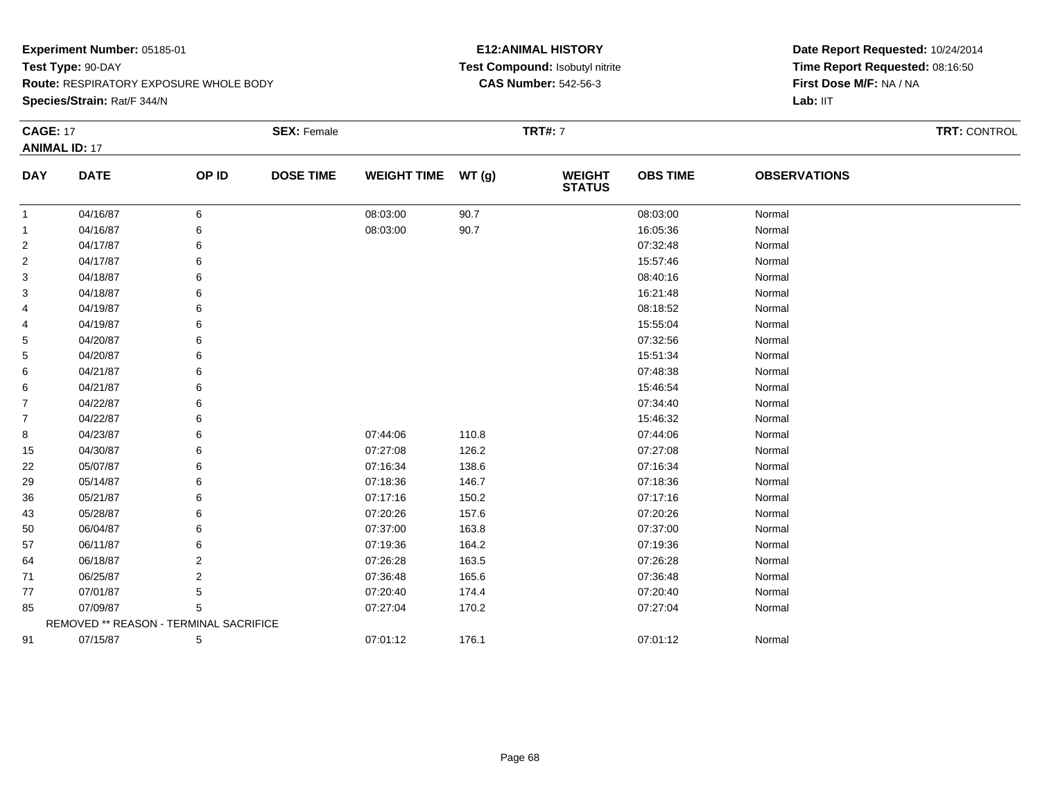**Experiment Number:** 05185-01
**Test Type:** 90-DAY
**Route:** RESPIRATORY EXPOSURE WHOLE BODY
**Species/Strain:** Rat/F 344/N

**E12:ANIMAL HISTORY**
**Test Compound:** Isobutyl nitrite
**CAS Number:** 542-56-3

**Date Report Requested:** 10/24/2014
**Time Report Requested:** 08:16:50
**First Dose M/F:** NA / NA
**Lab:** IIT

**CAGE:** 17 **SEX:** Female **TRT#:** 7 **TRT:** CONTROL
**ANIMAL ID:** 17

| DAY | DATE | OP ID | DOSE TIME | WEIGHT TIME | WT (g) | WEIGHT STATUS | OBS TIME | OBSERVATIONS |
|---|---|---|---|---|---|---|---|---|
| 1 | 04/16/87 | 6 | | 08:03:00 | 90.7 | | 08:03:00 | Normal |
| 1 | 04/16/87 | 6 | | 08:03:00 | 90.7 | | 16:05:36 | Normal |
| 2 | 04/17/87 | 6 | | | | | 07:32:48 | Normal |
| 2 | 04/17/87 | 6 | | | | | 15:57:46 | Normal |
| 3 | 04/18/87 | 6 | | | | | 08:40:16 | Normal |
| 3 | 04/18/87 | 6 | | | | | 16:21:48 | Normal |
| 4 | 04/19/87 | 6 | | | | | 08:18:52 | Normal |
| 4 | 04/19/87 | 6 | | | | | 15:55:04 | Normal |
| 5 | 04/20/87 | 6 | | | | | 07:32:56 | Normal |
| 5 | 04/20/87 | 6 | | | | | 15:51:34 | Normal |
| 6 | 04/21/87 | 6 | | | | | 07:48:38 | Normal |
| 6 | 04/21/87 | 6 | | | | | 15:46:54 | Normal |
| 7 | 04/22/87 | 6 | | | | | 07:34:40 | Normal |
| 7 | 04/22/87 | 6 | | | | | 15:46:32 | Normal |
| 8 | 04/23/87 | 6 | | 07:44:06 | 110.8 | | 07:44:06 | Normal |
| 15 | 04/30/87 | 6 | | 07:27:08 | 126.2 | | 07:27:08 | Normal |
| 22 | 05/07/87 | 6 | | 07:16:34 | 138.6 | | 07:16:34 | Normal |
| 29 | 05/14/87 | 6 | | 07:18:36 | 146.7 | | 07:18:36 | Normal |
| 36 | 05/21/87 | 6 | | 07:17:16 | 150.2 | | 07:17:16 | Normal |
| 43 | 05/28/87 | 6 | | 07:20:26 | 157.6 | | 07:20:26 | Normal |
| 50 | 06/04/87 | 6 | | 07:37:00 | 163.8 | | 07:37:00 | Normal |
| 57 | 06/11/87 | 6 | | 07:19:36 | 164.2 | | 07:19:36 | Normal |
| 64 | 06/18/87 | 2 | | 07:26:28 | 163.5 | | 07:26:28 | Normal |
| 71 | 06/25/87 | 2 | | 07:36:48 | 165.6 | | 07:36:48 | Normal |
| 77 | 07/01/87 | 5 | | 07:20:40 | 174.4 | | 07:20:40 | Normal |
| 85 | 07/09/87 | 5 | | 07:27:04 | 170.2 | | 07:27:04 | Normal |
| | REMOVED ** REASON - TERMINAL SACRIFICE | | | | | | | |
| 91 | 07/15/87 | 5 | | 07:01:12 | 176.1 | | 07:01:12 | Normal |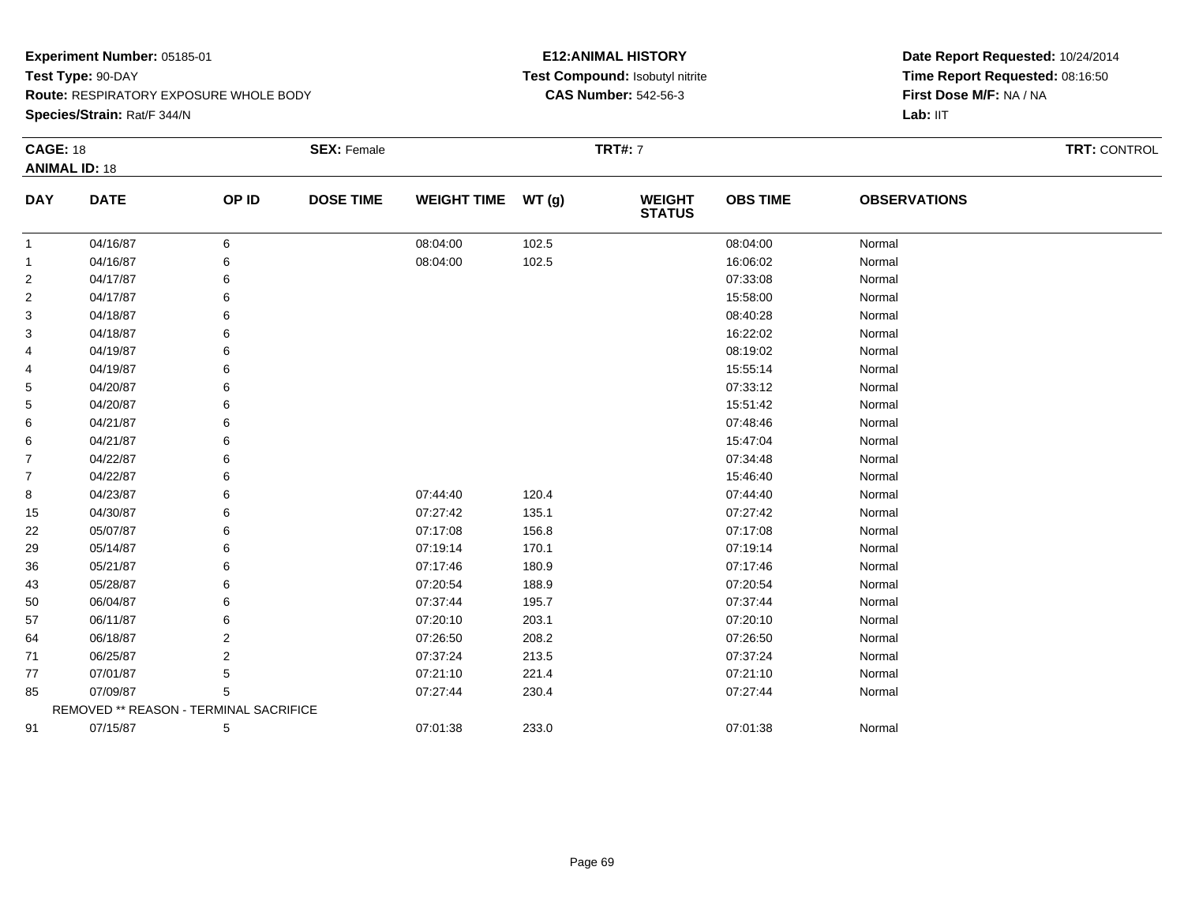**Experiment Number:** 05185-01
**Test Type:** 90-DAY
**Route:** RESPIRATORY EXPOSURE WHOLE BODY
**Species/Strain:** Rat/F 344/N

**E12:ANIMAL HISTORY**
**Test Compound:** Isobutyl nitrite
**CAS Number:** 542-56-3

**Date Report Requested:** 10/24/2014
**Time Report Requested:** 08:16:50
**First Dose M/F:** NA / NA
**Lab:** IIT

**CAGE:** 18 **SEX:** Female **TRT#:** 7 **TRT:** CONTROL
**ANIMAL ID:** 18

| DAY | DATE | OP ID | DOSE TIME | WEIGHT TIME | WT (g) | WEIGHT STATUS | OBS TIME | OBSERVATIONS |
|---|---|---|---|---|---|---|---|---|
| 1 | 04/16/87 | 6 | | 08:04:00 | 102.5 | | 08:04:00 | Normal |
| 1 | 04/16/87 | 6 | | 08:04:00 | 102.5 | | 16:06:02 | Normal |
| 2 | 04/17/87 | 6 | | | | | 07:33:08 | Normal |
| 2 | 04/17/87 | 6 | | | | | 15:58:00 | Normal |
| 3 | 04/18/87 | 6 | | | | | 08:40:28 | Normal |
| 3 | 04/18/87 | 6 | | | | | 16:22:02 | Normal |
| 4 | 04/19/87 | 6 | | | | | 08:19:02 | Normal |
| 4 | 04/19/87 | 6 | | | | | 15:55:14 | Normal |
| 5 | 04/20/87 | 6 | | | | | 07:33:12 | Normal |
| 5 | 04/20/87 | 6 | | | | | 15:51:42 | Normal |
| 6 | 04/21/87 | 6 | | | | | 07:48:46 | Normal |
| 6 | 04/21/87 | 6 | | | | | 15:47:04 | Normal |
| 7 | 04/22/87 | 6 | | | | | 07:34:48 | Normal |
| 7 | 04/22/87 | 6 | | | | | 15:46:40 | Normal |
| 8 | 04/23/87 | 6 | | 07:44:40 | 120.4 | | 07:44:40 | Normal |
| 15 | 04/30/87 | 6 | | 07:27:42 | 135.1 | | 07:27:42 | Normal |
| 22 | 05/07/87 | 6 | | 07:17:08 | 156.8 | | 07:17:08 | Normal |
| 29 | 05/14/87 | 6 | | 07:19:14 | 170.1 | | 07:19:14 | Normal |
| 36 | 05/21/87 | 6 | | 07:17:46 | 180.9 | | 07:17:46 | Normal |
| 43 | 05/28/87 | 6 | | 07:20:54 | 188.9 | | 07:20:54 | Normal |
| 50 | 06/04/87 | 6 | | 07:37:44 | 195.7 | | 07:37:44 | Normal |
| 57 | 06/11/87 | 6 | | 07:20:10 | 203.1 | | 07:20:10 | Normal |
| 64 | 06/18/87 | 2 | | 07:26:50 | 208.2 | | 07:26:50 | Normal |
| 71 | 06/25/87 | 2 | | 07:37:24 | 213.5 | | 07:37:24 | Normal |
| 77 | 07/01/87 | 5 | | 07:21:10 | 221.4 | | 07:21:10 | Normal |
| 85 | 07/09/87 | 5 | | 07:27:44 | 230.4 | | 07:27:44 | Normal |
| | REMOVED ** REASON - TERMINAL SACRIFICE | | | | | | | |
| 91 | 07/15/87 | 5 | | 07:01:38 | 233.0 | | 07:01:38 | Normal |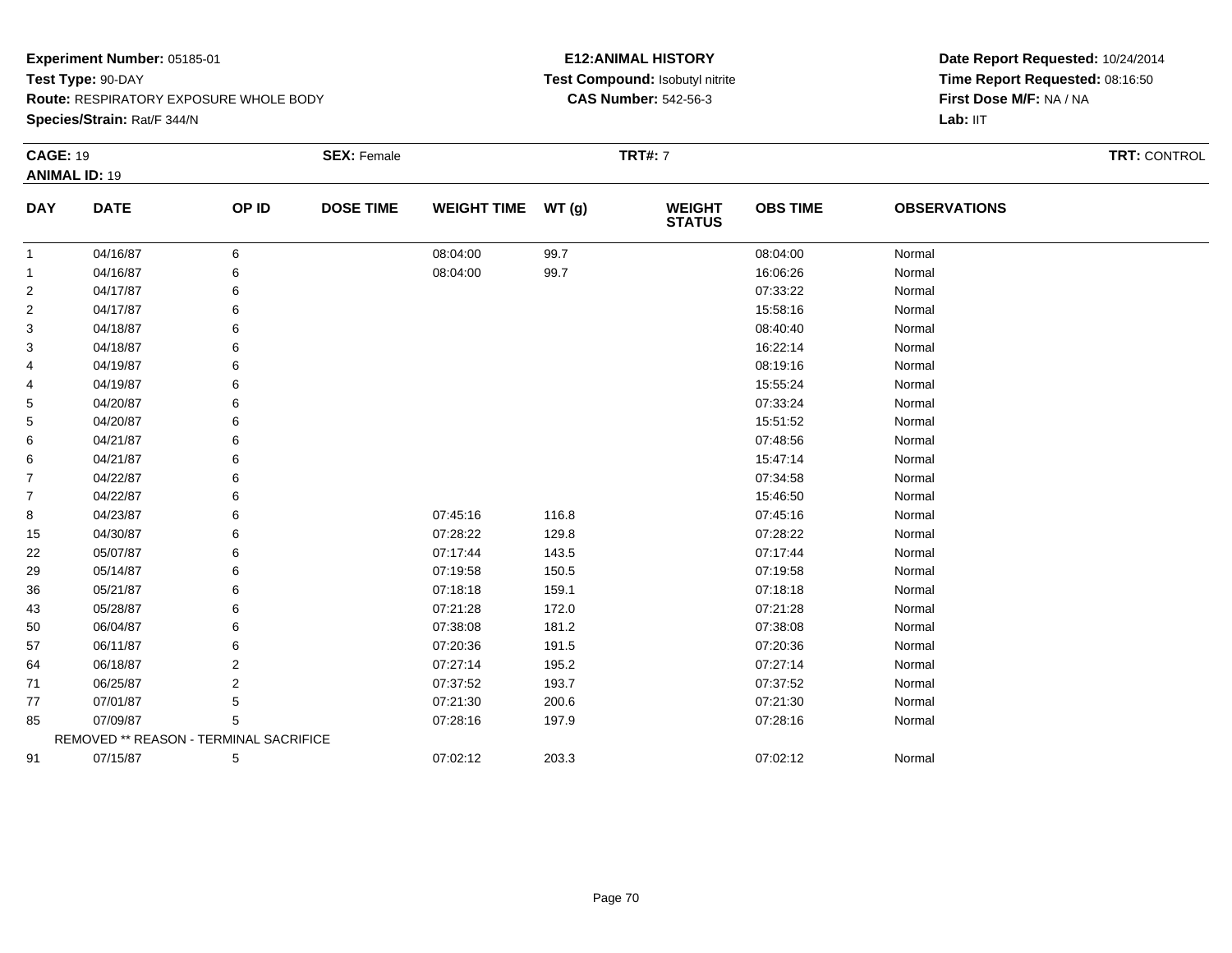**Experiment Number:** 05185-01
**Test Type:** 90-DAY
**Route:** RESPIRATORY EXPOSURE WHOLE BODY
**Species/Strain:** Rat/F 344/N

**E12:ANIMAL HISTORY**
**Test Compound:** Isobutyl nitrite
**CAS Number:** 542-56-3

**Date Report Requested:** 10/24/2014
**Time Report Requested:** 08:16:50
**First Dose M/F:** NA / NA
**Lab:** IIT

**CAGE:** 19 **SEX:** Female **TRT#:** 7 **TRT:** CONTROL
**ANIMAL ID:** 19

| DAY | DATE | OP ID | DOSE TIME | WEIGHT TIME | WT (g) | WEIGHT STATUS | OBS TIME | OBSERVATIONS |
|---|---|---|---|---|---|---|---|---|
| 1 | 04/16/87 | 6 | | 08:04:00 | 99.7 | | 08:04:00 | Normal |
| 1 | 04/16/87 | 6 | | 08:04:00 | 99.7 | | 16:06:26 | Normal |
| 2 | 04/17/87 | 6 | | | | | 07:33:22 | Normal |
| 2 | 04/17/87 | 6 | | | | | 15:58:16 | Normal |
| 3 | 04/18/87 | 6 | | | | | 08:40:40 | Normal |
| 3 | 04/18/87 | 6 | | | | | 16:22:14 | Normal |
| 4 | 04/19/87 | 6 | | | | | 08:19:16 | Normal |
| 4 | 04/19/87 | 6 | | | | | 15:55:24 | Normal |
| 5 | 04/20/87 | 6 | | | | | 07:33:24 | Normal |
| 5 | 04/20/87 | 6 | | | | | 15:51:52 | Normal |
| 6 | 04/21/87 | 6 | | | | | 07:48:56 | Normal |
| 6 | 04/21/87 | 6 | | | | | 15:47:14 | Normal |
| 7 | 04/22/87 | 6 | | | | | 07:34:58 | Normal |
| 7 | 04/22/87 | 6 | | | | | 15:46:50 | Normal |
| 8 | 04/23/87 | 6 | | 07:45:16 | 116.8 | | 07:45:16 | Normal |
| 15 | 04/30/87 | 6 | | 07:28:22 | 129.8 | | 07:28:22 | Normal |
| 22 | 05/07/87 | 6 | | 07:17:44 | 143.5 | | 07:17:44 | Normal |
| 29 | 05/14/87 | 6 | | 07:19:58 | 150.5 | | 07:19:58 | Normal |
| 36 | 05/21/87 | 6 | | 07:18:18 | 159.1 | | 07:18:18 | Normal |
| 43 | 05/28/87 | 6 | | 07:21:28 | 172.0 | | 07:21:28 | Normal |
| 50 | 06/04/87 | 6 | | 07:38:08 | 181.2 | | 07:38:08 | Normal |
| 57 | 06/11/87 | 6 | | 07:20:36 | 191.5 | | 07:20:36 | Normal |
| 64 | 06/18/87 | 2 | | 07:27:14 | 195.2 | | 07:27:14 | Normal |
| 71 | 06/25/87 | 2 | | 07:37:52 | 193.7 | | 07:37:52 | Normal |
| 77 | 07/01/87 | 5 | | 07:21:30 | 200.6 | | 07:21:30 | Normal |
| 85 | 07/09/87 | 5 | | 07:28:16 | 197.9 | | 07:28:16 | Normal |
| | REMOVED ** REASON - TERMINAL SACRIFICE | | | | | | | |
| 91 | 07/15/87 | 5 | | 07:02:12 | 203.3 | | 07:02:12 | Normal |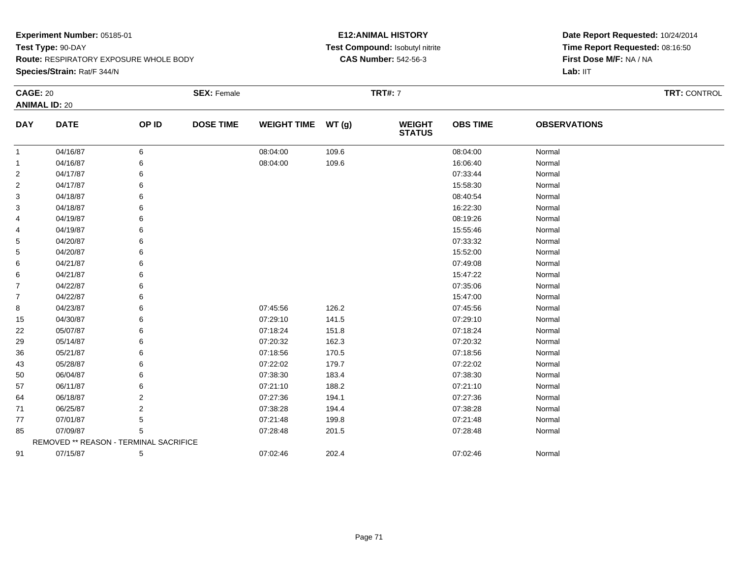**Experiment Number:** 05185-01
**Test Type:** 90-DAY
**Route:** RESPIRATORY EXPOSURE WHOLE BODY
**Species/Strain:** Rat/F 344/N

**E12:ANIMAL HISTORY**
**Test Compound:** Isobutyl nitrite
**CAS Number:** 542-56-3

**Date Report Requested:** 10/24/2014
**Time Report Requested:** 08:16:50
**First Dose M/F:** NA / NA
**Lab:** IIT

**CAGE:** 20 **SEX:** Female **TRT#:** 7 **TRT:** CONTROL
**ANIMAL ID:** 20

| DAY | DATE | OP ID | DOSE TIME | WEIGHT TIME | WT (g) | WEIGHT STATUS | OBS TIME | OBSERVATIONS |
|---|---|---|---|---|---|---|---|---|
| 1 | 04/16/87 | 6 | | 08:04:00 | 109.6 | | 08:04:00 | Normal |
| 1 | 04/16/87 | 6 | | 08:04:00 | 109.6 | | 16:06:40 | Normal |
| 2 | 04/17/87 | 6 | | | | | 07:33:44 | Normal |
| 2 | 04/17/87 | 6 | | | | | 15:58:30 | Normal |
| 3 | 04/18/87 | 6 | | | | | 08:40:54 | Normal |
| 3 | 04/18/87 | 6 | | | | | 16:22:30 | Normal |
| 4 | 04/19/87 | 6 | | | | | 08:19:26 | Normal |
| 4 | 04/19/87 | 6 | | | | | 15:55:46 | Normal |
| 5 | 04/20/87 | 6 | | | | | 07:33:32 | Normal |
| 5 | 04/20/87 | 6 | | | | | 15:52:00 | Normal |
| 6 | 04/21/87 | 6 | | | | | 07:49:08 | Normal |
| 6 | 04/21/87 | 6 | | | | | 15:47:22 | Normal |
| 7 | 04/22/87 | 6 | | | | | 07:35:06 | Normal |
| 7 | 04/22/87 | 6 | | | | | 15:47:00 | Normal |
| 8 | 04/23/87 | 6 | | 07:45:56 | 126.2 | | 07:45:56 | Normal |
| 15 | 04/30/87 | 6 | | 07:29:10 | 141.5 | | 07:29:10 | Normal |
| 22 | 05/07/87 | 6 | | 07:18:24 | 151.8 | | 07:18:24 | Normal |
| 29 | 05/14/87 | 6 | | 07:20:32 | 162.3 | | 07:20:32 | Normal |
| 36 | 05/21/87 | 6 | | 07:18:56 | 170.5 | | 07:18:56 | Normal |
| 43 | 05/28/87 | 6 | | 07:22:02 | 179.7 | | 07:22:02 | Normal |
| 50 | 06/04/87 | 6 | | 07:38:30 | 183.4 | | 07:38:30 | Normal |
| 57 | 06/11/87 | 6 | | 07:21:10 | 188.2 | | 07:21:10 | Normal |
| 64 | 06/18/87 | 2 | | 07:27:36 | 194.1 | | 07:27:36 | Normal |
| 71 | 06/25/87 | 2 | | 07:38:28 | 194.4 | | 07:38:28 | Normal |
| 77 | 07/01/87 | 5 | | 07:21:48 | 199.8 | | 07:21:48 | Normal |
| 85 | 07/09/87 | 5 | | 07:28:48 | 201.5 | | 07:28:48 | Normal |
| | REMOVED ** REASON - TERMINAL SACRIFICE | | | | | | | |
| 91 | 07/15/87 | 5 | | 07:02:46 | 202.4 | | 07:02:46 | Normal |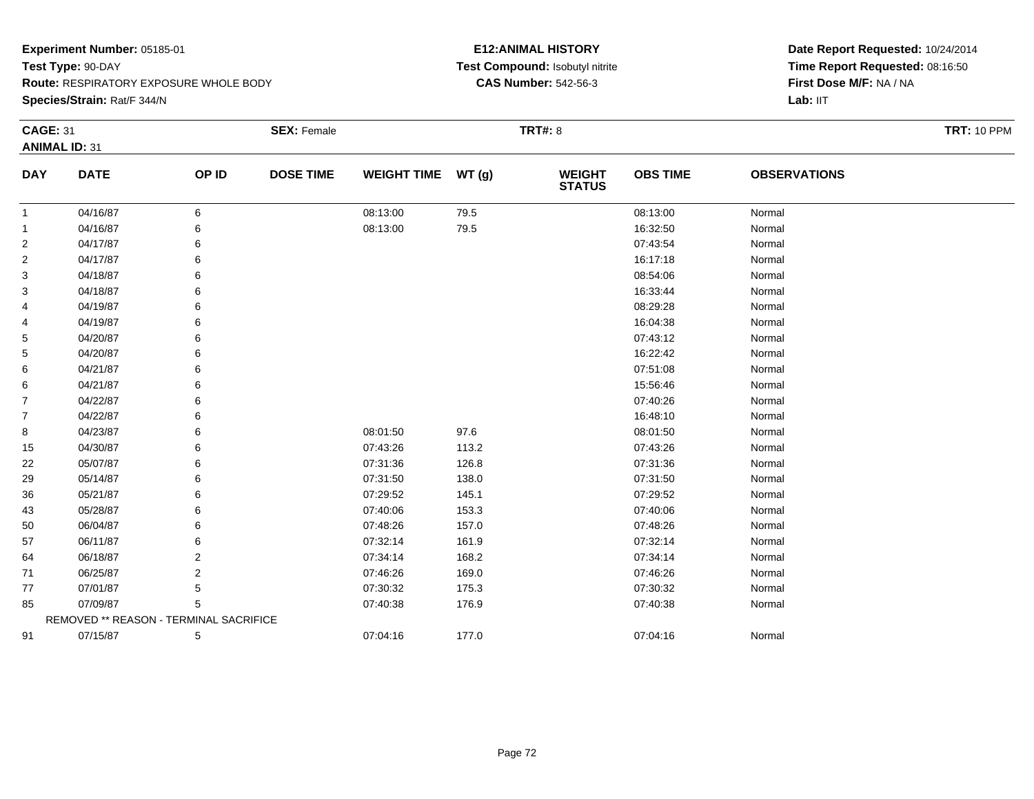**Experiment Number:** 05185-01
**Test Type:** 90-DAY
**Route:** RESPIRATORY EXPOSURE WHOLE BODY
**Species/Strain:** Rat/F 344/N

**E12:ANIMAL HISTORY**
**Test Compound:** Isobutyl nitrite
**CAS Number:** 542-56-3

**Date Report Requested:** 10/24/2014
**Time Report Requested:** 08:16:50
**First Dose M/F:** NA / NA
**Lab:** IIT

**CAGE:** 31 **SEX:** Female **TRT#:** 8 **TRT:** 10 PPM
**ANIMAL ID:** 31

| DAY | DATE | OP ID | DOSE TIME | WEIGHT TIME | WT (g) | WEIGHT STATUS | OBS TIME | OBSERVATIONS |
|---|---|---|---|---|---|---|---|---|
| 1 | 04/16/87 | 6 | | 08:13:00 | 79.5 | | 08:13:00 | Normal |
| 1 | 04/16/87 | 6 | | 08:13:00 | 79.5 | | 16:32:50 | Normal |
| 2 | 04/17/87 | 6 | | | | | 07:43:54 | Normal |
| 2 | 04/17/87 | 6 | | | | | 16:17:18 | Normal |
| 3 | 04/18/87 | 6 | | | | | 08:54:06 | Normal |
| 3 | 04/18/87 | 6 | | | | | 16:33:44 | Normal |
| 4 | 04/19/87 | 6 | | | | | 08:29:28 | Normal |
| 4 | 04/19/87 | 6 | | | | | 16:04:38 | Normal |
| 5 | 04/20/87 | 6 | | | | | 07:43:12 | Normal |
| 5 | 04/20/87 | 6 | | | | | 16:22:42 | Normal |
| 6 | 04/21/87 | 6 | | | | | 07:51:08 | Normal |
| 6 | 04/21/87 | 6 | | | | | 15:56:46 | Normal |
| 7 | 04/22/87 | 6 | | | | | 07:40:26 | Normal |
| 7 | 04/22/87 | 6 | | | | | 16:48:10 | Normal |
| 8 | 04/23/87 | 6 | | 08:01:50 | 97.6 | | 08:01:50 | Normal |
| 15 | 04/30/87 | 6 | | 07:43:26 | 113.2 | | 07:43:26 | Normal |
| 22 | 05/07/87 | 6 | | 07:31:36 | 126.8 | | 07:31:36 | Normal |
| 29 | 05/14/87 | 6 | | 07:31:50 | 138.0 | | 07:31:50 | Normal |
| 36 | 05/21/87 | 6 | | 07:29:52 | 145.1 | | 07:29:52 | Normal |
| 43 | 05/28/87 | 6 | | 07:40:06 | 153.3 | | 07:40:06 | Normal |
| 50 | 06/04/87 | 6 | | 07:48:26 | 157.0 | | 07:48:26 | Normal |
| 57 | 06/11/87 | 6 | | 07:32:14 | 161.9 | | 07:32:14 | Normal |
| 64 | 06/18/87 | 2 | | 07:34:14 | 168.2 | | 07:34:14 | Normal |
| 71 | 06/25/87 | 2 | | 07:46:26 | 169.0 | | 07:46:26 | Normal |
| 77 | 07/01/87 | 5 | | 07:30:32 | 175.3 | | 07:30:32 | Normal |
| 85 | 07/09/87 | 5 | | 07:40:38 | 176.9 | | 07:40:38 | Normal |
| REMOVED ** REASON - TERMINAL SACRIFICE | | | | | | | | |
| 91 | 07/15/87 | 5 | | 07:04:16 | 177.0 | | 07:04:16 | Normal |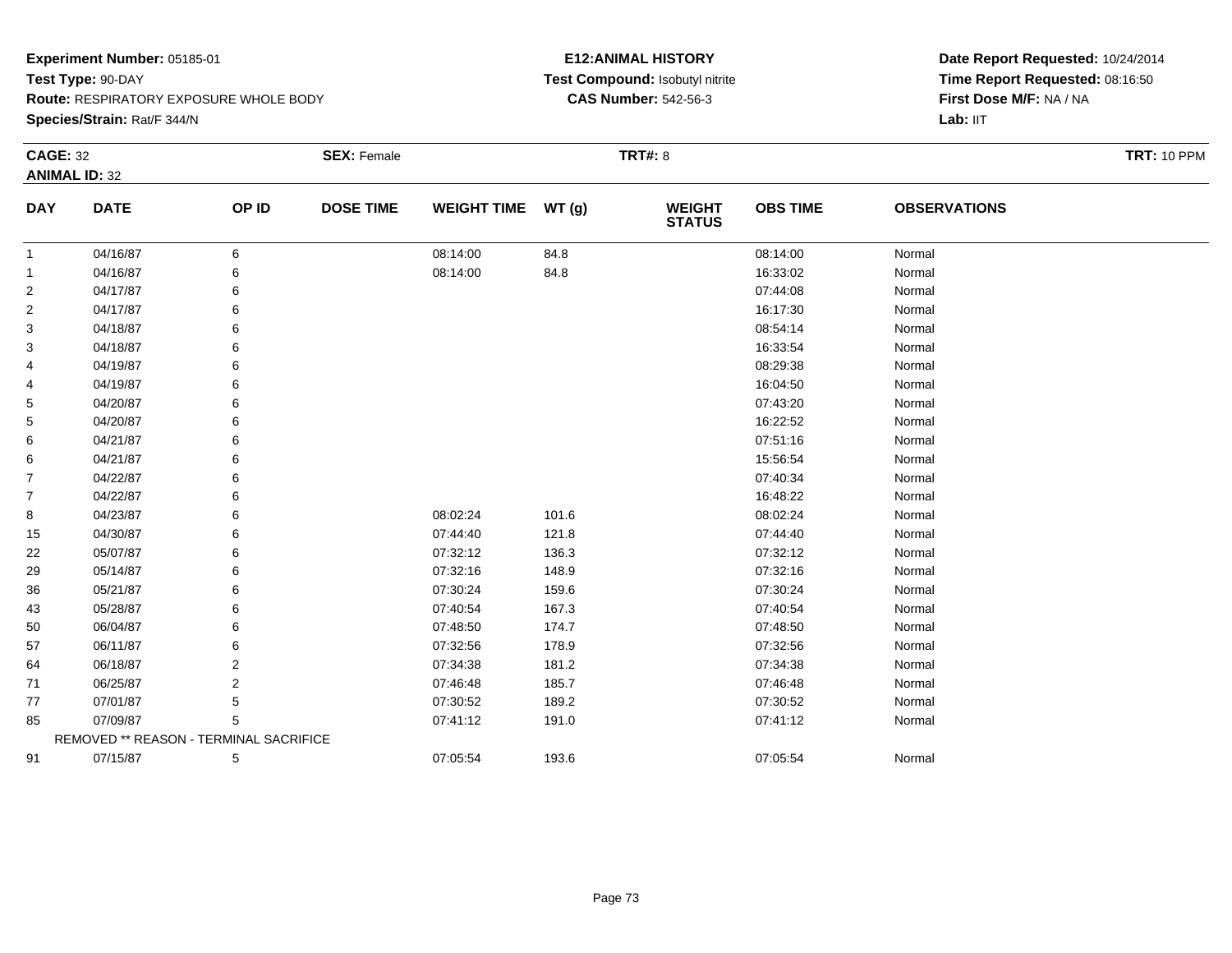**Experiment Number:** 05185-01
**Test Type:** 90-DAY
**Route:** RESPIRATORY EXPOSURE WHOLE BODY
**Species/Strain:** Rat/F 344/N

**E12:ANIMAL HISTORY**
**Test Compound:** Isobutyl nitrite
**CAS Number:** 542-56-3

**Date Report Requested:** 10/24/2014
**Time Report Requested:** 08:16:50
**First Dose M/F:** NA / NA
**Lab:** IIT

**CAGE:** 32 **SEX:** Female **TRT#:** 8 **TRT:** 10 PPM
**ANIMAL ID:** 32

| DAY | DATE | OP ID | DOSE TIME | WEIGHT TIME | WT (g) | WEIGHT STATUS | OBS TIME | OBSERVATIONS |
|---|---|---|---|---|---|---|---|---|
| 1 | 04/16/87 | 6 | | 08:14:00 | 84.8 | | 08:14:00 | Normal |
| 1 | 04/16/87 | 6 | | 08:14:00 | 84.8 | | 16:33:02 | Normal |
| 2 | 04/17/87 | 6 | | | | | 07:44:08 | Normal |
| 2 | 04/17/87 | 6 | | | | | 16:17:30 | Normal |
| 3 | 04/18/87 | 6 | | | | | 08:54:14 | Normal |
| 3 | 04/18/87 | 6 | | | | | 16:33:54 | Normal |
| 4 | 04/19/87 | 6 | | | | | 08:29:38 | Normal |
| 4 | 04/19/87 | 6 | | | | | 16:04:50 | Normal |
| 5 | 04/20/87 | 6 | | | | | 07:43:20 | Normal |
| 5 | 04/20/87 | 6 | | | | | 16:22:52 | Normal |
| 6 | 04/21/87 | 6 | | | | | 07:51:16 | Normal |
| 6 | 04/21/87 | 6 | | | | | 15:56:54 | Normal |
| 7 | 04/22/87 | 6 | | | | | 07:40:34 | Normal |
| 7 | 04/22/87 | 6 | | | | | 16:48:22 | Normal |
| 8 | 04/23/87 | 6 | | 08:02:24 | 101.6 | | 08:02:24 | Normal |
| 15 | 04/30/87 | 6 | | 07:44:40 | 121.8 | | 07:44:40 | Normal |
| 22 | 05/07/87 | 6 | | 07:32:12 | 136.3 | | 07:32:12 | Normal |
| 29 | 05/14/87 | 6 | | 07:32:16 | 148.9 | | 07:32:16 | Normal |
| 36 | 05/21/87 | 6 | | 07:30:24 | 159.6 | | 07:30:24 | Normal |
| 43 | 05/28/87 | 6 | | 07:40:54 | 167.3 | | 07:40:54 | Normal |
| 50 | 06/04/87 | 6 | | 07:48:50 | 174.7 | | 07:48:50 | Normal |
| 57 | 06/11/87 | 6 | | 07:32:56 | 178.9 | | 07:32:56 | Normal |
| 64 | 06/18/87 | 2 | | 07:34:38 | 181.2 | | 07:34:38 | Normal |
| 71 | 06/25/87 | 2 | | 07:46:48 | 185.7 | | 07:46:48 | Normal |
| 77 | 07/01/87 | 5 | | 07:30:52 | 189.2 | | 07:30:52 | Normal |
| 85 | 07/09/87 | 5 | | 07:41:12 | 191.0 | | 07:41:12 | Normal |
| | REMOVED ** REASON - TERMINAL SACRIFICE | | | | | | | |
| 91 | 07/15/87 | 5 | | 07:05:54 | 193.6 | | 07:05:54 | Normal |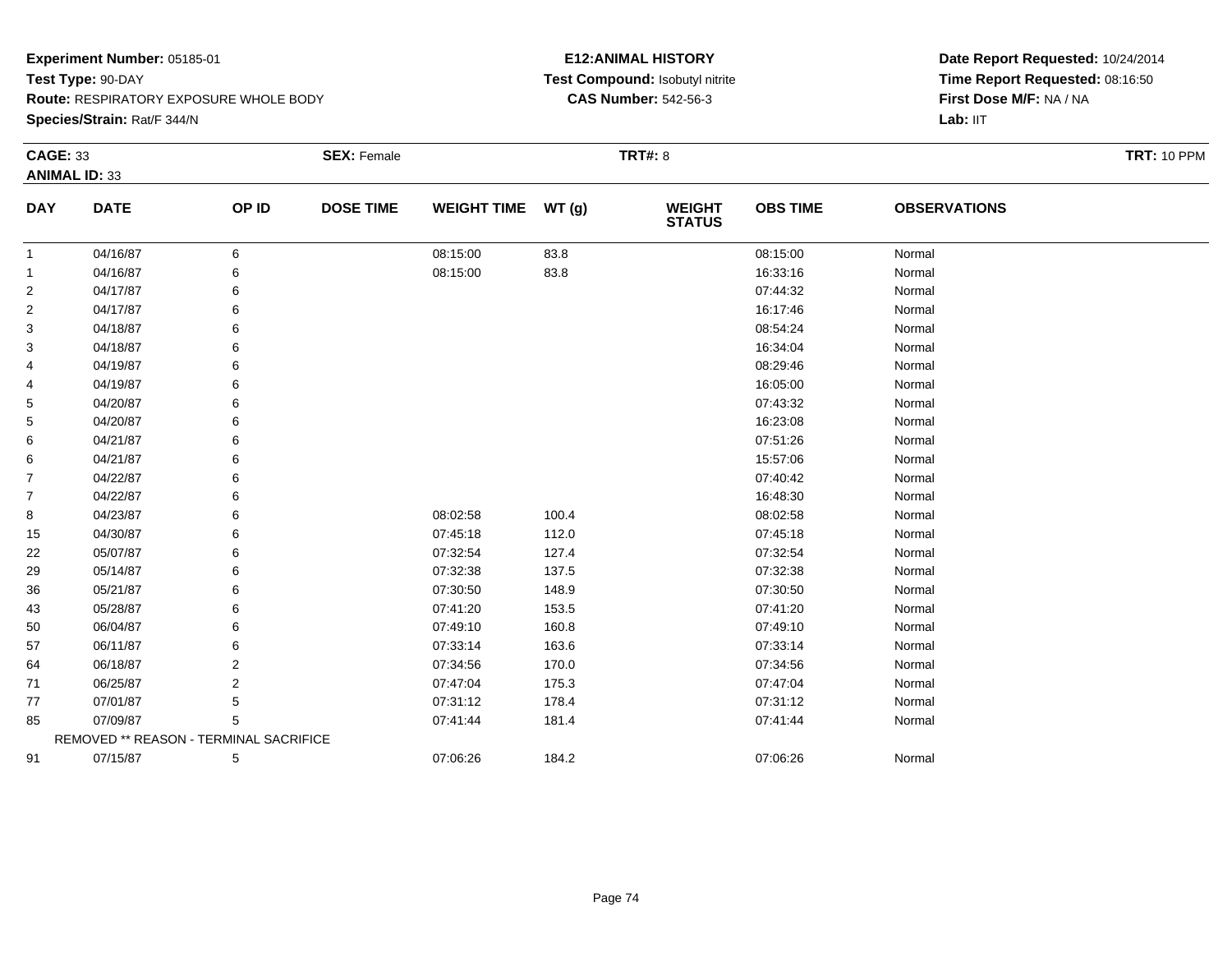**Experiment Number:** 05185-01
**Test Type:** 90-DAY
**Route:** RESPIRATORY EXPOSURE WHOLE BODY
**Species/Strain:** Rat/F 344/N

**E12:ANIMAL HISTORY**
**Test Compound:** Isobutyl nitrite
**CAS Number:** 542-56-3

**Date Report Requested:** 10/24/2014
**Time Report Requested:** 08:16:50
**First Dose M/F:** NA / NA
**Lab:** IIT

**CAGE:** 33 **SEX:** Female **TRT#:** 8 **TRT:** 10 PPM
**ANIMAL ID:** 33

| DAY | DATE | OP ID | DOSE TIME | WEIGHT TIME | WT (g) | WEIGHT STATUS | OBS TIME | OBSERVATIONS |
|---|---|---|---|---|---|---|---|---|
| 1 | 04/16/87 | 6 | | 08:15:00 | 83.8 | | 08:15:00 | Normal |
| 1 | 04/16/87 | 6 | | 08:15:00 | 83.8 | | 16:33:16 | Normal |
| 2 | 04/17/87 | 6 | | | | | 07:44:32 | Normal |
| 2 | 04/17/87 | 6 | | | | | 16:17:46 | Normal |
| 3 | 04/18/87 | 6 | | | | | 08:54:24 | Normal |
| 3 | 04/18/87 | 6 | | | | | 16:34:04 | Normal |
| 4 | 04/19/87 | 6 | | | | | 08:29:46 | Normal |
| 4 | 04/19/87 | 6 | | | | | 16:05:00 | Normal |
| 5 | 04/20/87 | 6 | | | | | 07:43:32 | Normal |
| 5 | 04/20/87 | 6 | | | | | 16:23:08 | Normal |
| 6 | 04/21/87 | 6 | | | | | 07:51:26 | Normal |
| 6 | 04/21/87 | 6 | | | | | 15:57:06 | Normal |
| 7 | 04/22/87 | 6 | | | | | 07:40:42 | Normal |
| 7 | 04/22/87 | 6 | | | | | 16:48:30 | Normal |
| 8 | 04/23/87 | 6 | | 08:02:58 | 100.4 | | 08:02:58 | Normal |
| 15 | 04/30/87 | 6 | | 07:45:18 | 112.0 | | 07:45:18 | Normal |
| 22 | 05/07/87 | 6 | | 07:32:54 | 127.4 | | 07:32:54 | Normal |
| 29 | 05/14/87 | 6 | | 07:32:38 | 137.5 | | 07:32:38 | Normal |
| 36 | 05/21/87 | 6 | | 07:30:50 | 148.9 | | 07:30:50 | Normal |
| 43 | 05/28/87 | 6 | | 07:41:20 | 153.5 | | 07:41:20 | Normal |
| 50 | 06/04/87 | 6 | | 07:49:10 | 160.8 | | 07:49:10 | Normal |
| 57 | 06/11/87 | 6 | | 07:33:14 | 163.6 | | 07:33:14 | Normal |
| 64 | 06/18/87 | 2 | | 07:34:56 | 170.0 | | 07:34:56 | Normal |
| 71 | 06/25/87 | 2 | | 07:47:04 | 175.3 | | 07:47:04 | Normal |
| 77 | 07/01/87 | 5 | | 07:31:12 | 178.4 | | 07:31:12 | Normal |
| 85 | 07/09/87 | 5 | | 07:41:44 | 181.4 | | 07:41:44 | Normal |
| REMOVED ** REASON - TERMINAL SACRIFICE | | | | | | | | |
| 91 | 07/15/87 | 5 | | 07:06:26 | 184.2 | | 07:06:26 | Normal |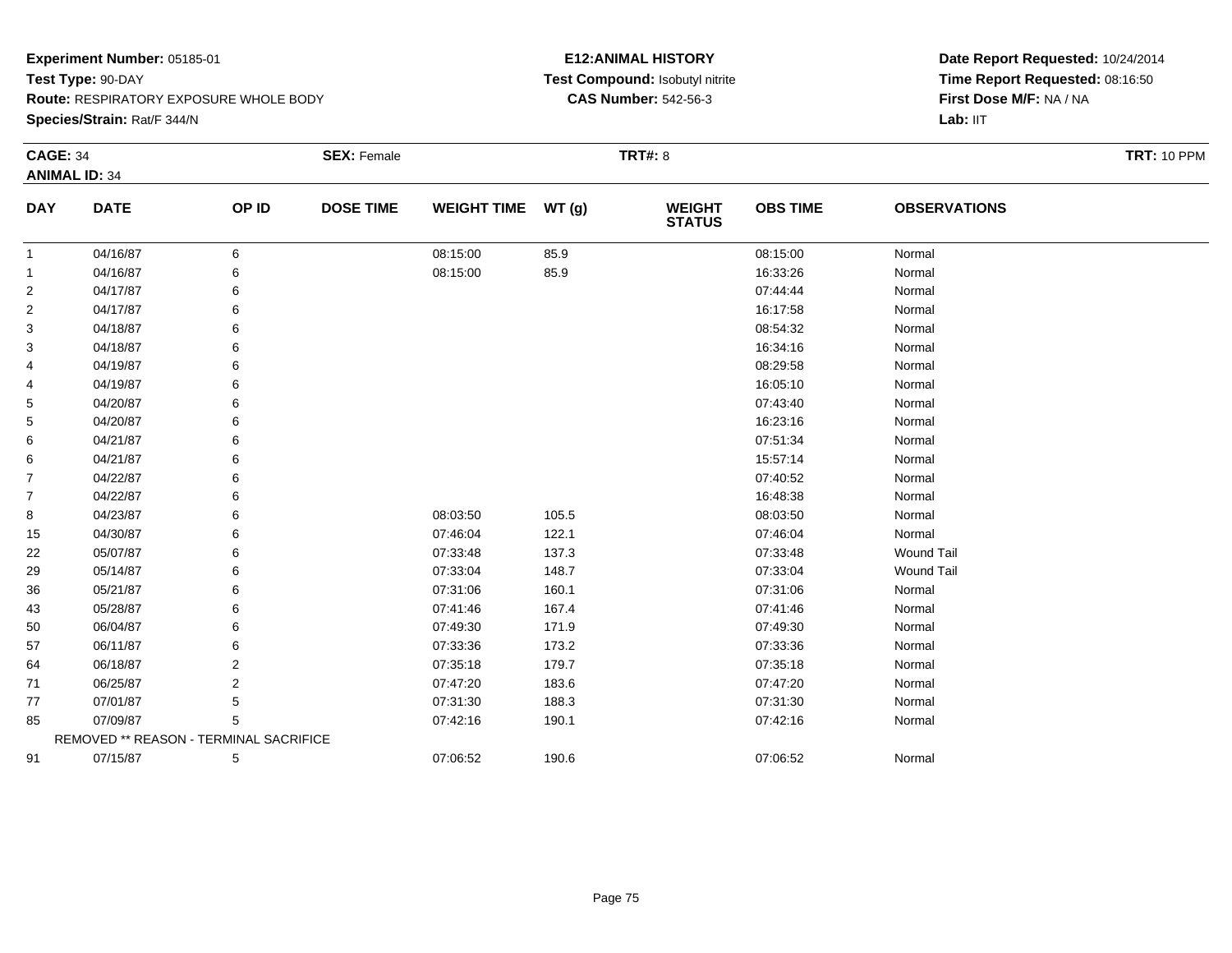**Experiment Number:** 05185-01
**Test Type:** 90-DAY
**Route:** RESPIRATORY EXPOSURE WHOLE BODY
**Species/Strain:** Rat/F 344/N

**E12:ANIMAL HISTORY**
**Test Compound:** Isobutyl nitrite
**CAS Number:** 542-56-3

**Date Report Requested:** 10/24/2014
**Time Report Requested:** 08:16:50
**First Dose M/F:** NA / NA
**Lab:** IIT

**CAGE:** 34 **SEX:** Female **TRT#:** 8 **TRT:** 10 PPM
**ANIMAL ID:** 34

| DAY | DATE | OP ID | DOSE TIME | WEIGHT TIME | WT (g) | WEIGHT STATUS | OBS TIME | OBSERVATIONS |
|---|---|---|---|---|---|---|---|---|
| 1 | 04/16/87 | 6 | | 08:15:00 | 85.9 | | 08:15:00 | Normal |
| 1 | 04/16/87 | 6 | | 08:15:00 | 85.9 | | 16:33:26 | Normal |
| 2 | 04/17/87 | 6 | | | | | 07:44:44 | Normal |
| 2 | 04/17/87 | 6 | | | | | 16:17:58 | Normal |
| 3 | 04/18/87 | 6 | | | | | 08:54:32 | Normal |
| 3 | 04/18/87 | 6 | | | | | 16:34:16 | Normal |
| 4 | 04/19/87 | 6 | | | | | 08:29:58 | Normal |
| 4 | 04/19/87 | 6 | | | | | 16:05:10 | Normal |
| 5 | 04/20/87 | 6 | | | | | 07:43:40 | Normal |
| 5 | 04/20/87 | 6 | | | | | 16:23:16 | Normal |
| 6 | 04/21/87 | 6 | | | | | 07:51:34 | Normal |
| 6 | 04/21/87 | 6 | | | | | 15:57:14 | Normal |
| 7 | 04/22/87 | 6 | | | | | 07:40:52 | Normal |
| 7 | 04/22/87 | 6 | | | | | 16:48:38 | Normal |
| 8 | 04/23/87 | 6 | | 08:03:50 | 105.5 | | 08:03:50 | Normal |
| 15 | 04/30/87 | 6 | | 07:46:04 | 122.1 | | 07:46:04 | Normal |
| 22 | 05/07/87 | 6 | | 07:33:48 | 137.3 | | 07:33:48 | Wound Tail |
| 29 | 05/14/87 | 6 | | 07:33:04 | 148.7 | | 07:33:04 | Wound Tail |
| 36 | 05/21/87 | 6 | | 07:31:06 | 160.1 | | 07:31:06 | Normal |
| 43 | 05/28/87 | 6 | | 07:41:46 | 167.4 | | 07:41:46 | Normal |
| 50 | 06/04/87 | 6 | | 07:49:30 | 171.9 | | 07:49:30 | Normal |
| 57 | 06/11/87 | 6 | | 07:33:36 | 173.2 | | 07:33:36 | Normal |
| 64 | 06/18/87 | 2 | | 07:35:18 | 179.7 | | 07:35:18 | Normal |
| 71 | 06/25/87 | 2 | | 07:47:20 | 183.6 | | 07:47:20 | Normal |
| 77 | 07/01/87 | 5 | | 07:31:30 | 188.3 | | 07:31:30 | Normal |
| 85 | 07/09/87 | 5 | | 07:42:16 | 190.1 | | 07:42:16 | Normal |
| REMOVED ** REASON - TERMINAL SACRIFICE | | | | | | | | |
| 91 | 07/15/87 | 5 | | 07:06:52 | 190.6 | | 07:06:52 | Normal |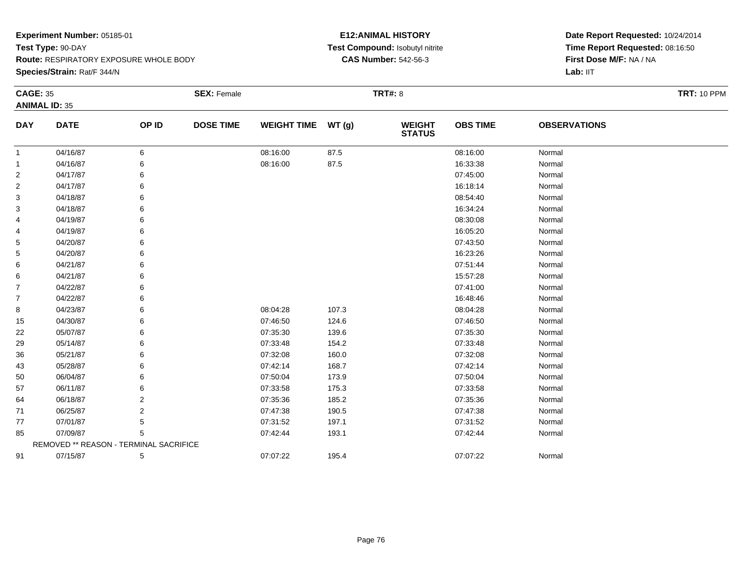**Experiment Number:** 05185-01
**Test Type:** 90-DAY
**Route:** RESPIRATORY EXPOSURE WHOLE BODY
**Species/Strain:** Rat/F 344/N

**E12:ANIMAL HISTORY**
**Test Compound:** Isobutyl nitrite
**CAS Number:** 542-56-3

**Date Report Requested:** 10/24/2014
**Time Report Requested:** 08:16:50
**First Dose M/F:** NA / NA
**Lab:** IIT

**CAGE:** 35 **SEX:** Female **TRT#:** 8 **TRT:** 10 PPM
**ANIMAL ID:** 35

| DAY | DATE | OP ID | DOSE TIME | WEIGHT TIME | WT (g) | WEIGHT STATUS | OBS TIME | OBSERVATIONS |
|---|---|---|---|---|---|---|---|---|
| 1 | 04/16/87 | 6 | | 08:16:00 | 87.5 | | 08:16:00 | Normal |
| 1 | 04/16/87 | 6 | | 08:16:00 | 87.5 | | 16:33:38 | Normal |
| 2 | 04/17/87 | 6 | | | | | 07:45:00 | Normal |
| 2 | 04/17/87 | 6 | | | | | 16:18:14 | Normal |
| 3 | 04/18/87 | 6 | | | | | 08:54:40 | Normal |
| 3 | 04/18/87 | 6 | | | | | 16:34:24 | Normal |
| 4 | 04/19/87 | 6 | | | | | 08:30:08 | Normal |
| 4 | 04/19/87 | 6 | | | | | 16:05:20 | Normal |
| 5 | 04/20/87 | 6 | | | | | 07:43:50 | Normal |
| 5 | 04/20/87 | 6 | | | | | 16:23:26 | Normal |
| 6 | 04/21/87 | 6 | | | | | 07:51:44 | Normal |
| 6 | 04/21/87 | 6 | | | | | 15:57:28 | Normal |
| 7 | 04/22/87 | 6 | | | | | 07:41:00 | Normal |
| 7 | 04/22/87 | 6 | | | | | 16:48:46 | Normal |
| 8 | 04/23/87 | 6 | | 08:04:28 | 107.3 | | 08:04:28 | Normal |
| 15 | 04/30/87 | 6 | | 07:46:50 | 124.6 | | 07:46:50 | Normal |
| 22 | 05/07/87 | 6 | | 07:35:30 | 139.6 | | 07:35:30 | Normal |
| 29 | 05/14/87 | 6 | | 07:33:48 | 154.2 | | 07:33:48 | Normal |
| 36 | 05/21/87 | 6 | | 07:32:08 | 160.0 | | 07:32:08 | Normal |
| 43 | 05/28/87 | 6 | | 07:42:14 | 168.7 | | 07:42:14 | Normal |
| 50 | 06/04/87 | 6 | | 07:50:04 | 173.9 | | 07:50:04 | Normal |
| 57 | 06/11/87 | 6 | | 07:33:58 | 175.3 | | 07:33:58 | Normal |
| 64 | 06/18/87 | 2 | | 07:35:36 | 185.2 | | 07:35:36 | Normal |
| 71 | 06/25/87 | 2 | | 07:47:38 | 190.5 | | 07:47:38 | Normal |
| 77 | 07/01/87 | 5 | | 07:31:52 | 197.1 | | 07:31:52 | Normal |
| 85 | 07/09/87 | 5 | | 07:42:44 | 193.1 | | 07:42:44 | Normal |
| | REMOVED ** REASON - TERMINAL SACRIFICE | | | | | | | |
| 91 | 07/15/87 | 5 | | 07:07:22 | 195.4 | | 07:07:22 | Normal |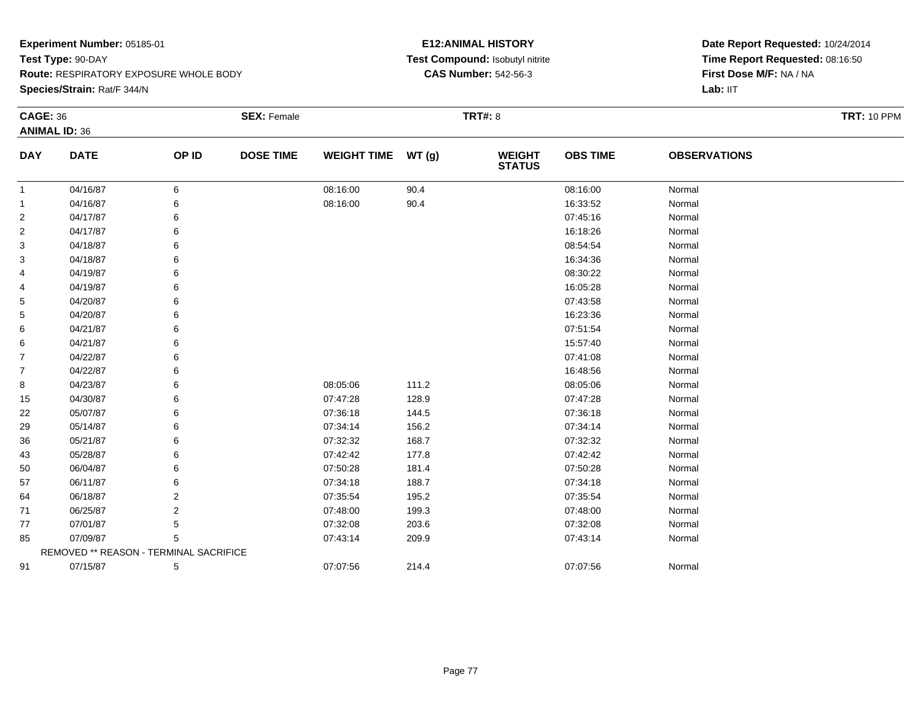**Experiment Number:** 05185-01
**Test Type:** 90-DAY
**Route:** RESPIRATORY EXPOSURE WHOLE BODY
**Species/Strain:** Rat/F 344/N

**E12:ANIMAL HISTORY**
**Test Compound:** Isobutyl nitrite
**CAS Number:** 542-56-3

**Date Report Requested:** 10/24/2014
**Time Report Requested:** 08:16:50
**First Dose M/F:** NA / NA
**Lab:** IIT

**CAGE:** 36 **SEX:** Female **TRT#:** 8 **TRT:** 10 PPM
**ANIMAL ID:** 36

| DAY | DATE | OP ID | DOSE TIME | WEIGHT TIME | WT (g) | WEIGHT STATUS | OBS TIME | OBSERVATIONS |
|---|---|---|---|---|---|---|---|---|
| 1 | 04/16/87 | 6 | | 08:16:00 | 90.4 | | 08:16:00 | Normal |
| 1 | 04/16/87 | 6 | | 08:16:00 | 90.4 | | 16:33:52 | Normal |
| 2 | 04/17/87 | 6 | | | | | 07:45:16 | Normal |
| 2 | 04/17/87 | 6 | | | | | 16:18:26 | Normal |
| 3 | 04/18/87 | 6 | | | | | 08:54:54 | Normal |
| 3 | 04/18/87 | 6 | | | | | 16:34:36 | Normal |
| 4 | 04/19/87 | 6 | | | | | 08:30:22 | Normal |
| 4 | 04/19/87 | 6 | | | | | 16:05:28 | Normal |
| 5 | 04/20/87 | 6 | | | | | 07:43:58 | Normal |
| 5 | 04/20/87 | 6 | | | | | 16:23:36 | Normal |
| 6 | 04/21/87 | 6 | | | | | 07:51:54 | Normal |
| 6 | 04/21/87 | 6 | | | | | 15:57:40 | Normal |
| 7 | 04/22/87 | 6 | | | | | 07:41:08 | Normal |
| 7 | 04/22/87 | 6 | | | | | 16:48:56 | Normal |
| 8 | 04/23/87 | 6 | | 08:05:06 | 111.2 | | 08:05:06 | Normal |
| 15 | 04/30/87 | 6 | | 07:47:28 | 128.9 | | 07:47:28 | Normal |
| 22 | 05/07/87 | 6 | | 07:36:18 | 144.5 | | 07:36:18 | Normal |
| 29 | 05/14/87 | 6 | | 07:34:14 | 156.2 | | 07:34:14 | Normal |
| 36 | 05/21/87 | 6 | | 07:32:32 | 168.7 | | 07:32:32 | Normal |
| 43 | 05/28/87 | 6 | | 07:42:42 | 177.8 | | 07:42:42 | Normal |
| 50 | 06/04/87 | 6 | | 07:50:28 | 181.4 | | 07:50:28 | Normal |
| 57 | 06/11/87 | 6 | | 07:34:18 | 188.7 | | 07:34:18 | Normal |
| 64 | 06/18/87 | 2 | | 07:35:54 | 195.2 | | 07:35:54 | Normal |
| 71 | 06/25/87 | 2 | | 07:48:00 | 199.3 | | 07:48:00 | Normal |
| 77 | 07/01/87 | 5 | | 07:32:08 | 203.6 | | 07:32:08 | Normal |
| 85 | 07/09/87 | 5 | | 07:43:14 | 209.9 | | 07:43:14 | Normal |
| | REMOVED ** REASON - TERMINAL SACRIFICE | | | | | | | |
| 91 | 07/15/87 | 5 | | 07:07:56 | 214.4 | | 07:07:56 | Normal |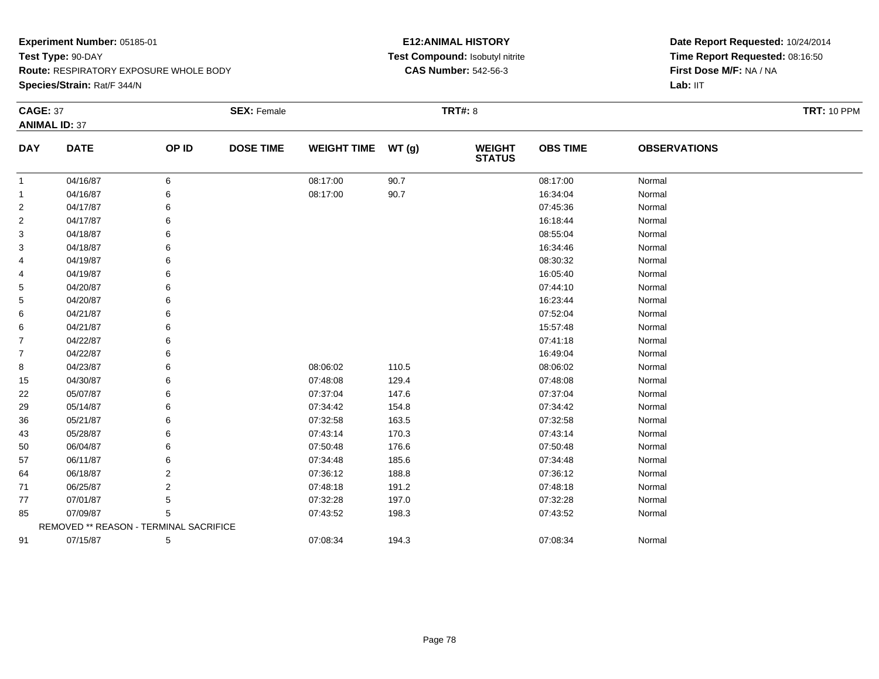**Experiment Number:** 05185-01
**Test Type:** 90-DAY
**Route:** RESPIRATORY EXPOSURE WHOLE BODY
**Species/Strain:** Rat/F 344/N

**E12:ANIMAL HISTORY**
**Test Compound:** Isobutyl nitrite
**CAS Number:** 542-56-3

**Date Report Requested:** 10/24/2014
**Time Report Requested:** 08:16:50
**First Dose M/F:** NA / NA
**Lab:** IIT

**CAGE:** 37 **SEX:** Female **TRT#:** 8 **TRT:** 10 PPM
**ANIMAL ID:** 37

| DAY | DATE | OP ID | DOSE TIME | WEIGHT TIME | WT (g) | WEIGHT STATUS | OBS TIME | OBSERVATIONS |
|---|---|---|---|---|---|---|---|---|
| 1 | 04/16/87 | 6 | | 08:17:00 | 90.7 | | 08:17:00 | Normal |
| 1 | 04/16/87 | 6 | | 08:17:00 | 90.7 | | 16:34:04 | Normal |
| 2 | 04/17/87 | 6 | | | | | 07:45:36 | Normal |
| 2 | 04/17/87 | 6 | | | | | 16:18:44 | Normal |
| 3 | 04/18/87 | 6 | | | | | 08:55:04 | Normal |
| 3 | 04/18/87 | 6 | | | | | 16:34:46 | Normal |
| 4 | 04/19/87 | 6 | | | | | 08:30:32 | Normal |
| 4 | 04/19/87 | 6 | | | | | 16:05:40 | Normal |
| 5 | 04/20/87 | 6 | | | | | 07:44:10 | Normal |
| 5 | 04/20/87 | 6 | | | | | 16:23:44 | Normal |
| 6 | 04/21/87 | 6 | | | | | 07:52:04 | Normal |
| 6 | 04/21/87 | 6 | | | | | 15:57:48 | Normal |
| 7 | 04/22/87 | 6 | | | | | 07:41:18 | Normal |
| 7 | 04/22/87 | 6 | | | | | 16:49:04 | Normal |
| 8 | 04/23/87 | 6 | | 08:06:02 | 110.5 | | 08:06:02 | Normal |
| 15 | 04/30/87 | 6 | | 07:48:08 | 129.4 | | 07:48:08 | Normal |
| 22 | 05/07/87 | 6 | | 07:37:04 | 147.6 | | 07:37:04 | Normal |
| 29 | 05/14/87 | 6 | | 07:34:42 | 154.8 | | 07:34:42 | Normal |
| 36 | 05/21/87 | 6 | | 07:32:58 | 163.5 | | 07:32:58 | Normal |
| 43 | 05/28/87 | 6 | | 07:43:14 | 170.3 | | 07:43:14 | Normal |
| 50 | 06/04/87 | 6 | | 07:50:48 | 176.6 | | 07:50:48 | Normal |
| 57 | 06/11/87 | 6 | | 07:34:48 | 185.6 | | 07:34:48 | Normal |
| 64 | 06/18/87 | 2 | | 07:36:12 | 188.8 | | 07:36:12 | Normal |
| 71 | 06/25/87 | 2 | | 07:48:18 | 191.2 | | 07:48:18 | Normal |
| 77 | 07/01/87 | 5 | | 07:32:28 | 197.0 | | 07:32:28 | Normal |
| 85 | 07/09/87 | 5 | | 07:43:52 | 198.3 | | 07:43:52 | Normal |
| | REMOVED ** REASON - TERMINAL SACRIFICE | | | | | | | |
| 91 | 07/15/87 | 5 | | 07:08:34 | 194.3 | | 07:08:34 | Normal |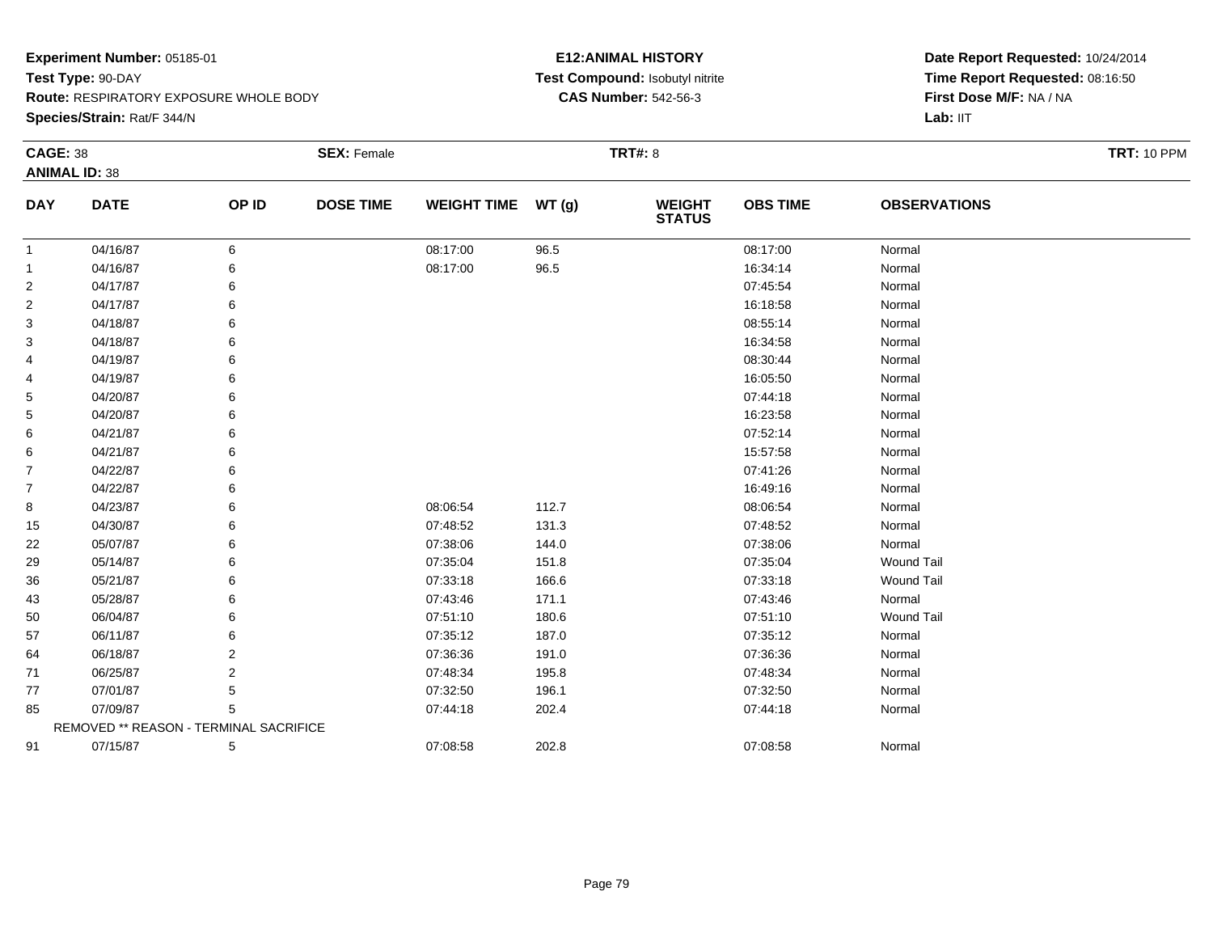**Experiment Number:** 05185-01
**Test Type:** 90-DAY
**Route:** RESPIRATORY EXPOSURE WHOLE BODY
**Species/Strain:** Rat/F 344/N

**E12:ANIMAL HISTORY**
**Test Compound:** Isobutyl nitrite
**CAS Number:** 542-56-3

**Date Report Requested:** 10/24/2014
**Time Report Requested:** 08:16:50
**First Dose M/F:** NA / NA
**Lab:** IIT

**CAGE:** 38 **SEX:** Female **TRT#:** 8 **TRT:** 10 PPM
**ANIMAL ID:** 38

| DAY | DATE | OP ID | DOSE TIME | WEIGHT TIME | WT (g) | WEIGHT STATUS | OBS TIME | OBSERVATIONS |
|---|---|---|---|---|---|---|---|---|
| 1 | 04/16/87 | 6 | | 08:17:00 | 96.5 | | 08:17:00 | Normal |
| 1 | 04/16/87 | 6 | | 08:17:00 | 96.5 | | 16:34:14 | Normal |
| 2 | 04/17/87 | 6 | | | | | 07:45:54 | Normal |
| 2 | 04/17/87 | 6 | | | | | 16:18:58 | Normal |
| 3 | 04/18/87 | 6 | | | | | 08:55:14 | Normal |
| 3 | 04/18/87 | 6 | | | | | 16:34:58 | Normal |
| 4 | 04/19/87 | 6 | | | | | 08:30:44 | Normal |
| 4 | 04/19/87 | 6 | | | | | 16:05:50 | Normal |
| 5 | 04/20/87 | 6 | | | | | 07:44:18 | Normal |
| 5 | 04/20/87 | 6 | | | | | 16:23:58 | Normal |
| 6 | 04/21/87 | 6 | | | | | 07:52:14 | Normal |
| 6 | 04/21/87 | 6 | | | | | 15:57:58 | Normal |
| 7 | 04/22/87 | 6 | | | | | 07:41:26 | Normal |
| 7 | 04/22/87 | 6 | | | | | 16:49:16 | Normal |
| 8 | 04/23/87 | 6 | | 08:06:54 | 112.7 | | 08:06:54 | Normal |
| 15 | 04/30/87 | 6 | | 07:48:52 | 131.3 | | 07:48:52 | Normal |
| 22 | 05/07/87 | 6 | | 07:38:06 | 144.0 | | 07:38:06 | Normal |
| 29 | 05/14/87 | 6 | | 07:35:04 | 151.8 | | 07:35:04 | Wound Tail |
| 36 | 05/21/87 | 6 | | 07:33:18 | 166.6 | | 07:33:18 | Wound Tail |
| 43 | 05/28/87 | 6 | | 07:43:46 | 171.1 | | 07:43:46 | Normal |
| 50 | 06/04/87 | 6 | | 07:51:10 | 180.6 | | 07:51:10 | Wound Tail |
| 57 | 06/11/87 | 6 | | 07:35:12 | 187.0 | | 07:35:12 | Normal |
| 64 | 06/18/87 | 2 | | 07:36:36 | 191.0 | | 07:36:36 | Normal |
| 71 | 06/25/87 | 2 | | 07:48:34 | 195.8 | | 07:48:34 | Normal |
| 77 | 07/01/87 | 5 | | 07:32:50 | 196.1 | | 07:32:50 | Normal |
| 85 | 07/09/87 | 5 | | 07:44:18 | 202.4 | | 07:44:18 | Normal |
| | REMOVED ** REASON - TERMINAL SACRIFICE | | | | | | | |
| 91 | 07/15/87 | 5 | | 07:08:58 | 202.8 | | 07:08:58 | Normal |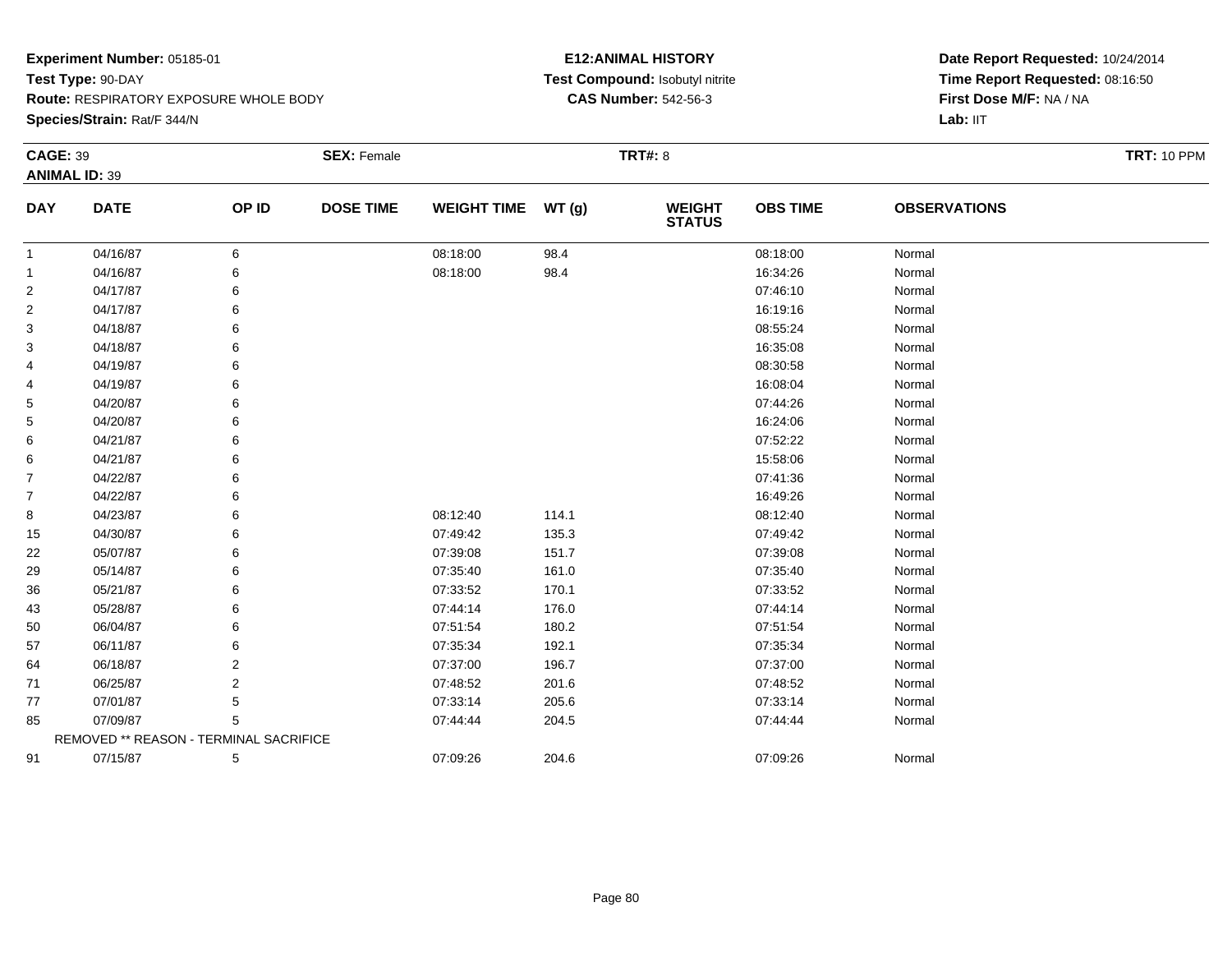**Experiment Number:** 05185-01
**Test Type:** 90-DAY
**Route:** RESPIRATORY EXPOSURE WHOLE BODY
**Species/Strain:** Rat/F 344/N

**E12:ANIMAL HISTORY**
**Test Compound:** Isobutyl nitrite
**CAS Number:** 542-56-3

**Date Report Requested:** 10/24/2014
**Time Report Requested:** 08:16:50
**First Dose M/F:** NA / NA
**Lab:** IIT

**CAGE:** 39 **SEX:** Female **TRT#:** 8 **TRT:** 10 PPM
**ANIMAL ID:** 39

| DAY | DATE | OP ID | DOSE TIME | WEIGHT TIME | WT (g) | WEIGHT STATUS | OBS TIME | OBSERVATIONS |
|---|---|---|---|---|---|---|---|---|
| 1 | 04/16/87 | 6 | | 08:18:00 | 98.4 | | 08:18:00 | Normal |
| 1 | 04/16/87 | 6 | | 08:18:00 | 98.4 | | 16:34:26 | Normal |
| 2 | 04/17/87 | 6 | | | | | 07:46:10 | Normal |
| 2 | 04/17/87 | 6 | | | | | 16:19:16 | Normal |
| 3 | 04/18/87 | 6 | | | | | 08:55:24 | Normal |
| 3 | 04/18/87 | 6 | | | | | 16:35:08 | Normal |
| 4 | 04/19/87 | 6 | | | | | 08:30:58 | Normal |
| 4 | 04/19/87 | 6 | | | | | 16:08:04 | Normal |
| 5 | 04/20/87 | 6 | | | | | 07:44:26 | Normal |
| 5 | 04/20/87 | 6 | | | | | 16:24:06 | Normal |
| 6 | 04/21/87 | 6 | | | | | 07:52:22 | Normal |
| 6 | 04/21/87 | 6 | | | | | 15:58:06 | Normal |
| 7 | 04/22/87 | 6 | | | | | 07:41:36 | Normal |
| 7 | 04/22/87 | 6 | | | | | 16:49:26 | Normal |
| 8 | 04/23/87 | 6 | | 08:12:40 | 114.1 | | 08:12:40 | Normal |
| 15 | 04/30/87 | 6 | | 07:49:42 | 135.3 | | 07:49:42 | Normal |
| 22 | 05/07/87 | 6 | | 07:39:08 | 151.7 | | 07:39:08 | Normal |
| 29 | 05/14/87 | 6 | | 07:35:40 | 161.0 | | 07:35:40 | Normal |
| 36 | 05/21/87 | 6 | | 07:33:52 | 170.1 | | 07:33:52 | Normal |
| 43 | 05/28/87 | 6 | | 07:44:14 | 176.0 | | 07:44:14 | Normal |
| 50 | 06/04/87 | 6 | | 07:51:54 | 180.2 | | 07:51:54 | Normal |
| 57 | 06/11/87 | 6 | | 07:35:34 | 192.1 | | 07:35:34 | Normal |
| 64 | 06/18/87 | 2 | | 07:37:00 | 196.7 | | 07:37:00 | Normal |
| 71 | 06/25/87 | 2 | | 07:48:52 | 201.6 | | 07:48:52 | Normal |
| 77 | 07/01/87 | 5 | | 07:33:14 | 205.6 | | 07:33:14 | Normal |
| 85 | 07/09/87 | 5 | | 07:44:44 | 204.5 | | 07:44:44 | Normal |
| REMOVED ** REASON - TERMINAL SACRIFICE | | | | | | | | |
| 91 | 07/15/87 | 5 | | 07:09:26 | 204.6 | | 07:09:26 | Normal |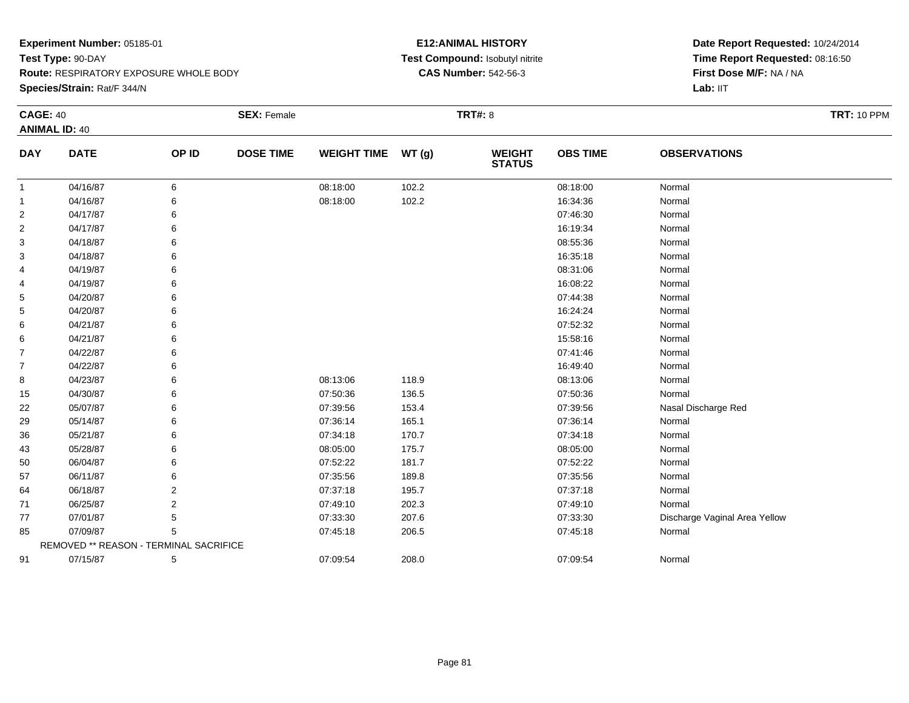**Experiment Number:** 05185-01
**Test Type:** 90-DAY
**Route:** RESPIRATORY EXPOSURE WHOLE BODY
**Species/Strain:** Rat/F 344/N

**E12:ANIMAL HISTORY**
**Test Compound:** Isobutyl nitrite
**CAS Number:** 542-56-3

**Date Report Requested:** 10/24/2014
**Time Report Requested:** 08:16:50
**First Dose M/F:** NA / NA
**Lab:** IIT

**CAGE:** 40 **SEX:** Female **TRT#:** 8 **TRT:** 10 PPM
**ANIMAL ID:** 40

| DAY | DATE | OP ID | DOSE TIME | WEIGHT TIME | WT (g) | WEIGHT STATUS | OBS TIME | OBSERVATIONS |
|---|---|---|---|---|---|---|---|---|
| 1 | 04/16/87 | 6 | | 08:18:00 | 102.2 | | 08:18:00 | Normal |
| 1 | 04/16/87 | 6 | | 08:18:00 | 102.2 | | 16:34:36 | Normal |
| 2 | 04/17/87 | 6 | | | | | 07:46:30 | Normal |
| 2 | 04/17/87 | 6 | | | | | 16:19:34 | Normal |
| 3 | 04/18/87 | 6 | | | | | 08:55:36 | Normal |
| 3 | 04/18/87 | 6 | | | | | 16:35:18 | Normal |
| 4 | 04/19/87 | 6 | | | | | 08:31:06 | Normal |
| 4 | 04/19/87 | 6 | | | | | 16:08:22 | Normal |
| 5 | 04/20/87 | 6 | | | | | 07:44:38 | Normal |
| 5 | 04/20/87 | 6 | | | | | 16:24:24 | Normal |
| 6 | 04/21/87 | 6 | | | | | 07:52:32 | Normal |
| 6 | 04/21/87 | 6 | | | | | 15:58:16 | Normal |
| 7 | 04/22/87 | 6 | | | | | 07:41:46 | Normal |
| 7 | 04/22/87 | 6 | | | | | 16:49:40 | Normal |
| 8 | 04/23/87 | 6 | | 08:13:06 | 118.9 | | 08:13:06 | Normal |
| 15 | 04/30/87 | 6 | | 07:50:36 | 136.5 | | 07:50:36 | Normal |
| 22 | 05/07/87 | 6 | | 07:39:56 | 153.4 | | 07:39:56 | Nasal Discharge Red |
| 29 | 05/14/87 | 6 | | 07:36:14 | 165.1 | | 07:36:14 | Normal |
| 36 | 05/21/87 | 6 | | 07:34:18 | 170.7 | | 07:34:18 | Normal |
| 43 | 05/28/87 | 6 | | 08:05:00 | 175.7 | | 08:05:00 | Normal |
| 50 | 06/04/87 | 6 | | 07:52:22 | 181.7 | | 07:52:22 | Normal |
| 57 | 06/11/87 | 6 | | 07:35:56 | 189.8 | | 07:35:56 | Normal |
| 64 | 06/18/87 | 2 | | 07:37:18 | 195.7 | | 07:37:18 | Normal |
| 71 | 06/25/87 | 2 | | 07:49:10 | 202.3 | | 07:49:10 | Normal |
| 77 | 07/01/87 | 5 | | 07:33:30 | 207.6 | | 07:33:30 | Discharge Vaginal Area Yellow |
| 85 | 07/09/87 | 5 | | 07:45:18 | 206.5 | | 07:45:18 | Normal |
| | REMOVED ** REASON - TERMINAL SACRIFICE | | | | | | | |
| 91 | 07/15/87 | 5 | | 07:09:54 | 208.0 | | 07:09:54 | Normal |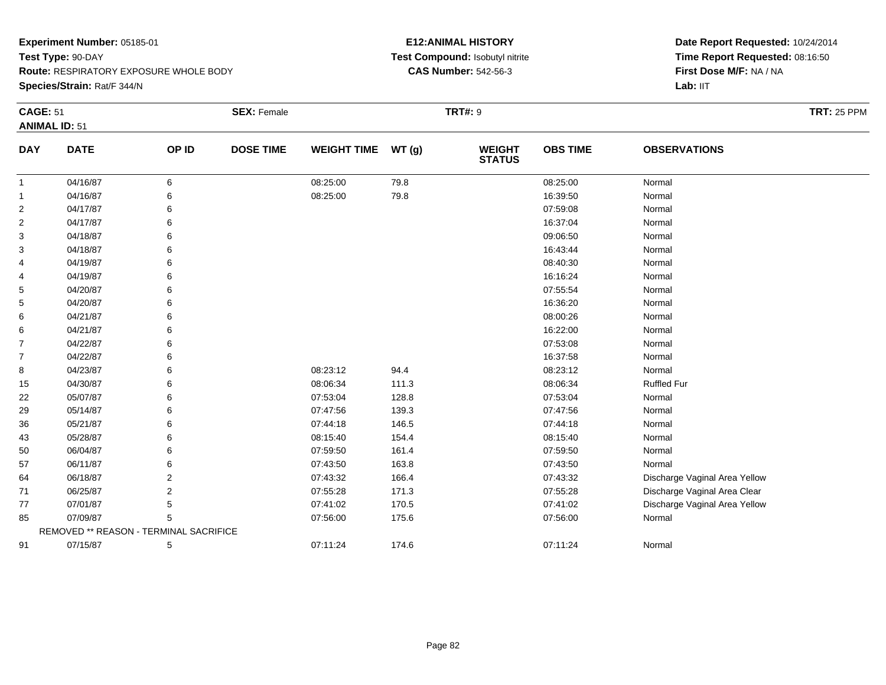**Experiment Number:** 05185-01
**Test Type:** 90-DAY
**Route:** RESPIRATORY EXPOSURE WHOLE BODY
**Species/Strain:** Rat/F 344/N

**E12:ANIMAL HISTORY**
**Test Compound:** Isobutyl nitrite
**CAS Number:** 542-56-3

**Date Report Requested:** 10/24/2014
**Time Report Requested:** 08:16:50
**First Dose M/F:** NA / NA
**Lab:** IIT

**CAGE:** 51 **SEX:** Female **TRT#:** 9 **TRT:** 25 PPM
**ANIMAL ID:** 51

| DAY | DATE | OP ID | DOSE TIME | WEIGHT TIME | WT (g) | WEIGHT STATUS | OBS TIME | OBSERVATIONS |
|---|---|---|---|---|---|---|---|---|
| 1 | 04/16/87 | 6 | | 08:25:00 | 79.8 | | 08:25:00 | Normal |
| 1 | 04/16/87 | 6 | | 08:25:00 | 79.8 | | 16:39:50 | Normal |
| 2 | 04/17/87 | 6 | | | | | 07:59:08 | Normal |
| 2 | 04/17/87 | 6 | | | | | 16:37:04 | Normal |
| 3 | 04/18/87 | 6 | | | | | 09:06:50 | Normal |
| 3 | 04/18/87 | 6 | | | | | 16:43:44 | Normal |
| 4 | 04/19/87 | 6 | | | | | 08:40:30 | Normal |
| 4 | 04/19/87 | 6 | | | | | 16:16:24 | Normal |
| 5 | 04/20/87 | 6 | | | | | 07:55:54 | Normal |
| 5 | 04/20/87 | 6 | | | | | 16:36:20 | Normal |
| 6 | 04/21/87 | 6 | | | | | 08:00:26 | Normal |
| 6 | 04/21/87 | 6 | | | | | 16:22:00 | Normal |
| 7 | 04/22/87 | 6 | | | | | 07:53:08 | Normal |
| 7 | 04/22/87 | 6 | | | | | 16:37:58 | Normal |
| 8 | 04/23/87 | 6 | | 08:23:12 | 94.4 | | 08:23:12 | Normal |
| 15 | 04/30/87 | 6 | | 08:06:34 | 111.3 | | 08:06:34 | Ruffled Fur |
| 22 | 05/07/87 | 6 | | 07:53:04 | 128.8 | | 07:53:04 | Normal |
| 29 | 05/14/87 | 6 | | 07:47:56 | 139.3 | | 07:47:56 | Normal |
| 36 | 05/21/87 | 6 | | 07:44:18 | 146.5 | | 07:44:18 | Normal |
| 43 | 05/28/87 | 6 | | 08:15:40 | 154.4 | | 08:15:40 | Normal |
| 50 | 06/04/87 | 6 | | 07:59:50 | 161.4 | | 07:59:50 | Normal |
| 57 | 06/11/87 | 6 | | 07:43:50 | 163.8 | | 07:43:50 | Normal |
| 64 | 06/18/87 | 2 | | 07:43:32 | 166.4 | | 07:43:32 | Discharge Vaginal Area Yellow |
| 71 | 06/25/87 | 2 | | 07:55:28 | 171.3 | | 07:55:28 | Discharge Vaginal Area Clear |
| 77 | 07/01/87 | 5 | | 07:41:02 | 170.5 | | 07:41:02 | Discharge Vaginal Area Yellow |
| 85 | 07/09/87 | 5 | | 07:56:00 | 175.6 | | 07:56:00 | Normal |
| | REMOVED ** REASON - TERMINAL SACRIFICE | | | | | | | |
| 91 | 07/15/87 | 5 | | 07:11:24 | 174.6 | | 07:11:24 | Normal |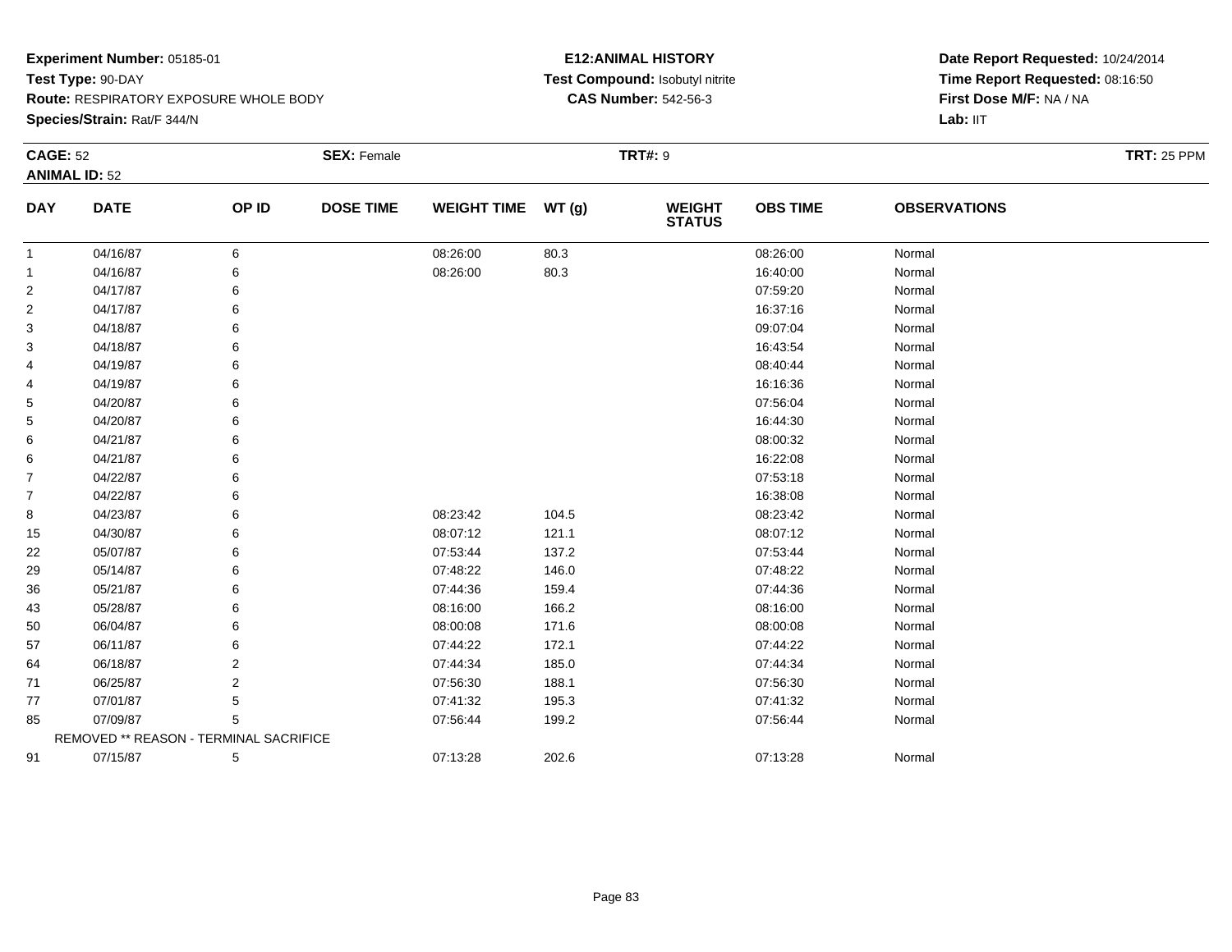**Experiment Number:** 05185-01
**Test Type:** 90-DAY
**Route:** RESPIRATORY EXPOSURE WHOLE BODY
**Species/Strain:** Rat/F 344/N

**E12:ANIMAL HISTORY**
**Test Compound:** Isobutyl nitrite
**CAS Number:** 542-56-3

**Date Report Requested:** 10/24/2014
**Time Report Requested:** 08:16:50
**First Dose M/F:** NA / NA
**Lab:** IIT

**CAGE:** 52 **SEX:** Female **TRT#:** 9 **TRT:** 25 PPM
**ANIMAL ID:** 52

| DAY | DATE | OP ID | DOSE TIME | WEIGHT TIME | WT (g) | WEIGHT STATUS | OBS TIME | OBSERVATIONS |
|---|---|---|---|---|---|---|---|---|
| 1 | 04/16/87 | 6 | | 08:26:00 | 80.3 | | 08:26:00 | Normal |
| 1 | 04/16/87 | 6 | | 08:26:00 | 80.3 | | 16:40:00 | Normal |
| 2 | 04/17/87 | 6 | | | | | 07:59:20 | Normal |
| 2 | 04/17/87 | 6 | | | | | 16:37:16 | Normal |
| 3 | 04/18/87 | 6 | | | | | 09:07:04 | Normal |
| 3 | 04/18/87 | 6 | | | | | 16:43:54 | Normal |
| 4 | 04/19/87 | 6 | | | | | 08:40:44 | Normal |
| 4 | 04/19/87 | 6 | | | | | 16:16:36 | Normal |
| 5 | 04/20/87 | 6 | | | | | 07:56:04 | Normal |
| 5 | 04/20/87 | 6 | | | | | 16:44:30 | Normal |
| 6 | 04/21/87 | 6 | | | | | 08:00:32 | Normal |
| 6 | 04/21/87 | 6 | | | | | 16:22:08 | Normal |
| 7 | 04/22/87 | 6 | | | | | 07:53:18 | Normal |
| 7 | 04/22/87 | 6 | | | | | 16:38:08 | Normal |
| 8 | 04/23/87 | 6 | | 08:23:42 | 104.5 | | 08:23:42 | Normal |
| 15 | 04/30/87 | 6 | | 08:07:12 | 121.1 | | 08:07:12 | Normal |
| 22 | 05/07/87 | 6 | | 07:53:44 | 137.2 | | 07:53:44 | Normal |
| 29 | 05/14/87 | 6 | | 07:48:22 | 146.0 | | 07:48:22 | Normal |
| 36 | 05/21/87 | 6 | | 07:44:36 | 159.4 | | 07:44:36 | Normal |
| 43 | 05/28/87 | 6 | | 08:16:00 | 166.2 | | 08:16:00 | Normal |
| 50 | 06/04/87 | 6 | | 08:00:08 | 171.6 | | 08:00:08 | Normal |
| 57 | 06/11/87 | 6 | | 07:44:22 | 172.1 | | 07:44:22 | Normal |
| 64 | 06/18/87 | 2 | | 07:44:34 | 185.0 | | 07:44:34 | Normal |
| 71 | 06/25/87 | 2 | | 07:56:30 | 188.1 | | 07:56:30 | Normal |
| 77 | 07/01/87 | 5 | | 07:41:32 | 195.3 | | 07:41:32 | Normal |
| 85 | 07/09/87 | 5 | | 07:56:44 | 199.2 | | 07:56:44 | Normal |
| | REMOVED ** REASON - TERMINAL SACRIFICE | | | | | | | |
| 91 | 07/15/87 | 5 | | 07:13:28 | 202.6 | | 07:13:28 | Normal |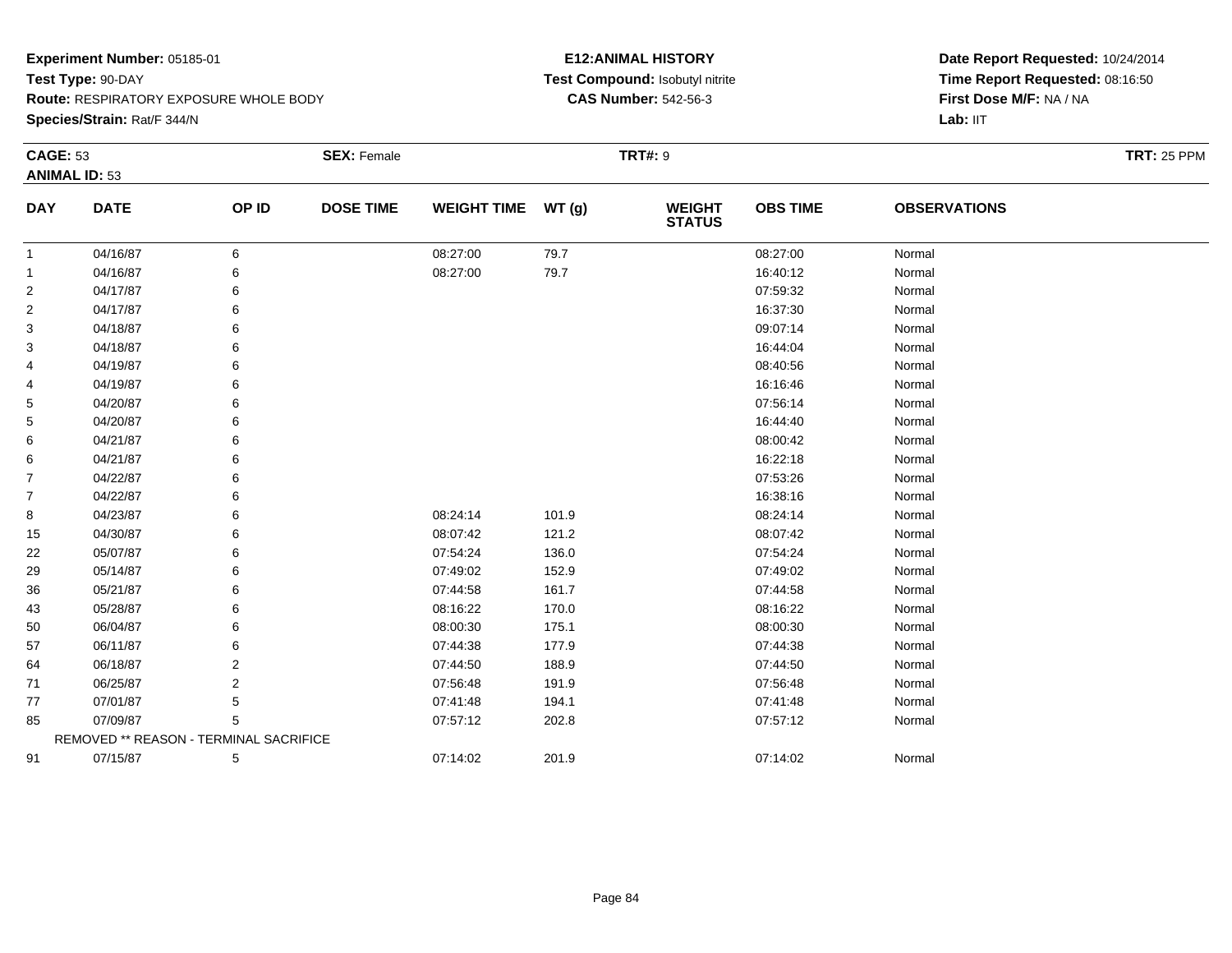**Experiment Number:** 05185-01
**Test Type:** 90-DAY
**Route:** RESPIRATORY EXPOSURE WHOLE BODY
**Species/Strain:** Rat/F 344/N

**E12:ANIMAL HISTORY**
**Test Compound:** Isobutyl nitrite
**CAS Number:** 542-56-3

**Date Report Requested:** 10/24/2014
**Time Report Requested:** 08:16:50
**First Dose M/F:** NA / NA
**Lab:** IIT

**CAGE:** 53　**SEX:** Female　**TRT#:** 9　**TRT:** 25 PPM
**ANIMAL ID:** 53

| DAY | DATE | OP ID | DOSE TIME | WEIGHT TIME | WT (g) | WEIGHT STATUS | OBS TIME | OBSERVATIONS |
|---|---|---|---|---|---|---|---|---|
| 1 | 04/16/87 | 6 | | 08:27:00 | 79.7 | | 08:27:00 | Normal |
| 1 | 04/16/87 | 6 | | 08:27:00 | 79.7 | | 16:40:12 | Normal |
| 2 | 04/17/87 | 6 | | | | | 07:59:32 | Normal |
| 2 | 04/17/87 | 6 | | | | | 16:37:30 | Normal |
| 3 | 04/18/87 | 6 | | | | | 09:07:14 | Normal |
| 3 | 04/18/87 | 6 | | | | | 16:44:04 | Normal |
| 4 | 04/19/87 | 6 | | | | | 08:40:56 | Normal |
| 4 | 04/19/87 | 6 | | | | | 16:16:46 | Normal |
| 5 | 04/20/87 | 6 | | | | | 07:56:14 | Normal |
| 5 | 04/20/87 | 6 | | | | | 16:44:40 | Normal |
| 6 | 04/21/87 | 6 | | | | | 08:00:42 | Normal |
| 6 | 04/21/87 | 6 | | | | | 16:22:18 | Normal |
| 7 | 04/22/87 | 6 | | | | | 07:53:26 | Normal |
| 7 | 04/22/87 | 6 | | | | | 16:38:16 | Normal |
| 8 | 04/23/87 | 6 | | 08:24:14 | 101.9 | | 08:24:14 | Normal |
| 15 | 04/30/87 | 6 | | 08:07:42 | 121.2 | | 08:07:42 | Normal |
| 22 | 05/07/87 | 6 | | 07:54:24 | 136.0 | | 07:54:24 | Normal |
| 29 | 05/14/87 | 6 | | 07:49:02 | 152.9 | | 07:49:02 | Normal |
| 36 | 05/21/87 | 6 | | 07:44:58 | 161.7 | | 07:44:58 | Normal |
| 43 | 05/28/87 | 6 | | 08:16:22 | 170.0 | | 08:16:22 | Normal |
| 50 | 06/04/87 | 6 | | 08:00:30 | 175.1 | | 08:00:30 | Normal |
| 57 | 06/11/87 | 6 | | 07:44:38 | 177.9 | | 07:44:38 | Normal |
| 64 | 06/18/87 | 2 | | 07:44:50 | 188.9 | | 07:44:50 | Normal |
| 71 | 06/25/87 | 2 | | 07:56:48 | 191.9 | | 07:56:48 | Normal |
| 77 | 07/01/87 | 5 | | 07:41:48 | 194.1 | | 07:41:48 | Normal |
| 85 | 07/09/87 | 5 | | 07:57:12 | 202.8 | | 07:57:12 | Normal |
| | REMOVED ** REASON - TERMINAL SACRIFICE | | | | | | | |
| 91 | 07/15/87 | 5 | | 07:14:02 | 201.9 | | 07:14:02 | Normal |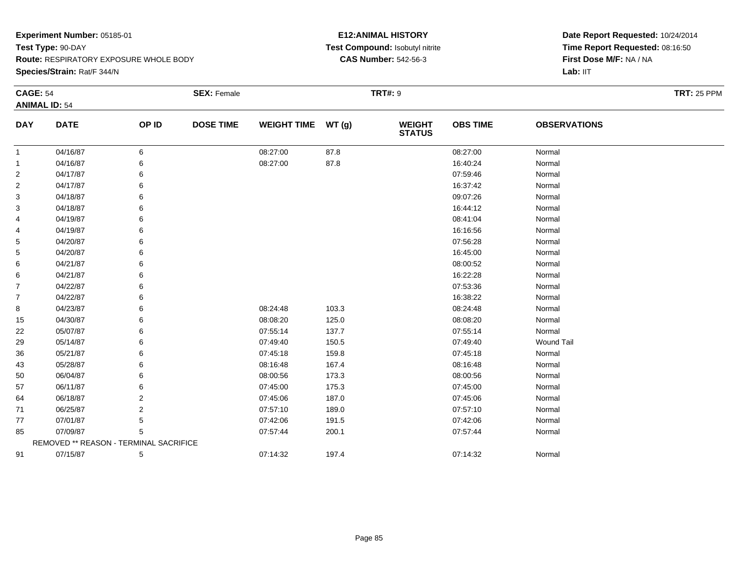**Experiment Number:** 05185-01
**Test Type:** 90-DAY
**Route:** RESPIRATORY EXPOSURE WHOLE BODY
**Species/Strain:** Rat/F 344/N

**E12:ANIMAL HISTORY**
**Test Compound:** Isobutyl nitrite
**CAS Number:** 542-56-3

**Date Report Requested:** 10/24/2014
**Time Report Requested:** 08:16:50
**First Dose M/F:** NA / NA
**Lab:** IIT

**CAGE:** 54
**ANIMAL ID:** 54
**SEX:** Female
**TRT#:** 9
**TRT:** 25 PPM

| DAY | DATE | OP ID | DOSE TIME | WEIGHT TIME | WT (g) | WEIGHT STATUS | OBS TIME | OBSERVATIONS |
|---|---|---|---|---|---|---|---|---|
| 1 | 04/16/87 | 6 | | 08:27:00 | 87.8 | | 08:27:00 | Normal |
| 1 | 04/16/87 | 6 | | 08:27:00 | 87.8 | | 16:40:24 | Normal |
| 2 | 04/17/87 | 6 | | | | | 07:59:46 | Normal |
| 2 | 04/17/87 | 6 | | | | | 16:37:42 | Normal |
| 3 | 04/18/87 | 6 | | | | | 09:07:26 | Normal |
| 3 | 04/18/87 | 6 | | | | | 16:44:12 | Normal |
| 4 | 04/19/87 | 6 | | | | | 08:41:04 | Normal |
| 4 | 04/19/87 | 6 | | | | | 16:16:56 | Normal |
| 5 | 04/20/87 | 6 | | | | | 07:56:28 | Normal |
| 5 | 04/20/87 | 6 | | | | | 16:45:00 | Normal |
| 6 | 04/21/87 | 6 | | | | | 08:00:52 | Normal |
| 6 | 04/21/87 | 6 | | | | | 16:22:28 | Normal |
| 7 | 04/22/87 | 6 | | | | | 07:53:36 | Normal |
| 7 | 04/22/87 | 6 | | | | | 16:38:22 | Normal |
| 8 | 04/23/87 | 6 | | 08:24:48 | 103.3 | | 08:24:48 | Normal |
| 15 | 04/30/87 | 6 | | 08:08:20 | 125.0 | | 08:08:20 | Normal |
| 22 | 05/07/87 | 6 | | 07:55:14 | 137.7 | | 07:55:14 | Normal |
| 29 | 05/14/87 | 6 | | 07:49:40 | 150.5 | | 07:49:40 | Wound Tail |
| 36 | 05/21/87 | 6 | | 07:45:18 | 159.8 | | 07:45:18 | Normal |
| 43 | 05/28/87 | 6 | | 08:16:48 | 167.4 | | 08:16:48 | Normal |
| 50 | 06/04/87 | 6 | | 08:00:56 | 173.3 | | 08:00:56 | Normal |
| 57 | 06/11/87 | 6 | | 07:45:00 | 175.3 | | 07:45:00 | Normal |
| 64 | 06/18/87 | 2 | | 07:45:06 | 187.0 | | 07:45:06 | Normal |
| 71 | 06/25/87 | 2 | | 07:57:10 | 189.0 | | 07:57:10 | Normal |
| 77 | 07/01/87 | 5 | | 07:42:06 | 191.5 | | 07:42:06 | Normal |
| 85 | 07/09/87 | 5 | | 07:57:44 | 200.1 | | 07:57:44 | Normal |
| | REMOVED ** REASON - TERMINAL SACRIFICE | | | | | | | |
| 91 | 07/15/87 | 5 | | 07:14:32 | 197.4 | | 07:14:32 | Normal |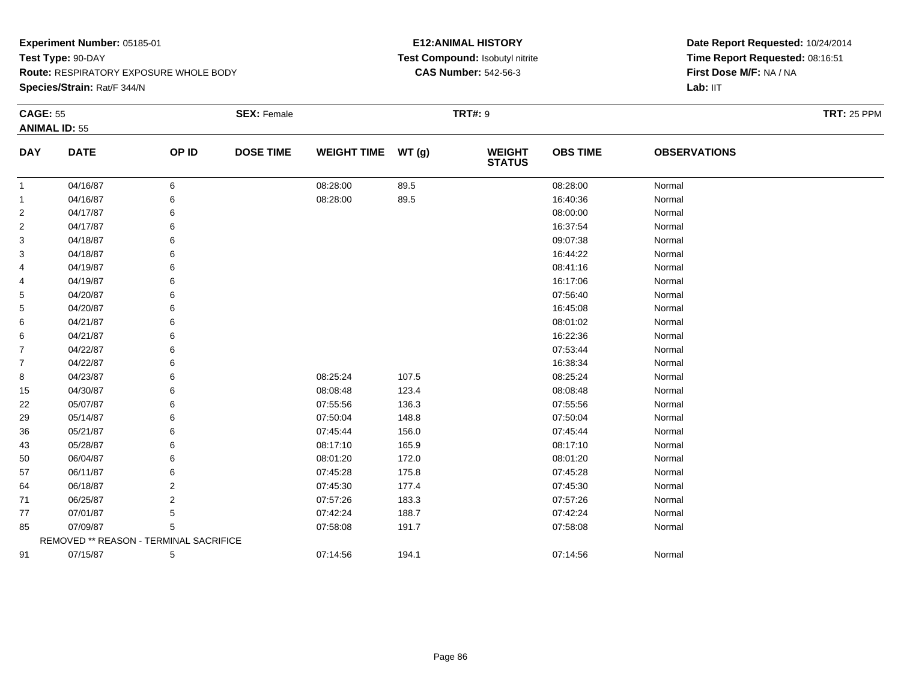**Experiment Number:** 05185-01
**Test Type:** 90-DAY
**Route:** RESPIRATORY EXPOSURE WHOLE BODY
**Species/Strain:** Rat/F 344/N

**E12:ANIMAL HISTORY**
**Test Compound:** Isobutyl nitrite
**CAS Number:** 542-56-3

**Date Report Requested:** 10/24/2014
**Time Report Requested:** 08:16:51
**First Dose M/F:** NA / NA
**Lab:** IIT

**CAGE:** 55 **SEX:** Female **TRT#:** 9 **TRT:** 25 PPM
**ANIMAL ID:** 55

| DAY | DATE | OP ID | DOSE TIME | WEIGHT TIME | WT (g) | WEIGHT STATUS | OBS TIME | OBSERVATIONS |
|---|---|---|---|---|---|---|---|---|
| 1 | 04/16/87 | 6 | | 08:28:00 | 89.5 | | 08:28:00 | Normal |
| 1 | 04/16/87 | 6 | | 08:28:00 | 89.5 | | 16:40:36 | Normal |
| 2 | 04/17/87 | 6 | | | | | 08:00:00 | Normal |
| 2 | 04/17/87 | 6 | | | | | 16:37:54 | Normal |
| 3 | 04/18/87 | 6 | | | | | 09:07:38 | Normal |
| 3 | 04/18/87 | 6 | | | | | 16:44:22 | Normal |
| 4 | 04/19/87 | 6 | | | | | 08:41:16 | Normal |
| 4 | 04/19/87 | 6 | | | | | 16:17:06 | Normal |
| 5 | 04/20/87 | 6 | | | | | 07:56:40 | Normal |
| 5 | 04/20/87 | 6 | | | | | 16:45:08 | Normal |
| 6 | 04/21/87 | 6 | | | | | 08:01:02 | Normal |
| 6 | 04/21/87 | 6 | | | | | 16:22:36 | Normal |
| 7 | 04/22/87 | 6 | | | | | 07:53:44 | Normal |
| 7 | 04/22/87 | 6 | | | | | 16:38:34 | Normal |
| 8 | 04/23/87 | 6 | | 08:25:24 | 107.5 | | 08:25:24 | Normal |
| 15 | 04/30/87 | 6 | | 08:08:48 | 123.4 | | 08:08:48 | Normal |
| 22 | 05/07/87 | 6 | | 07:55:56 | 136.3 | | 07:55:56 | Normal |
| 29 | 05/14/87 | 6 | | 07:50:04 | 148.8 | | 07:50:04 | Normal |
| 36 | 05/21/87 | 6 | | 07:45:44 | 156.0 | | 07:45:44 | Normal |
| 43 | 05/28/87 | 6 | | 08:17:10 | 165.9 | | 08:17:10 | Normal |
| 50 | 06/04/87 | 6 | | 08:01:20 | 172.0 | | 08:01:20 | Normal |
| 57 | 06/11/87 | 6 | | 07:45:28 | 175.8 | | 07:45:28 | Normal |
| 64 | 06/18/87 | 2 | | 07:45:30 | 177.4 | | 07:45:30 | Normal |
| 71 | 06/25/87 | 2 | | 07:57:26 | 183.3 | | 07:57:26 | Normal |
| 77 | 07/01/87 | 5 | | 07:42:24 | 188.7 | | 07:42:24 | Normal |
| 85 | 07/09/87 | 5 | | 07:58:08 | 191.7 | | 07:58:08 | Normal |
| | REMOVED ** REASON - TERMINAL SACRIFICE | | | | | | | |
| 91 | 07/15/87 | 5 | | 07:14:56 | 194.1 | | 07:14:56 | Normal |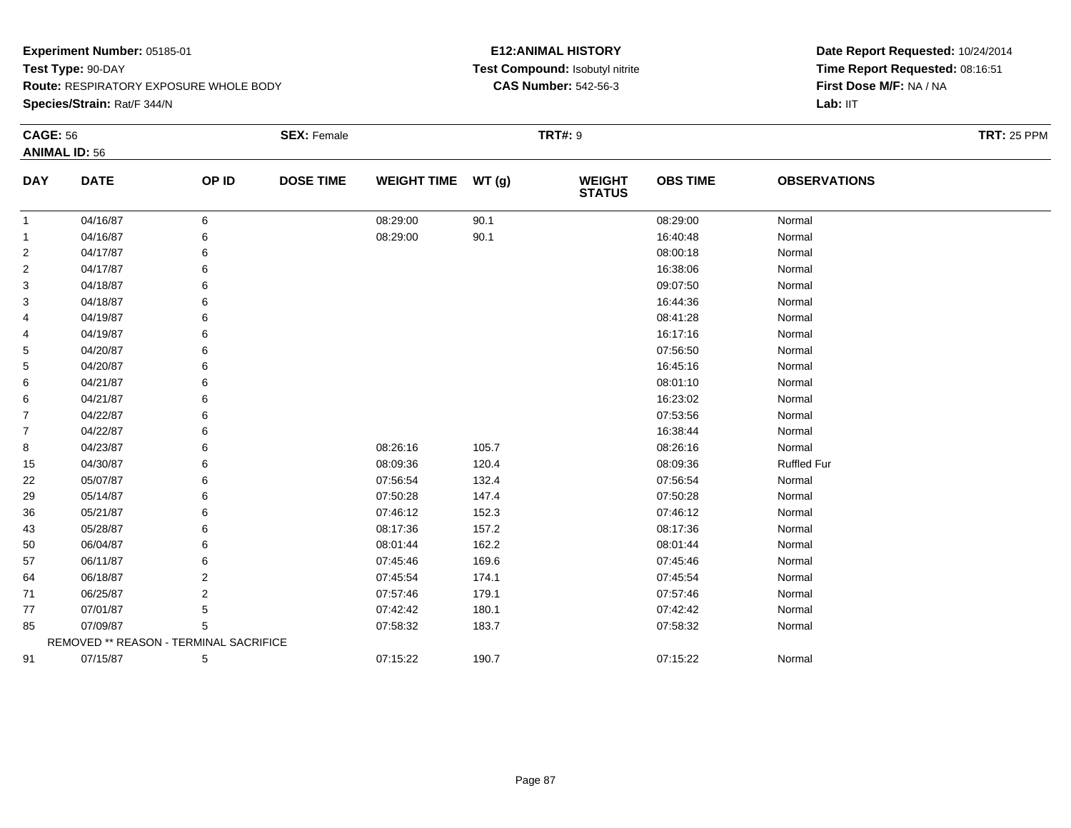**Experiment Number:** 05185-01
**Test Type:** 90-DAY
**Route:** RESPIRATORY EXPOSURE WHOLE BODY
**Species/Strain:** Rat/F 344/N

**E12:ANIMAL HISTORY**
**Test Compound:** Isobutyl nitrite
**CAS Number:** 542-56-3

**Date Report Requested:** 10/24/2014
**Time Report Requested:** 08:16:51
**First Dose M/F:** NA / NA
**Lab:** IIT

**CAGE:** 56　**SEX:** Female　**TRT#:** 9　**TRT:** 25 PPM
**ANIMAL ID:** 56

| DAY | DATE | OP ID | DOSE TIME | WEIGHT TIME | WT (g) | WEIGHT STATUS | OBS TIME | OBSERVATIONS |
|---|---|---|---|---|---|---|---|---|
| 1 | 04/16/87 | 6 | | 08:29:00 | 90.1 | | 08:29:00 | Normal |
| 1 | 04/16/87 | 6 | | 08:29:00 | 90.1 | | 16:40:48 | Normal |
| 2 | 04/17/87 | 6 | | | | | 08:00:18 | Normal |
| 2 | 04/17/87 | 6 | | | | | 16:38:06 | Normal |
| 3 | 04/18/87 | 6 | | | | | 09:07:50 | Normal |
| 3 | 04/18/87 | 6 | | | | | 16:44:36 | Normal |
| 4 | 04/19/87 | 6 | | | | | 08:41:28 | Normal |
| 4 | 04/19/87 | 6 | | | | | 16:17:16 | Normal |
| 5 | 04/20/87 | 6 | | | | | 07:56:50 | Normal |
| 5 | 04/20/87 | 6 | | | | | 16:45:16 | Normal |
| 6 | 04/21/87 | 6 | | | | | 08:01:10 | Normal |
| 6 | 04/21/87 | 6 | | | | | 16:23:02 | Normal |
| 7 | 04/22/87 | 6 | | | | | 07:53:56 | Normal |
| 7 | 04/22/87 | 6 | | | | | 16:38:44 | Normal |
| 8 | 04/23/87 | 6 | | 08:26:16 | 105.7 | | 08:26:16 | Normal |
| 15 | 04/30/87 | 6 | | 08:09:36 | 120.4 | | 08:09:36 | Ruffled Fur |
| 22 | 05/07/87 | 6 | | 07:56:54 | 132.4 | | 07:56:54 | Normal |
| 29 | 05/14/87 | 6 | | 07:50:28 | 147.4 | | 07:50:28 | Normal |
| 36 | 05/21/87 | 6 | | 07:46:12 | 152.3 | | 07:46:12 | Normal |
| 43 | 05/28/87 | 6 | | 08:17:36 | 157.2 | | 08:17:36 | Normal |
| 50 | 06/04/87 | 6 | | 08:01:44 | 162.2 | | 08:01:44 | Normal |
| 57 | 06/11/87 | 6 | | 07:45:46 | 169.6 | | 07:45:46 | Normal |
| 64 | 06/18/87 | 2 | | 07:45:54 | 174.1 | | 07:45:54 | Normal |
| 71 | 06/25/87 | 2 | | 07:57:46 | 179.1 | | 07:57:46 | Normal |
| 77 | 07/01/87 | 5 | | 07:42:42 | 180.1 | | 07:42:42 | Normal |
| 85 | 07/09/87 | 5 | | 07:58:32 | 183.7 | | 07:58:32 | Normal |
| | REMOVED ** REASON - TERMINAL SACRIFICE | | | | | | | |
| 91 | 07/15/87 | 5 | | 07:15:22 | 190.7 | | 07:15:22 | Normal |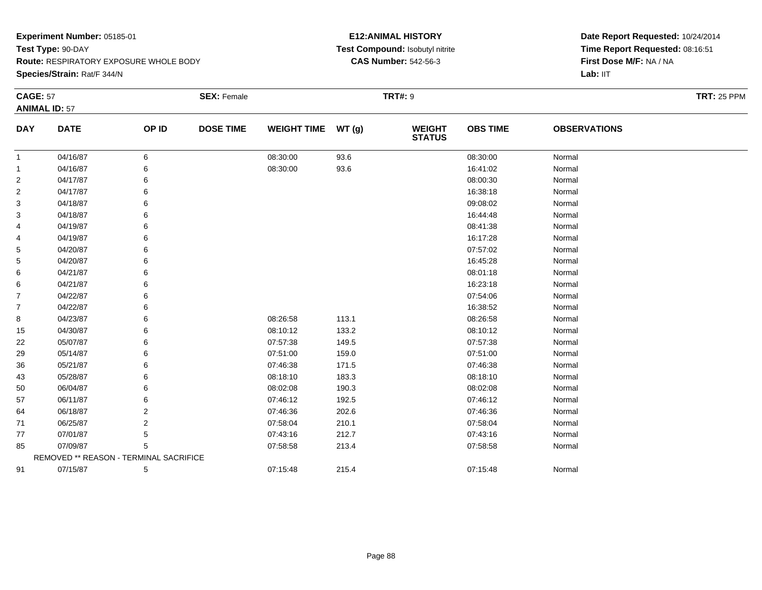**Experiment Number:** 05185-01
**Test Type:** 90-DAY
**Route:** RESPIRATORY EXPOSURE WHOLE BODY
**Species/Strain:** Rat/F 344/N

**E12:ANIMAL HISTORY**
**Test Compound:** Isobutyl nitrite
**CAS Number:** 542-56-3

**Date Report Requested:** 10/24/2014
**Time Report Requested:** 08:16:51
**First Dose M/F:** NA / NA
**Lab:** IIT

**CAGE:** 57 **SEX:** Female **TRT#:** 9 **TRT:** 25 PPM
**ANIMAL ID:** 57

| DAY | DATE | OP ID | DOSE TIME | WEIGHT TIME | WT (g) | WEIGHT STATUS | OBS TIME | OBSERVATIONS |
|---|---|---|---|---|---|---|---|---|
| 1 | 04/16/87 | 6 | | 08:30:00 | 93.6 | | 08:30:00 | Normal |
| 1 | 04/16/87 | 6 | | 08:30:00 | 93.6 | | 16:41:02 | Normal |
| 2 | 04/17/87 | 6 | | | | | 08:00:30 | Normal |
| 2 | 04/17/87 | 6 | | | | | 16:38:18 | Normal |
| 3 | 04/18/87 | 6 | | | | | 09:08:02 | Normal |
| 3 | 04/18/87 | 6 | | | | | 16:44:48 | Normal |
| 4 | 04/19/87 | 6 | | | | | 08:41:38 | Normal |
| 4 | 04/19/87 | 6 | | | | | 16:17:28 | Normal |
| 5 | 04/20/87 | 6 | | | | | 07:57:02 | Normal |
| 5 | 04/20/87 | 6 | | | | | 16:45:28 | Normal |
| 6 | 04/21/87 | 6 | | | | | 08:01:18 | Normal |
| 6 | 04/21/87 | 6 | | | | | 16:23:18 | Normal |
| 7 | 04/22/87 | 6 | | | | | 07:54:06 | Normal |
| 7 | 04/22/87 | 6 | | | | | 16:38:52 | Normal |
| 8 | 04/23/87 | 6 | | 08:26:58 | 113.1 | | 08:26:58 | Normal |
| 15 | 04/30/87 | 6 | | 08:10:12 | 133.2 | | 08:10:12 | Normal |
| 22 | 05/07/87 | 6 | | 07:57:38 | 149.5 | | 07:57:38 | Normal |
| 29 | 05/14/87 | 6 | | 07:51:00 | 159.0 | | 07:51:00 | Normal |
| 36 | 05/21/87 | 6 | | 07:46:38 | 171.5 | | 07:46:38 | Normal |
| 43 | 05/28/87 | 6 | | 08:18:10 | 183.3 | | 08:18:10 | Normal |
| 50 | 06/04/87 | 6 | | 08:02:08 | 190.3 | | 08:02:08 | Normal |
| 57 | 06/11/87 | 6 | | 07:46:12 | 192.5 | | 07:46:12 | Normal |
| 64 | 06/18/87 | 2 | | 07:46:36 | 202.6 | | 07:46:36 | Normal |
| 71 | 06/25/87 | 2 | | 07:58:04 | 210.1 | | 07:58:04 | Normal |
| 77 | 07/01/87 | 5 | | 07:43:16 | 212.7 | | 07:43:16 | Normal |
| 85 | 07/09/87 | 5 | | 07:58:58 | 213.4 | | 07:58:58 | Normal |
| | REMOVED ** REASON - TERMINAL SACRIFICE | | | | | | | |
| 91 | 07/15/87 | 5 | | 07:15:48 | 215.4 | | 07:15:48 | Normal |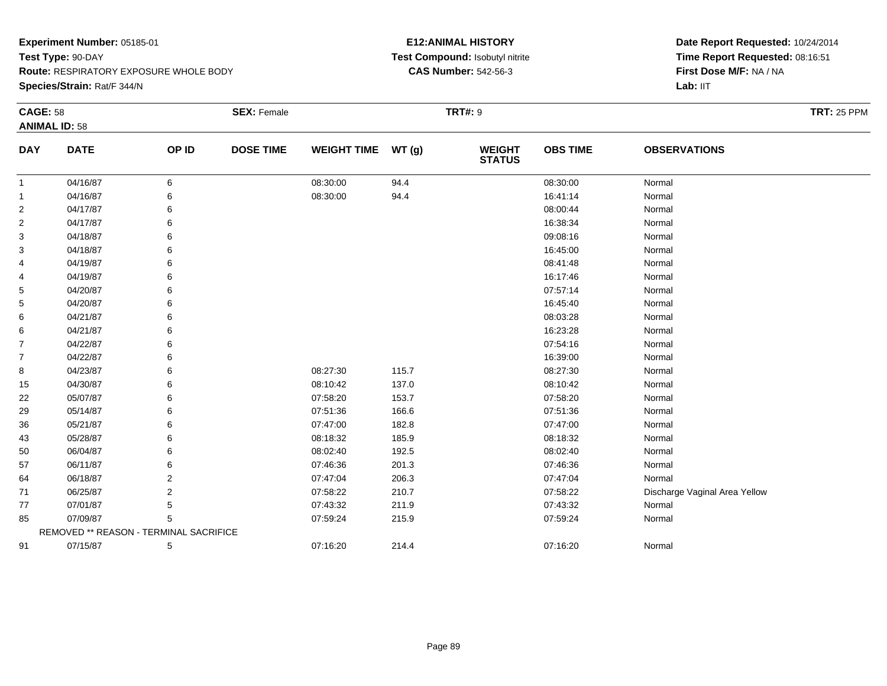**Experiment Number:** 05185-01
**Test Type:** 90-DAY
**Route:** RESPIRATORY EXPOSURE WHOLE BODY
**Species/Strain:** Rat/F 344/N

**E12:ANIMAL HISTORY**
**Test Compound:** Isobutyl nitrite
**CAS Number:** 542-56-3

**Date Report Requested:** 10/24/2014
**Time Report Requested:** 08:16:51
**First Dose M/F:** NA / NA
**Lab:** IIT

**CAGE:** 58 **SEX:** Female **TRT#:** 9 **TRT:** 25 PPM
**ANIMAL ID:** 58

| DAY | DATE | OP ID | DOSE TIME | WEIGHT TIME | WT (g) | WEIGHT STATUS | OBS TIME | OBSERVATIONS |
|---|---|---|---|---|---|---|---|---|
| 1 | 04/16/87 | 6 | | 08:30:00 | 94.4 | | 08:30:00 | Normal |
| 1 | 04/16/87 | 6 | | 08:30:00 | 94.4 | | 16:41:14 | Normal |
| 2 | 04/17/87 | 6 | | | | | 08:00:44 | Normal |
| 2 | 04/17/87 | 6 | | | | | 16:38:34 | Normal |
| 3 | 04/18/87 | 6 | | | | | 09:08:16 | Normal |
| 3 | 04/18/87 | 6 | | | | | 16:45:00 | Normal |
| 4 | 04/19/87 | 6 | | | | | 08:41:48 | Normal |
| 4 | 04/19/87 | 6 | | | | | 16:17:46 | Normal |
| 5 | 04/20/87 | 6 | | | | | 07:57:14 | Normal |
| 5 | 04/20/87 | 6 | | | | | 16:45:40 | Normal |
| 6 | 04/21/87 | 6 | | | | | 08:03:28 | Normal |
| 6 | 04/21/87 | 6 | | | | | 16:23:28 | Normal |
| 7 | 04/22/87 | 6 | | | | | 07:54:16 | Normal |
| 7 | 04/22/87 | 6 | | | | | 16:39:00 | Normal |
| 8 | 04/23/87 | 6 | | 08:27:30 | 115.7 | | 08:27:30 | Normal |
| 15 | 04/30/87 | 6 | | 08:10:42 | 137.0 | | 08:10:42 | Normal |
| 22 | 05/07/87 | 6 | | 07:58:20 | 153.7 | | 07:58:20 | Normal |
| 29 | 05/14/87 | 6 | | 07:51:36 | 166.6 | | 07:51:36 | Normal |
| 36 | 05/21/87 | 6 | | 07:47:00 | 182.8 | | 07:47:00 | Normal |
| 43 | 05/28/87 | 6 | | 08:18:32 | 185.9 | | 08:18:32 | Normal |
| 50 | 06/04/87 | 6 | | 08:02:40 | 192.5 | | 08:02:40 | Normal |
| 57 | 06/11/87 | 6 | | 07:46:36 | 201.3 | | 07:46:36 | Normal |
| 64 | 06/18/87 | 2 | | 07:47:04 | 206.3 | | 07:47:04 | Normal |
| 71 | 06/25/87 | 2 | | 07:58:22 | 210.7 | | 07:58:22 | Discharge Vaginal Area Yellow |
| 77 | 07/01/87 | 5 | | 07:43:32 | 211.9 | | 07:43:32 | Normal |
| 85 | 07/09/87 | 5 | | 07:59:24 | 215.9 | | 07:59:24 | Normal |
| | REMOVED ** REASON - TERMINAL SACRIFICE | | | | | | | |
| 91 | 07/15/87 | 5 | | 07:16:20 | 214.4 | | 07:16:20 | Normal |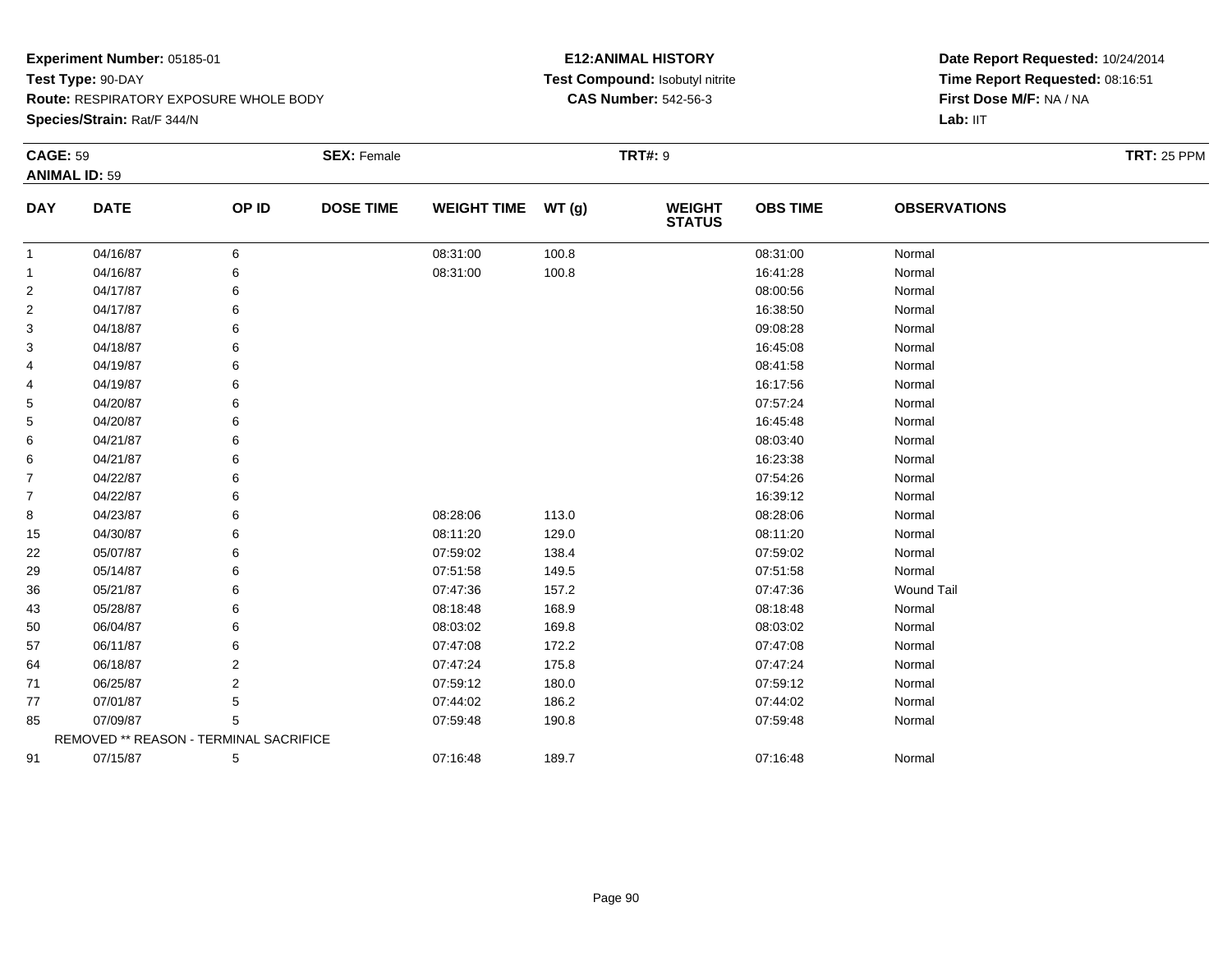**Experiment Number:** 05185-01
**Test Type:** 90-DAY
**Route:** RESPIRATORY EXPOSURE WHOLE BODY
**Species/Strain:** Rat/F 344/N

**E12:ANIMAL HISTORY**
**Test Compound:** Isobutyl nitrite
**CAS Number:** 542-56-3

**Date Report Requested:** 10/24/2014
**Time Report Requested:** 08:16:51
**First Dose M/F:** NA / NA
**Lab:** IIT

**CAGE:** 59 **SEX:** Female **TRT#:** 9 **TRT:** 25 PPM
**ANIMAL ID:** 59

| DAY | DATE | OP ID | DOSE TIME | WEIGHT TIME | WT (g) | WEIGHT STATUS | OBS TIME | OBSERVATIONS |
|---|---|---|---|---|---|---|---|---|
| 1 | 04/16/87 | 6 | | 08:31:00 | 100.8 | | 08:31:00 | Normal |
| 1 | 04/16/87 | 6 | | 08:31:00 | 100.8 | | 16:41:28 | Normal |
| 2 | 04/17/87 | 6 | | | | | 08:00:56 | Normal |
| 2 | 04/17/87 | 6 | | | | | 16:38:50 | Normal |
| 3 | 04/18/87 | 6 | | | | | 09:08:28 | Normal |
| 3 | 04/18/87 | 6 | | | | | 16:45:08 | Normal |
| 4 | 04/19/87 | 6 | | | | | 08:41:58 | Normal |
| 4 | 04/19/87 | 6 | | | | | 16:17:56 | Normal |
| 5 | 04/20/87 | 6 | | | | | 07:57:24 | Normal |
| 5 | 04/20/87 | 6 | | | | | 16:45:48 | Normal |
| 6 | 04/21/87 | 6 | | | | | 08:03:40 | Normal |
| 6 | 04/21/87 | 6 | | | | | 16:23:38 | Normal |
| 7 | 04/22/87 | 6 | | | | | 07:54:26 | Normal |
| 7 | 04/22/87 | 6 | | | | | 16:39:12 | Normal |
| 8 | 04/23/87 | 6 | | 08:28:06 | 113.0 | | 08:28:06 | Normal |
| 15 | 04/30/87 | 6 | | 08:11:20 | 129.0 | | 08:11:20 | Normal |
| 22 | 05/07/87 | 6 | | 07:59:02 | 138.4 | | 07:59:02 | Normal |
| 29 | 05/14/87 | 6 | | 07:51:58 | 149.5 | | 07:51:58 | Normal |
| 36 | 05/21/87 | 6 | | 07:47:36 | 157.2 | | 07:47:36 | Wound Tail |
| 43 | 05/28/87 | 6 | | 08:18:48 | 168.9 | | 08:18:48 | Normal |
| 50 | 06/04/87 | 6 | | 08:03:02 | 169.8 | | 08:03:02 | Normal |
| 57 | 06/11/87 | 6 | | 07:47:08 | 172.2 | | 07:47:08 | Normal |
| 64 | 06/18/87 | 2 | | 07:47:24 | 175.8 | | 07:47:24 | Normal |
| 71 | 06/25/87 | 2 | | 07:59:12 | 180.0 | | 07:59:12 | Normal |
| 77 | 07/01/87 | 5 | | 07:44:02 | 186.2 | | 07:44:02 | Normal |
| 85 | 07/09/87 | 5 | | 07:59:48 | 190.8 | | 07:59:48 | Normal |
| | REMOVED ** REASON - TERMINAL SACRIFICE | | | | | | | |
| 91 | 07/15/87 | 5 | | 07:16:48 | 189.7 | | 07:16:48 | Normal |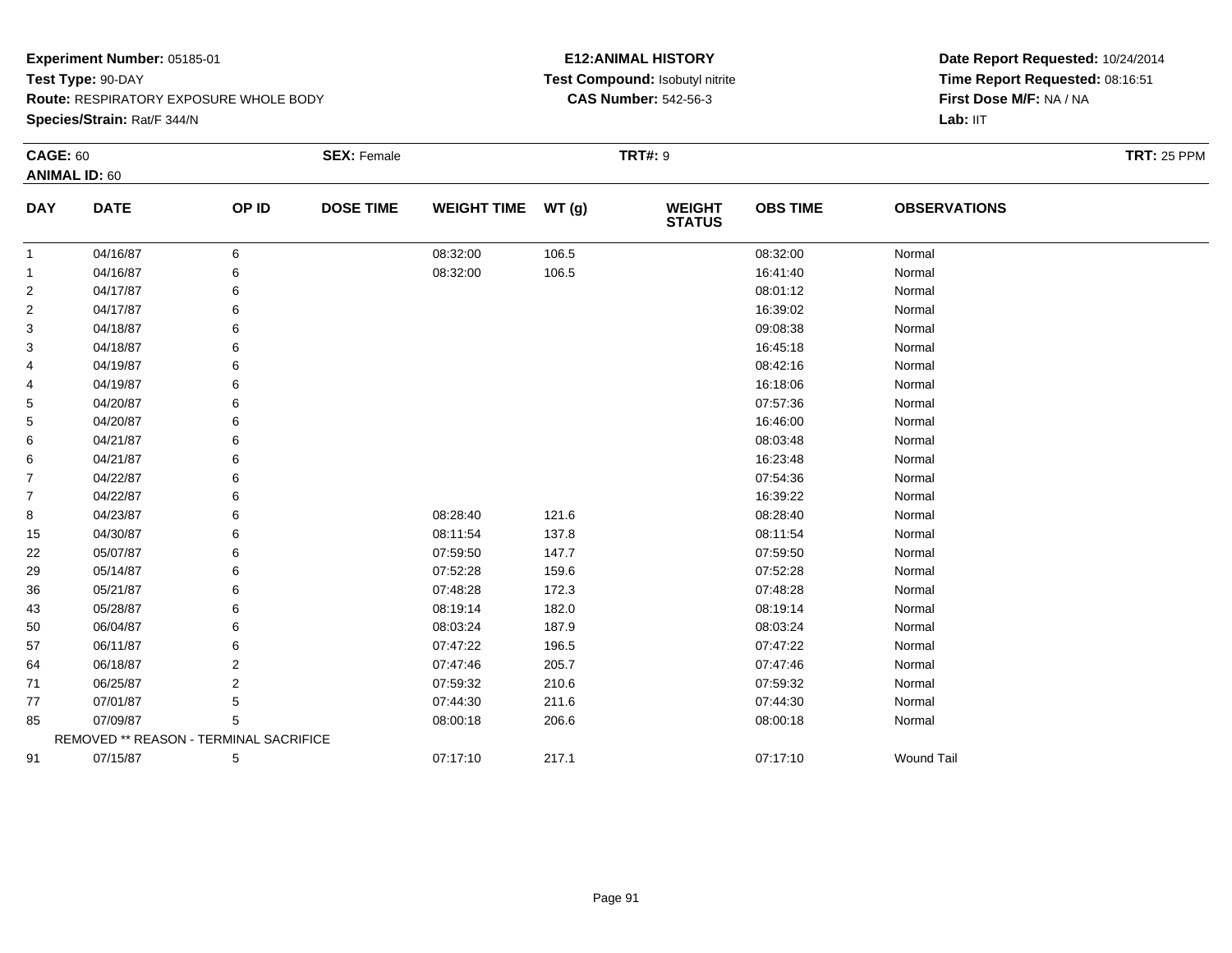**Experiment Number:** 05185-01
**Test Type:** 90-DAY
**Route:** RESPIRATORY EXPOSURE WHOLE BODY
**Species/Strain:** Rat/F 344/N

**E12:ANIMAL HISTORY**
**Test Compound:** Isobutyl nitrite
**CAS Number:** 542-56-3

**Date Report Requested:** 10/24/2014
**Time Report Requested:** 08:16:51
**First Dose M/F:** NA / NA
**Lab:** IIT

**CAGE:** 60 **SEX:** Female **TRT#:** 9 **TRT:** 25 PPM
**ANIMAL ID:** 60

| DAY | DATE | OP ID | DOSE TIME | WEIGHT TIME | WT (g) | WEIGHT STATUS | OBS TIME | OBSERVATIONS |
|---|---|---|---|---|---|---|---|---|
| 1 | 04/16/87 | 6 | | 08:32:00 | 106.5 | | 08:32:00 | Normal |
| 1 | 04/16/87 | 6 | | 08:32:00 | 106.5 | | 16:41:40 | Normal |
| 2 | 04/17/87 | 6 | | | | | 08:01:12 | Normal |
| 2 | 04/17/87 | 6 | | | | | 16:39:02 | Normal |
| 3 | 04/18/87 | 6 | | | | | 09:08:38 | Normal |
| 3 | 04/18/87 | 6 | | | | | 16:45:18 | Normal |
| 4 | 04/19/87 | 6 | | | | | 08:42:16 | Normal |
| 4 | 04/19/87 | 6 | | | | | 16:18:06 | Normal |
| 5 | 04/20/87 | 6 | | | | | 07:57:36 | Normal |
| 5 | 04/20/87 | 6 | | | | | 16:46:00 | Normal |
| 6 | 04/21/87 | 6 | | | | | 08:03:48 | Normal |
| 6 | 04/21/87 | 6 | | | | | 16:23:48 | Normal |
| 7 | 04/22/87 | 6 | | | | | 07:54:36 | Normal |
| 7 | 04/22/87 | 6 | | | | | 16:39:22 | Normal |
| 8 | 04/23/87 | 6 | | 08:28:40 | 121.6 | | 08:28:40 | Normal |
| 15 | 04/30/87 | 6 | | 08:11:54 | 137.8 | | 08:11:54 | Normal |
| 22 | 05/07/87 | 6 | | 07:59:50 | 147.7 | | 07:59:50 | Normal |
| 29 | 05/14/87 | 6 | | 07:52:28 | 159.6 | | 07:52:28 | Normal |
| 36 | 05/21/87 | 6 | | 07:48:28 | 172.3 | | 07:48:28 | Normal |
| 43 | 05/28/87 | 6 | | 08:19:14 | 182.0 | | 08:19:14 | Normal |
| 50 | 06/04/87 | 6 | | 08:03:24 | 187.9 | | 08:03:24 | Normal |
| 57 | 06/11/87 | 6 | | 07:47:22 | 196.5 | | 07:47:22 | Normal |
| 64 | 06/18/87 | 2 | | 07:47:46 | 205.7 | | 07:47:46 | Normal |
| 71 | 06/25/87 | 2 | | 07:59:32 | 210.6 | | 07:59:32 | Normal |
| 77 | 07/01/87 | 5 | | 07:44:30 | 211.6 | | 07:44:30 | Normal |
| 85 | 07/09/87 | 5 | | 08:00:18 | 206.6 | | 08:00:18 | Normal |
| | REMOVED ** REASON - TERMINAL SACRIFICE | | | | | | | |
| 91 | 07/15/87 | 5 | | 07:17:10 | 217.1 | | 07:17:10 | Wound Tail |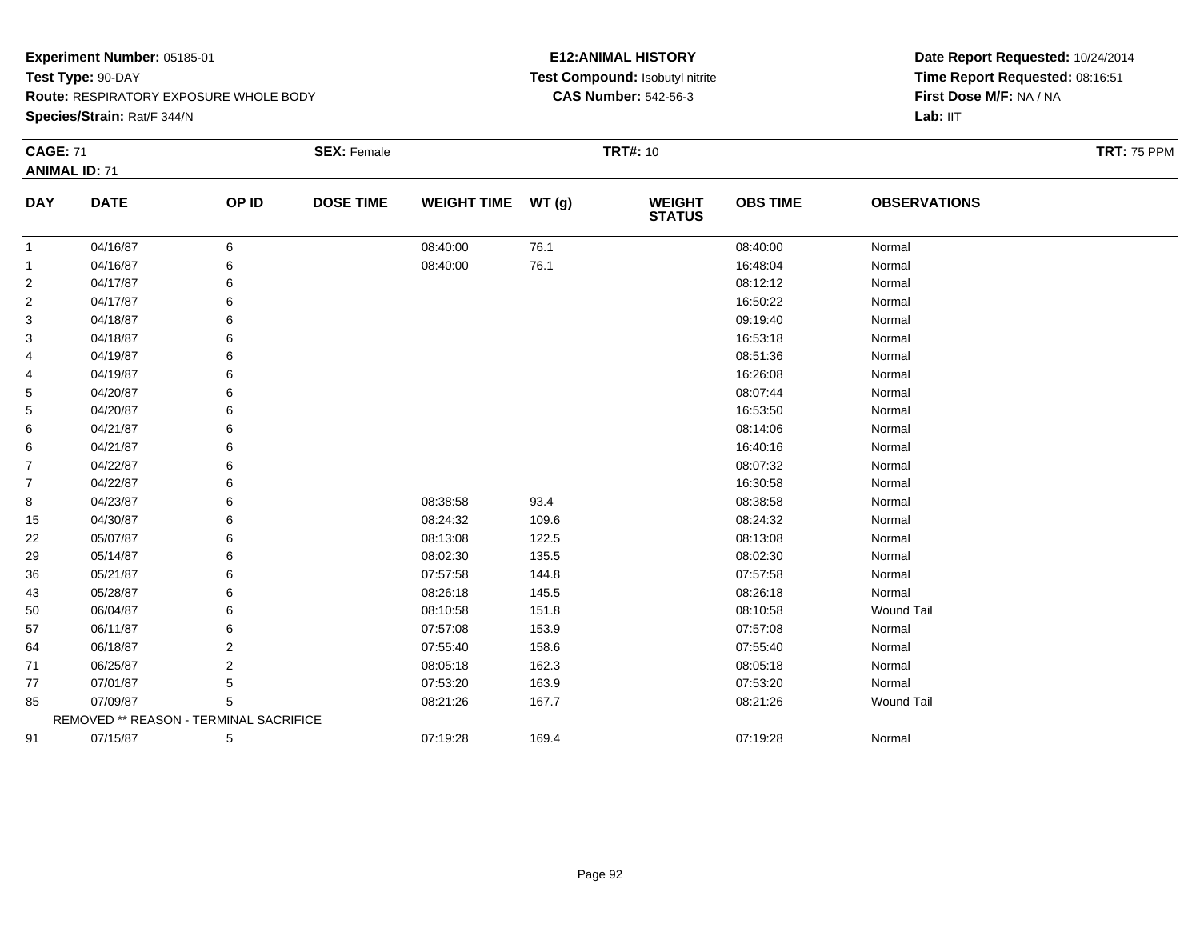**Experiment Number:** 05185-01
**Test Type:** 90-DAY
**Route:** RESPIRATORY EXPOSURE WHOLE BODY
**Species/Strain:** Rat/F 344/N

**E12:ANIMAL HISTORY**
**Test Compound:** Isobutyl nitrite
**CAS Number:** 542-56-3

**Date Report Requested:** 10/24/2014
**Time Report Requested:** 08:16:51
**First Dose M/F:** NA / NA
**Lab:** IIT

**CAGE:** 71 **SEX:** Female **TRT#:** 10 **TRT:** 75 PPM
**ANIMAL ID:** 71

| DAY | DATE | OP ID | DOSE TIME | WEIGHT TIME | WT (g) | WEIGHT STATUS | OBS TIME | OBSERVATIONS |
|---|---|---|---|---|---|---|---|---|
| 1 | 04/16/87 | 6 | | 08:40:00 | 76.1 | | 08:40:00 | Normal |
| 1 | 04/16/87 | 6 | | 08:40:00 | 76.1 | | 16:48:04 | Normal |
| 2 | 04/17/87 | 6 | | | | | 08:12:12 | Normal |
| 2 | 04/17/87 | 6 | | | | | 16:50:22 | Normal |
| 3 | 04/18/87 | 6 | | | | | 09:19:40 | Normal |
| 3 | 04/18/87 | 6 | | | | | 16:53:18 | Normal |
| 4 | 04/19/87 | 6 | | | | | 08:51:36 | Normal |
| 4 | 04/19/87 | 6 | | | | | 16:26:08 | Normal |
| 5 | 04/20/87 | 6 | | | | | 08:07:44 | Normal |
| 5 | 04/20/87 | 6 | | | | | 16:53:50 | Normal |
| 6 | 04/21/87 | 6 | | | | | 08:14:06 | Normal |
| 6 | 04/21/87 | 6 | | | | | 16:40:16 | Normal |
| 7 | 04/22/87 | 6 | | | | | 08:07:32 | Normal |
| 7 | 04/22/87 | 6 | | | | | 16:30:58 | Normal |
| 8 | 04/23/87 | 6 | | 08:38:58 | 93.4 | | 08:38:58 | Normal |
| 15 | 04/30/87 | 6 | | 08:24:32 | 109.6 | | 08:24:32 | Normal |
| 22 | 05/07/87 | 6 | | 08:13:08 | 122.5 | | 08:13:08 | Normal |
| 29 | 05/14/87 | 6 | | 08:02:30 | 135.5 | | 08:02:30 | Normal |
| 36 | 05/21/87 | 6 | | 07:57:58 | 144.8 | | 07:57:58 | Normal |
| 43 | 05/28/87 | 6 | | 08:26:18 | 145.5 | | 08:26:18 | Normal |
| 50 | 06/04/87 | 6 | | 08:10:58 | 151.8 | | 08:10:58 | Wound Tail |
| 57 | 06/11/87 | 6 | | 07:57:08 | 153.9 | | 07:57:08 | Normal |
| 64 | 06/18/87 | 2 | | 07:55:40 | 158.6 | | 07:55:40 | Normal |
| 71 | 06/25/87 | 2 | | 08:05:18 | 162.3 | | 08:05:18 | Normal |
| 77 | 07/01/87 | 5 | | 07:53:20 | 163.9 | | 07:53:20 | Normal |
| 85 | 07/09/87 | 5 | | 08:21:26 | 167.7 | | 08:21:26 | Wound Tail |
| | REMOVED ** REASON - TERMINAL SACRIFICE | | | | | | | |
| 91 | 07/15/87 | 5 | | 07:19:28 | 169.4 | | 07:19:28 | Normal |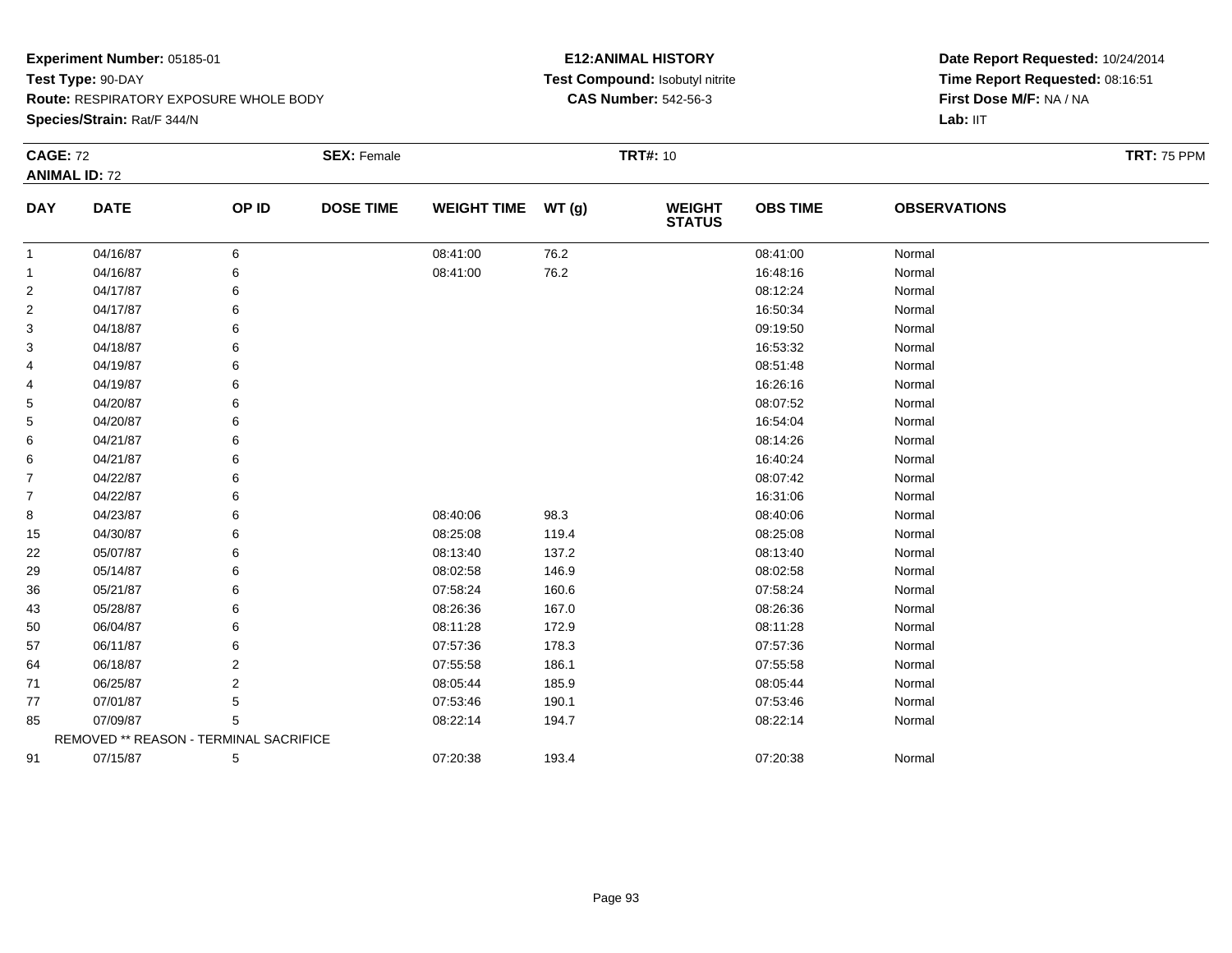**Experiment Number:** 05185-01
**Test Type:** 90-DAY
**Route:** RESPIRATORY EXPOSURE WHOLE BODY
**Species/Strain:** Rat/F 344/N

**E12:ANIMAL HISTORY**
**Test Compound:** Isobutyl nitrite
**CAS Number:** 542-56-3

**Date Report Requested:** 10/24/2014
**Time Report Requested:** 08:16:51
**First Dose M/F:** NA / NA
**Lab:** IIT

**CAGE:** 72 **SEX:** Female **TRT#:** 10 **TRT:** 75 PPM
**ANIMAL ID:** 72

| DAY | DATE | OP ID | DOSE TIME | WEIGHT TIME | WT (g) | WEIGHT STATUS | OBS TIME | OBSERVATIONS |
|---|---|---|---|---|---|---|---|---|
| 1 | 04/16/87 | 6 | | 08:41:00 | 76.2 | | 08:41:00 | Normal |
| 1 | 04/16/87 | 6 | | 08:41:00 | 76.2 | | 16:48:16 | Normal |
| 2 | 04/17/87 | 6 | | | | | 08:12:24 | Normal |
| 2 | 04/17/87 | 6 | | | | | 16:50:34 | Normal |
| 3 | 04/18/87 | 6 | | | | | 09:19:50 | Normal |
| 3 | 04/18/87 | 6 | | | | | 16:53:32 | Normal |
| 4 | 04/19/87 | 6 | | | | | 08:51:48 | Normal |
| 4 | 04/19/87 | 6 | | | | | 16:26:16 | Normal |
| 5 | 04/20/87 | 6 | | | | | 08:07:52 | Normal |
| 5 | 04/20/87 | 6 | | | | | 16:54:04 | Normal |
| 6 | 04/21/87 | 6 | | | | | 08:14:26 | Normal |
| 6 | 04/21/87 | 6 | | | | | 16:40:24 | Normal |
| 7 | 04/22/87 | 6 | | | | | 08:07:42 | Normal |
| 7 | 04/22/87 | 6 | | | | | 16:31:06 | Normal |
| 8 | 04/23/87 | 6 | | 08:40:06 | 98.3 | | 08:40:06 | Normal |
| 15 | 04/30/87 | 6 | | 08:25:08 | 119.4 | | 08:25:08 | Normal |
| 22 | 05/07/87 | 6 | | 08:13:40 | 137.2 | | 08:13:40 | Normal |
| 29 | 05/14/87 | 6 | | 08:02:58 | 146.9 | | 08:02:58 | Normal |
| 36 | 05/21/87 | 6 | | 07:58:24 | 160.6 | | 07:58:24 | Normal |
| 43 | 05/28/87 | 6 | | 08:26:36 | 167.0 | | 08:26:36 | Normal |
| 50 | 06/04/87 | 6 | | 08:11:28 | 172.9 | | 08:11:28 | Normal |
| 57 | 06/11/87 | 6 | | 07:57:36 | 178.3 | | 07:57:36 | Normal |
| 64 | 06/18/87 | 2 | | 07:55:58 | 186.1 | | 07:55:58 | Normal |
| 71 | 06/25/87 | 2 | | 08:05:44 | 185.9 | | 08:05:44 | Normal |
| 77 | 07/01/87 | 5 | | 07:53:46 | 190.1 | | 07:53:46 | Normal |
| 85 | 07/09/87 | 5 | | 08:22:14 | 194.7 | | 08:22:14 | Normal |
| | REMOVED ** REASON - TERMINAL SACRIFICE | | | | | | | |
| 91 | 07/15/87 | 5 | | 07:20:38 | 193.4 | | 07:20:38 | Normal |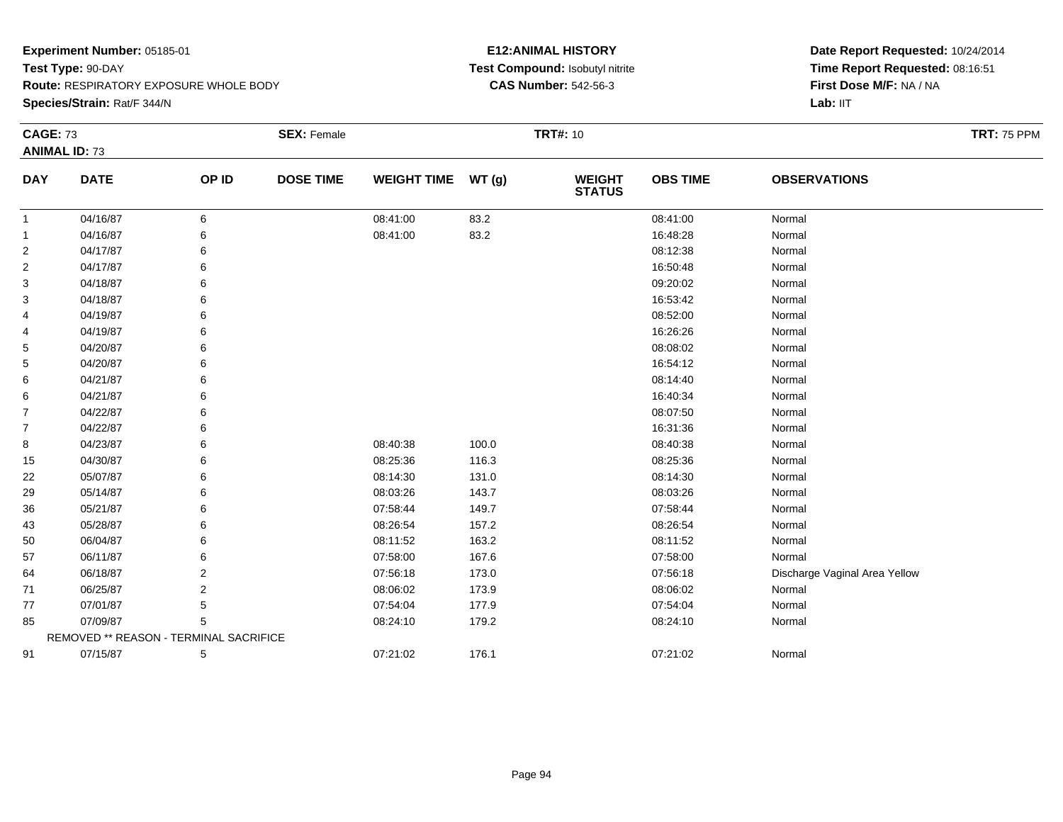**Experiment Number:** 05185-01
**Test Type:** 90-DAY
**Route:** RESPIRATORY EXPOSURE WHOLE BODY
**Species/Strain:** Rat/F 344/N

**E12:ANIMAL HISTORY**
**Test Compound:** Isobutyl nitrite
**CAS Number:** 542-56-3

**Date Report Requested:** 10/24/2014
**Time Report Requested:** 08:16:51
**First Dose M/F:** NA / NA
**Lab:** IIT

**CAGE:** 73 **SEX:** Female **TRT#:** 10 **TRT:** 75 PPM
**ANIMAL ID:** 73

| DAY | DATE | OP ID | DOSE TIME | WEIGHT TIME | WT (g) | WEIGHT STATUS | OBS TIME | OBSERVATIONS |
|---|---|---|---|---|---|---|---|---|
| 1 | 04/16/87 | 6 | | 08:41:00 | 83.2 | | 08:41:00 | Normal |
| 1 | 04/16/87 | 6 | | 08:41:00 | 83.2 | | 16:48:28 | Normal |
| 2 | 04/17/87 | 6 | | | | | 08:12:38 | Normal |
| 2 | 04/17/87 | 6 | | | | | 16:50:48 | Normal |
| 3 | 04/18/87 | 6 | | | | | 09:20:02 | Normal |
| 3 | 04/18/87 | 6 | | | | | 16:53:42 | Normal |
| 4 | 04/19/87 | 6 | | | | | 08:52:00 | Normal |
| 4 | 04/19/87 | 6 | | | | | 16:26:26 | Normal |
| 5 | 04/20/87 | 6 | | | | | 08:08:02 | Normal |
| 5 | 04/20/87 | 6 | | | | | 16:54:12 | Normal |
| 6 | 04/21/87 | 6 | | | | | 08:14:40 | Normal |
| 6 | 04/21/87 | 6 | | | | | 16:40:34 | Normal |
| 7 | 04/22/87 | 6 | | | | | 08:07:50 | Normal |
| 7 | 04/22/87 | 6 | | | | | 16:31:36 | Normal |
| 8 | 04/23/87 | 6 | | 08:40:38 | 100.0 | | 08:40:38 | Normal |
| 15 | 04/30/87 | 6 | | 08:25:36 | 116.3 | | 08:25:36 | Normal |
| 22 | 05/07/87 | 6 | | 08:14:30 | 131.0 | | 08:14:30 | Normal |
| 29 | 05/14/87 | 6 | | 08:03:26 | 143.7 | | 08:03:26 | Normal |
| 36 | 05/21/87 | 6 | | 07:58:44 | 149.7 | | 07:58:44 | Normal |
| 43 | 05/28/87 | 6 | | 08:26:54 | 157.2 | | 08:26:54 | Normal |
| 50 | 06/04/87 | 6 | | 08:11:52 | 163.2 | | 08:11:52 | Normal |
| 57 | 06/11/87 | 6 | | 07:58:00 | 167.6 | | 07:58:00 | Normal |
| 64 | 06/18/87 | 2 | | 07:56:18 | 173.0 | | 07:56:18 | Discharge Vaginal Area Yellow |
| 71 | 06/25/87 | 2 | | 08:06:02 | 173.9 | | 08:06:02 | Normal |
| 77 | 07/01/87 | 5 | | 07:54:04 | 177.9 | | 07:54:04 | Normal |
| 85 | 07/09/87 | 5 | | 08:24:10 | 179.2 | | 08:24:10 | Normal |
| | REMOVED ** REASON - TERMINAL SACRIFICE | | | | | | | |
| 91 | 07/15/87 | 5 | | 07:21:02 | 176.1 | | 07:21:02 | Normal |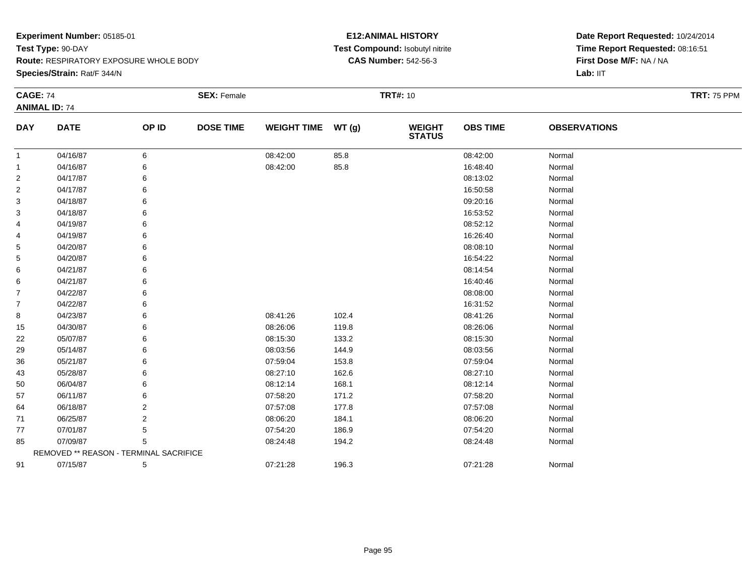**Experiment Number:** 05185-01
**Test Type:** 90-DAY
**Route:** RESPIRATORY EXPOSURE WHOLE BODY
**Species/Strain:** Rat/F 344/N

**E12:ANIMAL HISTORY**
**Test Compound:** Isobutyl nitrite
**CAS Number:** 542-56-3

**Date Report Requested:** 10/24/2014
**Time Report Requested:** 08:16:51
**First Dose M/F:** NA / NA
**Lab:** IIT

**CAGE:** 74 **SEX:** Female **TRT#:** 10 **TRT:** 75 PPM
**ANIMAL ID:** 74

| DAY | DATE | OP ID | DOSE TIME | WEIGHT TIME | WT (g) | WEIGHT STATUS | OBS TIME | OBSERVATIONS |
|---|---|---|---|---|---|---|---|---|
| 1 | 04/16/87 | 6 | | 08:42:00 | 85.8 | | 08:42:00 | Normal |
| 1 | 04/16/87 | 6 | | 08:42:00 | 85.8 | | 16:48:40 | Normal |
| 2 | 04/17/87 | 6 | | | | | 08:13:02 | Normal |
| 2 | 04/17/87 | 6 | | | | | 16:50:58 | Normal |
| 3 | 04/18/87 | 6 | | | | | 09:20:16 | Normal |
| 3 | 04/18/87 | 6 | | | | | 16:53:52 | Normal |
| 4 | 04/19/87 | 6 | | | | | 08:52:12 | Normal |
| 4 | 04/19/87 | 6 | | | | | 16:26:40 | Normal |
| 5 | 04/20/87 | 6 | | | | | 08:08:10 | Normal |
| 5 | 04/20/87 | 6 | | | | | 16:54:22 | Normal |
| 6 | 04/21/87 | 6 | | | | | 08:14:54 | Normal |
| 6 | 04/21/87 | 6 | | | | | 16:40:46 | Normal |
| 7 | 04/22/87 | 6 | | | | | 08:08:00 | Normal |
| 7 | 04/22/87 | 6 | | | | | 16:31:52 | Normal |
| 8 | 04/23/87 | 6 | | 08:41:26 | 102.4 | | 08:41:26 | Normal |
| 15 | 04/30/87 | 6 | | 08:26:06 | 119.8 | | 08:26:06 | Normal |
| 22 | 05/07/87 | 6 | | 08:15:30 | 133.2 | | 08:15:30 | Normal |
| 29 | 05/14/87 | 6 | | 08:03:56 | 144.9 | | 08:03:56 | Normal |
| 36 | 05/21/87 | 6 | | 07:59:04 | 153.8 | | 07:59:04 | Normal |
| 43 | 05/28/87 | 6 | | 08:27:10 | 162.6 | | 08:27:10 | Normal |
| 50 | 06/04/87 | 6 | | 08:12:14 | 168.1 | | 08:12:14 | Normal |
| 57 | 06/11/87 | 6 | | 07:58:20 | 171.2 | | 07:58:20 | Normal |
| 64 | 06/18/87 | 2 | | 07:57:08 | 177.8 | | 07:57:08 | Normal |
| 71 | 06/25/87 | 2 | | 08:06:20 | 184.1 | | 08:06:20 | Normal |
| 77 | 07/01/87 | 5 | | 07:54:20 | 186.9 | | 07:54:20 | Normal |
| 85 | 07/09/87 | 5 | | 08:24:48 | 194.2 | | 08:24:48 | Normal |
| REMOVED ** REASON - TERMINAL SACRIFICE | | | | | | | | |
| 91 | 07/15/87 | 5 | | 07:21:28 | 196.3 | | 07:21:28 | Normal |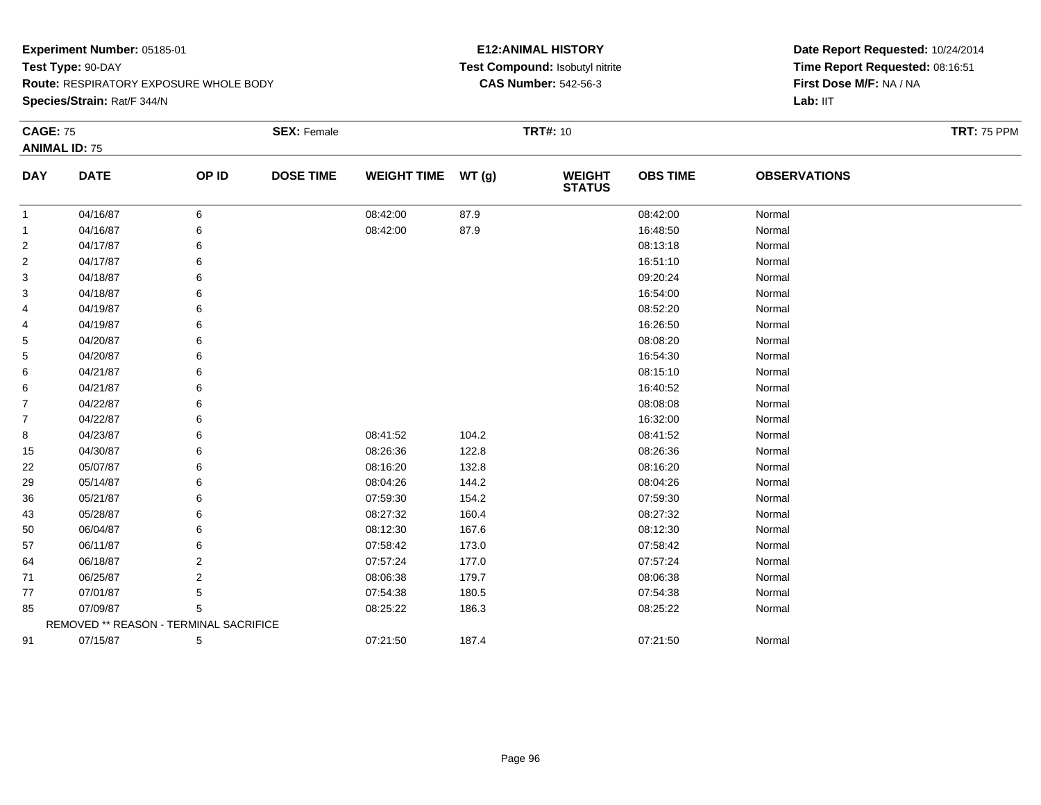**Experiment Number:** 05185-01
**Test Type:** 90-DAY
**Route:** RESPIRATORY EXPOSURE WHOLE BODY
**Species/Strain:** Rat/F 344/N

**E12:ANIMAL HISTORY**
**Test Compound:** Isobutyl nitrite
**CAS Number:** 542-56-3

**Date Report Requested:** 10/24/2014
**Time Report Requested:** 08:16:51
**First Dose M/F:** NA / NA
**Lab:** IIT

**CAGE:** 75 **SEX:** Female **TRT#:** 10 **TRT:** 75 PPM
**ANIMAL ID:** 75

| DAY | DATE | OP ID | DOSE TIME | WEIGHT TIME | WT (g) | WEIGHT STATUS | OBS TIME | OBSERVATIONS |
|---|---|---|---|---|---|---|---|---|
| 1 | 04/16/87 | 6 | | 08:42:00 | 87.9 | | 08:42:00 | Normal |
| 1 | 04/16/87 | 6 | | 08:42:00 | 87.9 | | 16:48:50 | Normal |
| 2 | 04/17/87 | 6 | | | | | 08:13:18 | Normal |
| 2 | 04/17/87 | 6 | | | | | 16:51:10 | Normal |
| 3 | 04/18/87 | 6 | | | | | 09:20:24 | Normal |
| 3 | 04/18/87 | 6 | | | | | 16:54:00 | Normal |
| 4 | 04/19/87 | 6 | | | | | 08:52:20 | Normal |
| 4 | 04/19/87 | 6 | | | | | 16:26:50 | Normal |
| 5 | 04/20/87 | 6 | | | | | 08:08:20 | Normal |
| 5 | 04/20/87 | 6 | | | | | 16:54:30 | Normal |
| 6 | 04/21/87 | 6 | | | | | 08:15:10 | Normal |
| 6 | 04/21/87 | 6 | | | | | 16:40:52 | Normal |
| 7 | 04/22/87 | 6 | | | | | 08:08:08 | Normal |
| 7 | 04/22/87 | 6 | | | | | 16:32:00 | Normal |
| 8 | 04/23/87 | 6 | | 08:41:52 | 104.2 | | 08:41:52 | Normal |
| 15 | 04/30/87 | 6 | | 08:26:36 | 122.8 | | 08:26:36 | Normal |
| 22 | 05/07/87 | 6 | | 08:16:20 | 132.8 | | 08:16:20 | Normal |
| 29 | 05/14/87 | 6 | | 08:04:26 | 144.2 | | 08:04:26 | Normal |
| 36 | 05/21/87 | 6 | | 07:59:30 | 154.2 | | 07:59:30 | Normal |
| 43 | 05/28/87 | 6 | | 08:27:32 | 160.4 | | 08:27:32 | Normal |
| 50 | 06/04/87 | 6 | | 08:12:30 | 167.6 | | 08:12:30 | Normal |
| 57 | 06/11/87 | 6 | | 07:58:42 | 173.0 | | 07:58:42 | Normal |
| 64 | 06/18/87 | 2 | | 07:57:24 | 177.0 | | 07:57:24 | Normal |
| 71 | 06/25/87 | 2 | | 08:06:38 | 179.7 | | 08:06:38 | Normal |
| 77 | 07/01/87 | 5 | | 07:54:38 | 180.5 | | 07:54:38 | Normal |
| 85 | 07/09/87 | 5 | | 08:25:22 | 186.3 | | 08:25:22 | Normal |
| | REMOVED ** REASON - TERMINAL SACRIFICE | | | | | | | |
| 91 | 07/15/87 | 5 | | 07:21:50 | 187.4 | | 07:21:50 | Normal |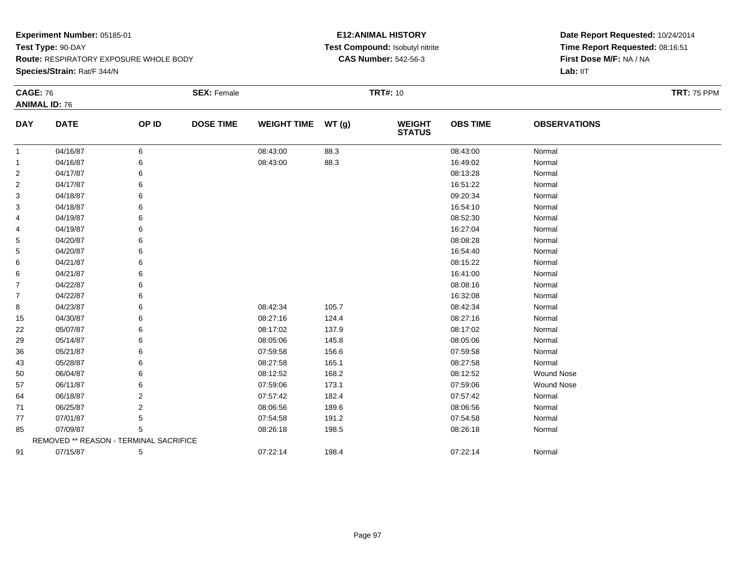**Experiment Number:** 05185-01
**Test Type:** 90-DAY
**Route:** RESPIRATORY EXPOSURE WHOLE BODY
**Species/Strain:** Rat/F 344/N

**E12:ANIMAL HISTORY**
**Test Compound:** Isobutyl nitrite
**CAS Number:** 542-56-3

**Date Report Requested:** 10/24/2014
**Time Report Requested:** 08:16:51
**First Dose M/F:** NA / NA
**Lab:** IIT

**CAGE:** 76
**ANIMAL ID:** 76
**SEX:** Female
**TRT#:** 10
**TRT:** 75 PPM

| DAY | DATE | OP ID | DOSE TIME | WEIGHT TIME | WT (g) | WEIGHT STATUS | OBS TIME | OBSERVATIONS |
|---|---|---|---|---|---|---|---|---|
| 1 | 04/16/87 | 6 | | 08:43:00 | 88.3 | | 08:43:00 | Normal |
| 1 | 04/16/87 | 6 | | 08:43:00 | 88.3 | | 16:49:02 | Normal |
| 2 | 04/17/87 | 6 | | | | | 08:13:28 | Normal |
| 2 | 04/17/87 | 6 | | | | | 16:51:22 | Normal |
| 3 | 04/18/87 | 6 | | | | | 09:20:34 | Normal |
| 3 | 04/18/87 | 6 | | | | | 16:54:10 | Normal |
| 4 | 04/19/87 | 6 | | | | | 08:52:30 | Normal |
| 4 | 04/19/87 | 6 | | | | | 16:27:04 | Normal |
| 5 | 04/20/87 | 6 | | | | | 08:08:28 | Normal |
| 5 | 04/20/87 | 6 | | | | | 16:54:40 | Normal |
| 6 | 04/21/87 | 6 | | | | | 08:15:22 | Normal |
| 6 | 04/21/87 | 6 | | | | | 16:41:00 | Normal |
| 7 | 04/22/87 | 6 | | | | | 08:08:16 | Normal |
| 7 | 04/22/87 | 6 | | | | | 16:32:08 | Normal |
| 8 | 04/23/87 | 6 | | 08:42:34 | 105.7 | | 08:42:34 | Normal |
| 15 | 04/30/87 | 6 | | 08:27:16 | 124.4 | | 08:27:16 | Normal |
| 22 | 05/07/87 | 6 | | 08:17:02 | 137.9 | | 08:17:02 | Normal |
| 29 | 05/14/87 | 6 | | 08:05:06 | 145.8 | | 08:05:06 | Normal |
| 36 | 05/21/87 | 6 | | 07:59:58 | 156.6 | | 07:59:58 | Normal |
| 43 | 05/28/87 | 6 | | 08:27:58 | 165.1 | | 08:27:58 | Normal |
| 50 | 06/04/87 | 6 | | 08:12:52 | 168.2 | | 08:12:52 | Wound Nose |
| 57 | 06/11/87 | 6 | | 07:59:06 | 173.1 | | 07:59:06 | Wound Nose |
| 64 | 06/18/87 | 2 | | 07:57:42 | 182.4 | | 07:57:42 | Normal |
| 71 | 06/25/87 | 2 | | 08:06:56 | 189.6 | | 08:06:56 | Normal |
| 77 | 07/01/87 | 5 | | 07:54:58 | 191.2 | | 07:54:58 | Normal |
| 85 | 07/09/87 | 5 | | 08:26:18 | 198.5 | | 08:26:18 | Normal |
| | REMOVED ** REASON - TERMINAL SACRIFICE | | | | | | | |
| 91 | 07/15/87 | 5 | | 07:22:14 | 198.4 | | 07:22:14 | Normal |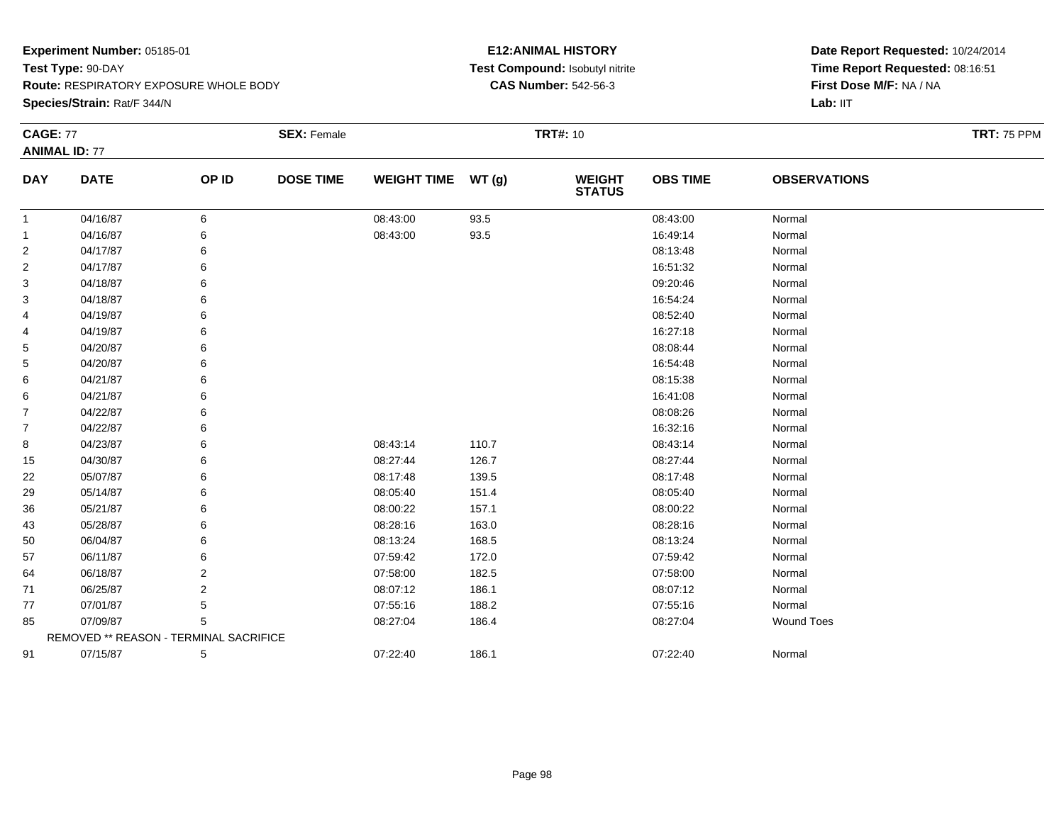**Experiment Number:** 05185-01
**Test Type:** 90-DAY
**Route:** RESPIRATORY EXPOSURE WHOLE BODY
**Species/Strain:** Rat/F 344/N

**E12:ANIMAL HISTORY**
**Test Compound:** Isobutyl nitrite
**CAS Number:** 542-56-3

**Date Report Requested:** 10/24/2014
**Time Report Requested:** 08:16:51
**First Dose M/F:** NA / NA
**Lab:** IIT

**CAGE:** 77
**ANIMAL ID:** 77
**SEX:** Female
**TRT#:** 10
**TRT:** 75 PPM

| DAY | DATE | OP ID | DOSE TIME | WEIGHT TIME | WT (g) | WEIGHT STATUS | OBS TIME | OBSERVATIONS |
|---|---|---|---|---|---|---|---|---|
| 1 | 04/16/87 | 6 | | 08:43:00 | 93.5 | | 08:43:00 | Normal |
| 1 | 04/16/87 | 6 | | 08:43:00 | 93.5 | | 16:49:14 | Normal |
| 2 | 04/17/87 | 6 | | | | | 08:13:48 | Normal |
| 2 | 04/17/87 | 6 | | | | | 16:51:32 | Normal |
| 3 | 04/18/87 | 6 | | | | | 09:20:46 | Normal |
| 3 | 04/18/87 | 6 | | | | | 16:54:24 | Normal |
| 4 | 04/19/87 | 6 | | | | | 08:52:40 | Normal |
| 4 | 04/19/87 | 6 | | | | | 16:27:18 | Normal |
| 5 | 04/20/87 | 6 | | | | | 08:08:44 | Normal |
| 5 | 04/20/87 | 6 | | | | | 16:54:48 | Normal |
| 6 | 04/21/87 | 6 | | | | | 08:15:38 | Normal |
| 6 | 04/21/87 | 6 | | | | | 16:41:08 | Normal |
| 7 | 04/22/87 | 6 | | | | | 08:08:26 | Normal |
| 7 | 04/22/87 | 6 | | | | | 16:32:16 | Normal |
| 8 | 04/23/87 | 6 | | 08:43:14 | 110.7 | | 08:43:14 | Normal |
| 15 | 04/30/87 | 6 | | 08:27:44 | 126.7 | | 08:27:44 | Normal |
| 22 | 05/07/87 | 6 | | 08:17:48 | 139.5 | | 08:17:48 | Normal |
| 29 | 05/14/87 | 6 | | 08:05:40 | 151.4 | | 08:05:40 | Normal |
| 36 | 05/21/87 | 6 | | 08:00:22 | 157.1 | | 08:00:22 | Normal |
| 43 | 05/28/87 | 6 | | 08:28:16 | 163.0 | | 08:28:16 | Normal |
| 50 | 06/04/87 | 6 | | 08:13:24 | 168.5 | | 08:13:24 | Normal |
| 57 | 06/11/87 | 6 | | 07:59:42 | 172.0 | | 07:59:42 | Normal |
| 64 | 06/18/87 | 2 | | 07:58:00 | 182.5 | | 07:58:00 | Normal |
| 71 | 06/25/87 | 2 | | 08:07:12 | 186.1 | | 08:07:12 | Normal |
| 77 | 07/01/87 | 5 | | 07:55:16 | 188.2 | | 07:55:16 | Normal |
| 85 | 07/09/87 | 5 | | 08:27:04 | 186.4 | | 08:27:04 | Wound Toes |
| | REMOVED ** REASON - TERMINAL SACRIFICE | | | | | | | |
| 91 | 07/15/87 | 5 | | 07:22:40 | 186.1 | | 07:22:40 | Normal |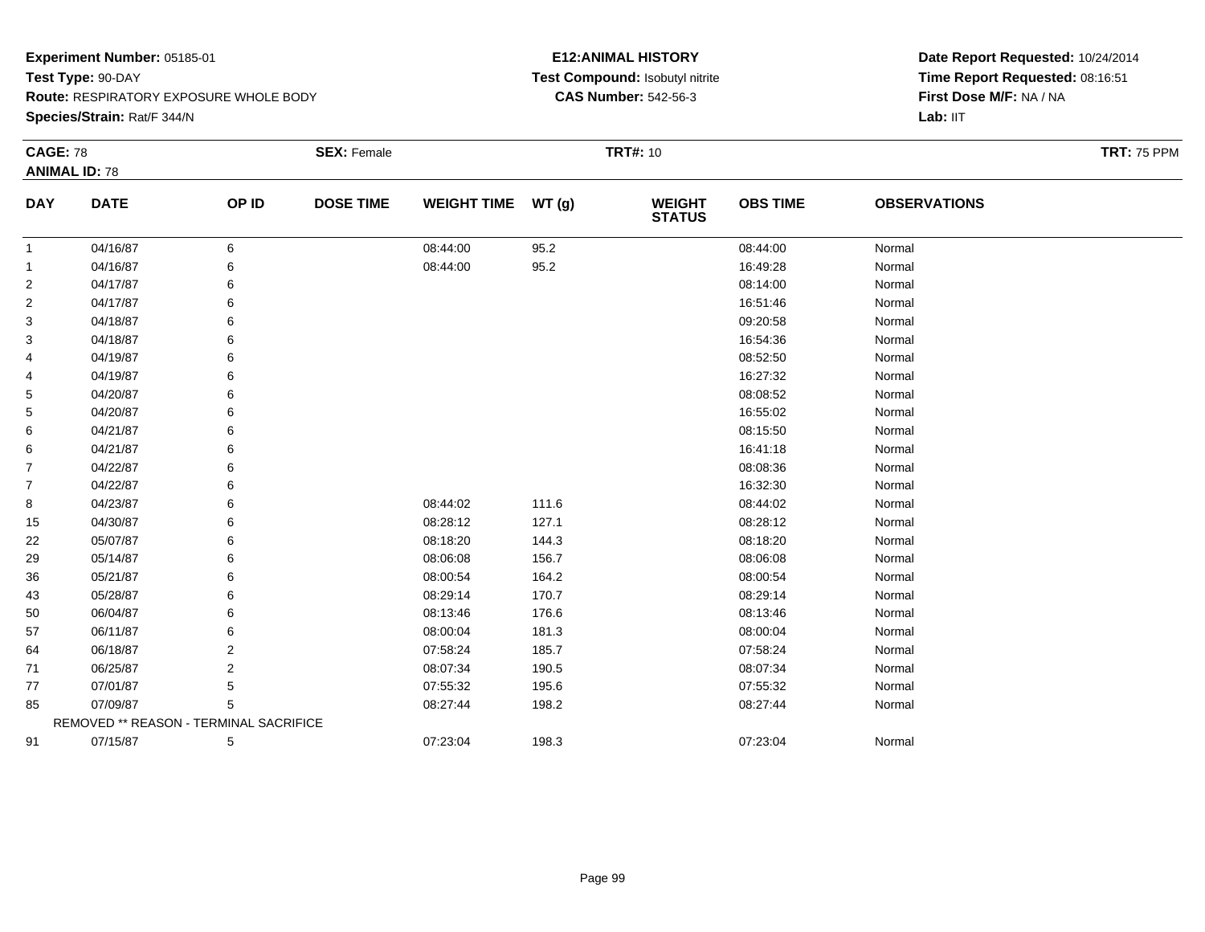**Experiment Number:** 05185-01
**Test Type:** 90-DAY
**Route:** RESPIRATORY EXPOSURE WHOLE BODY
**Species/Strain:** Rat/F 344/N

**E12:ANIMAL HISTORY**
**Test Compound:** Isobutyl nitrite
**CAS Number:** 542-56-3

**Date Report Requested:** 10/24/2014
**Time Report Requested:** 08:16:51
**First Dose M/F:** NA / NA
**Lab:** IIT

**CAGE:** 78 **SEX:** Female **TRT#:** 10 **TRT:** 75 PPM
**ANIMAL ID:** 78

| DAY | DATE | OP ID | DOSE TIME | WEIGHT TIME | WT (g) | WEIGHT STATUS | OBS TIME | OBSERVATIONS |
|---|---|---|---|---|---|---|---|---|
| 1 | 04/16/87 | 6 | | 08:44:00 | 95.2 | | 08:44:00 | Normal |
| 1 | 04/16/87 | 6 | | 08:44:00 | 95.2 | | 16:49:28 | Normal |
| 2 | 04/17/87 | 6 | | | | | 08:14:00 | Normal |
| 2 | 04/17/87 | 6 | | | | | 16:51:46 | Normal |
| 3 | 04/18/87 | 6 | | | | | 09:20:58 | Normal |
| 3 | 04/18/87 | 6 | | | | | 16:54:36 | Normal |
| 4 | 04/19/87 | 6 | | | | | 08:52:50 | Normal |
| 4 | 04/19/87 | 6 | | | | | 16:27:32 | Normal |
| 5 | 04/20/87 | 6 | | | | | 08:08:52 | Normal |
| 5 | 04/20/87 | 6 | | | | | 16:55:02 | Normal |
| 6 | 04/21/87 | 6 | | | | | 08:15:50 | Normal |
| 6 | 04/21/87 | 6 | | | | | 16:41:18 | Normal |
| 7 | 04/22/87 | 6 | | | | | 08:08:36 | Normal |
| 7 | 04/22/87 | 6 | | | | | 16:32:30 | Normal |
| 8 | 04/23/87 | 6 | | 08:44:02 | 111.6 | | 08:44:02 | Normal |
| 15 | 04/30/87 | 6 | | 08:28:12 | 127.1 | | 08:28:12 | Normal |
| 22 | 05/07/87 | 6 | | 08:18:20 | 144.3 | | 08:18:20 | Normal |
| 29 | 05/14/87 | 6 | | 08:06:08 | 156.7 | | 08:06:08 | Normal |
| 36 | 05/21/87 | 6 | | 08:00:54 | 164.2 | | 08:00:54 | Normal |
| 43 | 05/28/87 | 6 | | 08:29:14 | 170.7 | | 08:29:14 | Normal |
| 50 | 06/04/87 | 6 | | 08:13:46 | 176.6 | | 08:13:46 | Normal |
| 57 | 06/11/87 | 6 | | 08:00:04 | 181.3 | | 08:00:04 | Normal |
| 64 | 06/18/87 | 2 | | 07:58:24 | 185.7 | | 07:58:24 | Normal |
| 71 | 06/25/87 | 2 | | 08:07:34 | 190.5 | | 08:07:34 | Normal |
| 77 | 07/01/87 | 5 | | 07:55:32 | 195.6 | | 07:55:32 | Normal |
| 85 | 07/09/87 | 5 | | 08:27:44 | 198.2 | | 08:27:44 | Normal |
| | REMOVED ** REASON - TERMINAL SACRIFICE | | | | | | | |
| 91 | 07/15/87 | 5 | | 07:23:04 | 198.3 | | 07:23:04 | Normal |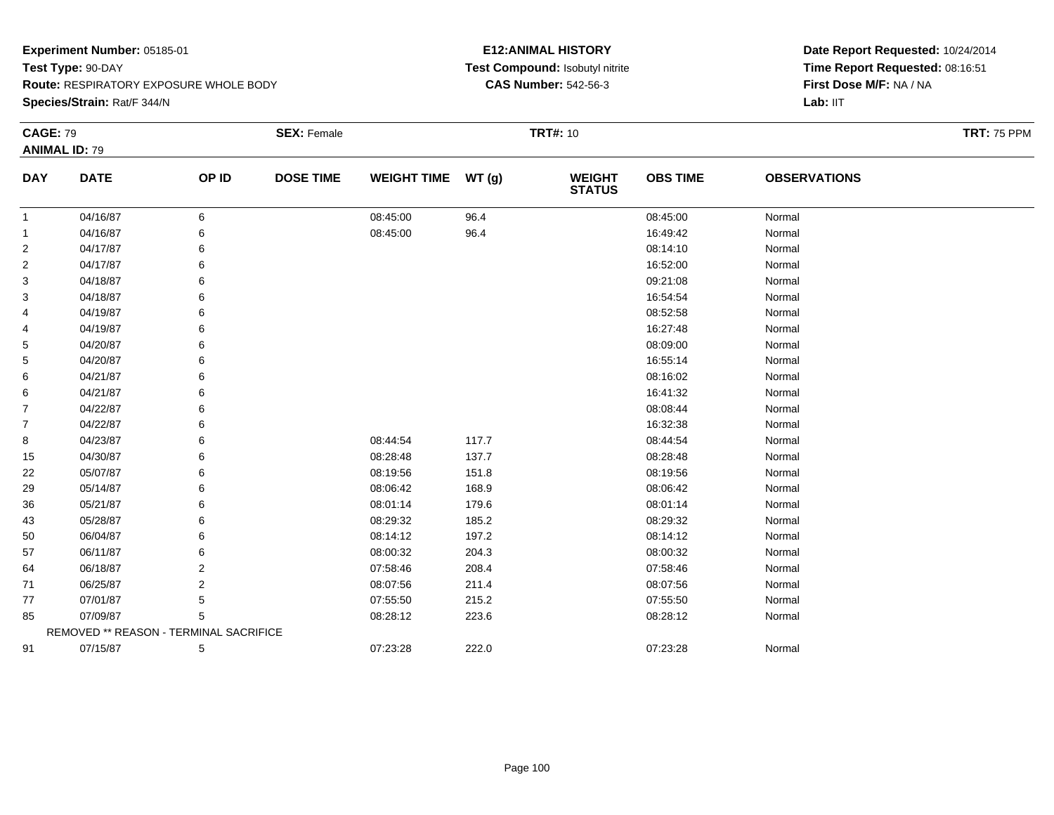**Experiment Number:** 05185-01
**Test Type:** 90-DAY
**Route:** RESPIRATORY EXPOSURE WHOLE BODY
**Species/Strain:** Rat/F 344/N

**E12:ANIMAL HISTORY**
**Test Compound:** Isobutyl nitrite
**CAS Number:** 542-56-3

**Date Report Requested:** 10/24/2014
**Time Report Requested:** 08:16:51
**First Dose M/F:** NA / NA
**Lab:** IIT

**CAGE:** 79 **SEX:** Female **TRT#:** 10 **TRT:** 75 PPM
**ANIMAL ID:** 79

| DAY | DATE | OP ID | DOSE TIME | WEIGHT TIME | WT (g) | WEIGHT STATUS | OBS TIME | OBSERVATIONS |
|---|---|---|---|---|---|---|---|---|
| 1 | 04/16/87 | 6 | | 08:45:00 | 96.4 | | 08:45:00 | Normal |
| 1 | 04/16/87 | 6 | | 08:45:00 | 96.4 | | 16:49:42 | Normal |
| 2 | 04/17/87 | 6 | | | | | 08:14:10 | Normal |
| 2 | 04/17/87 | 6 | | | | | 16:52:00 | Normal |
| 3 | 04/18/87 | 6 | | | | | 09:21:08 | Normal |
| 3 | 04/18/87 | 6 | | | | | 16:54:54 | Normal |
| 4 | 04/19/87 | 6 | | | | | 08:52:58 | Normal |
| 4 | 04/19/87 | 6 | | | | | 16:27:48 | Normal |
| 5 | 04/20/87 | 6 | | | | | 08:09:00 | Normal |
| 5 | 04/20/87 | 6 | | | | | 16:55:14 | Normal |
| 6 | 04/21/87 | 6 | | | | | 08:16:02 | Normal |
| 6 | 04/21/87 | 6 | | | | | 16:41:32 | Normal |
| 7 | 04/22/87 | 6 | | | | | 08:08:44 | Normal |
| 7 | 04/22/87 | 6 | | | | | 16:32:38 | Normal |
| 8 | 04/23/87 | 6 | | 08:44:54 | 117.7 | | 08:44:54 | Normal |
| 15 | 04/30/87 | 6 | | 08:28:48 | 137.7 | | 08:28:48 | Normal |
| 22 | 05/07/87 | 6 | | 08:19:56 | 151.8 | | 08:19:56 | Normal |
| 29 | 05/14/87 | 6 | | 08:06:42 | 168.9 | | 08:06:42 | Normal |
| 36 | 05/21/87 | 6 | | 08:01:14 | 179.6 | | 08:01:14 | Normal |
| 43 | 05/28/87 | 6 | | 08:29:32 | 185.2 | | 08:29:32 | Normal |
| 50 | 06/04/87 | 6 | | 08:14:12 | 197.2 | | 08:14:12 | Normal |
| 57 | 06/11/87 | 6 | | 08:00:32 | 204.3 | | 08:00:32 | Normal |
| 64 | 06/18/87 | 2 | | 07:58:46 | 208.4 | | 07:58:46 | Normal |
| 71 | 06/25/87 | 2 | | 08:07:56 | 211.4 | | 08:07:56 | Normal |
| 77 | 07/01/87 | 5 | | 07:55:50 | 215.2 | | 07:55:50 | Normal |
| 85 | 07/09/87 | 5 | | 08:28:12 | 223.6 | | 08:28:12 | Normal |
| | REMOVED ** REASON - TERMINAL SACRIFICE | | | | | | | |
| 91 | 07/15/87 | 5 | | 07:23:28 | 222.0 | | 07:23:28 | Normal |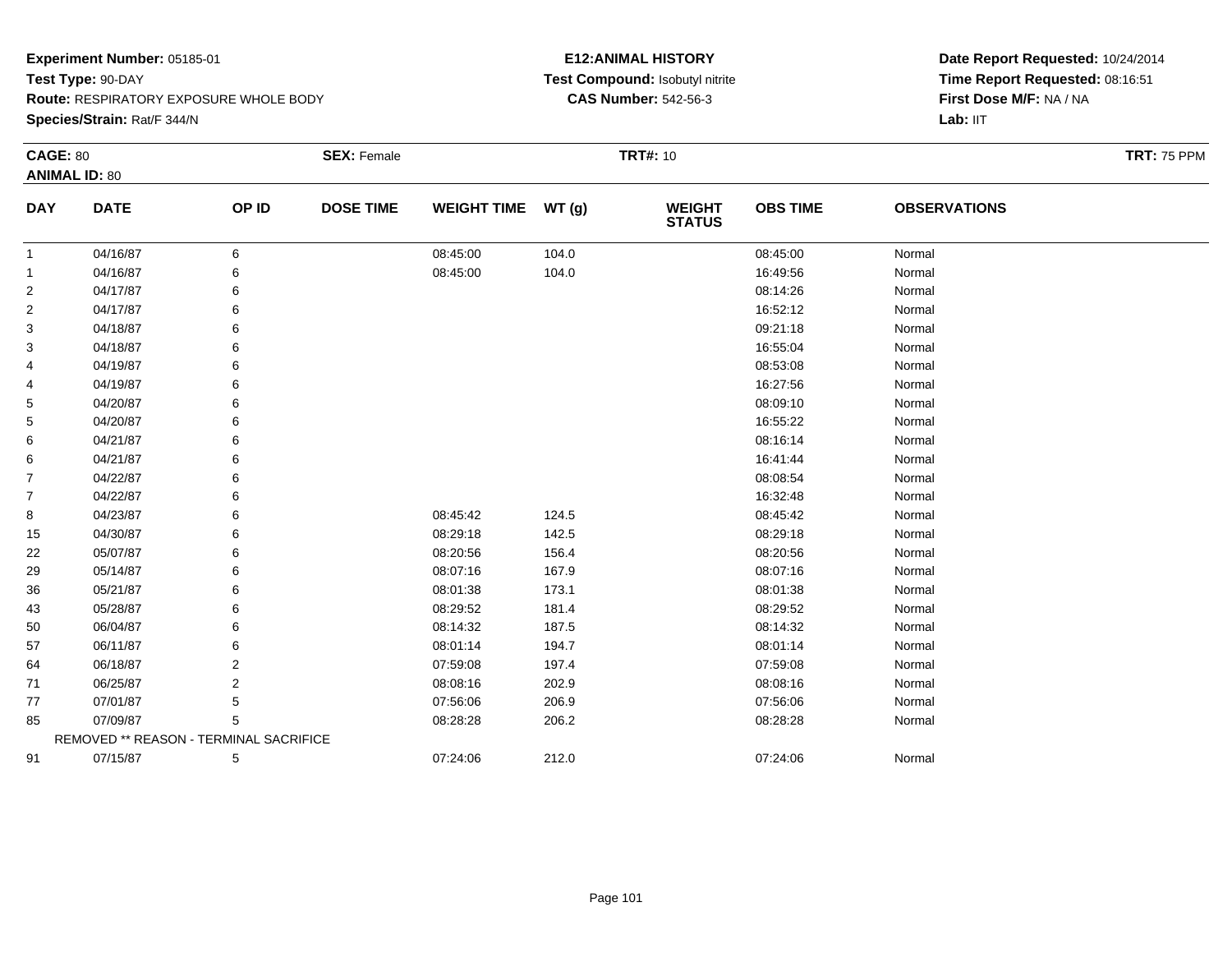**Experiment Number:** 05185-01
**Test Type:** 90-DAY
**Route:** RESPIRATORY EXPOSURE WHOLE BODY
**Species/Strain:** Rat/F 344/N

**E12:ANIMAL HISTORY**
**Test Compound:** Isobutyl nitrite
**CAS Number:** 542-56-3

**Date Report Requested:** 10/24/2014
**Time Report Requested:** 08:16:51
**First Dose M/F:** NA / NA
**Lab:** IIT

**CAGE:** 80 **SEX:** Female **TRT#:** 10 **TRT:** 75 PPM
**ANIMAL ID:** 80

| DAY | DATE | OP ID | DOSE TIME | WEIGHT TIME | WT (g) | WEIGHT STATUS | OBS TIME | OBSERVATIONS |
|---|---|---|---|---|---|---|---|---|
| 1 | 04/16/87 | 6 | | 08:45:00 | 104.0 | | 08:45:00 | Normal |
| 1 | 04/16/87 | 6 | | 08:45:00 | 104.0 | | 16:49:56 | Normal |
| 2 | 04/17/87 | 6 | | | | | 08:14:26 | Normal |
| 2 | 04/17/87 | 6 | | | | | 16:52:12 | Normal |
| 3 | 04/18/87 | 6 | | | | | 09:21:18 | Normal |
| 3 | 04/18/87 | 6 | | | | | 16:55:04 | Normal |
| 4 | 04/19/87 | 6 | | | | | 08:53:08 | Normal |
| 4 | 04/19/87 | 6 | | | | | 16:27:56 | Normal |
| 5 | 04/20/87 | 6 | | | | | 08:09:10 | Normal |
| 5 | 04/20/87 | 6 | | | | | 16:55:22 | Normal |
| 6 | 04/21/87 | 6 | | | | | 08:16:14 | Normal |
| 6 | 04/21/87 | 6 | | | | | 16:41:44 | Normal |
| 7 | 04/22/87 | 6 | | | | | 08:08:54 | Normal |
| 7 | 04/22/87 | 6 | | | | | 16:32:48 | Normal |
| 8 | 04/23/87 | 6 | | 08:45:42 | 124.5 | | 08:45:42 | Normal |
| 15 | 04/30/87 | 6 | | 08:29:18 | 142.5 | | 08:29:18 | Normal |
| 22 | 05/07/87 | 6 | | 08:20:56 | 156.4 | | 08:20:56 | Normal |
| 29 | 05/14/87 | 6 | | 08:07:16 | 167.9 | | 08:07:16 | Normal |
| 36 | 05/21/87 | 6 | | 08:01:38 | 173.1 | | 08:01:38 | Normal |
| 43 | 05/28/87 | 6 | | 08:29:52 | 181.4 | | 08:29:52 | Normal |
| 50 | 06/04/87 | 6 | | 08:14:32 | 187.5 | | 08:14:32 | Normal |
| 57 | 06/11/87 | 6 | | 08:01:14 | 194.7 | | 08:01:14 | Normal |
| 64 | 06/18/87 | 2 | | 07:59:08 | 197.4 | | 07:59:08 | Normal |
| 71 | 06/25/87 | 2 | | 08:08:16 | 202.9 | | 08:08:16 | Normal |
| 77 | 07/01/87 | 5 | | 07:56:06 | 206.9 | | 07:56:06 | Normal |
| 85 | 07/09/87 | 5 | | 08:28:28 | 206.2 | | 08:28:28 | Normal |
| REMOVED ** REASON - TERMINAL SACRIFICE | | | | | | | | |
| 91 | 07/15/87 | 5 | | 07:24:06 | 212.0 | | 07:24:06 | Normal |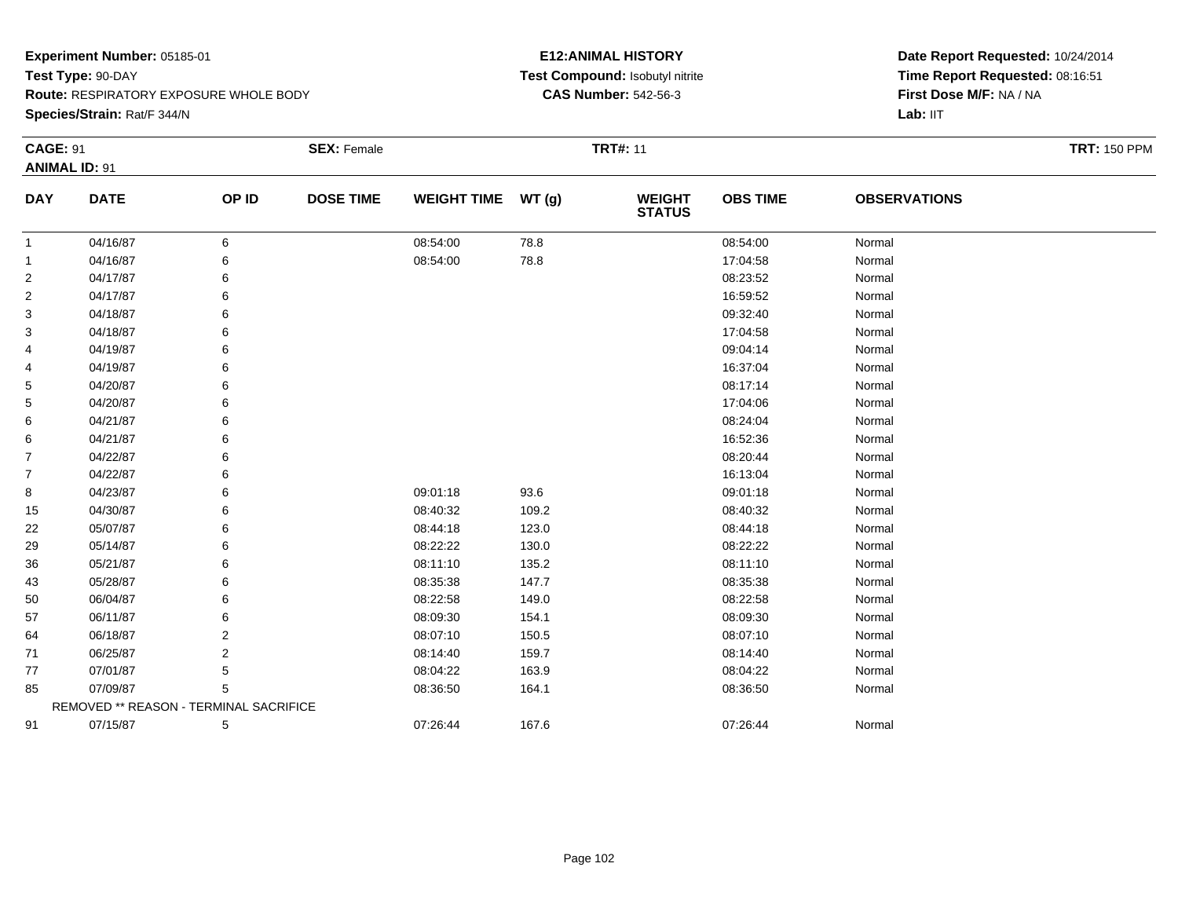**Experiment Number:** 05185-01
**Test Type:** 90-DAY
**Route:** RESPIRATORY EXPOSURE WHOLE BODY
**Species/Strain:** Rat/F 344/N

**E12:ANIMAL HISTORY**
**Test Compound:** Isobutyl nitrite
**CAS Number:** 542-56-3

**Date Report Requested:** 10/24/2014
**Time Report Requested:** 08:16:51
**First Dose M/F:** NA / NA
**Lab:** IIT

**CAGE:** 91 **SEX:** Female **TRT#:** 11 **TRT:** 150 PPM
**ANIMAL ID:** 91

| DAY | DATE | OP ID | DOSE TIME | WEIGHT TIME | WT (g) | WEIGHT STATUS | OBS TIME | OBSERVATIONS |
|---|---|---|---|---|---|---|---|---|
| 1 | 04/16/87 | 6 | | 08:54:00 | 78.8 | | 08:54:00 | Normal |
| 1 | 04/16/87 | 6 | | 08:54:00 | 78.8 | | 17:04:58 | Normal |
| 2 | 04/17/87 | 6 | | | | | 08:23:52 | Normal |
| 2 | 04/17/87 | 6 | | | | | 16:59:52 | Normal |
| 3 | 04/18/87 | 6 | | | | | 09:32:40 | Normal |
| 3 | 04/18/87 | 6 | | | | | 17:04:58 | Normal |
| 4 | 04/19/87 | 6 | | | | | 09:04:14 | Normal |
| 4 | 04/19/87 | 6 | | | | | 16:37:04 | Normal |
| 5 | 04/20/87 | 6 | | | | | 08:17:14 | Normal |
| 5 | 04/20/87 | 6 | | | | | 17:04:06 | Normal |
| 6 | 04/21/87 | 6 | | | | | 08:24:04 | Normal |
| 6 | 04/21/87 | 6 | | | | | 16:52:36 | Normal |
| 7 | 04/22/87 | 6 | | | | | 08:20:44 | Normal |
| 7 | 04/22/87 | 6 | | | | | 16:13:04 | Normal |
| 8 | 04/23/87 | 6 | | 09:01:18 | 93.6 | | 09:01:18 | Normal |
| 15 | 04/30/87 | 6 | | 08:40:32 | 109.2 | | 08:40:32 | Normal |
| 22 | 05/07/87 | 6 | | 08:44:18 | 123.0 | | 08:44:18 | Normal |
| 29 | 05/14/87 | 6 | | 08:22:22 | 130.0 | | 08:22:22 | Normal |
| 36 | 05/21/87 | 6 | | 08:11:10 | 135.2 | | 08:11:10 | Normal |
| 43 | 05/28/87 | 6 | | 08:35:38 | 147.7 | | 08:35:38 | Normal |
| 50 | 06/04/87 | 6 | | 08:22:58 | 149.0 | | 08:22:58 | Normal |
| 57 | 06/11/87 | 6 | | 08:09:30 | 154.1 | | 08:09:30 | Normal |
| 64 | 06/18/87 | 2 | | 08:07:10 | 150.5 | | 08:07:10 | Normal |
| 71 | 06/25/87 | 2 | | 08:14:40 | 159.7 | | 08:14:40 | Normal |
| 77 | 07/01/87 | 5 | | 08:04:22 | 163.9 | | 08:04:22 | Normal |
| 85 | 07/09/87 | 5 | | 08:36:50 | 164.1 | | 08:36:50 | Normal |
| | REMOVED ** REASON - TERMINAL SACRIFICE | | | | | | | |
| 91 | 07/15/87 | 5 | | 07:26:44 | 167.6 | | 07:26:44 | Normal |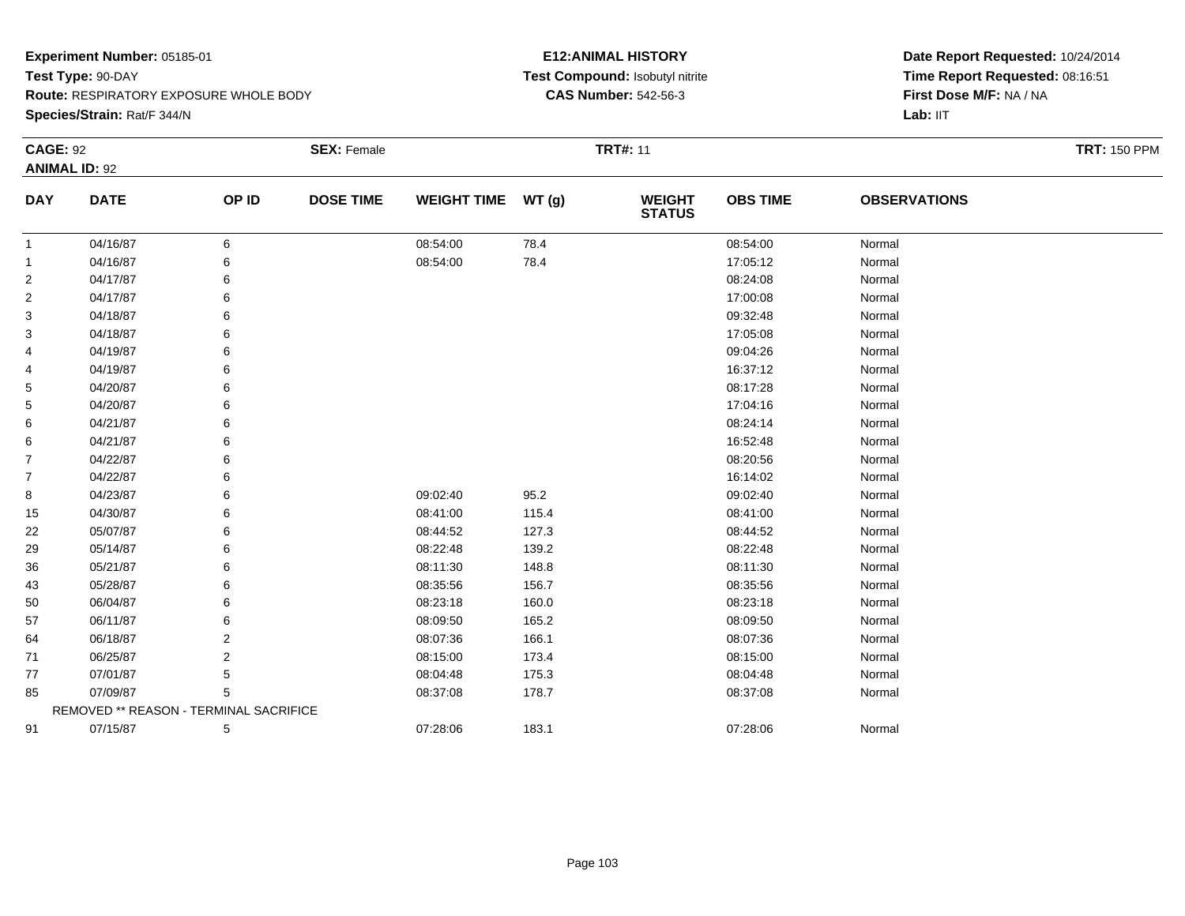**Experiment Number:** 05185-01
**Test Type:** 90-DAY
**Route:** RESPIRATORY EXPOSURE WHOLE BODY
**Species/Strain:** Rat/F 344/N

**E12:ANIMAL HISTORY**
**Test Compound:** Isobutyl nitrite
**CAS Number:** 542-56-3

**Date Report Requested:** 10/24/2014
**Time Report Requested:** 08:16:51
**First Dose M/F:** NA / NA
**Lab:** IIT

**CAGE:** 92 **SEX:** Female **TRT#:** 11 **TRT:** 150 PPM
**ANIMAL ID:** 92

| DAY | DATE | OP ID | DOSE TIME | WEIGHT TIME | WT (g) | WEIGHT STATUS | OBS TIME | OBSERVATIONS |
|---|---|---|---|---|---|---|---|---|
| 1 | 04/16/87 | 6 | | 08:54:00 | 78.4 | | 08:54:00 | Normal |
| 1 | 04/16/87 | 6 | | 08:54:00 | 78.4 | | 17:05:12 | Normal |
| 2 | 04/17/87 | 6 | | | | | 08:24:08 | Normal |
| 2 | 04/17/87 | 6 | | | | | 17:00:08 | Normal |
| 3 | 04/18/87 | 6 | | | | | 09:32:48 | Normal |
| 3 | 04/18/87 | 6 | | | | | 17:05:08 | Normal |
| 4 | 04/19/87 | 6 | | | | | 09:04:26 | Normal |
| 4 | 04/19/87 | 6 | | | | | 16:37:12 | Normal |
| 5 | 04/20/87 | 6 | | | | | 08:17:28 | Normal |
| 5 | 04/20/87 | 6 | | | | | 17:04:16 | Normal |
| 6 | 04/21/87 | 6 | | | | | 08:24:14 | Normal |
| 6 | 04/21/87 | 6 | | | | | 16:52:48 | Normal |
| 7 | 04/22/87 | 6 | | | | | 08:20:56 | Normal |
| 7 | 04/22/87 | 6 | | | | | 16:14:02 | Normal |
| 8 | 04/23/87 | 6 | | 09:02:40 | 95.2 | | 09:02:40 | Normal |
| 15 | 04/30/87 | 6 | | 08:41:00 | 115.4 | | 08:41:00 | Normal |
| 22 | 05/07/87 | 6 | | 08:44:52 | 127.3 | | 08:44:52 | Normal |
| 29 | 05/14/87 | 6 | | 08:22:48 | 139.2 | | 08:22:48 | Normal |
| 36 | 05/21/87 | 6 | | 08:11:30 | 148.8 | | 08:11:30 | Normal |
| 43 | 05/28/87 | 6 | | 08:35:56 | 156.7 | | 08:35:56 | Normal |
| 50 | 06/04/87 | 6 | | 08:23:18 | 160.0 | | 08:23:18 | Normal |
| 57 | 06/11/87 | 6 | | 08:09:50 | 165.2 | | 08:09:50 | Normal |
| 64 | 06/18/87 | 2 | | 08:07:36 | 166.1 | | 08:07:36 | Normal |
| 71 | 06/25/87 | 2 | | 08:15:00 | 173.4 | | 08:15:00 | Normal |
| 77 | 07/01/87 | 5 | | 08:04:48 | 175.3 | | 08:04:48 | Normal |
| 85 | 07/09/87 | 5 | | 08:37:08 | 178.7 | | 08:37:08 | Normal |
| | REMOVED ** REASON - TERMINAL SACRIFICE | | | | | | | |
| 91 | 07/15/87 | 5 | | 07:28:06 | 183.1 | | 07:28:06 | Normal |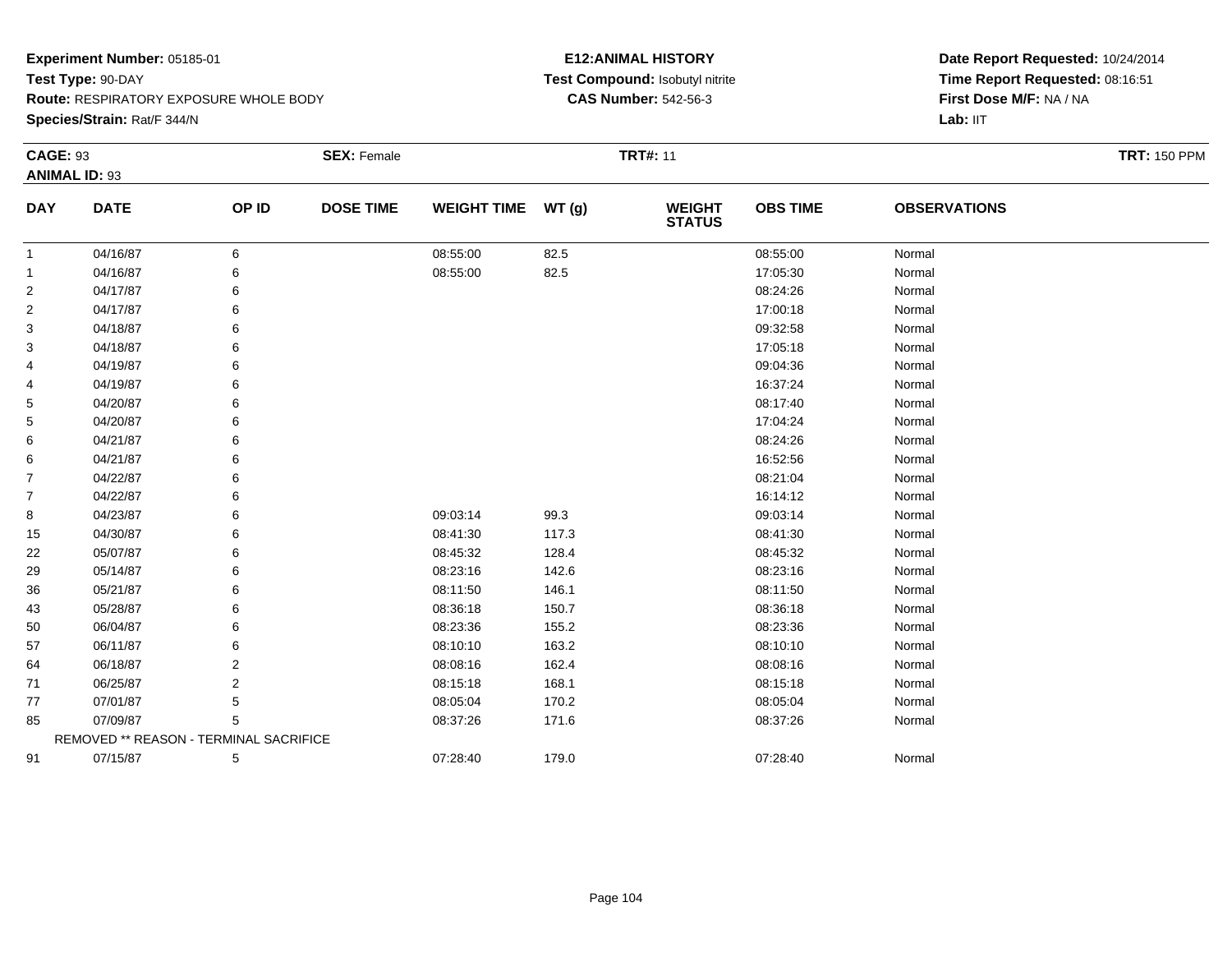**Experiment Number:** 05185-01
**Test Type:** 90-DAY
**Route:** RESPIRATORY EXPOSURE WHOLE BODY
**Species/Strain:** Rat/F 344/N

**E12:ANIMAL HISTORY**
**Test Compound:** Isobutyl nitrite
**CAS Number:** 542-56-3

**Date Report Requested:** 10/24/2014
**Time Report Requested:** 08:16:51
**First Dose M/F:** NA / NA
**Lab:** IIT

**CAGE:** 93 **SEX:** Female **TRT#:** 11 **TRT:** 150 PPM
**ANIMAL ID:** 93

| DAY | DATE | OP ID | DOSE TIME | WEIGHT TIME | WT (g) | WEIGHT STATUS | OBS TIME | OBSERVATIONS |
|---|---|---|---|---|---|---|---|---|
| 1 | 04/16/87 | 6 | | 08:55:00 | 82.5 | | 08:55:00 | Normal |
| 1 | 04/16/87 | 6 | | 08:55:00 | 82.5 | | 17:05:30 | Normal |
| 2 | 04/17/87 | 6 | | | | | 08:24:26 | Normal |
| 2 | 04/17/87 | 6 | | | | | 17:00:18 | Normal |
| 3 | 04/18/87 | 6 | | | | | 09:32:58 | Normal |
| 3 | 04/18/87 | 6 | | | | | 17:05:18 | Normal |
| 4 | 04/19/87 | 6 | | | | | 09:04:36 | Normal |
| 4 | 04/19/87 | 6 | | | | | 16:37:24 | Normal |
| 5 | 04/20/87 | 6 | | | | | 08:17:40 | Normal |
| 5 | 04/20/87 | 6 | | | | | 17:04:24 | Normal |
| 6 | 04/21/87 | 6 | | | | | 08:24:26 | Normal |
| 6 | 04/21/87 | 6 | | | | | 16:52:56 | Normal |
| 7 | 04/22/87 | 6 | | | | | 08:21:04 | Normal |
| 7 | 04/22/87 | 6 | | | | | 16:14:12 | Normal |
| 8 | 04/23/87 | 6 | | 09:03:14 | 99.3 | | 09:03:14 | Normal |
| 15 | 04/30/87 | 6 | | 08:41:30 | 117.3 | | 08:41:30 | Normal |
| 22 | 05/07/87 | 6 | | 08:45:32 | 128.4 | | 08:45:32 | Normal |
| 29 | 05/14/87 | 6 | | 08:23:16 | 142.6 | | 08:23:16 | Normal |
| 36 | 05/21/87 | 6 | | 08:11:50 | 146.1 | | 08:11:50 | Normal |
| 43 | 05/28/87 | 6 | | 08:36:18 | 150.7 | | 08:36:18 | Normal |
| 50 | 06/04/87 | 6 | | 08:23:36 | 155.2 | | 08:23:36 | Normal |
| 57 | 06/11/87 | 6 | | 08:10:10 | 163.2 | | 08:10:10 | Normal |
| 64 | 06/18/87 | 2 | | 08:08:16 | 162.4 | | 08:08:16 | Normal |
| 71 | 06/25/87 | 2 | | 08:15:18 | 168.1 | | 08:15:18 | Normal |
| 77 | 07/01/87 | 5 | | 08:05:04 | 170.2 | | 08:05:04 | Normal |
| 85 | 07/09/87 | 5 | | 08:37:26 | 171.6 | | 08:37:26 | Normal |
| | REMOVED ** REASON - TERMINAL SACRIFICE | | | | | | | |
| 91 | 07/15/87 | 5 | | 07:28:40 | 179.0 | | 07:28:40 | Normal |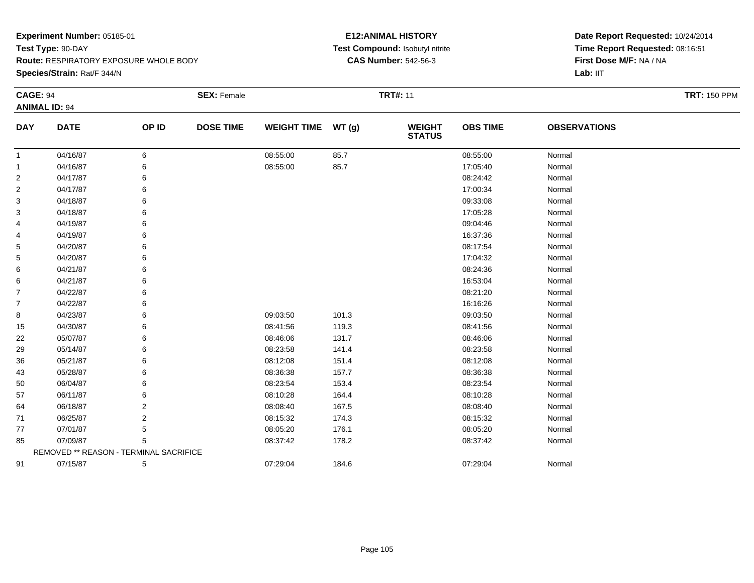**Experiment Number:** 05185-01
**Test Type:** 90-DAY
**Route:** RESPIRATORY EXPOSURE WHOLE BODY
**Species/Strain:** Rat/F 344/N

**E12:ANIMAL HISTORY**
**Test Compound:** Isobutyl nitrite
**CAS Number:** 542-56-3

**Date Report Requested:** 10/24/2014
**Time Report Requested:** 08:16:51
**First Dose M/F:** NA / NA
**Lab:** IIT

**CAGE:** 94 **SEX:** Female **TRT#:** 11 **TRT:** 150 PPM
**ANIMAL ID:** 94

| DAY | DATE | OP ID | DOSE TIME | WEIGHT TIME | WT (g) | WEIGHT STATUS | OBS TIME | OBSERVATIONS |
|---|---|---|---|---|---|---|---|---|
| 1 | 04/16/87 | 6 | | 08:55:00 | 85.7 | | 08:55:00 | Normal |
| 1 | 04/16/87 | 6 | | 08:55:00 | 85.7 | | 17:05:40 | Normal |
| 2 | 04/17/87 | 6 | | | | | 08:24:42 | Normal |
| 2 | 04/17/87 | 6 | | | | | 17:00:34 | Normal |
| 3 | 04/18/87 | 6 | | | | | 09:33:08 | Normal |
| 3 | 04/18/87 | 6 | | | | | 17:05:28 | Normal |
| 4 | 04/19/87 | 6 | | | | | 09:04:46 | Normal |
| 4 | 04/19/87 | 6 | | | | | 16:37:36 | Normal |
| 5 | 04/20/87 | 6 | | | | | 08:17:54 | Normal |
| 5 | 04/20/87 | 6 | | | | | 17:04:32 | Normal |
| 6 | 04/21/87 | 6 | | | | | 08:24:36 | Normal |
| 6 | 04/21/87 | 6 | | | | | 16:53:04 | Normal |
| 7 | 04/22/87 | 6 | | | | | 08:21:20 | Normal |
| 7 | 04/22/87 | 6 | | | | | 16:16:26 | Normal |
| 8 | 04/23/87 | 6 | | 09:03:50 | 101.3 | | 09:03:50 | Normal |
| 15 | 04/30/87 | 6 | | 08:41:56 | 119.3 | | 08:41:56 | Normal |
| 22 | 05/07/87 | 6 | | 08:46:06 | 131.7 | | 08:46:06 | Normal |
| 29 | 05/14/87 | 6 | | 08:23:58 | 141.4 | | 08:23:58 | Normal |
| 36 | 05/21/87 | 6 | | 08:12:08 | 151.4 | | 08:12:08 | Normal |
| 43 | 05/28/87 | 6 | | 08:36:38 | 157.7 | | 08:36:38 | Normal |
| 50 | 06/04/87 | 6 | | 08:23:54 | 153.4 | | 08:23:54 | Normal |
| 57 | 06/11/87 | 6 | | 08:10:28 | 164.4 | | 08:10:28 | Normal |
| 64 | 06/18/87 | 2 | | 08:08:40 | 167.5 | | 08:08:40 | Normal |
| 71 | 06/25/87 | 2 | | 08:15:32 | 174.3 | | 08:15:32 | Normal |
| 77 | 07/01/87 | 5 | | 08:05:20 | 176.1 | | 08:05:20 | Normal |
| 85 | 07/09/87 | 5 | | 08:37:42 | 178.2 | | 08:37:42 | Normal |
| REMOVED ** REASON - TERMINAL SACRIFICE | | | | | | | | |
| 91 | 07/15/87 | 5 | | 07:29:04 | 184.6 | | 07:29:04 | Normal |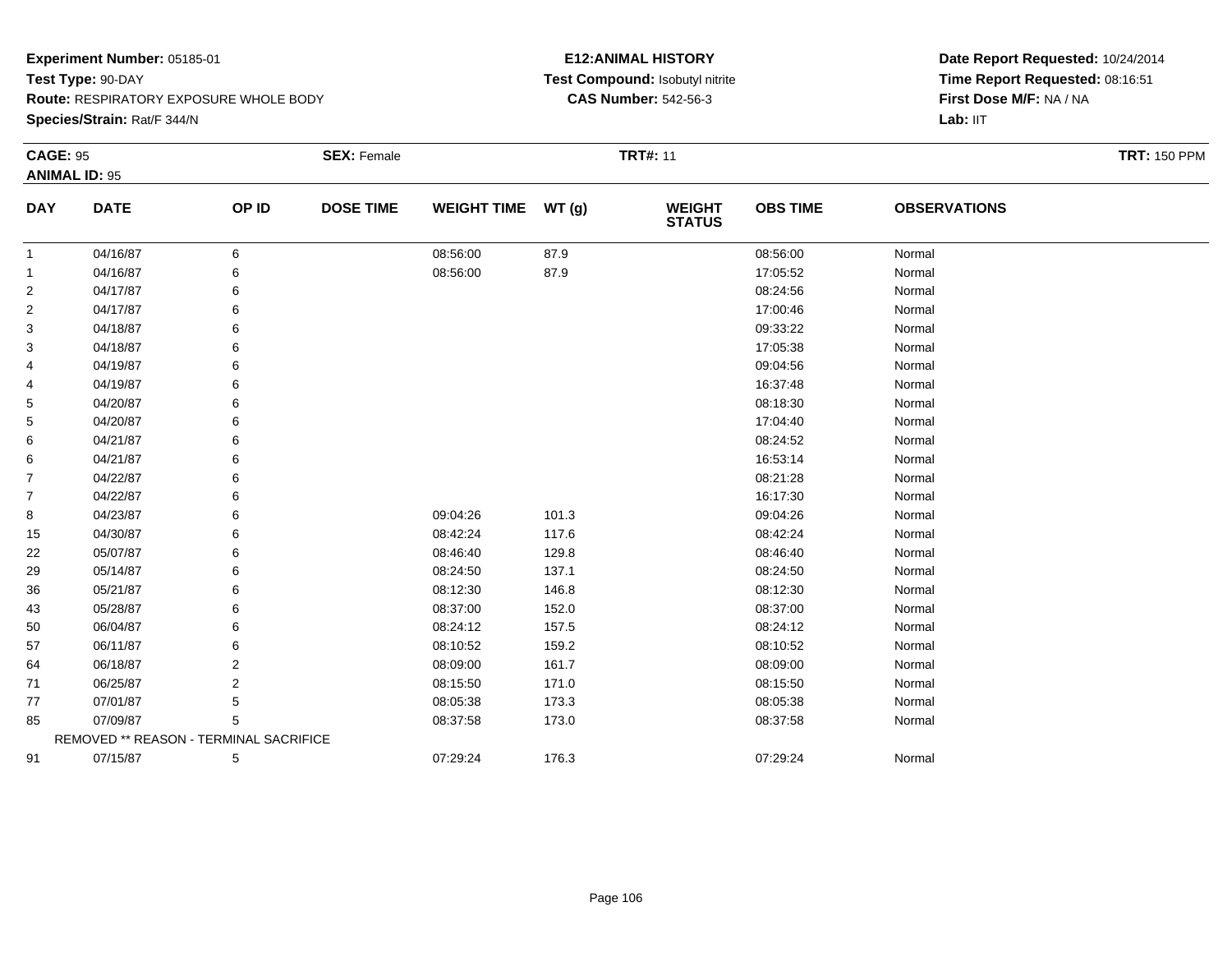**Experiment Number:** 05185-01
**Test Type:** 90-DAY
**Route:** RESPIRATORY EXPOSURE WHOLE BODY
**Species/Strain:** Rat/F 344/N

**E12:ANIMAL HISTORY**
**Test Compound:** Isobutyl nitrite
**CAS Number:** 542-56-3

**Date Report Requested:** 10/24/2014
**Time Report Requested:** 08:16:51
**First Dose M/F:** NA / NA
**Lab:** IIT

**CAGE:** 95 **SEX:** Female **TRT#:** 11 **TRT:** 150 PPM
**ANIMAL ID:** 95

| DAY | DATE | OP ID | DOSE TIME | WEIGHT TIME | WT (g) | WEIGHT STATUS | OBS TIME | OBSERVATIONS |
|---|---|---|---|---|---|---|---|---|
| 1 | 04/16/87 | 6 | | 08:56:00 | 87.9 | | 08:56:00 | Normal |
| 1 | 04/16/87 | 6 | | 08:56:00 | 87.9 | | 17:05:52 | Normal |
| 2 | 04/17/87 | 6 | | | | | 08:24:56 | Normal |
| 2 | 04/17/87 | 6 | | | | | 17:00:46 | Normal |
| 3 | 04/18/87 | 6 | | | | | 09:33:22 | Normal |
| 3 | 04/18/87 | 6 | | | | | 17:05:38 | Normal |
| 4 | 04/19/87 | 6 | | | | | 09:04:56 | Normal |
| 4 | 04/19/87 | 6 | | | | | 16:37:48 | Normal |
| 5 | 04/20/87 | 6 | | | | | 08:18:30 | Normal |
| 5 | 04/20/87 | 6 | | | | | 17:04:40 | Normal |
| 6 | 04/21/87 | 6 | | | | | 08:24:52 | Normal |
| 6 | 04/21/87 | 6 | | | | | 16:53:14 | Normal |
| 7 | 04/22/87 | 6 | | | | | 08:21:28 | Normal |
| 7 | 04/22/87 | 6 | | | | | 16:17:30 | Normal |
| 8 | 04/23/87 | 6 | | 09:04:26 | 101.3 | | 09:04:26 | Normal |
| 15 | 04/30/87 | 6 | | 08:42:24 | 117.6 | | 08:42:24 | Normal |
| 22 | 05/07/87 | 6 | | 08:46:40 | 129.8 | | 08:46:40 | Normal |
| 29 | 05/14/87 | 6 | | 08:24:50 | 137.1 | | 08:24:50 | Normal |
| 36 | 05/21/87 | 6 | | 08:12:30 | 146.8 | | 08:12:30 | Normal |
| 43 | 05/28/87 | 6 | | 08:37:00 | 152.0 | | 08:37:00 | Normal |
| 50 | 06/04/87 | 6 | | 08:24:12 | 157.5 | | 08:24:12 | Normal |
| 57 | 06/11/87 | 6 | | 08:10:52 | 159.2 | | 08:10:52 | Normal |
| 64 | 06/18/87 | 2 | | 08:09:00 | 161.7 | | 08:09:00 | Normal |
| 71 | 06/25/87 | 2 | | 08:15:50 | 171.0 | | 08:15:50 | Normal |
| 77 | 07/01/87 | 5 | | 08:05:38 | 173.3 | | 08:05:38 | Normal |
| 85 | 07/09/87 | 5 | | 08:37:58 | 173.0 | | 08:37:58 | Normal |
| | REMOVED ** REASON - TERMINAL SACRIFICE | | | | | | | |
| 91 | 07/15/87 | 5 | | 07:29:24 | 176.3 | | 07:29:24 | Normal |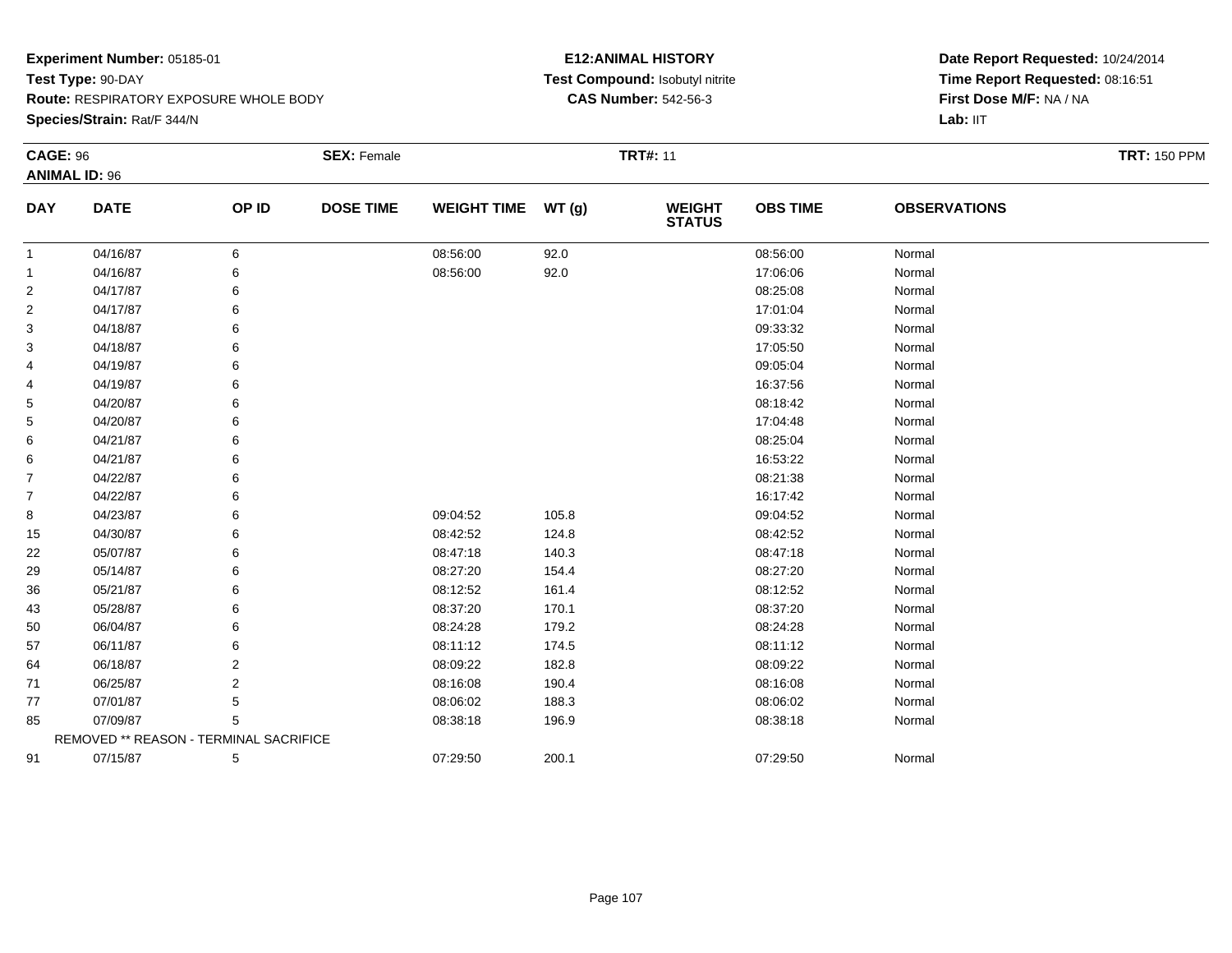**Experiment Number:** 05185-01
**Test Type:** 90-DAY
**Route:** RESPIRATORY EXPOSURE WHOLE BODY
**Species/Strain:** Rat/F 344/N

**E12:ANIMAL HISTORY**
**Test Compound:** Isobutyl nitrite
**CAS Number:** 542-56-3

**Date Report Requested:** 10/24/2014
**Time Report Requested:** 08:16:51
**First Dose M/F:** NA / NA
**Lab:** IIT

**CAGE:** 96 **SEX:** Female **TRT#:** 11 **TRT:** 150 PPM
**ANIMAL ID:** 96

| DAY | DATE | OP ID | DOSE TIME | WEIGHT TIME | WT (g) | WEIGHT STATUS | OBS TIME | OBSERVATIONS |
|---|---|---|---|---|---|---|---|---|
| 1 | 04/16/87 | 6 | | 08:56:00 | 92.0 | | 08:56:00 | Normal |
| 1 | 04/16/87 | 6 | | 08:56:00 | 92.0 | | 17:06:06 | Normal |
| 2 | 04/17/87 | 6 | | | | | 08:25:08 | Normal |
| 2 | 04/17/87 | 6 | | | | | 17:01:04 | Normal |
| 3 | 04/18/87 | 6 | | | | | 09:33:32 | Normal |
| 3 | 04/18/87 | 6 | | | | | 17:05:50 | Normal |
| 4 | 04/19/87 | 6 | | | | | 09:05:04 | Normal |
| 4 | 04/19/87 | 6 | | | | | 16:37:56 | Normal |
| 5 | 04/20/87 | 6 | | | | | 08:18:42 | Normal |
| 5 | 04/20/87 | 6 | | | | | 17:04:48 | Normal |
| 6 | 04/21/87 | 6 | | | | | 08:25:04 | Normal |
| 6 | 04/21/87 | 6 | | | | | 16:53:22 | Normal |
| 7 | 04/22/87 | 6 | | | | | 08:21:38 | Normal |
| 7 | 04/22/87 | 6 | | | | | 16:17:42 | Normal |
| 8 | 04/23/87 | 6 | | 09:04:52 | 105.8 | | 09:04:52 | Normal |
| 15 | 04/30/87 | 6 | | 08:42:52 | 124.8 | | 08:42:52 | Normal |
| 22 | 05/07/87 | 6 | | 08:47:18 | 140.3 | | 08:47:18 | Normal |
| 29 | 05/14/87 | 6 | | 08:27:20 | 154.4 | | 08:27:20 | Normal |
| 36 | 05/21/87 | 6 | | 08:12:52 | 161.4 | | 08:12:52 | Normal |
| 43 | 05/28/87 | 6 | | 08:37:20 | 170.1 | | 08:37:20 | Normal |
| 50 | 06/04/87 | 6 | | 08:24:28 | 179.2 | | 08:24:28 | Normal |
| 57 | 06/11/87 | 6 | | 08:11:12 | 174.5 | | 08:11:12 | Normal |
| 64 | 06/18/87 | 2 | | 08:09:22 | 182.8 | | 08:09:22 | Normal |
| 71 | 06/25/87 | 2 | | 08:16:08 | 190.4 | | 08:16:08 | Normal |
| 77 | 07/01/87 | 5 | | 08:06:02 | 188.3 | | 08:06:02 | Normal |
| 85 | 07/09/87 | 5 | | 08:38:18 | 196.9 | | 08:38:18 | Normal |
| REMOVED ** REASON - TERMINAL SACRIFICE | | | | | | | | |
| 91 | 07/15/87 | 5 | | 07:29:50 | 200.1 | | 07:29:50 | Normal |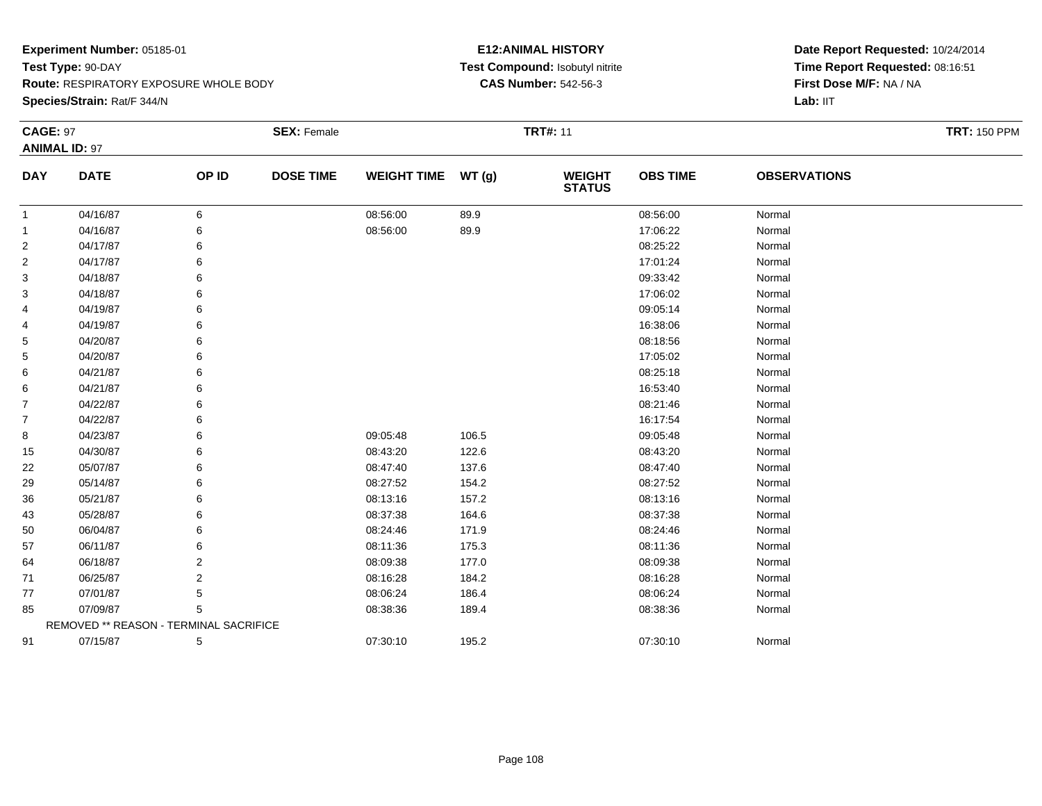**Experiment Number:** 05185-01
**Test Type:** 90-DAY
**Route:** RESPIRATORY EXPOSURE WHOLE BODY
**Species/Strain:** Rat/F 344/N

**E12:ANIMAL HISTORY**
**Test Compound:** Isobutyl nitrite
**CAS Number:** 542-56-3

**Date Report Requested:** 10/24/2014
**Time Report Requested:** 08:16:51
**First Dose M/F:** NA / NA
**Lab:** IIT

**CAGE:** 97 **SEX:** Female **TRT#:** 11 **TRT:** 150 PPM
**ANIMAL ID:** 97

| DAY | DATE | OP ID | DOSE TIME | WEIGHT TIME | WT (g) | WEIGHT STATUS | OBS TIME | OBSERVATIONS |
|---|---|---|---|---|---|---|---|---|
| 1 | 04/16/87 | 6 | | 08:56:00 | 89.9 | | 08:56:00 | Normal |
| 1 | 04/16/87 | 6 | | 08:56:00 | 89.9 | | 17:06:22 | Normal |
| 2 | 04/17/87 | 6 | | | | | 08:25:22 | Normal |
| 2 | 04/17/87 | 6 | | | | | 17:01:24 | Normal |
| 3 | 04/18/87 | 6 | | | | | 09:33:42 | Normal |
| 3 | 04/18/87 | 6 | | | | | 17:06:02 | Normal |
| 4 | 04/19/87 | 6 | | | | | 09:05:14 | Normal |
| 4 | 04/19/87 | 6 | | | | | 16:38:06 | Normal |
| 5 | 04/20/87 | 6 | | | | | 08:18:56 | Normal |
| 5 | 04/20/87 | 6 | | | | | 17:05:02 | Normal |
| 6 | 04/21/87 | 6 | | | | | 08:25:18 | Normal |
| 6 | 04/21/87 | 6 | | | | | 16:53:40 | Normal |
| 7 | 04/22/87 | 6 | | | | | 08:21:46 | Normal |
| 7 | 04/22/87 | 6 | | | | | 16:17:54 | Normal |
| 8 | 04/23/87 | 6 | | 09:05:48 | 106.5 | | 09:05:48 | Normal |
| 15 | 04/30/87 | 6 | | 08:43:20 | 122.6 | | 08:43:20 | Normal |
| 22 | 05/07/87 | 6 | | 08:47:40 | 137.6 | | 08:47:40 | Normal |
| 29 | 05/14/87 | 6 | | 08:27:52 | 154.2 | | 08:27:52 | Normal |
| 36 | 05/21/87 | 6 | | 08:13:16 | 157.2 | | 08:13:16 | Normal |
| 43 | 05/28/87 | 6 | | 08:37:38 | 164.6 | | 08:37:38 | Normal |
| 50 | 06/04/87 | 6 | | 08:24:46 | 171.9 | | 08:24:46 | Normal |
| 57 | 06/11/87 | 6 | | 08:11:36 | 175.3 | | 08:11:36 | Normal |
| 64 | 06/18/87 | 2 | | 08:09:38 | 177.0 | | 08:09:38 | Normal |
| 71 | 06/25/87 | 2 | | 08:16:28 | 184.2 | | 08:16:28 | Normal |
| 77 | 07/01/87 | 5 | | 08:06:24 | 186.4 | | 08:06:24 | Normal |
| 85 | 07/09/87 | 5 | | 08:38:36 | 189.4 | | 08:38:36 | Normal |
| REMOVED ** REASON - TERMINAL SACRIFICE | | | | | | | | |
| 91 | 07/15/87 | 5 | | 07:30:10 | 195.2 | | 07:30:10 | Normal |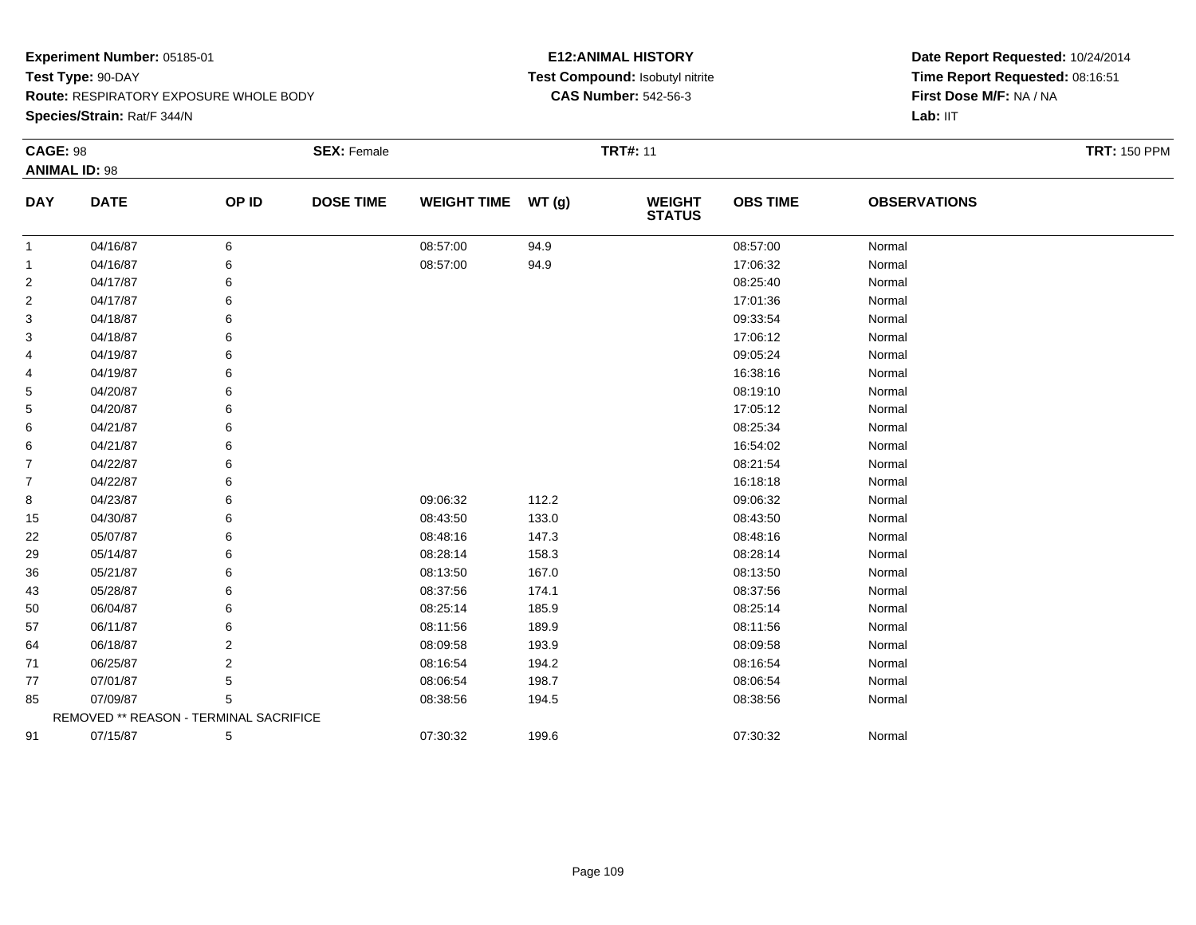**Experiment Number:** 05185-01
**Test Type:** 90-DAY
**Route:** RESPIRATORY EXPOSURE WHOLE BODY
**Species/Strain:** Rat/F 344/N

**E12:ANIMAL HISTORY**
**Test Compound:** Isobutyl nitrite
**CAS Number:** 542-56-3

**Date Report Requested:** 10/24/2014
**Time Report Requested:** 08:16:51
**First Dose M/F:** NA / NA
**Lab:** IIT

**CAGE:** 98 **SEX:** Female **TRT#:** 11 **TRT:** 150 PPM
**ANIMAL ID:** 98

| DAY | DATE | OP ID | DOSE TIME | WEIGHT TIME | WT (g) | WEIGHT STATUS | OBS TIME | OBSERVATIONS |
|---|---|---|---|---|---|---|---|---|
| 1 | 04/16/87 | 6 | | 08:57:00 | 94.9 | | 08:57:00 | Normal |
| 1 | 04/16/87 | 6 | | 08:57:00 | 94.9 | | 17:06:32 | Normal |
| 2 | 04/17/87 | 6 | | | | | 08:25:40 | Normal |
| 2 | 04/17/87 | 6 | | | | | 17:01:36 | Normal |
| 3 | 04/18/87 | 6 | | | | | 09:33:54 | Normal |
| 3 | 04/18/87 | 6 | | | | | 17:06:12 | Normal |
| 4 | 04/19/87 | 6 | | | | | 09:05:24 | Normal |
| 4 | 04/19/87 | 6 | | | | | 16:38:16 | Normal |
| 5 | 04/20/87 | 6 | | | | | 08:19:10 | Normal |
| 5 | 04/20/87 | 6 | | | | | 17:05:12 | Normal |
| 6 | 04/21/87 | 6 | | | | | 08:25:34 | Normal |
| 6 | 04/21/87 | 6 | | | | | 16:54:02 | Normal |
| 7 | 04/22/87 | 6 | | | | | 08:21:54 | Normal |
| 7 | 04/22/87 | 6 | | | | | 16:18:18 | Normal |
| 8 | 04/23/87 | 6 | | 09:06:32 | 112.2 | | 09:06:32 | Normal |
| 15 | 04/30/87 | 6 | | 08:43:50 | 133.0 | | 08:43:50 | Normal |
| 22 | 05/07/87 | 6 | | 08:48:16 | 147.3 | | 08:48:16 | Normal |
| 29 | 05/14/87 | 6 | | 08:28:14 | 158.3 | | 08:28:14 | Normal |
| 36 | 05/21/87 | 6 | | 08:13:50 | 167.0 | | 08:13:50 | Normal |
| 43 | 05/28/87 | 6 | | 08:37:56 | 174.1 | | 08:37:56 | Normal |
| 50 | 06/04/87 | 6 | | 08:25:14 | 185.9 | | 08:25:14 | Normal |
| 57 | 06/11/87 | 6 | | 08:11:56 | 189.9 | | 08:11:56 | Normal |
| 64 | 06/18/87 | 2 | | 08:09:58 | 193.9 | | 08:09:58 | Normal |
| 71 | 06/25/87 | 2 | | 08:16:54 | 194.2 | | 08:16:54 | Normal |
| 77 | 07/01/87 | 5 | | 08:06:54 | 198.7 | | 08:06:54 | Normal |
| 85 | 07/09/87 | 5 | | 08:38:56 | 194.5 | | 08:38:56 | Normal |
| REMOVED ** REASON - TERMINAL SACRIFICE | | | | | | | | |
| 91 | 07/15/87 | 5 | | 07:30:32 | 199.6 | | 07:30:32 | Normal |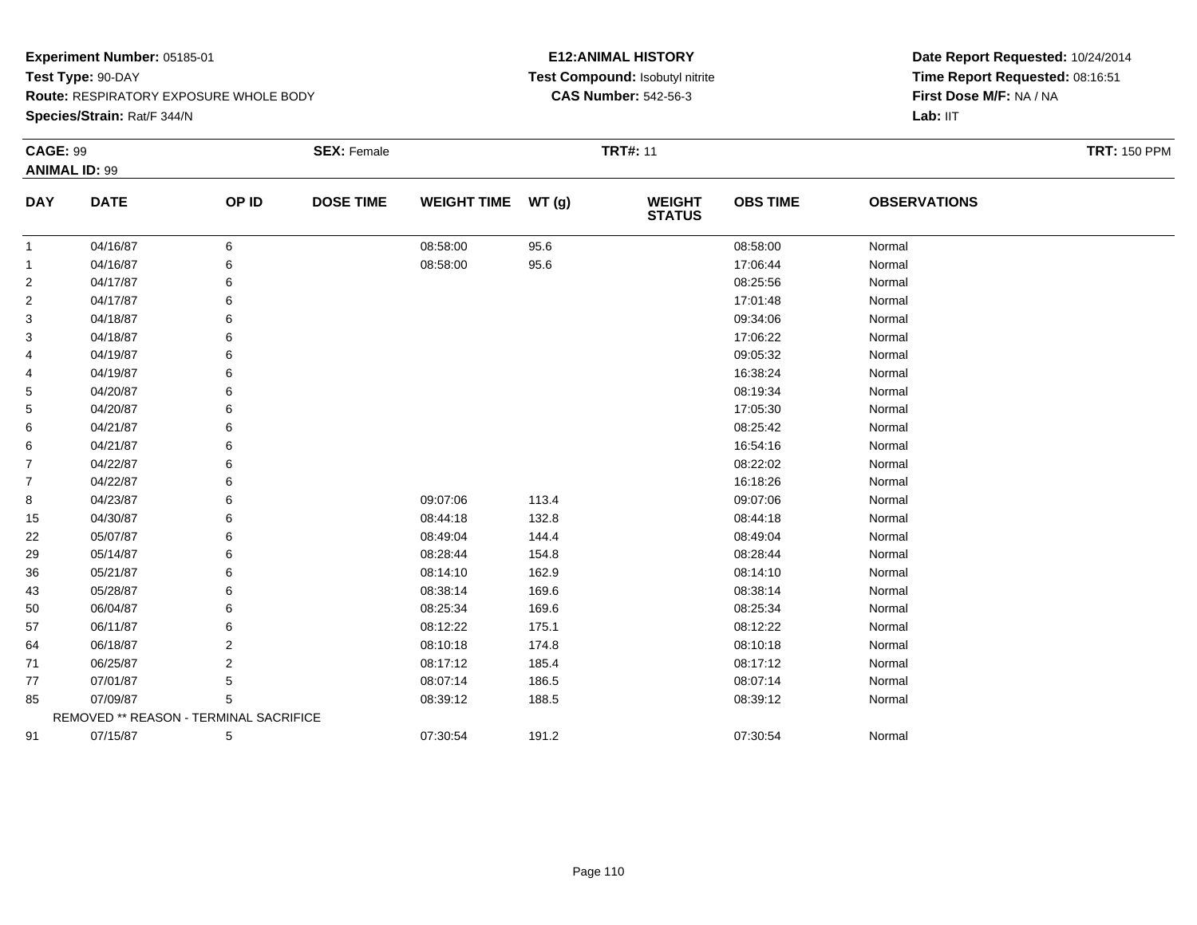**Experiment Number:** 05185-01
**Test Type:** 90-DAY
**Route:** RESPIRATORY EXPOSURE WHOLE BODY
**Species/Strain:** Rat/F 344/N

**E12:ANIMAL HISTORY**
**Test Compound:** Isobutyl nitrite
**CAS Number:** 542-56-3

**Date Report Requested:** 10/24/2014
**Time Report Requested:** 08:16:51
**First Dose M/F:** NA / NA
**Lab:** IIT

**CAGE:** 99 **SEX:** Female **TRT#:** 11 **TRT:** 150 PPM
**ANIMAL ID:** 99

| DAY | DATE | OP ID | DOSE TIME | WEIGHT TIME | WT (g) | WEIGHT STATUS | OBS TIME | OBSERVATIONS |
|---|---|---|---|---|---|---|---|---|
| 1 | 04/16/87 | 6 | | 08:58:00 | 95.6 | | 08:58:00 | Normal |
| 1 | 04/16/87 | 6 | | 08:58:00 | 95.6 | | 17:06:44 | Normal |
| 2 | 04/17/87 | 6 | | | | | 08:25:56 | Normal |
| 2 | 04/17/87 | 6 | | | | | 17:01:48 | Normal |
| 3 | 04/18/87 | 6 | | | | | 09:34:06 | Normal |
| 3 | 04/18/87 | 6 | | | | | 17:06:22 | Normal |
| 4 | 04/19/87 | 6 | | | | | 09:05:32 | Normal |
| 4 | 04/19/87 | 6 | | | | | 16:38:24 | Normal |
| 5 | 04/20/87 | 6 | | | | | 08:19:34 | Normal |
| 5 | 04/20/87 | 6 | | | | | 17:05:30 | Normal |
| 6 | 04/21/87 | 6 | | | | | 08:25:42 | Normal |
| 6 | 04/21/87 | 6 | | | | | 16:54:16 | Normal |
| 7 | 04/22/87 | 6 | | | | | 08:22:02 | Normal |
| 7 | 04/22/87 | 6 | | | | | 16:18:26 | Normal |
| 8 | 04/23/87 | 6 | | 09:07:06 | 113.4 | | 09:07:06 | Normal |
| 15 | 04/30/87 | 6 | | 08:44:18 | 132.8 | | 08:44:18 | Normal |
| 22 | 05/07/87 | 6 | | 08:49:04 | 144.4 | | 08:49:04 | Normal |
| 29 | 05/14/87 | 6 | | 08:28:44 | 154.8 | | 08:28:44 | Normal |
| 36 | 05/21/87 | 6 | | 08:14:10 | 162.9 | | 08:14:10 | Normal |
| 43 | 05/28/87 | 6 | | 08:38:14 | 169.6 | | 08:38:14 | Normal |
| 50 | 06/04/87 | 6 | | 08:25:34 | 169.6 | | 08:25:34 | Normal |
| 57 | 06/11/87 | 6 | | 08:12:22 | 175.1 | | 08:12:22 | Normal |
| 64 | 06/18/87 | 2 | | 08:10:18 | 174.8 | | 08:10:18 | Normal |
| 71 | 06/25/87 | 2 | | 08:17:12 | 185.4 | | 08:17:12 | Normal |
| 77 | 07/01/87 | 5 | | 08:07:14 | 186.5 | | 08:07:14 | Normal |
| 85 | 07/09/87 | 5 | | 08:39:12 | 188.5 | | 08:39:12 | Normal |
| | REMOVED ** REASON - TERMINAL SACRIFICE | | | | | | | |
| 91 | 07/15/87 | 5 | | 07:30:54 | 191.2 | | 07:30:54 | Normal |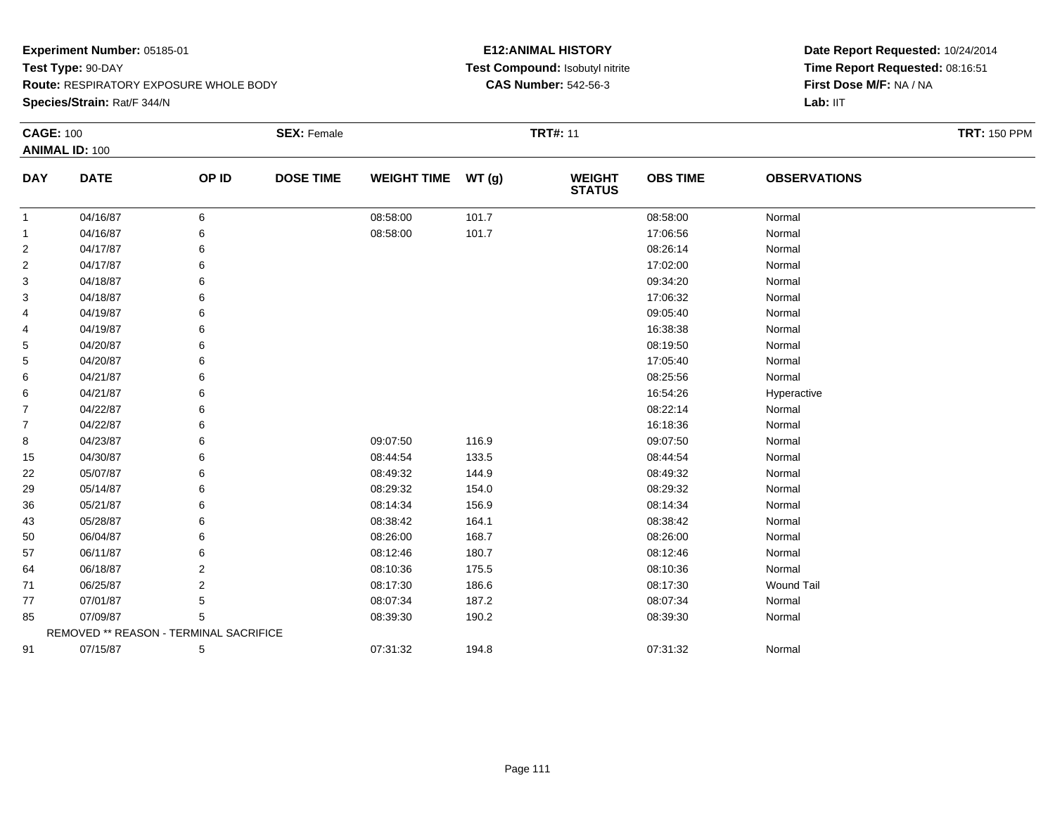**Experiment Number:** 05185-01
**Test Type:** 90-DAY
**Route:** RESPIRATORY EXPOSURE WHOLE BODY
**Species/Strain:** Rat/F 344/N

**E12:ANIMAL HISTORY**
**Test Compound:** Isobutyl nitrite
**CAS Number:** 542-56-3

**Date Report Requested:** 10/24/2014
**Time Report Requested:** 08:16:51
**First Dose M/F:** NA / NA
**Lab:** IIT

**CAGE:** 100 **SEX:** Female **TRT#:** 11 **TRT:** 150 PPM
**ANIMAL ID:** 100

| DAY | DATE | OP ID | DOSE TIME | WEIGHT TIME | WT (g) | WEIGHT STATUS | OBS TIME | OBSERVATIONS |
|---|---|---|---|---|---|---|---|---|
| 1 | 04/16/87 | 6 | | 08:58:00 | 101.7 | | 08:58:00 | Normal |
| 1 | 04/16/87 | 6 | | 08:58:00 | 101.7 | | 17:06:56 | Normal |
| 2 | 04/17/87 | 6 | | | | | 08:26:14 | Normal |
| 2 | 04/17/87 | 6 | | | | | 17:02:00 | Normal |
| 3 | 04/18/87 | 6 | | | | | 09:34:20 | Normal |
| 3 | 04/18/87 | 6 | | | | | 17:06:32 | Normal |
| 4 | 04/19/87 | 6 | | | | | 09:05:40 | Normal |
| 4 | 04/19/87 | 6 | | | | | 16:38:38 | Normal |
| 5 | 04/20/87 | 6 | | | | | 08:19:50 | Normal |
| 5 | 04/20/87 | 6 | | | | | 17:05:40 | Normal |
| 6 | 04/21/87 | 6 | | | | | 08:25:56 | Normal |
| 6 | 04/21/87 | 6 | | | | | 16:54:26 | Hyperactive |
| 7 | 04/22/87 | 6 | | | | | 08:22:14 | Normal |
| 7 | 04/22/87 | 6 | | | | | 16:18:36 | Normal |
| 8 | 04/23/87 | 6 | | 09:07:50 | 116.9 | | 09:07:50 | Normal |
| 15 | 04/30/87 | 6 | | 08:44:54 | 133.5 | | 08:44:54 | Normal |
| 22 | 05/07/87 | 6 | | 08:49:32 | 144.9 | | 08:49:32 | Normal |
| 29 | 05/14/87 | 6 | | 08:29:32 | 154.0 | | 08:29:32 | Normal |
| 36 | 05/21/87 | 6 | | 08:14:34 | 156.9 | | 08:14:34 | Normal |
| 43 | 05/28/87 | 6 | | 08:38:42 | 164.1 | | 08:38:42 | Normal |
| 50 | 06/04/87 | 6 | | 08:26:00 | 168.7 | | 08:26:00 | Normal |
| 57 | 06/11/87 | 6 | | 08:12:46 | 180.7 | | 08:12:46 | Normal |
| 64 | 06/18/87 | 2 | | 08:10:36 | 175.5 | | 08:10:36 | Normal |
| 71 | 06/25/87 | 2 | | 08:17:30 | 186.6 | | 08:17:30 | Wound Tail |
| 77 | 07/01/87 | 5 | | 08:07:34 | 187.2 | | 08:07:34 | Normal |
| 85 | 07/09/87 | 5 | | 08:39:30 | 190.2 | | 08:39:30 | Normal |
| REMOVED ** REASON - TERMINAL SACRIFICE | | | | | | | | |
| 91 | 07/15/87 | 5 | | 07:31:32 | 194.8 | | 07:31:32 | Normal |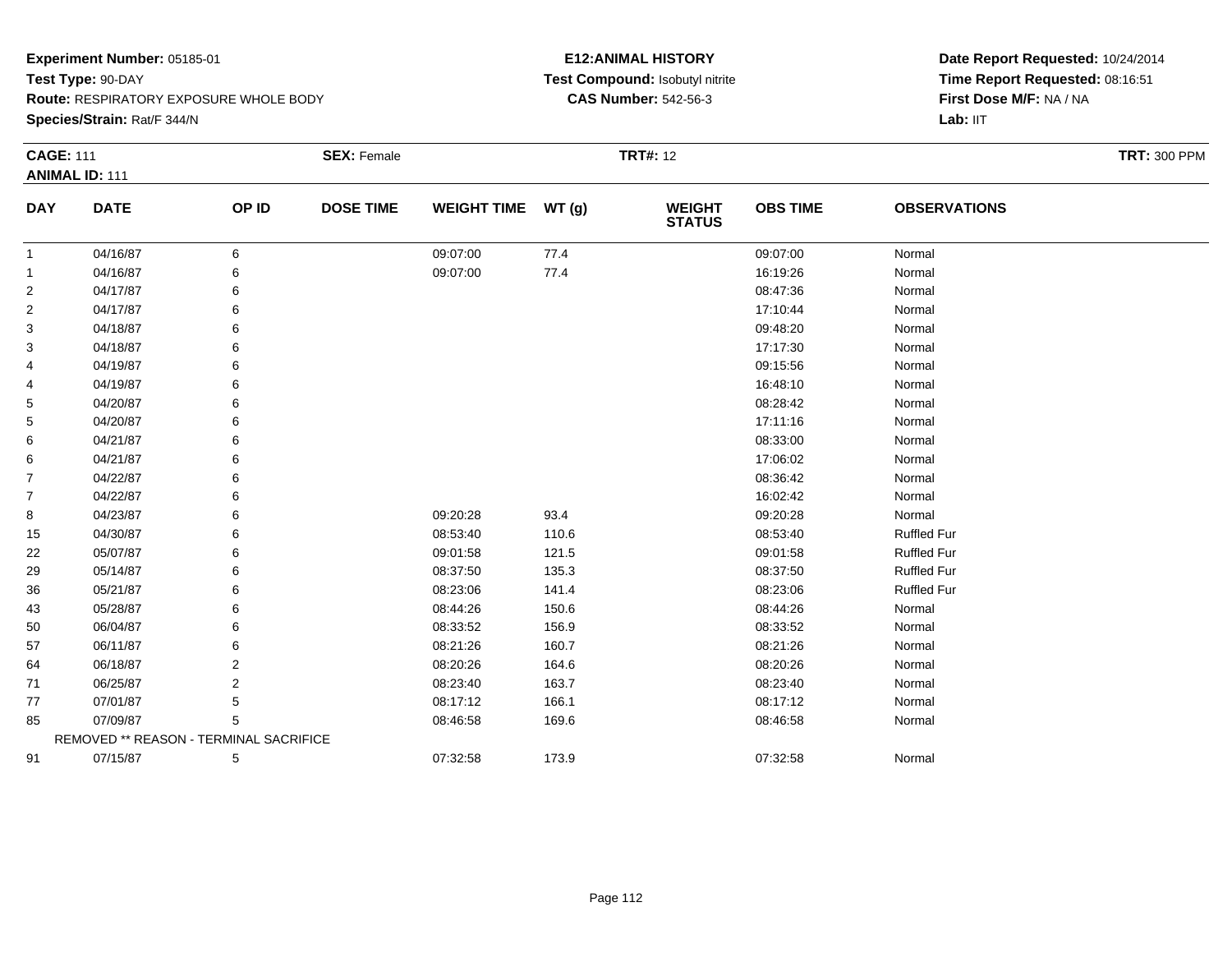**Experiment Number:** 05185-01
**Test Type:** 90-DAY
**Route:** RESPIRATORY EXPOSURE WHOLE BODY
**Species/Strain:** Rat/F 344/N

**E12:ANIMAL HISTORY**
**Test Compound:** Isobutyl nitrite
**CAS Number:** 542-56-3

**Date Report Requested:** 10/24/2014
**Time Report Requested:** 08:16:51
**First Dose M/F:** NA / NA
**Lab:** IIT

**CAGE:** 111 **SEX:** Female **TRT#:** 12 **TRT:** 300 PPM
**ANIMAL ID:** 111

| DAY | DATE | OP ID | DOSE TIME | WEIGHT TIME | WT (g) | WEIGHT STATUS | OBS TIME | OBSERVATIONS |
|---|---|---|---|---|---|---|---|---|
| 1 | 04/16/87 | 6 | | 09:07:00 | 77.4 | | 09:07:00 | Normal |
| 1 | 04/16/87 | 6 | | 09:07:00 | 77.4 | | 16:19:26 | Normal |
| 2 | 04/17/87 | 6 | | | | | 08:47:36 | Normal |
| 2 | 04/17/87 | 6 | | | | | 17:10:44 | Normal |
| 3 | 04/18/87 | 6 | | | | | 09:48:20 | Normal |
| 3 | 04/18/87 | 6 | | | | | 17:17:30 | Normal |
| 4 | 04/19/87 | 6 | | | | | 09:15:56 | Normal |
| 4 | 04/19/87 | 6 | | | | | 16:48:10 | Normal |
| 5 | 04/20/87 | 6 | | | | | 08:28:42 | Normal |
| 5 | 04/20/87 | 6 | | | | | 17:11:16 | Normal |
| 6 | 04/21/87 | 6 | | | | | 08:33:00 | Normal |
| 6 | 04/21/87 | 6 | | | | | 17:06:02 | Normal |
| 7 | 04/22/87 | 6 | | | | | 08:36:42 | Normal |
| 7 | 04/22/87 | 6 | | | | | 16:02:42 | Normal |
| 8 | 04/23/87 | 6 | | 09:20:28 | 93.4 | | 09:20:28 | Normal |
| 15 | 04/30/87 | 6 | | 08:53:40 | 110.6 | | 08:53:40 | Ruffled Fur |
| 22 | 05/07/87 | 6 | | 09:01:58 | 121.5 | | 09:01:58 | Ruffled Fur |
| 29 | 05/14/87 | 6 | | 08:37:50 | 135.3 | | 08:37:50 | Ruffled Fur |
| 36 | 05/21/87 | 6 | | 08:23:06 | 141.4 | | 08:23:06 | Ruffled Fur |
| 43 | 05/28/87 | 6 | | 08:44:26 | 150.6 | | 08:44:26 | Normal |
| 50 | 06/04/87 | 6 | | 08:33:52 | 156.9 | | 08:33:52 | Normal |
| 57 | 06/11/87 | 6 | | 08:21:26 | 160.7 | | 08:21:26 | Normal |
| 64 | 06/18/87 | 2 | | 08:20:26 | 164.6 | | 08:20:26 | Normal |
| 71 | 06/25/87 | 2 | | 08:23:40 | 163.7 | | 08:23:40 | Normal |
| 77 | 07/01/87 | 5 | | 08:17:12 | 166.1 | | 08:17:12 | Normal |
| 85 | 07/09/87 | 5 | | 08:46:58 | 169.6 | | 08:46:58 | Normal |
| | REMOVED ** REASON - TERMINAL SACRIFICE | | | | | | | |
| 91 | 07/15/87 | 5 | | 07:32:58 | 173.9 | | 07:32:58 | Normal |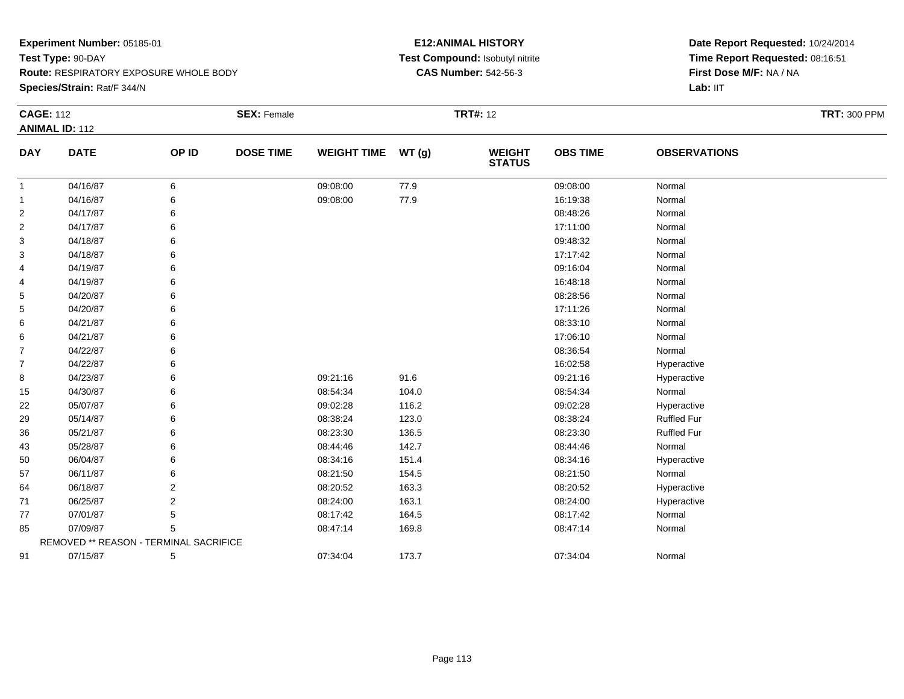**Experiment Number:** 05185-01
**Test Type:** 90-DAY
**Route:** RESPIRATORY EXPOSURE WHOLE BODY
**Species/Strain:** Rat/F 344/N

**E12:ANIMAL HISTORY**
**Test Compound:** Isobutyl nitrite
**CAS Number:** 542-56-3

**Date Report Requested:** 10/24/2014
**Time Report Requested:** 08:16:51
**First Dose M/F:** NA / NA
**Lab:** IIT

**CAGE:** 112 **SEX:** Female **TRT#:** 12 **TRT:** 300 PPM
**ANIMAL ID:** 112

| DAY | DATE | OP ID | DOSE TIME | WEIGHT TIME | WT (g) | WEIGHT STATUS | OBS TIME | OBSERVATIONS |
|---|---|---|---|---|---|---|---|---|
| 1 | 04/16/87 | 6 | | 09:08:00 | 77.9 | | 09:08:00 | Normal |
| 1 | 04/16/87 | 6 | | 09:08:00 | 77.9 | | 16:19:38 | Normal |
| 2 | 04/17/87 | 6 | | | | | 08:48:26 | Normal |
| 2 | 04/17/87 | 6 | | | | | 17:11:00 | Normal |
| 3 | 04/18/87 | 6 | | | | | 09:48:32 | Normal |
| 3 | 04/18/87 | 6 | | | | | 17:17:42 | Normal |
| 4 | 04/19/87 | 6 | | | | | 09:16:04 | Normal |
| 4 | 04/19/87 | 6 | | | | | 16:48:18 | Normal |
| 5 | 04/20/87 | 6 | | | | | 08:28:56 | Normal |
| 5 | 04/20/87 | 6 | | | | | 17:11:26 | Normal |
| 6 | 04/21/87 | 6 | | | | | 08:33:10 | Normal |
| 6 | 04/21/87 | 6 | | | | | 17:06:10 | Normal |
| 7 | 04/22/87 | 6 | | | | | 08:36:54 | Normal |
| 7 | 04/22/87 | 6 | | | | | 16:02:58 | Hyperactive |
| 8 | 04/23/87 | 6 | | 09:21:16 | 91.6 | | 09:21:16 | Hyperactive |
| 15 | 04/30/87 | 6 | | 08:54:34 | 104.0 | | 08:54:34 | Normal |
| 22 | 05/07/87 | 6 | | 09:02:28 | 116.2 | | 09:02:28 | Hyperactive |
| 29 | 05/14/87 | 6 | | 08:38:24 | 123.0 | | 08:38:24 | Ruffled Fur |
| 36 | 05/21/87 | 6 | | 08:23:30 | 136.5 | | 08:23:30 | Ruffled Fur |
| 43 | 05/28/87 | 6 | | 08:44:46 | 142.7 | | 08:44:46 | Normal |
| 50 | 06/04/87 | 6 | | 08:34:16 | 151.4 | | 08:34:16 | Hyperactive |
| 57 | 06/11/87 | 6 | | 08:21:50 | 154.5 | | 08:21:50 | Normal |
| 64 | 06/18/87 | 2 | | 08:20:52 | 163.3 | | 08:20:52 | Hyperactive |
| 71 | 06/25/87 | 2 | | 08:24:00 | 163.1 | | 08:24:00 | Hyperactive |
| 77 | 07/01/87 | 5 | | 08:17:42 | 164.5 | | 08:17:42 | Normal |
| 85 | 07/09/87 | 5 | | 08:47:14 | 169.8 | | 08:47:14 | Normal |
| | REMOVED ** REASON - TERMINAL SACRIFICE | | | | | | | |
| 91 | 07/15/87 | 5 | | 07:34:04 | 173.7 | | 07:34:04 | Normal |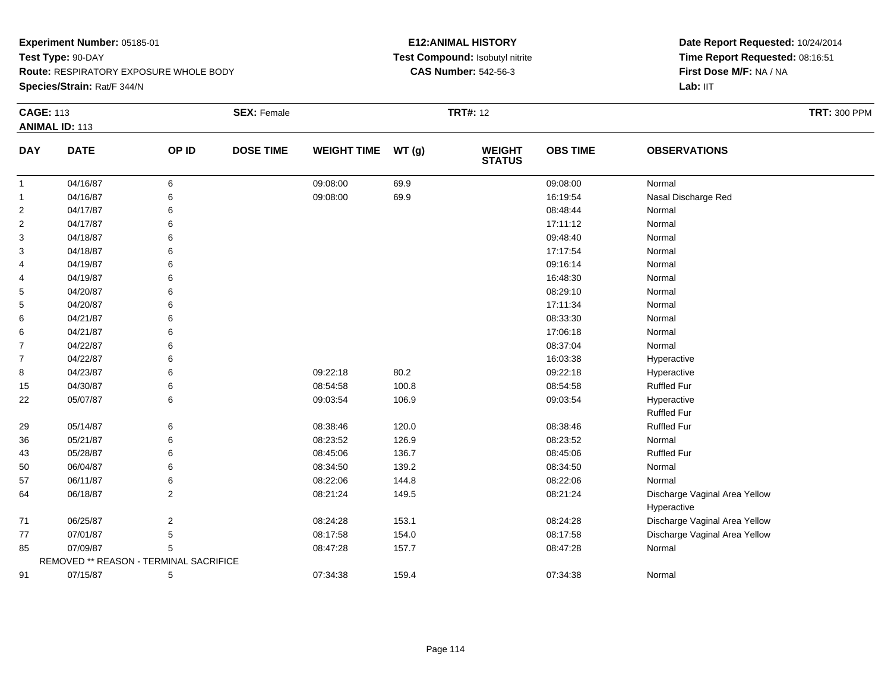**Experiment Number:** 05185-01
**Test Type:** 90-DAY
**Route:** RESPIRATORY EXPOSURE WHOLE BODY
**Species/Strain:** Rat/F 344/N

**E12:ANIMAL HISTORY**
**Test Compound:** Isobutyl nitrite
**CAS Number:** 542-56-3

**Date Report Requested:** 10/24/2014
**Time Report Requested:** 08:16:51
**First Dose M/F:** NA / NA
**Lab:** IIT

**CAGE:** 113 **SEX:** Female **TRT#:** 12 **TRT:** 300 PPM
**ANIMAL ID:** 113

| DAY | DATE | OP ID | DOSE TIME | WEIGHT TIME | WT (g) | WEIGHT STATUS | OBS TIME | OBSERVATIONS |
|---|---|---|---|---|---|---|---|---|
| 1 | 04/16/87 | 6 | | 09:08:00 | 69.9 | | 09:08:00 | Normal |
| 1 | 04/16/87 | 6 | | 09:08:00 | 69.9 | | 16:19:54 | Nasal Discharge Red |
| 2 | 04/17/87 | 6 | | | | | 08:48:44 | Normal |
| 2 | 04/17/87 | 6 | | | | | 17:11:12 | Normal |
| 3 | 04/18/87 | 6 | | | | | 09:48:40 | Normal |
| 3 | 04/18/87 | 6 | | | | | 17:17:54 | Normal |
| 4 | 04/19/87 | 6 | | | | | 09:16:14 | Normal |
| 4 | 04/19/87 | 6 | | | | | 16:48:30 | Normal |
| 5 | 04/20/87 | 6 | | | | | 08:29:10 | Normal |
| 5 | 04/20/87 | 6 | | | | | 17:11:34 | Normal |
| 6 | 04/21/87 | 6 | | | | | 08:33:30 | Normal |
| 6 | 04/21/87 | 6 | | | | | 17:06:18 | Normal |
| 7 | 04/22/87 | 6 | | | | | 08:37:04 | Normal |
| 7 | 04/22/87 | 6 | | | | | 16:03:38 | Hyperactive |
| 8 | 04/23/87 | 6 | | 09:22:18 | 80.2 | | 09:22:18 | Hyperactive |
| 15 | 04/30/87 | 6 | | 08:54:58 | 100.8 | | 08:54:58 | Ruffled Fur |
| 22 | 05/07/87 | 6 | | 09:03:54 | 106.9 | | 09:03:54 | Hyperactive<br>Ruffled Fur |
| 29 | 05/14/87 | 6 | | 08:38:46 | 120.0 | | 08:38:46 | Ruffled Fur |
| 36 | 05/21/87 | 6 | | 08:23:52 | 126.9 | | 08:23:52 | Normal |
| 43 | 05/28/87 | 6 | | 08:45:06 | 136.7 | | 08:45:06 | Ruffled Fur |
| 50 | 06/04/87 | 6 | | 08:34:50 | 139.2 | | 08:34:50 | Normal |
| 57 | 06/11/87 | 6 | | 08:22:06 | 144.8 | | 08:22:06 | Normal |
| 64 | 06/18/87 | 2 | | 08:21:24 | 149.5 | | 08:21:24 | Discharge Vaginal Area Yellow<br>Hyperactive |
| 71 | 06/25/87 | 2 | | 08:24:28 | 153.1 | | 08:24:28 | Discharge Vaginal Area Yellow |
| 77 | 07/01/87 | 5 | | 08:17:58 | 154.0 | | 08:17:58 | Discharge Vaginal Area Yellow |
| 85 | 07/09/87 | 5 | | 08:47:28 | 157.7 | | 08:47:28 | Normal |
| REMOVED ** REASON - TERMINAL SACRIFICE | | | | | | | | |
| 91 | 07/15/87 | 5 | | 07:34:38 | 159.4 | | 07:34:38 | Normal |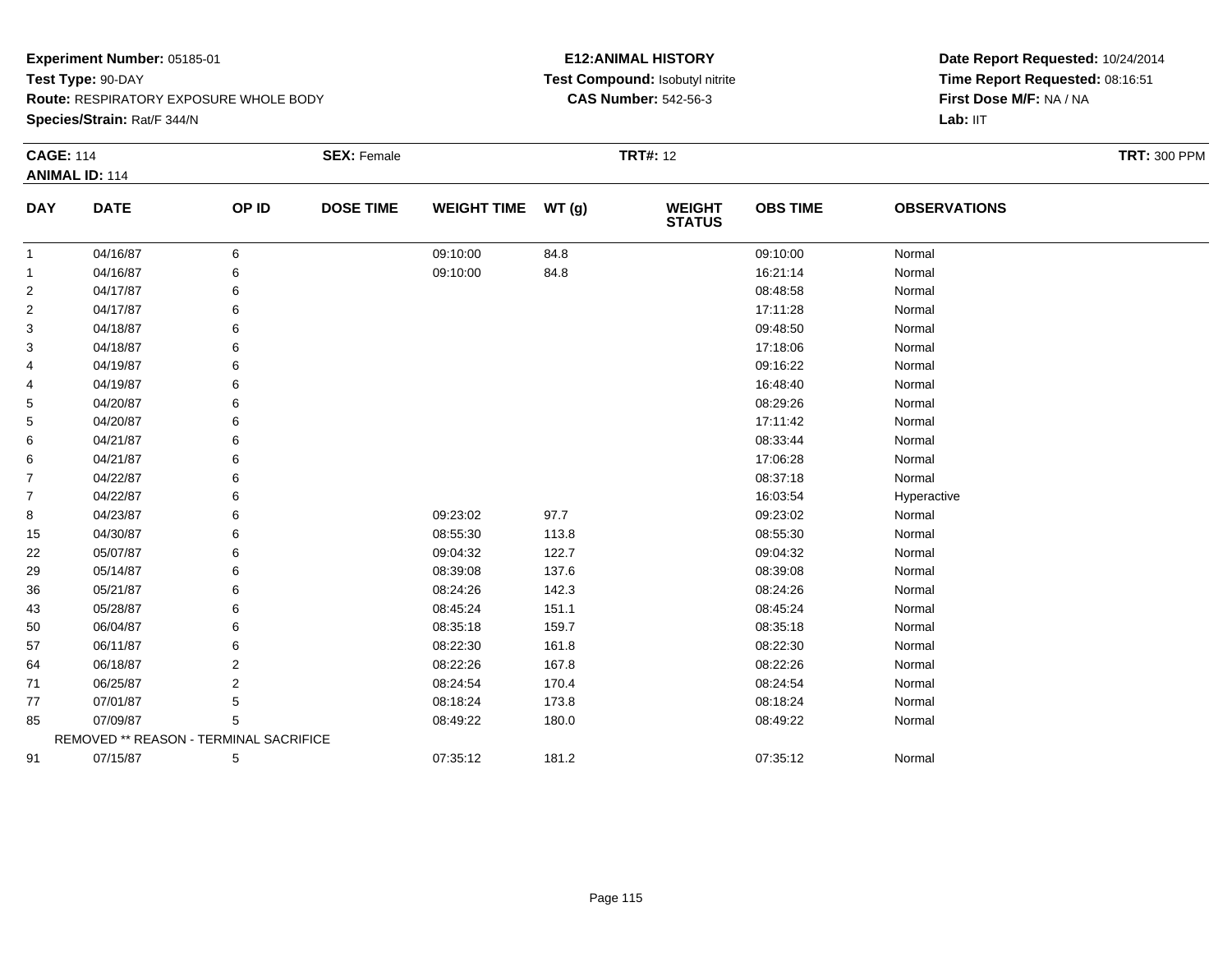**Experiment Number:** 05185-01
**Test Type:** 90-DAY
**Route:** RESPIRATORY EXPOSURE WHOLE BODY
**Species/Strain:** Rat/F 344/N

**E12:ANIMAL HISTORY**
**Test Compound:** Isobutyl nitrite
**CAS Number:** 542-56-3

**Date Report Requested:** 10/24/2014
**Time Report Requested:** 08:16:51
**First Dose M/F:** NA / NA
**Lab:** IIT

**CAGE:** 114
**ANIMAL ID:** 114
**SEX:** Female
**TRT#:** 12
**TRT:** 300 PPM

| DAY | DATE | OP ID | DOSE TIME | WEIGHT TIME | WT (g) | WEIGHT STATUS | OBS TIME | OBSERVATIONS |
|---|---|---|---|---|---|---|---|---|
| 1 | 04/16/87 | 6 | | 09:10:00 | 84.8 | | 09:10:00 | Normal |
| 1 | 04/16/87 | 6 | | 09:10:00 | 84.8 | | 16:21:14 | Normal |
| 2 | 04/17/87 | 6 | | | | | 08:48:58 | Normal |
| 2 | 04/17/87 | 6 | | | | | 17:11:28 | Normal |
| 3 | 04/18/87 | 6 | | | | | 09:48:50 | Normal |
| 3 | 04/18/87 | 6 | | | | | 17:18:06 | Normal |
| 4 | 04/19/87 | 6 | | | | | 09:16:22 | Normal |
| 4 | 04/19/87 | 6 | | | | | 16:48:40 | Normal |
| 5 | 04/20/87 | 6 | | | | | 08:29:26 | Normal |
| 5 | 04/20/87 | 6 | | | | | 17:11:42 | Normal |
| 6 | 04/21/87 | 6 | | | | | 08:33:44 | Normal |
| 6 | 04/21/87 | 6 | | | | | 17:06:28 | Normal |
| 7 | 04/22/87 | 6 | | | | | 08:37:18 | Normal |
| 7 | 04/22/87 | 6 | | | | | 16:03:54 | Hyperactive |
| 8 | 04/23/87 | 6 | | 09:23:02 | 97.7 | | 09:23:02 | Normal |
| 15 | 04/30/87 | 6 | | 08:55:30 | 113.8 | | 08:55:30 | Normal |
| 22 | 05/07/87 | 6 | | 09:04:32 | 122.7 | | 09:04:32 | Normal |
| 29 | 05/14/87 | 6 | | 08:39:08 | 137.6 | | 08:39:08 | Normal |
| 36 | 05/21/87 | 6 | | 08:24:26 | 142.3 | | 08:24:26 | Normal |
| 43 | 05/28/87 | 6 | | 08:45:24 | 151.1 | | 08:45:24 | Normal |
| 50 | 06/04/87 | 6 | | 08:35:18 | 159.7 | | 08:35:18 | Normal |
| 57 | 06/11/87 | 6 | | 08:22:30 | 161.8 | | 08:22:30 | Normal |
| 64 | 06/18/87 | 2 | | 08:22:26 | 167.8 | | 08:22:26 | Normal |
| 71 | 06/25/87 | 2 | | 08:24:54 | 170.4 | | 08:24:54 | Normal |
| 77 | 07/01/87 | 5 | | 08:18:24 | 173.8 | | 08:18:24 | Normal |
| 85 | 07/09/87 | 5 | | 08:49:22 | 180.0 | | 08:49:22 | Normal |
| | REMOVED ** REASON - TERMINAL SACRIFICE | | | | | | | |
| 91 | 07/15/87 | 5 | | 07:35:12 | 181.2 | | 07:35:12 | Normal |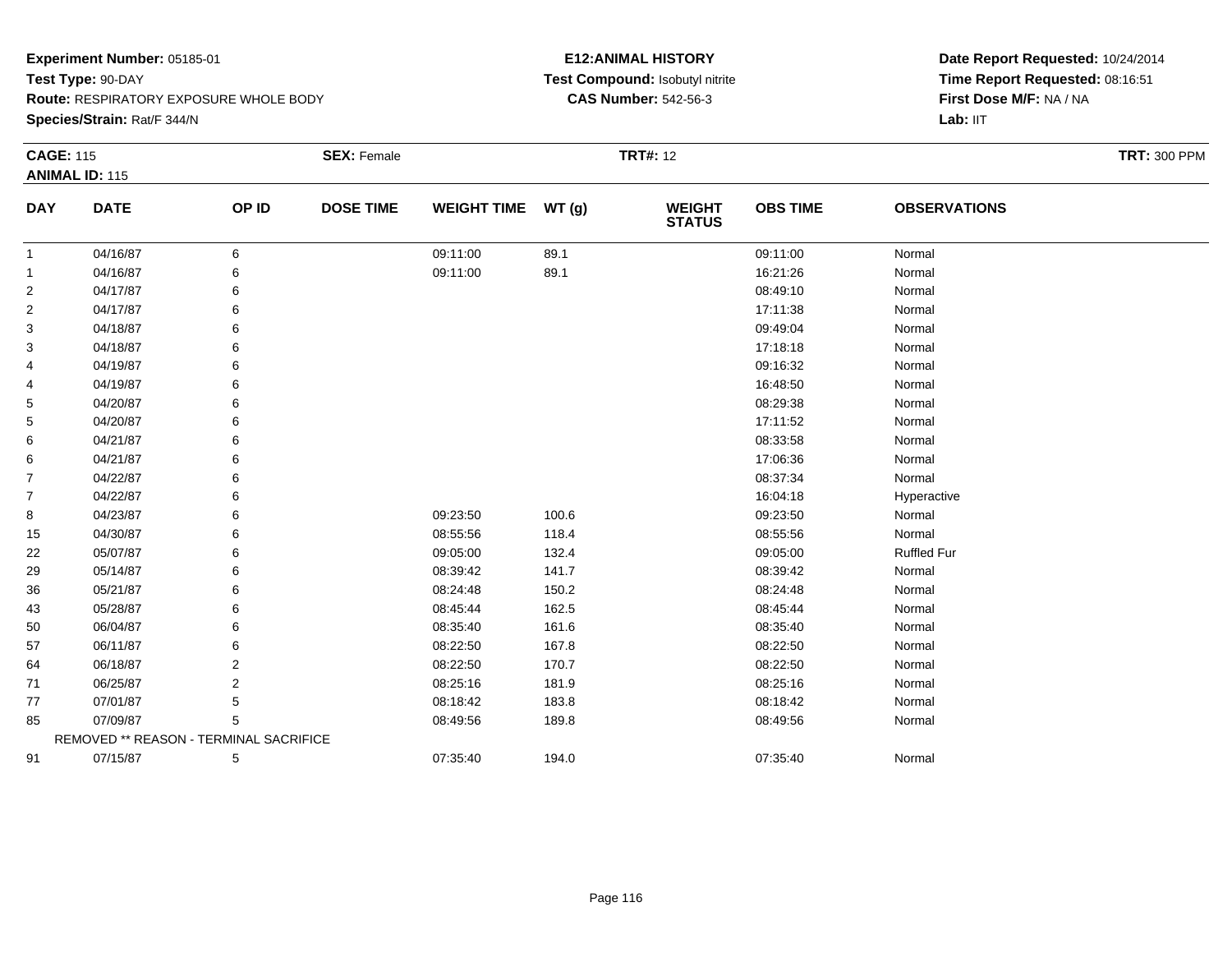**Experiment Number:** 05185-01
**Test Type:** 90-DAY
**Route:** RESPIRATORY EXPOSURE WHOLE BODY
**Species/Strain:** Rat/F 344/N

**E12:ANIMAL HISTORY**
**Test Compound:** Isobutyl nitrite
**CAS Number:** 542-56-3

**Date Report Requested:** 10/24/2014
**Time Report Requested:** 08:16:51
**First Dose M/F:** NA / NA
**Lab:** IIT

**CAGE:** 115 **SEX:** Female **TRT#:** 12 **TRT:** 300 PPM
**ANIMAL ID:** 115

| DAY | DATE | OP ID | DOSE TIME | WEIGHT TIME | WT (g) | WEIGHT STATUS | OBS TIME | OBSERVATIONS |
|---|---|---|---|---|---|---|---|---|
| 1 | 04/16/87 | 6 | | 09:11:00 | 89.1 | | 09:11:00 | Normal |
| 1 | 04/16/87 | 6 | | 09:11:00 | 89.1 | | 16:21:26 | Normal |
| 2 | 04/17/87 | 6 | | | | | 08:49:10 | Normal |
| 2 | 04/17/87 | 6 | | | | | 17:11:38 | Normal |
| 3 | 04/18/87 | 6 | | | | | 09:49:04 | Normal |
| 3 | 04/18/87 | 6 | | | | | 17:18:18 | Normal |
| 4 | 04/19/87 | 6 | | | | | 09:16:32 | Normal |
| 4 | 04/19/87 | 6 | | | | | 16:48:50 | Normal |
| 5 | 04/20/87 | 6 | | | | | 08:29:38 | Normal |
| 5 | 04/20/87 | 6 | | | | | 17:11:52 | Normal |
| 6 | 04/21/87 | 6 | | | | | 08:33:58 | Normal |
| 6 | 04/21/87 | 6 | | | | | 17:06:36 | Normal |
| 7 | 04/22/87 | 6 | | | | | 08:37:34 | Normal |
| 7 | 04/22/87 | 6 | | | | | 16:04:18 | Hyperactive |
| 8 | 04/23/87 | 6 | | 09:23:50 | 100.6 | | 09:23:50 | Normal |
| 15 | 04/30/87 | 6 | | 08:55:56 | 118.4 | | 08:55:56 | Normal |
| 22 | 05/07/87 | 6 | | 09:05:00 | 132.4 | | 09:05:00 | Ruffled Fur |
| 29 | 05/14/87 | 6 | | 08:39:42 | 141.7 | | 08:39:42 | Normal |
| 36 | 05/21/87 | 6 | | 08:24:48 | 150.2 | | 08:24:48 | Normal |
| 43 | 05/28/87 | 6 | | 08:45:44 | 162.5 | | 08:45:44 | Normal |
| 50 | 06/04/87 | 6 | | 08:35:40 | 161.6 | | 08:35:40 | Normal |
| 57 | 06/11/87 | 6 | | 08:22:50 | 167.8 | | 08:22:50 | Normal |
| 64 | 06/18/87 | 2 | | 08:22:50 | 170.7 | | 08:22:50 | Normal |
| 71 | 06/25/87 | 2 | | 08:25:16 | 181.9 | | 08:25:16 | Normal |
| 77 | 07/01/87 | 5 | | 08:18:42 | 183.8 | | 08:18:42 | Normal |
| 85 | 07/09/87 | 5 | | 08:49:56 | 189.8 | | 08:49:56 | Normal |
| REMOVED ** REASON - TERMINAL SACRIFICE | | | | | | | | |
| 91 | 07/15/87 | 5 | | 07:35:40 | 194.0 | | 07:35:40 | Normal |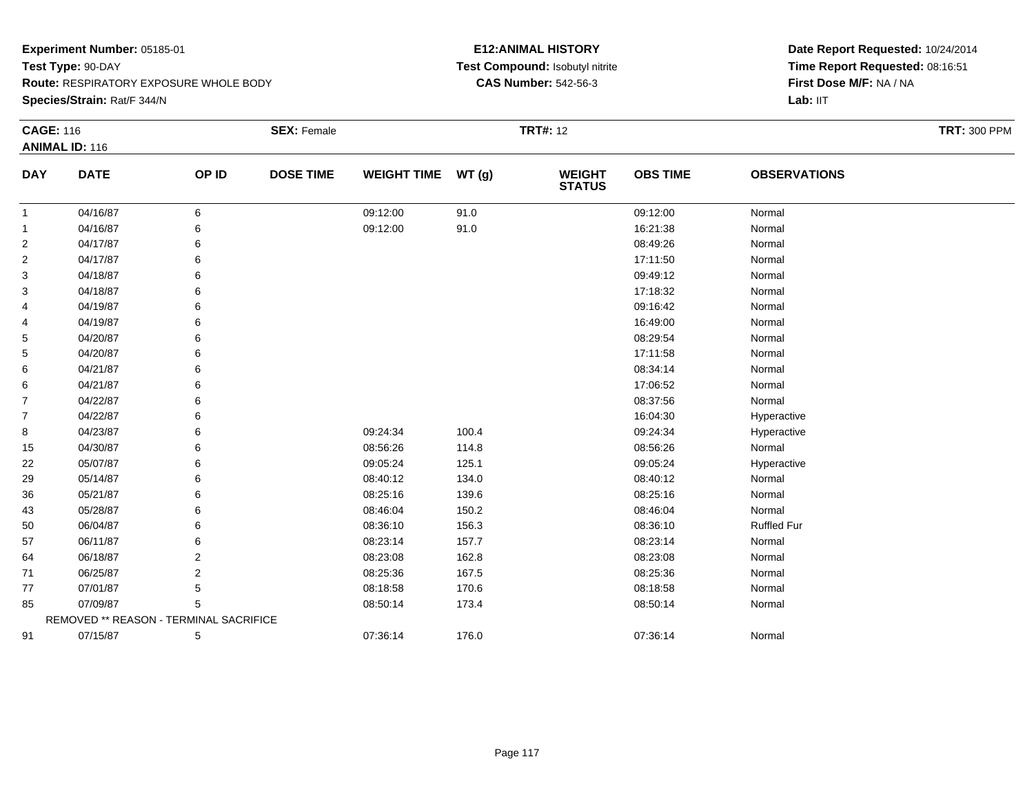**Experiment Number:** 05185-01
**Test Type:** 90-DAY
**Route:** RESPIRATORY EXPOSURE WHOLE BODY
**Species/Strain:** Rat/F 344/N

**E12:ANIMAL HISTORY**
**Test Compound:** Isobutyl nitrite
**CAS Number:** 542-56-3

**Date Report Requested:** 10/24/2014
**Time Report Requested:** 08:16:51
**First Dose M/F:** NA / NA
**Lab:** IIT

**CAGE:** 116 **SEX:** Female **TRT#:** 12 **TRT:** 300 PPM
**ANIMAL ID:** 116

| DAY | DATE | OP ID | DOSE TIME | WEIGHT TIME | WT (g) | WEIGHT STATUS | OBS TIME | OBSERVATIONS |
|---|---|---|---|---|---|---|---|---|
| 1 | 04/16/87 | 6 | | 09:12:00 | 91.0 | | 09:12:00 | Normal |
| 1 | 04/16/87 | 6 | | 09:12:00 | 91.0 | | 16:21:38 | Normal |
| 2 | 04/17/87 | 6 | | | | | 08:49:26 | Normal |
| 2 | 04/17/87 | 6 | | | | | 17:11:50 | Normal |
| 3 | 04/18/87 | 6 | | | | | 09:49:12 | Normal |
| 3 | 04/18/87 | 6 | | | | | 17:18:32 | Normal |
| 4 | 04/19/87 | 6 | | | | | 09:16:42 | Normal |
| 4 | 04/19/87 | 6 | | | | | 16:49:00 | Normal |
| 5 | 04/20/87 | 6 | | | | | 08:29:54 | Normal |
| 5 | 04/20/87 | 6 | | | | | 17:11:58 | Normal |
| 6 | 04/21/87 | 6 | | | | | 08:34:14 | Normal |
| 6 | 04/21/87 | 6 | | | | | 17:06:52 | Normal |
| 7 | 04/22/87 | 6 | | | | | 08:37:56 | Normal |
| 7 | 04/22/87 | 6 | | | | | 16:04:30 | Hyperactive |
| 8 | 04/23/87 | 6 | | 09:24:34 | 100.4 | | 09:24:34 | Hyperactive |
| 15 | 04/30/87 | 6 | | 08:56:26 | 114.8 | | 08:56:26 | Normal |
| 22 | 05/07/87 | 6 | | 09:05:24 | 125.1 | | 09:05:24 | Hyperactive |
| 29 | 05/14/87 | 6 | | 08:40:12 | 134.0 | | 08:40:12 | Normal |
| 36 | 05/21/87 | 6 | | 08:25:16 | 139.6 | | 08:25:16 | Normal |
| 43 | 05/28/87 | 6 | | 08:46:04 | 150.2 | | 08:46:04 | Normal |
| 50 | 06/04/87 | 6 | | 08:36:10 | 156.3 | | 08:36:10 | Ruffled Fur |
| 57 | 06/11/87 | 6 | | 08:23:14 | 157.7 | | 08:23:14 | Normal |
| 64 | 06/18/87 | 2 | | 08:23:08 | 162.8 | | 08:23:08 | Normal |
| 71 | 06/25/87 | 2 | | 08:25:36 | 167.5 | | 08:25:36 | Normal |
| 77 | 07/01/87 | 5 | | 08:18:58 | 170.6 | | 08:18:58 | Normal |
| 85 | 07/09/87 | 5 | | 08:50:14 | 173.4 | | 08:50:14 | Normal |
| | REMOVED ** REASON - TERMINAL SACRIFICE | | | | | | | |
| 91 | 07/15/87 | 5 | | 07:36:14 | 176.0 | | 07:36:14 | Normal |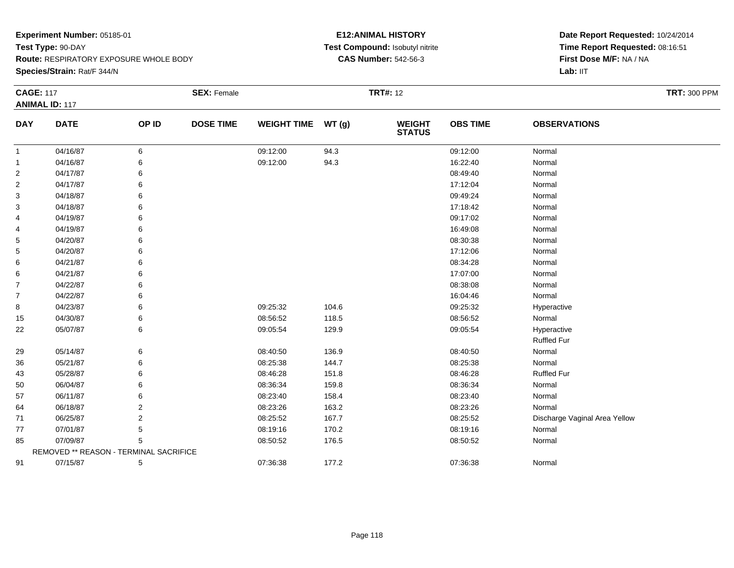**Experiment Number:** 05185-01
**Test Type:** 90-DAY
**Route:** RESPIRATORY EXPOSURE WHOLE BODY
**Species/Strain:** Rat/F 344/N

**E12:ANIMAL HISTORY**
**Test Compound:** Isobutyl nitrite
**CAS Number:** 542-56-3

**Date Report Requested:** 10/24/2014
**Time Report Requested:** 08:16:51
**First Dose M/F:** NA / NA
**Lab:** IIT

**CAGE:** 117 **SEX:** Female **TRT#:** 12 **TRT:** 300 PPM
**ANIMAL ID:** 117

| DAY | DATE | OP ID | DOSE TIME | WEIGHT TIME | WT (g) | WEIGHT STATUS | OBS TIME | OBSERVATIONS |
|---|---|---|---|---|---|---|---|---|
| 1 | 04/16/87 | 6 | | 09:12:00 | 94.3 | | 09:12:00 | Normal |
| 1 | 04/16/87 | 6 | | 09:12:00 | 94.3 | | 16:22:40 | Normal |
| 2 | 04/17/87 | 6 | | | | | 08:49:40 | Normal |
| 2 | 04/17/87 | 6 | | | | | 17:12:04 | Normal |
| 3 | 04/18/87 | 6 | | | | | 09:49:24 | Normal |
| 3 | 04/18/87 | 6 | | | | | 17:18:42 | Normal |
| 4 | 04/19/87 | 6 | | | | | 09:17:02 | Normal |
| 4 | 04/19/87 | 6 | | | | | 16:49:08 | Normal |
| 5 | 04/20/87 | 6 | | | | | 08:30:38 | Normal |
| 5 | 04/20/87 | 6 | | | | | 17:12:06 | Normal |
| 6 | 04/21/87 | 6 | | | | | 08:34:28 | Normal |
| 6 | 04/21/87 | 6 | | | | | 17:07:00 | Normal |
| 7 | 04/22/87 | 6 | | | | | 08:38:08 | Normal |
| 7 | 04/22/87 | 6 | | | | | 16:04:46 | Normal |
| 8 | 04/23/87 | 6 | | 09:25:32 | 104.6 | | 09:25:32 | Hyperactive |
| 15 | 04/30/87 | 6 | | 08:56:52 | 118.5 | | 08:56:52 | Normal |
| 22 | 05/07/87 | 6 | | 09:05:54 | 129.9 | | 09:05:54 | Hyperactive |
| | | | | | | | | Ruffled Fur |
| 29 | 05/14/87 | 6 | | 08:40:50 | 136.9 | | 08:40:50 | Normal |
| 36 | 05/21/87 | 6 | | 08:25:38 | 144.7 | | 08:25:38 | Normal |
| 43 | 05/28/87 | 6 | | 08:46:28 | 151.8 | | 08:46:28 | Ruffled Fur |
| 50 | 06/04/87 | 6 | | 08:36:34 | 159.8 | | 08:36:34 | Normal |
| 57 | 06/11/87 | 6 | | 08:23:40 | 158.4 | | 08:23:40 | Normal |
| 64 | 06/18/87 | 2 | | 08:23:26 | 163.2 | | 08:23:26 | Normal |
| 71 | 06/25/87 | 2 | | 08:25:52 | 167.7 | | 08:25:52 | Discharge Vaginal Area Yellow |
| 77 | 07/01/87 | 5 | | 08:19:16 | 170.2 | | 08:19:16 | Normal |
| 85 | 07/09/87 | 5 | | 08:50:52 | 176.5 | | 08:50:52 | Normal |
| REMOVED ** REASON - TERMINAL SACRIFICE | | | | | | | | |
| 91 | 07/15/87 | 5 | | 07:36:38 | 177.2 | | 07:36:38 | Normal |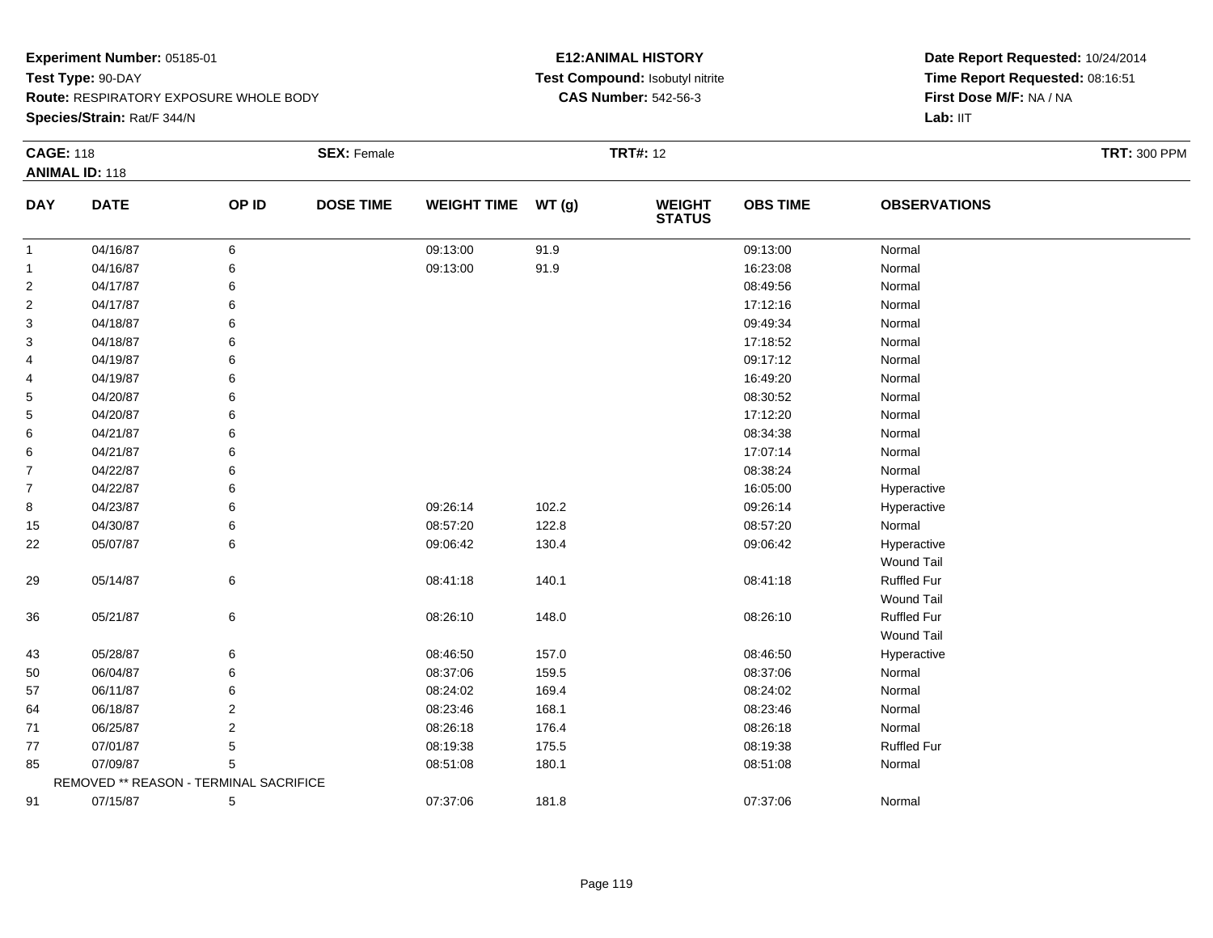**Experiment Number:** 05185-01
**Test Type:** 90-DAY
**Route:** RESPIRATORY EXPOSURE WHOLE BODY
**Species/Strain:** Rat/F 344/N

**E12:ANIMAL HISTORY**
**Test Compound:** Isobutyl nitrite
**CAS Number:** 542-56-3

**Date Report Requested:** 10/24/2014
**Time Report Requested:** 08:16:51
**First Dose M/F:** NA / NA
**Lab:** IIT

**CAGE:** 118 **SEX:** Female **TRT#:** 12 **TRT:** 300 PPM
**ANIMAL ID:** 118

| DAY | DATE | OP ID | DOSE TIME | WEIGHT TIME | WT (g) | WEIGHT STATUS | OBS TIME | OBSERVATIONS |
|---|---|---|---|---|---|---|---|---|
| 1 | 04/16/87 | 6 | | 09:13:00 | 91.9 | | 09:13:00 | Normal |
| 1 | 04/16/87 | 6 | | 09:13:00 | 91.9 | | 16:23:08 | Normal |
| 2 | 04/17/87 | 6 | | | | | 08:49:56 | Normal |
| 2 | 04/17/87 | 6 | | | | | 17:12:16 | Normal |
| 3 | 04/18/87 | 6 | | | | | 09:49:34 | Normal |
| 3 | 04/18/87 | 6 | | | | | 17:18:52 | Normal |
| 4 | 04/19/87 | 6 | | | | | 09:17:12 | Normal |
| 4 | 04/19/87 | 6 | | | | | 16:49:20 | Normal |
| 5 | 04/20/87 | 6 | | | | | 08:30:52 | Normal |
| 5 | 04/20/87 | 6 | | | | | 17:12:20 | Normal |
| 6 | 04/21/87 | 6 | | | | | 08:34:38 | Normal |
| 6 | 04/21/87 | 6 | | | | | 17:07:14 | Normal |
| 7 | 04/22/87 | 6 | | | | | 08:38:24 | Normal |
| 7 | 04/22/87 | 6 | | | | | 16:05:00 | Hyperactive |
| 8 | 04/23/87 | 6 | | 09:26:14 | 102.2 | | 09:26:14 | Hyperactive |
| 15 | 04/30/87 | 6 | | 08:57:20 | 122.8 | | 08:57:20 | Normal |
| 22 | 05/07/87 | 6 | | 09:06:42 | 130.4 | | 09:06:42 | Hyperactive<br>Wound Tail |
| 29 | 05/14/87 | 6 | | 08:41:18 | 140.1 | | 08:41:18 | Ruffled Fur<br>Wound Tail |
| 36 | 05/21/87 | 6 | | 08:26:10 | 148.0 | | 08:26:10 | Ruffled Fur<br>Wound Tail |
| 43 | 05/28/87 | 6 | | 08:46:50 | 157.0 | | 08:46:50 | Hyperactive |
| 50 | 06/04/87 | 6 | | 08:37:06 | 159.5 | | 08:37:06 | Normal |
| 57 | 06/11/87 | 6 | | 08:24:02 | 169.4 | | 08:24:02 | Normal |
| 64 | 06/18/87 | 2 | | 08:23:46 | 168.1 | | 08:23:46 | Normal |
| 71 | 06/25/87 | 2 | | 08:26:18 | 176.4 | | 08:26:18 | Normal |
| 77 | 07/01/87 | 5 | | 08:19:38 | 175.5 | | 08:19:38 | Ruffled Fur |
| 85 | 07/09/87 | 5 | | 08:51:08 | 180.1 | | 08:51:08 | Normal |
| REMOVED ** REASON - TERMINAL SACRIFICE | | | | | | | | |
| 91 | 07/15/87 | 5 | | 07:37:06 | 181.8 | | 07:37:06 | Normal |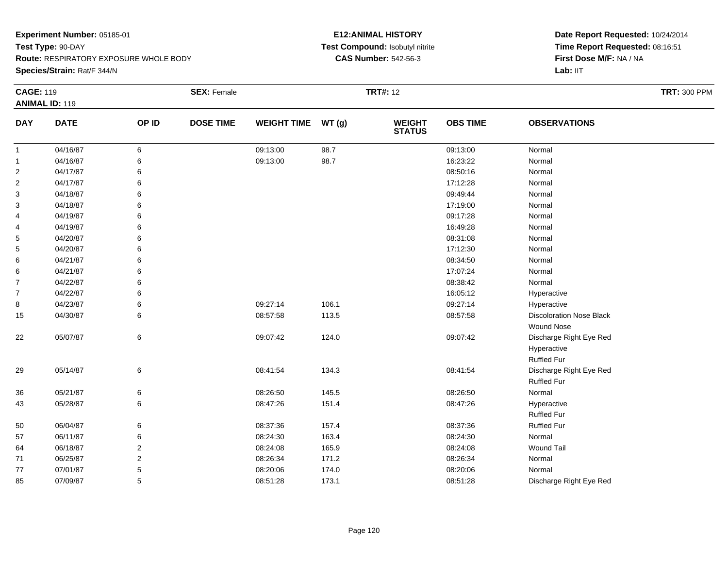**Experiment Number:** 05185-01
**Test Type:** 90-DAY
**Route:** RESPIRATORY EXPOSURE WHOLE BODY
**Species/Strain:** Rat/F 344/N

**E12:ANIMAL HISTORY**
**Test Compound:** Isobutyl nitrite
**CAS Number:** 542-56-3

**Date Report Requested:** 10/24/2014
**Time Report Requested:** 08:16:51
**First Dose M/F:** NA / NA
**Lab:** IIT

**CAGE:** 119 **SEX:** Female **TRT#:** 12 **TRT:** 300 PPM
**ANIMAL ID:** 119

| DAY | DATE | OP ID | DOSE TIME | WEIGHT TIME | WT (g) | WEIGHT STATUS | OBS TIME | OBSERVATIONS |
|---|---|---|---|---|---|---|---|---|
| 1 | 04/16/87 | 6 | | 09:13:00 | 98.7 | | 09:13:00 | Normal |
| 1 | 04/16/87 | 6 | | 09:13:00 | 98.7 | | 16:23:22 | Normal |
| 2 | 04/17/87 | 6 | | | | | 08:50:16 | Normal |
| 2 | 04/17/87 | 6 | | | | | 17:12:28 | Normal |
| 3 | 04/18/87 | 6 | | | | | 09:49:44 | Normal |
| 3 | 04/18/87 | 6 | | | | | 17:19:00 | Normal |
| 4 | 04/19/87 | 6 | | | | | 09:17:28 | Normal |
| 4 | 04/19/87 | 6 | | | | | 16:49:28 | Normal |
| 5 | 04/20/87 | 6 | | | | | 08:31:08 | Normal |
| 5 | 04/20/87 | 6 | | | | | 17:12:30 | Normal |
| 6 | 04/21/87 | 6 | | | | | 08:34:50 | Normal |
| 6 | 04/21/87 | 6 | | | | | 17:07:24 | Normal |
| 7 | 04/22/87 | 6 | | | | | 08:38:42 | Normal |
| 7 | 04/22/87 | 6 | | | | | 16:05:12 | Hyperactive |
| 8 | 04/23/87 | 6 | | 09:27:14 | 106.1 | | 09:27:14 | Hyperactive |
| 15 | 04/30/87 | 6 | | 08:57:58 | 113.5 | | 08:57:58 | Discoloration Nose Black<br>Wound Nose |
| 22 | 05/07/87 | 6 | | 09:07:42 | 124.0 | | 09:07:42 | Discharge Right Eye Red<br>Hyperactive<br>Ruffled Fur |
| 29 | 05/14/87 | 6 | | 08:41:54 | 134.3 | | 08:41:54 | Discharge Right Eye Red<br>Ruffled Fur |
| 36 | 05/21/87 | 6 | | 08:26:50 | 145.5 | | 08:26:50 | Normal |
| 43 | 05/28/87 | 6 | | 08:47:26 | 151.4 | | 08:47:26 | Hyperactive<br>Ruffled Fur |
| 50 | 06/04/87 | 6 | | 08:37:36 | 157.4 | | 08:37:36 | Ruffled Fur |
| 57 | 06/11/87 | 6 | | 08:24:30 | 163.4 | | 08:24:30 | Normal |
| 64 | 06/18/87 | 2 | | 08:24:08 | 165.9 | | 08:24:08 | Wound Tail |
| 71 | 06/25/87 | 2 | | 08:26:34 | 171.2 | | 08:26:34 | Normal |
| 77 | 07/01/87 | 5 | | 08:20:06 | 174.0 | | 08:20:06 | Normal |
| 85 | 07/09/87 | 5 | | 08:51:28 | 173.1 | | 08:51:28 | Discharge Right Eye Red |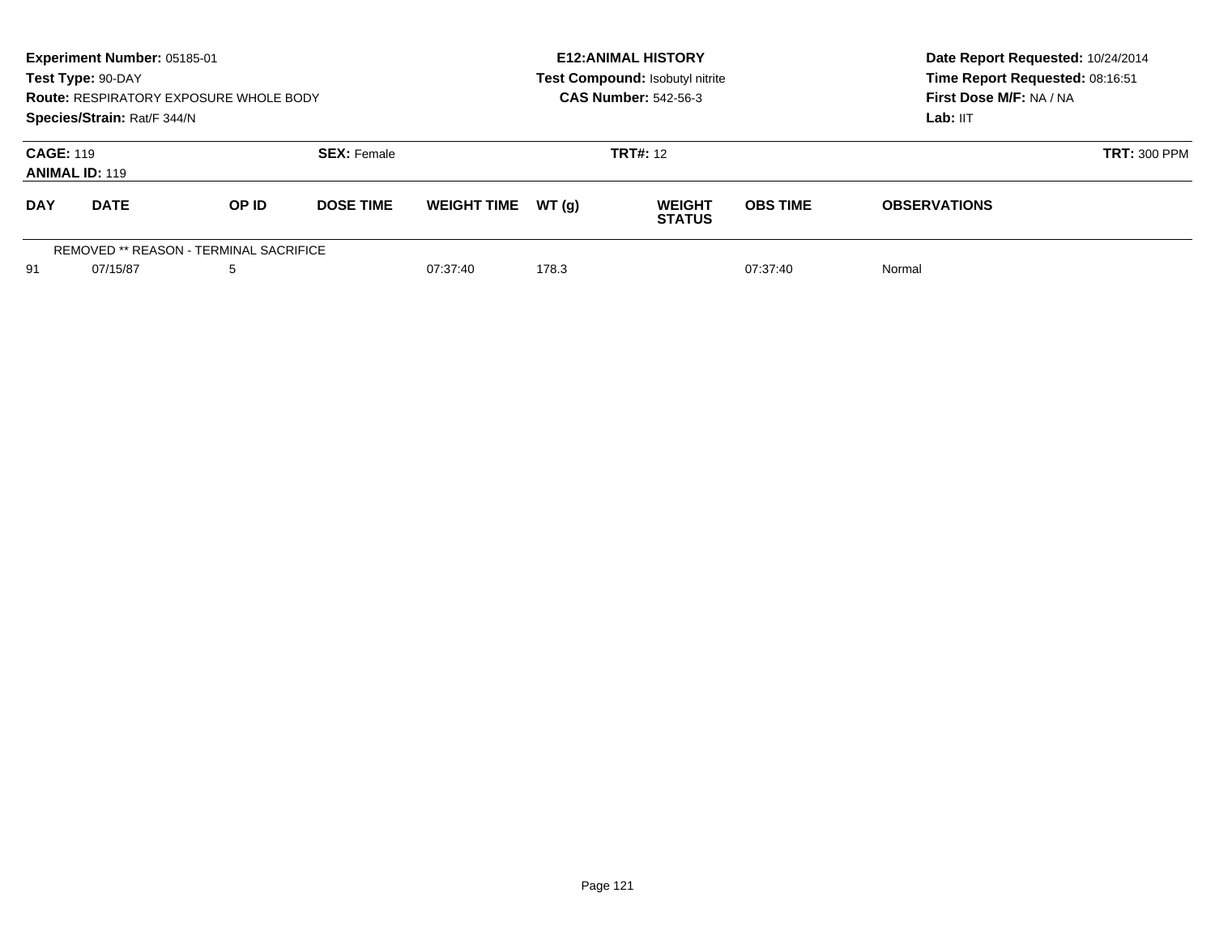**Experiment Number:** 05185-01
**Test Type:** 90-DAY
**Route:** RESPIRATORY EXPOSURE WHOLE BODY
**Species/Strain:** Rat/F 344/N

**E12:ANIMAL HISTORY**
**Test Compound:** Isobutyl nitrite
**CAS Number:** 542-56-3

**Date Report Requested:** 10/24/2014
**Time Report Requested:** 08:16:51
**First Dose M/F:** NA / NA
**Lab:** IIT

**CAGE:** 119
**ANIMAL ID:** 119
**SEX:** Female
**TRT#:** 12
**TRT:** 300 PPM

| DAY | DATE | OP ID | DOSE TIME | WEIGHT TIME | WT (g) | WEIGHT STATUS | OBS TIME | OBSERVATIONS |
|---|---|---|---|---|---|---|---|---|
| REMOVED ** REASON - TERMINAL SACRIFICE | | | | | | | | |
| 91 | 07/15/87 | 5 | | 07:37:40 | 178.3 | | 07:37:40 | Normal |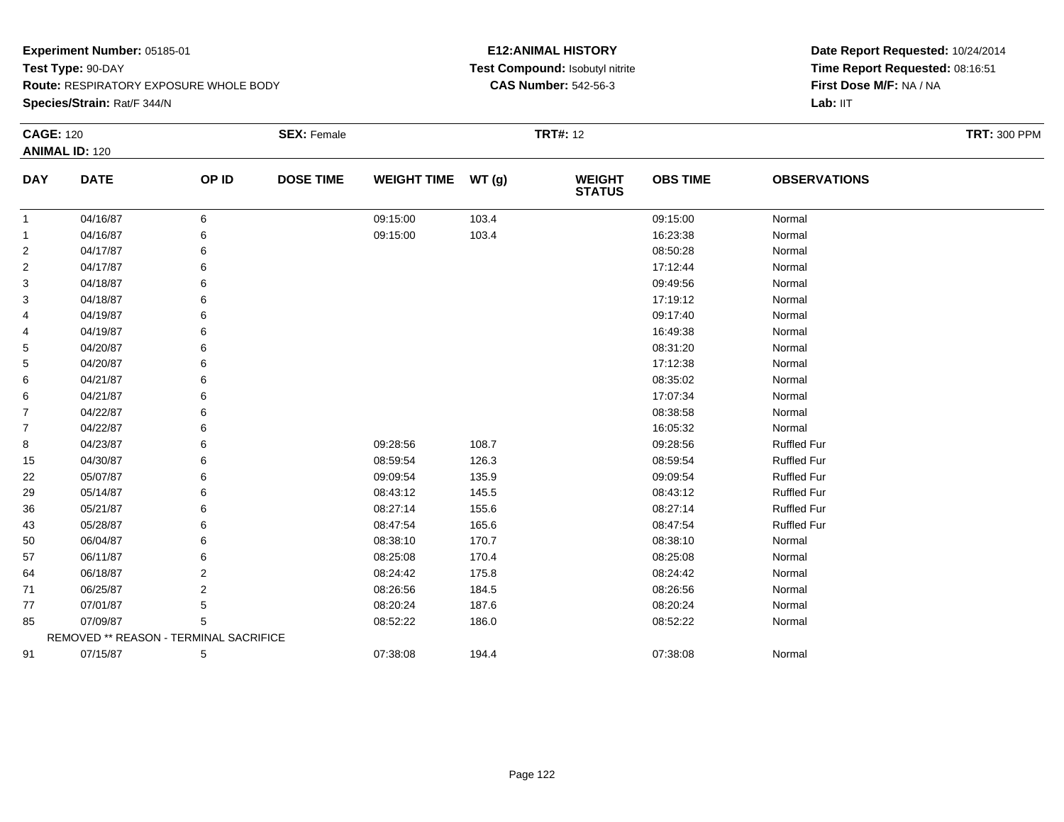**Experiment Number:** 05185-01
**Test Type:** 90-DAY
**Route:** RESPIRATORY EXPOSURE WHOLE BODY
**Species/Strain:** Rat/F 344/N

**E12:ANIMAL HISTORY**
**Test Compound:** Isobutyl nitrite
**CAS Number:** 542-56-3

**Date Report Requested:** 10/24/2014
**Time Report Requested:** 08:16:51
**First Dose M/F:** NA / NA
**Lab:** IIT

**CAGE:** 120　　**SEX:** Female　　**TRT#:** 12　　**TRT:** 300 PPM
**ANIMAL ID:** 120

| DAY | DATE | OP ID | DOSE TIME | WEIGHT TIME | WT (g) | WEIGHT STATUS | OBS TIME | OBSERVATIONS |
|---|---|---|---|---|---|---|---|---|
| 1 | 04/16/87 | 6 | | 09:15:00 | 103.4 | | 09:15:00 | Normal |
| 1 | 04/16/87 | 6 | | 09:15:00 | 103.4 | | 16:23:38 | Normal |
| 2 | 04/17/87 | 6 | | | | | 08:50:28 | Normal |
| 2 | 04/17/87 | 6 | | | | | 17:12:44 | Normal |
| 3 | 04/18/87 | 6 | | | | | 09:49:56 | Normal |
| 3 | 04/18/87 | 6 | | | | | 17:19:12 | Normal |
| 4 | 04/19/87 | 6 | | | | | 09:17:40 | Normal |
| 4 | 04/19/87 | 6 | | | | | 16:49:38 | Normal |
| 5 | 04/20/87 | 6 | | | | | 08:31:20 | Normal |
| 5 | 04/20/87 | 6 | | | | | 17:12:38 | Normal |
| 6 | 04/21/87 | 6 | | | | | 08:35:02 | Normal |
| 6 | 04/21/87 | 6 | | | | | 17:07:34 | Normal |
| 7 | 04/22/87 | 6 | | | | | 08:38:58 | Normal |
| 7 | 04/22/87 | 6 | | | | | 16:05:32 | Normal |
| 8 | 04/23/87 | 6 | | 09:28:56 | 108.7 | | 09:28:56 | Ruffled Fur |
| 15 | 04/30/87 | 6 | | 08:59:54 | 126.3 | | 08:59:54 | Ruffled Fur |
| 22 | 05/07/87 | 6 | | 09:09:54 | 135.9 | | 09:09:54 | Ruffled Fur |
| 29 | 05/14/87 | 6 | | 08:43:12 | 145.5 | | 08:43:12 | Ruffled Fur |
| 36 | 05/21/87 | 6 | | 08:27:14 | 155.6 | | 08:27:14 | Ruffled Fur |
| 43 | 05/28/87 | 6 | | 08:47:54 | 165.6 | | 08:47:54 | Ruffled Fur |
| 50 | 06/04/87 | 6 | | 08:38:10 | 170.7 | | 08:38:10 | Normal |
| 57 | 06/11/87 | 6 | | 08:25:08 | 170.4 | | 08:25:08 | Normal |
| 64 | 06/18/87 | 2 | | 08:24:42 | 175.8 | | 08:24:42 | Normal |
| 71 | 06/25/87 | 2 | | 08:26:56 | 184.5 | | 08:26:56 | Normal |
| 77 | 07/01/87 | 5 | | 08:20:24 | 187.6 | | 08:20:24 | Normal |
| 85 | 07/09/87 | 5 | | 08:52:22 | 186.0 | | 08:52:22 | Normal |
| | REMOVED ** REASON - TERMINAL SACRIFICE | | | | | | | |
| 91 | 07/15/87 | 5 | | 07:38:08 | 194.4 | | 07:38:08 | Normal |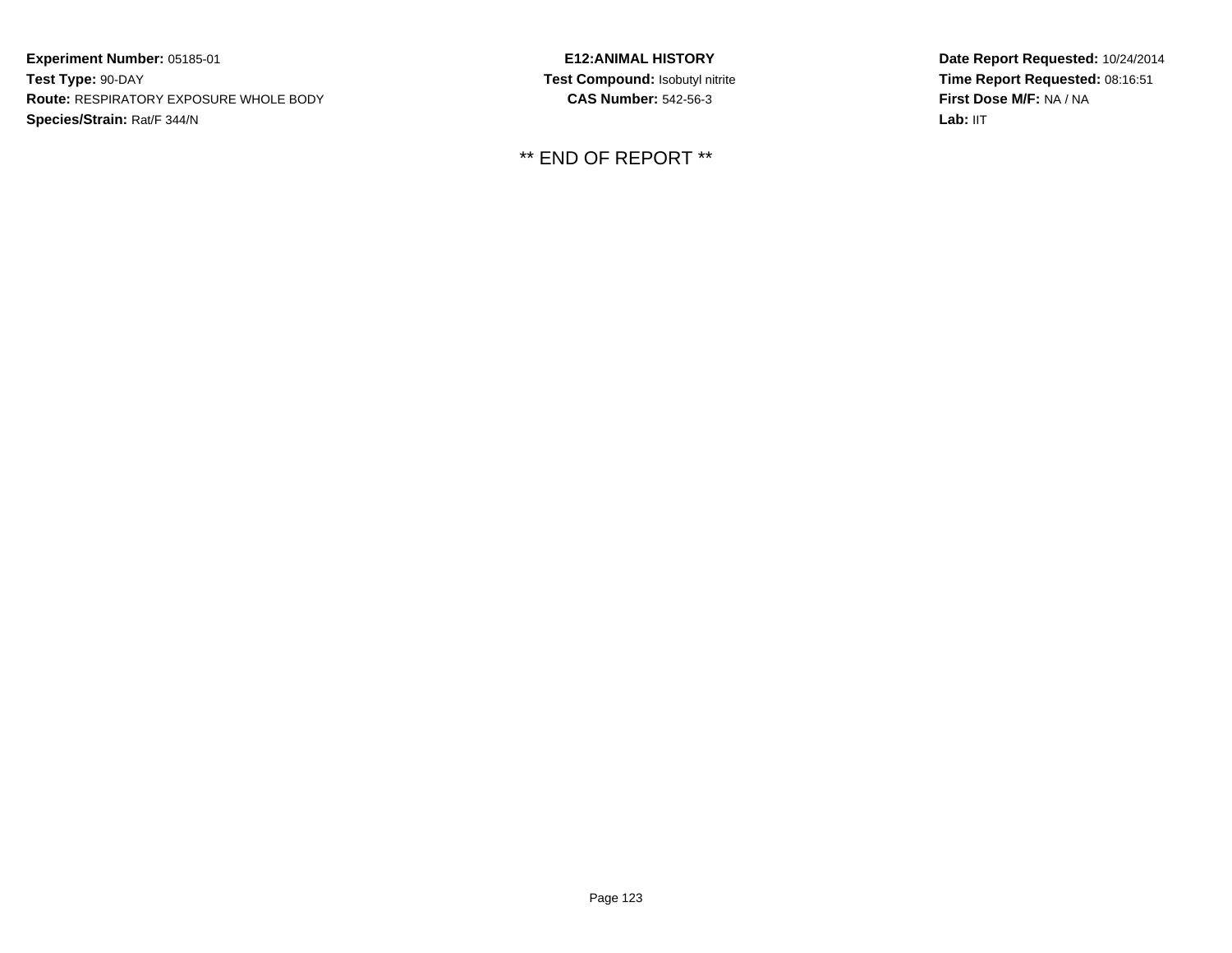**Experiment Number:** 05185-01
**Test Type:** 90-DAY
**Route:** RESPIRATORY EXPOSURE WHOLE BODY
**Species/Strain:** Rat/F 344/N

**E12:ANIMAL HISTORY**
**Test Compound:** Isobutyl nitrite
**CAS Number:** 542-56-3

**Date Report Requested:** 10/24/2014
**Time Report Requested:** 08:16:51
**First Dose M/F:** NA / NA
**Lab:** IIT

** END OF REPORT **